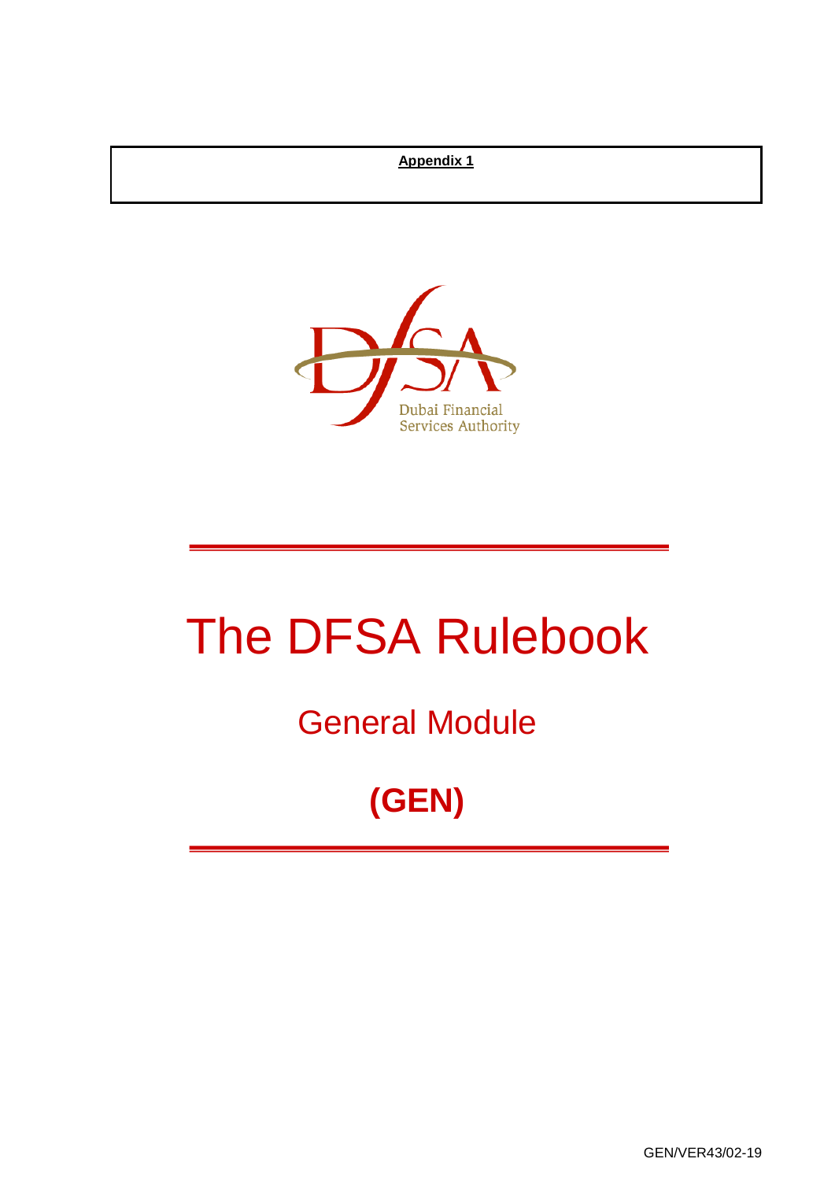**Appendix 1**

Dubai Financial Services Authority

# The DFSA Rulebook

## General Module

## (GEN)

GEN/VER43/02-19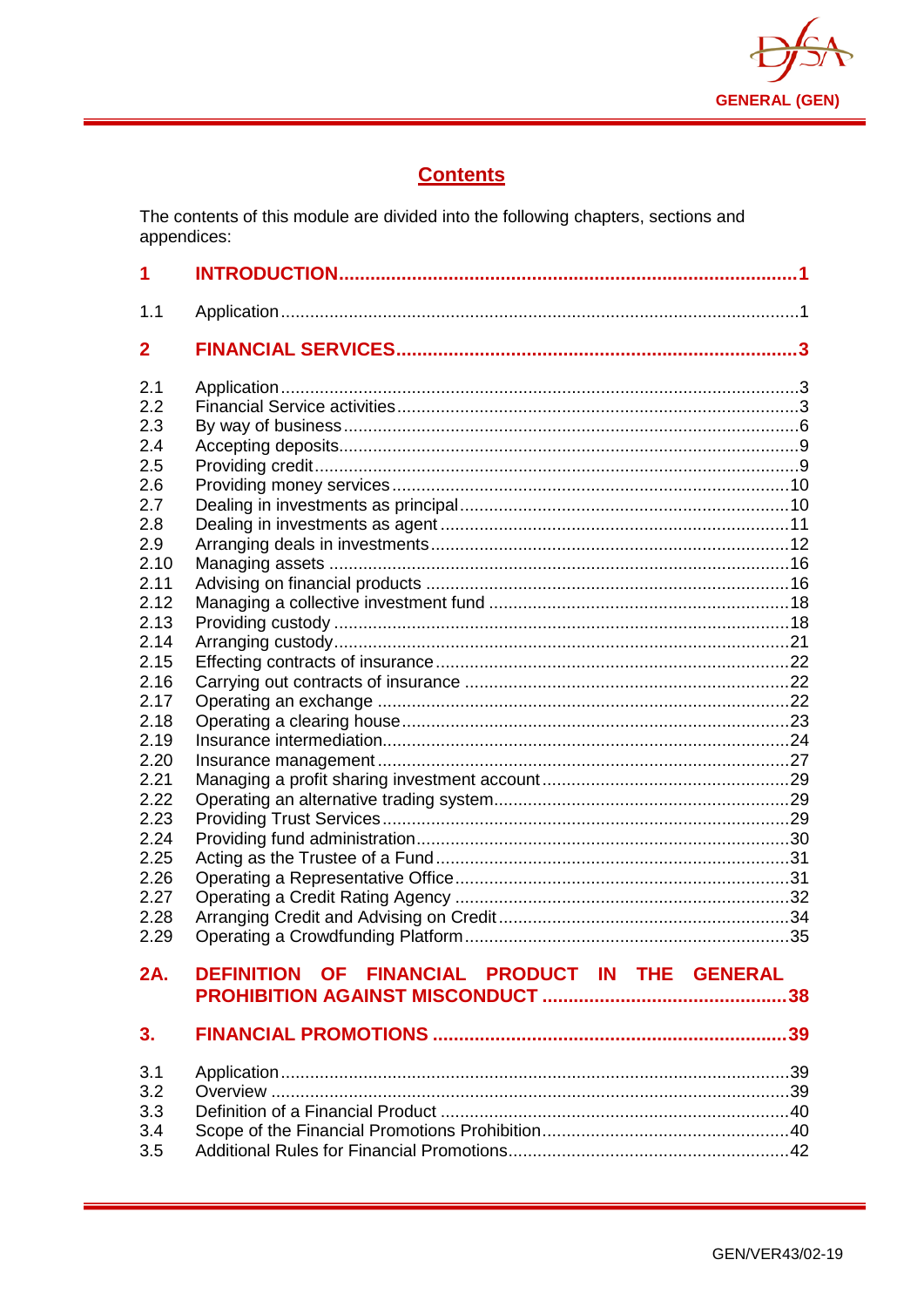## Contents

The contents of this module are divided into the following chapters, sections and appendices:

| | | |
|---|---|---|
| **1** | **INTRODUCTION** | **1** |
| 1.1 | Application | 1 |
| **2** | **FINANCIAL SERVICES** | **3** |
| 2.1 | Application | 3 |
| 2.2 | Financial Service activities | 3 |
| 2.3 | By way of business | 6 |
| 2.4 | Accepting deposits | 9 |
| 2.5 | Providing credit | 9 |
| 2.6 | Providing money services | 10 |
| 2.7 | Dealing in investments as principal | 10 |
| 2.8 | Dealing in investments as agent | 11 |
| 2.9 | Arranging deals in investments | 12 |
| 2.10 | Managing assets | 16 |
| 2.11 | Advising on financial products | 16 |
| 2.12 | Managing a collective investment fund | 18 |
| 2.13 | Providing custody | 18 |
| 2.14 | Arranging custody | 21 |
| 2.15 | Effecting contracts of insurance | 22 |
| 2.16 | Carrying out contracts of insurance | 22 |
| 2.17 | Operating an exchange | 22 |
| 2.18 | Operating a clearing house | 23 |
| 2.19 | Insurance intermediation | 24 |
| 2.20 | Insurance management | 27 |
| 2.21 | Managing a profit sharing investment account | 29 |
| 2.22 | Operating an alternative trading system | 29 |
| 2.23 | Providing Trust Services | 29 |
| 2.24 | Providing fund administration | 30 |
| 2.25 | Acting as the Trustee of a Fund | 31 |
| 2.26 | Operating a Representative Office | 31 |
| 2.27 | Operating a Credit Rating Agency | 32 |
| 2.28 | Arranging Credit and Advising on Credit | 34 |
| 2.29 | Operating a Crowdfunding Platform | 35 |
| **2A.** | **DEFINITION OF FINANCIAL PRODUCT IN THE GENERAL PROHIBITION AGAINST MISCONDUCT** | **38** |
| **3.** | **FINANCIAL PROMOTIONS** | **39** |
| 3.1 | Application | 39 |
| 3.2 | Overview | 39 |
| 3.3 | Definition of a Financial Product | 40 |
| 3.4 | Scope of the Financial Promotions Prohibition | 40 |
| 3.5 | Additional Rules for Financial Promotions | 42 |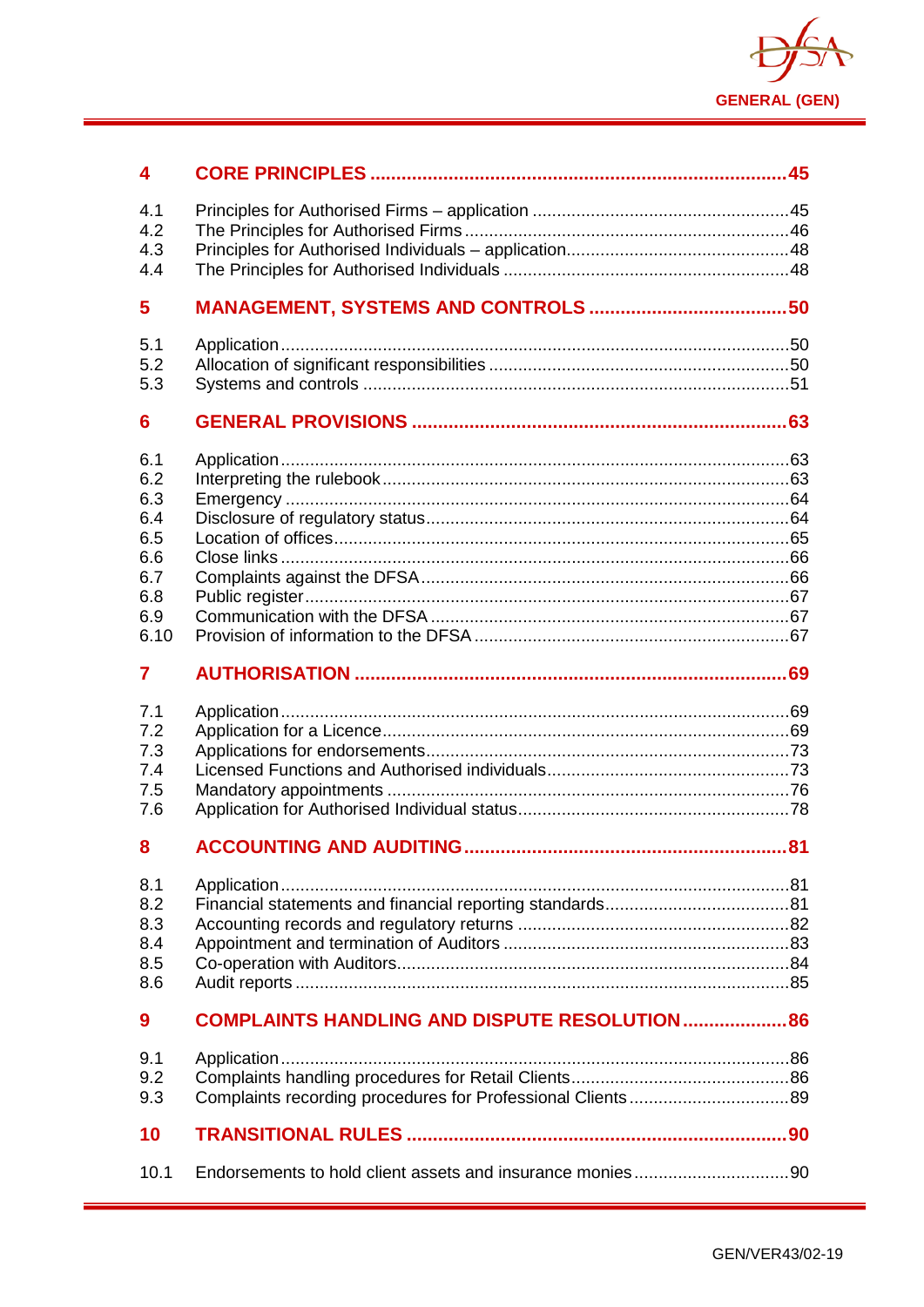| | | |
|---|---|---|
| **4** | **CORE PRINCIPLES** | **45** |
| 4.1 | Principles for Authorised Firms – application | 45 |
| 4.2 | The Principles for Authorised Firms | 46 |
| 4.3 | Principles for Authorised Individuals – application | 48 |
| 4.4 | The Principles for Authorised Individuals | 48 |
| **5** | **MANAGEMENT, SYSTEMS AND CONTROLS** | **50** |
| 5.1 | Application | 50 |
| 5.2 | Allocation of significant responsibilities | 50 |
| 5.3 | Systems and controls | 51 |
| **6** | **GENERAL PROVISIONS** | **63** |
| 6.1 | Application | 63 |
| 6.2 | Interpreting the rulebook | 63 |
| 6.3 | Emergency | 64 |
| 6.4 | Disclosure of regulatory status | 64 |
| 6.5 | Location of offices | 65 |
| 6.6 | Close links | 66 |
| 6.7 | Complaints against the DFSA | 66 |
| 6.8 | Public register | 67 |
| 6.9 | Communication with the DFSA | 67 |
| 6.10 | Provision of information to the DFSA | 67 |
| **7** | **AUTHORISATION** | **69** |
| 7.1 | Application | 69 |
| 7.2 | Application for a Licence | 69 |
| 7.3 | Applications for endorsements | 73 |
| 7.4 | Licensed Functions and Authorised individuals | 73 |
| 7.5 | Mandatory appointments | 76 |
| 7.6 | Application for Authorised Individual status | 78 |
| **8** | **ACCOUNTING AND AUDITING** | **81** |
| 8.1 | Application | 81 |
| 8.2 | Financial statements and financial reporting standards | 81 |
| 8.3 | Accounting records and regulatory returns | 82 |
| 8.4 | Appointment and termination of Auditors | 83 |
| 8.5 | Co-operation with Auditors | 84 |
| 8.6 | Audit reports | 85 |
| **9** | **COMPLAINTS HANDLING AND DISPUTE RESOLUTION** | **86** |
| 9.1 | Application | 86 |
| 9.2 | Complaints handling procedures for Retail Clients | 86 |
| 9.3 | Complaints recording procedures for Professional Clients | 89 |
| **10** | **TRANSITIONAL RULES** | **90** |
| 10.1 | Endorsements to hold client assets and insurance monies | 90 |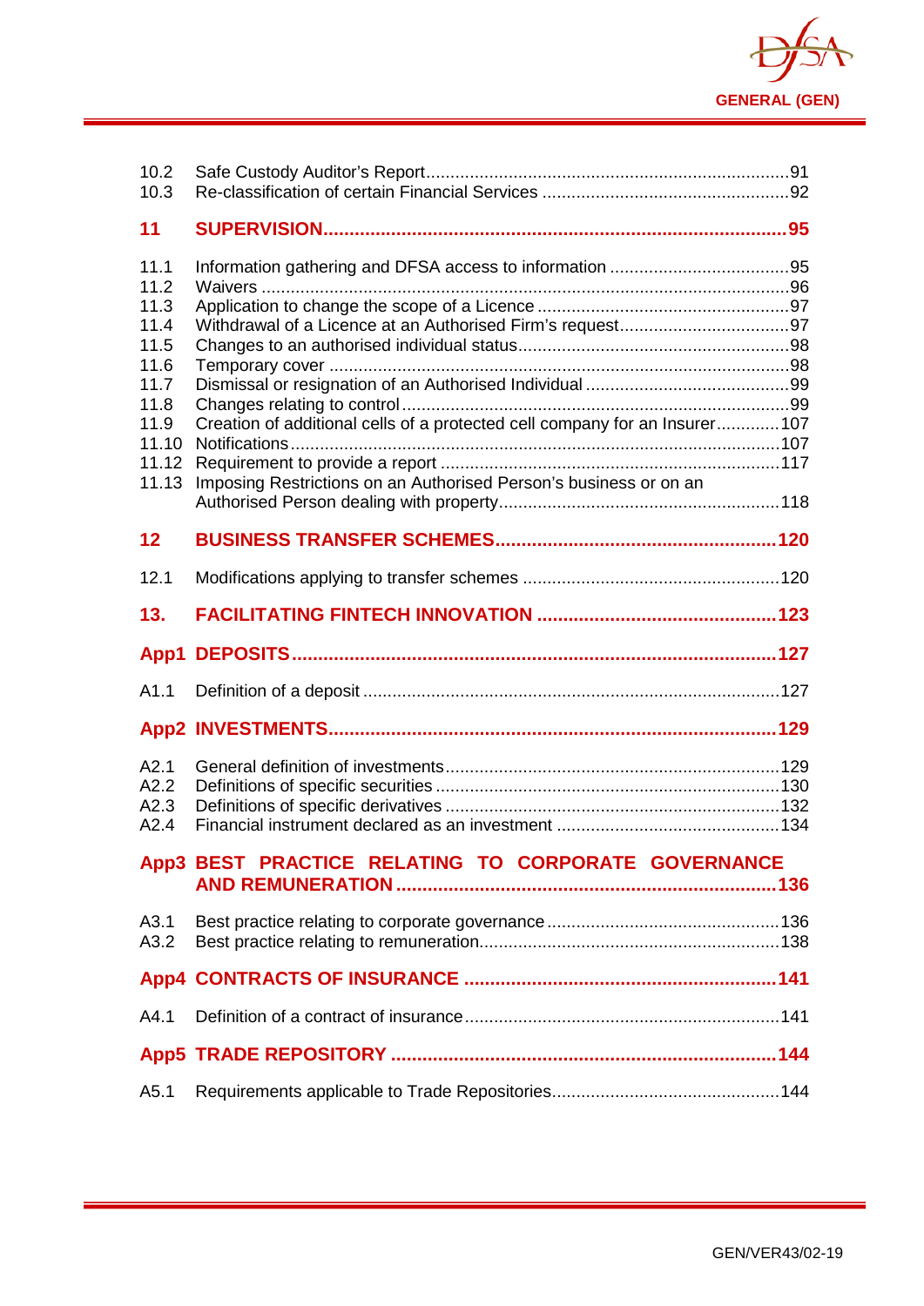| | | |
|---|---|---|
| 10.2 | Safe Custody Auditor's Report | 91 |
| 10.3 | Re-classification of certain Financial Services | 92 |
| **11** | **SUPERVISION** | **95** |
| 11.1 | Information gathering and DFSA access to information | 95 |
| 11.2 | Waivers | 96 |
| 11.3 | Application to change the scope of a Licence | 97 |
| 11.4 | Withdrawal of a Licence at an Authorised Firm's request | 97 |
| 11.5 | Changes to an authorised individual status | 98 |
| 11.6 | Temporary cover | 98 |
| 11.7 | Dismissal or resignation of an Authorised Individual | 99 |
| 11.8 | Changes relating to control | 99 |
| 11.9 | Creation of additional cells of a protected cell company for an Insurer | 107 |
| 11.10 | Notifications | 107 |
| 11.12 | Requirement to provide a report | 117 |
| 11.13 | Imposing Restrictions on an Authorised Person's business or on an Authorised Person dealing with property | 118 |
| **12** | **BUSINESS TRANSFER SCHEMES** | **120** |
| 12.1 | Modifications applying to transfer schemes | 120 |
| **13.** | **FACILITATING FINTECH INNOVATION** | **123** |
| **App1** | **DEPOSITS** | **127** |
| A1.1 | Definition of a deposit | 127 |
| **App2** | **INVESTMENTS** | **129** |
| A2.1 | General definition of investments | 129 |
| A2.2 | Definitions of specific securities | 130 |
| A2.3 | Definitions of specific derivatives | 132 |
| A2.4 | Financial instrument declared as an investment | 134 |
| **App3** | **BEST PRACTICE RELATING TO CORPORATE GOVERNANCE AND REMUNERATION** | **136** |
| A3.1 | Best practice relating to corporate governance | 136 |
| A3.2 | Best practice relating to remuneration | 138 |
| **App4** | **CONTRACTS OF INSURANCE** | **141** |
| A4.1 | Definition of a contract of insurance | 141 |
| **App5** | **TRADE REPOSITORY** | **144** |
| A5.1 | Requirements applicable to Trade Repositories | 144 |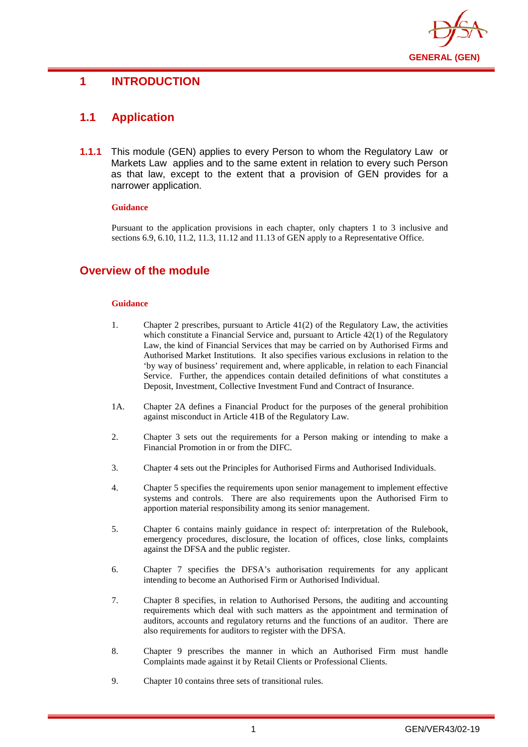# 1 INTRODUCTION

## 1.1 Application

**1.1.1** This module (GEN) applies to every Person to whom the Regulatory Law or Markets Law applies and to the same extent in relation to every such Person as that law, except to the extent that a provision of GEN provides for a narrower application.

**Guidance**

Pursuant to the application provisions in each chapter, only chapters 1 to 3 inclusive and sections 6.9, 6.10, 11.2, 11.3, 11.12 and 11.13 of GEN apply to a Representative Office.

## Overview of the module

**Guidance**

1. Chapter 2 prescribes, pursuant to Article 41(2) of the Regulatory Law, the activities which constitute a Financial Service and, pursuant to Article 42(1) of the Regulatory Law, the kind of Financial Services that may be carried on by Authorised Firms and Authorised Market Institutions. It also specifies various exclusions in relation to the 'by way of business' requirement and, where applicable, in relation to each Financial Service. Further, the appendices contain detailed definitions of what constitutes a Deposit, Investment, Collective Investment Fund and Contract of Insurance.

1A. Chapter 2A defines a Financial Product for the purposes of the general prohibition against misconduct in Article 41B of the Regulatory Law.

2. Chapter 3 sets out the requirements for a Person making or intending to make a Financial Promotion in or from the DIFC.

3. Chapter 4 sets out the Principles for Authorised Firms and Authorised Individuals.

4. Chapter 5 specifies the requirements upon senior management to implement effective systems and controls. There are also requirements upon the Authorised Firm to apportion material responsibility among its senior management.

5. Chapter 6 contains mainly guidance in respect of: interpretation of the Rulebook, emergency procedures, disclosure, the location of offices, close links, complaints against the DFSA and the public register.

6. Chapter 7 specifies the DFSA's authorisation requirements for any applicant intending to become an Authorised Firm or Authorised Individual.

7. Chapter 8 specifies, in relation to Authorised Persons, the auditing and accounting requirements which deal with such matters as the appointment and termination of auditors, accounts and regulatory returns and the functions of an auditor. There are also requirements for auditors to register with the DFSA.

8. Chapter 9 prescribes the manner in which an Authorised Firm must handle Complaints made against it by Retail Clients or Professional Clients.

9. Chapter 10 contains three sets of transitional rules.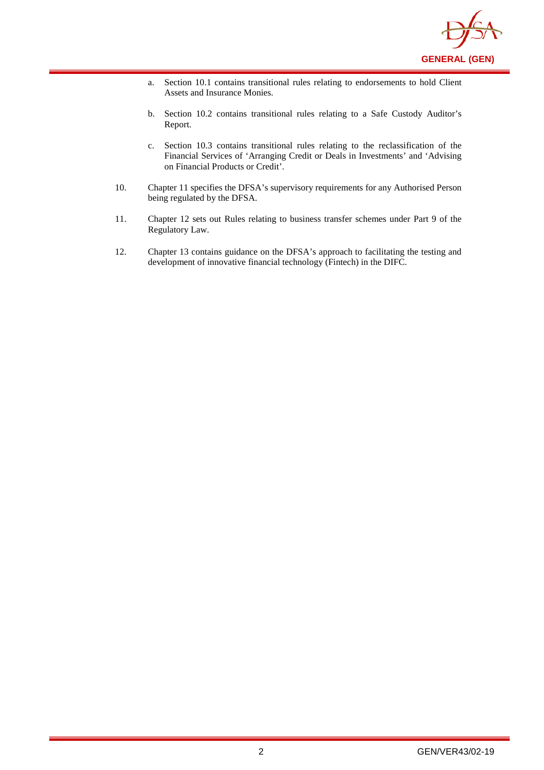a. Section 10.1 contains transitional rules relating to endorsements to hold Client Assets and Insurance Monies.

b. Section 10.2 contains transitional rules relating to a Safe Custody Auditor's Report.

c. Section 10.3 contains transitional rules relating to the reclassification of the Financial Services of 'Arranging Credit or Deals in Investments' and 'Advising on Financial Products or Credit'.

10. Chapter 11 specifies the DFSA's supervisory requirements for any Authorised Person being regulated by the DFSA.

11. Chapter 12 sets out Rules relating to business transfer schemes under Part 9 of the Regulatory Law.

12. Chapter 13 contains guidance on the DFSA's approach to facilitating the testing and development of innovative financial technology (Fintech) in the DIFC.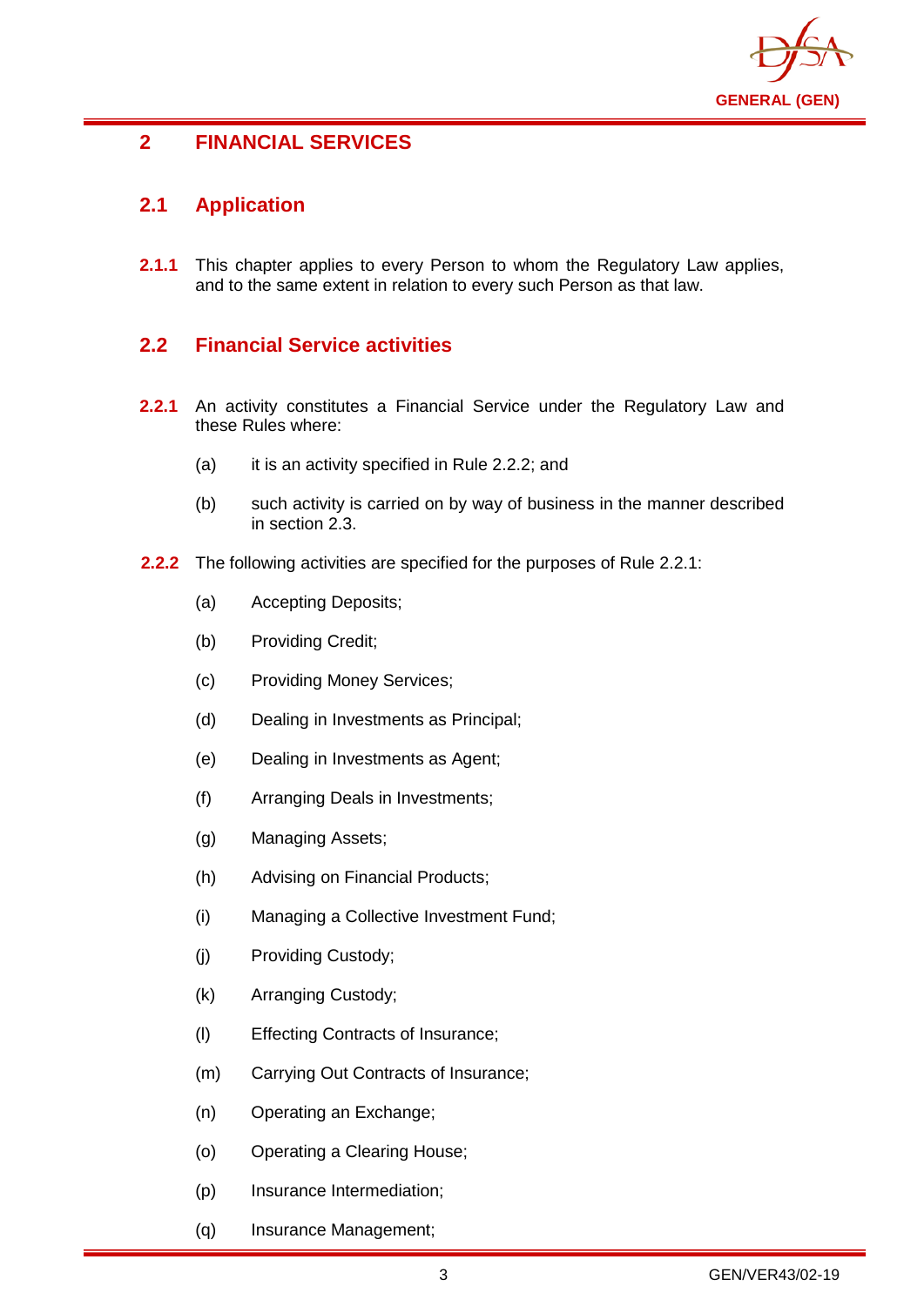# 2 FINANCIAL SERVICES

## 2.1 Application

**2.1.1** This chapter applies to every Person to whom the Regulatory Law applies, and to the same extent in relation to every such Person as that law.

## 2.2 Financial Service activities

**2.2.1** An activity constitutes a Financial Service under the Regulatory Law and these Rules where:

(a) it is an activity specified in Rule 2.2.2; and

(b) such activity is carried on by way of business in the manner described in section 2.3.

**2.2.2** The following activities are specified for the purposes of Rule 2.2.1:

(a) Accepting Deposits;

(b) Providing Credit;

(c) Providing Money Services;

(d) Dealing in Investments as Principal;

(e) Dealing in Investments as Agent;

(f) Arranging Deals in Investments;

(g) Managing Assets;

(h) Advising on Financial Products;

(i) Managing a Collective Investment Fund;

(j) Providing Custody;

(k) Arranging Custody;

(l) Effecting Contracts of Insurance;

(m) Carrying Out Contracts of Insurance;

(n) Operating an Exchange;

(o) Operating a Clearing House;

(p) Insurance Intermediation;

(q) Insurance Management;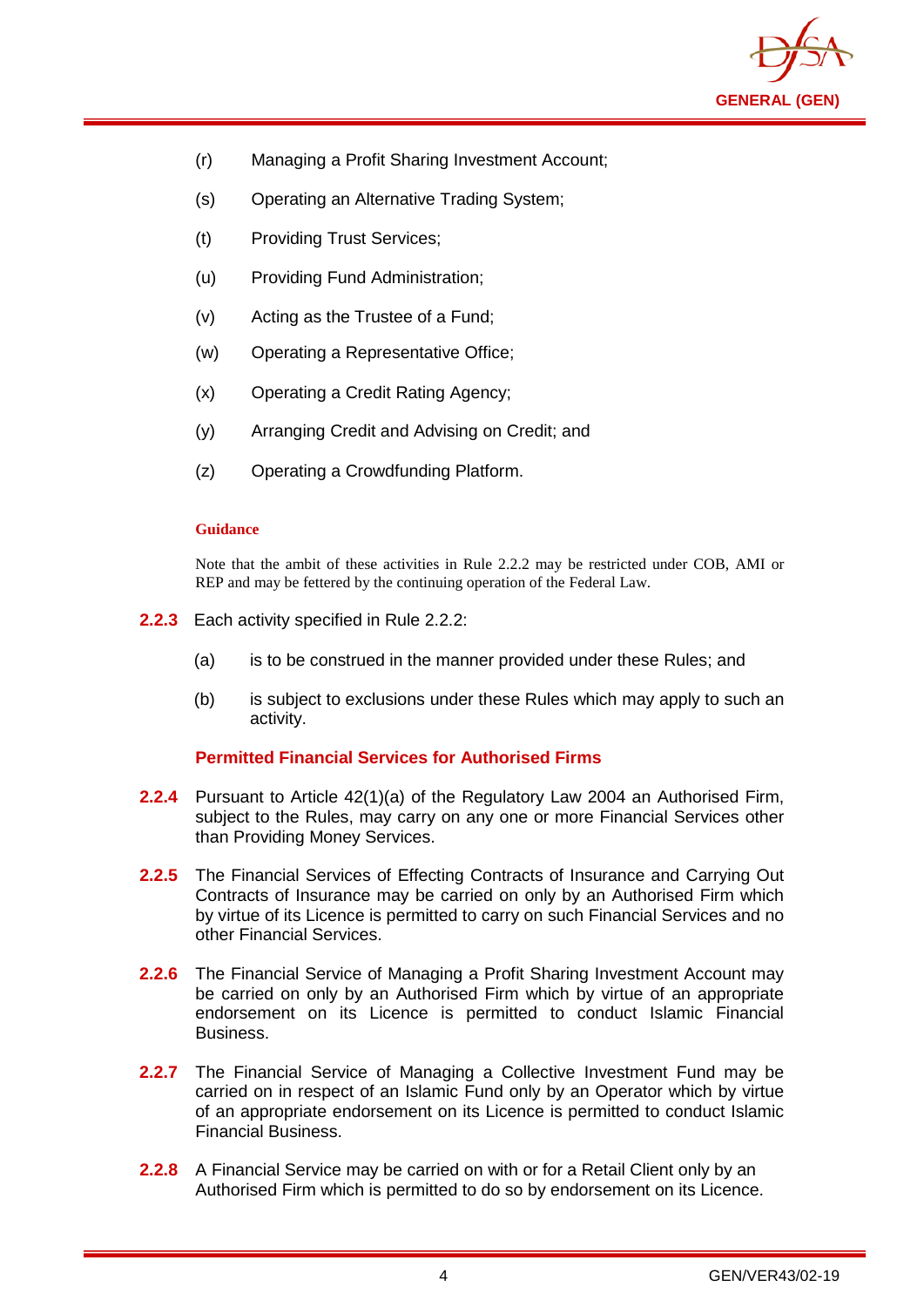(r) Managing a Profit Sharing Investment Account;

(s) Operating an Alternative Trading System;

(t) Providing Trust Services;

(u) Providing Fund Administration;

(v) Acting as the Trustee of a Fund;

(w) Operating a Representative Office;

(x) Operating a Credit Rating Agency;

(y) Arranging Credit and Advising on Credit; and

(z) Operating a Crowdfunding Platform.

**Guidance**

Note that the ambit of these activities in Rule 2.2.2 may be restricted under COB, AMI or REP and may be fettered by the continuing operation of the Federal Law.

**2.2.3** Each activity specified in Rule 2.2.2:

(a) is to be construed in the manner provided under these Rules; and

(b) is subject to exclusions under these Rules which may apply to such an activity.

### Permitted Financial Services for Authorised Firms

**2.2.4** Pursuant to Article 42(1)(a) of the Regulatory Law 2004 an Authorised Firm, subject to the Rules, may carry on any one or more Financial Services other than Providing Money Services.

**2.2.5** The Financial Services of Effecting Contracts of Insurance and Carrying Out Contracts of Insurance may be carried on only by an Authorised Firm which by virtue of its Licence is permitted to carry on such Financial Services and no other Financial Services.

**2.2.6** The Financial Service of Managing a Profit Sharing Investment Account may be carried on only by an Authorised Firm which by virtue of an appropriate endorsement on its Licence is permitted to conduct Islamic Financial Business.

**2.2.7** The Financial Service of Managing a Collective Investment Fund may be carried on in respect of an Islamic Fund only by an Operator which by virtue of an appropriate endorsement on its Licence is permitted to conduct Islamic Financial Business.

**2.2.8** A Financial Service may be carried on with or for a Retail Client only by an Authorised Firm which is permitted to do so by endorsement on its Licence.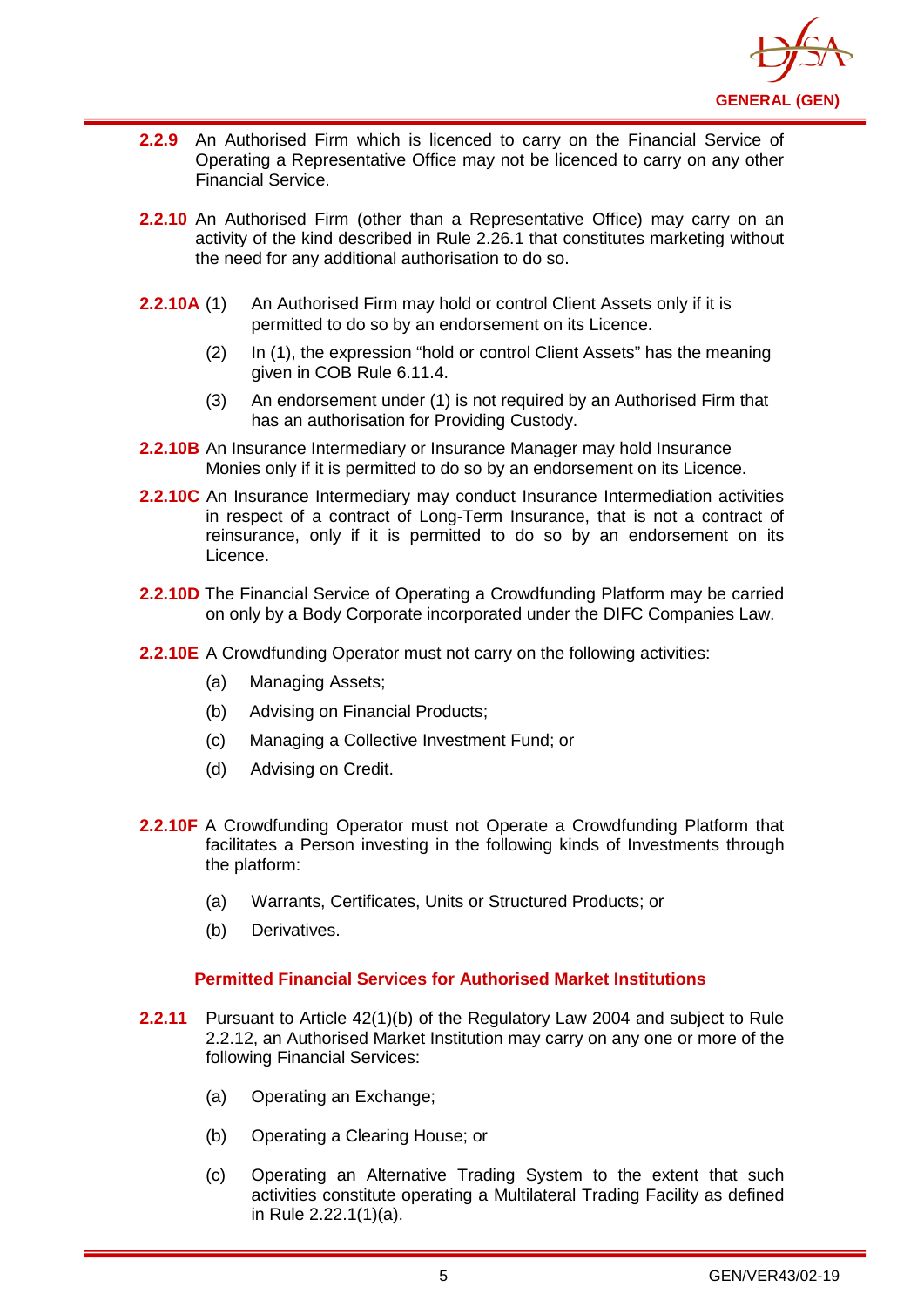**2.2.9** An Authorised Firm which is licenced to carry on the Financial Service of Operating a Representative Office may not be licenced to carry on any other Financial Service.

**2.2.10** An Authorised Firm (other than a Representative Office) may carry on an activity of the kind described in Rule 2.26.1 that constitutes marketing without the need for any additional authorisation to do so.

**2.2.10A** (1) An Authorised Firm may hold or control Client Assets only if it is permitted to do so by an endorsement on its Licence.

(2) In (1), the expression "hold or control Client Assets" has the meaning given in COB Rule 6.11.4.

(3) An endorsement under (1) is not required by an Authorised Firm that has an authorisation for Providing Custody.

**2.2.10B** An Insurance Intermediary or Insurance Manager may hold Insurance Monies only if it is permitted to do so by an endorsement on its Licence.

**2.2.10C** An Insurance Intermediary may conduct Insurance Intermediation activities in respect of a contract of Long-Term Insurance, that is not a contract of reinsurance, only if it is permitted to do so by an endorsement on its Licence.

**2.2.10D** The Financial Service of Operating a Crowdfunding Platform may be carried on only by a Body Corporate incorporated under the DIFC Companies Law.

**2.2.10E** A Crowdfunding Operator must not carry on the following activities:

(a) Managing Assets;

(b) Advising on Financial Products;

(c) Managing a Collective Investment Fund; or

(d) Advising on Credit.

**2.2.10F** A Crowdfunding Operator must not Operate a Crowdfunding Platform that facilitates a Person investing in the following kinds of Investments through the platform:

(a) Warrants, Certificates, Units or Structured Products; or

(b) Derivatives.

### Permitted Financial Services for Authorised Market Institutions

**2.2.11** Pursuant to Article 42(1)(b) of the Regulatory Law 2004 and subject to Rule 2.2.12, an Authorised Market Institution may carry on any one or more of the following Financial Services:

(a) Operating an Exchange;

(b) Operating a Clearing House; or

(c) Operating an Alternative Trading System to the extent that such activities constitute operating a Multilateral Trading Facility as defined in Rule 2.22.1(1)(a).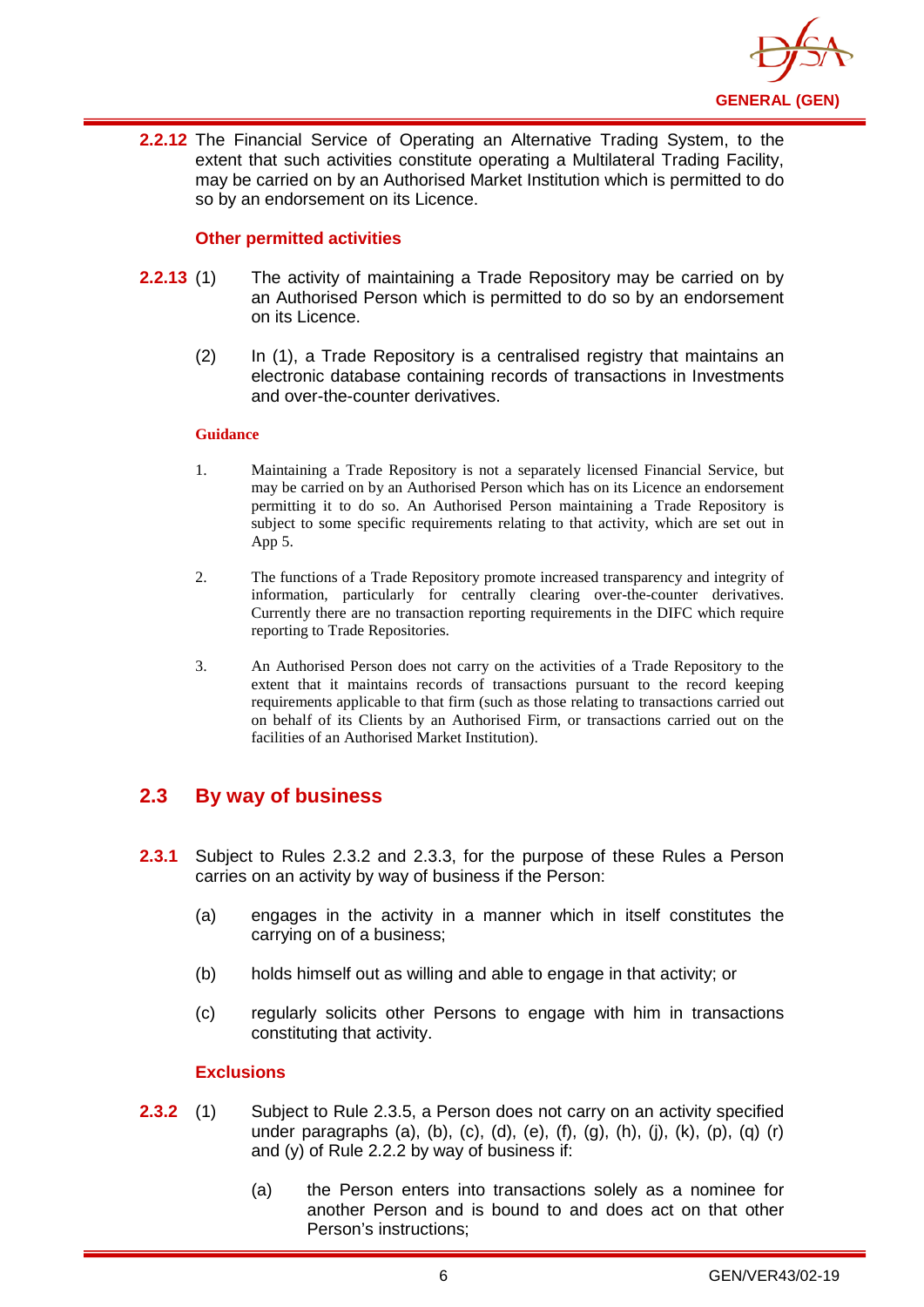**2.2.12** The Financial Service of Operating an Alternative Trading System, to the extent that such activities constitute operating a Multilateral Trading Facility, may be carried on by an Authorised Market Institution which is permitted to do so by an endorsement on its Licence.

### Other permitted activities

**2.2.13** (1) The activity of maintaining a Trade Repository may be carried on by an Authorised Person which is permitted to do so by an endorsement on its Licence.

(2) In (1), a Trade Repository is a centralised registry that maintains an electronic database containing records of transactions in Investments and over-the-counter derivatives.

**Guidance**

1. Maintaining a Trade Repository is not a separately licensed Financial Service, but may be carried on by an Authorised Person which has on its Licence an endorsement permitting it to do so. An Authorised Person maintaining a Trade Repository is subject to some specific requirements relating to that activity, which are set out in App 5.

2. The functions of a Trade Repository promote increased transparency and integrity of information, particularly for centrally clearing over-the-counter derivatives. Currently there are no transaction reporting requirements in the DIFC which require reporting to Trade Repositories.

3. An Authorised Person does not carry on the activities of a Trade Repository to the extent that it maintains records of transactions pursuant to the record keeping requirements applicable to that firm (such as those relating to transactions carried out on behalf of its Clients by an Authorised Firm, or transactions carried out on the facilities of an Authorised Market Institution).

## 2.3 By way of business

**2.3.1** Subject to Rules 2.3.2 and 2.3.3, for the purpose of these Rules a Person carries on an activity by way of business if the Person:

(a) engages in the activity in a manner which in itself constitutes the carrying on of a business;

(b) holds himself out as willing and able to engage in that activity; or

(c) regularly solicits other Persons to engage with him in transactions constituting that activity.

### Exclusions

**2.3.2** (1) Subject to Rule 2.3.5, a Person does not carry on an activity specified under paragraphs (a), (b), (c), (d), (e), (f), (g), (h), (j), (k), (p), (q) (r) and (y) of Rule 2.2.2 by way of business if:

(a) the Person enters into transactions solely as a nominee for another Person and is bound to and does act on that other Person's instructions;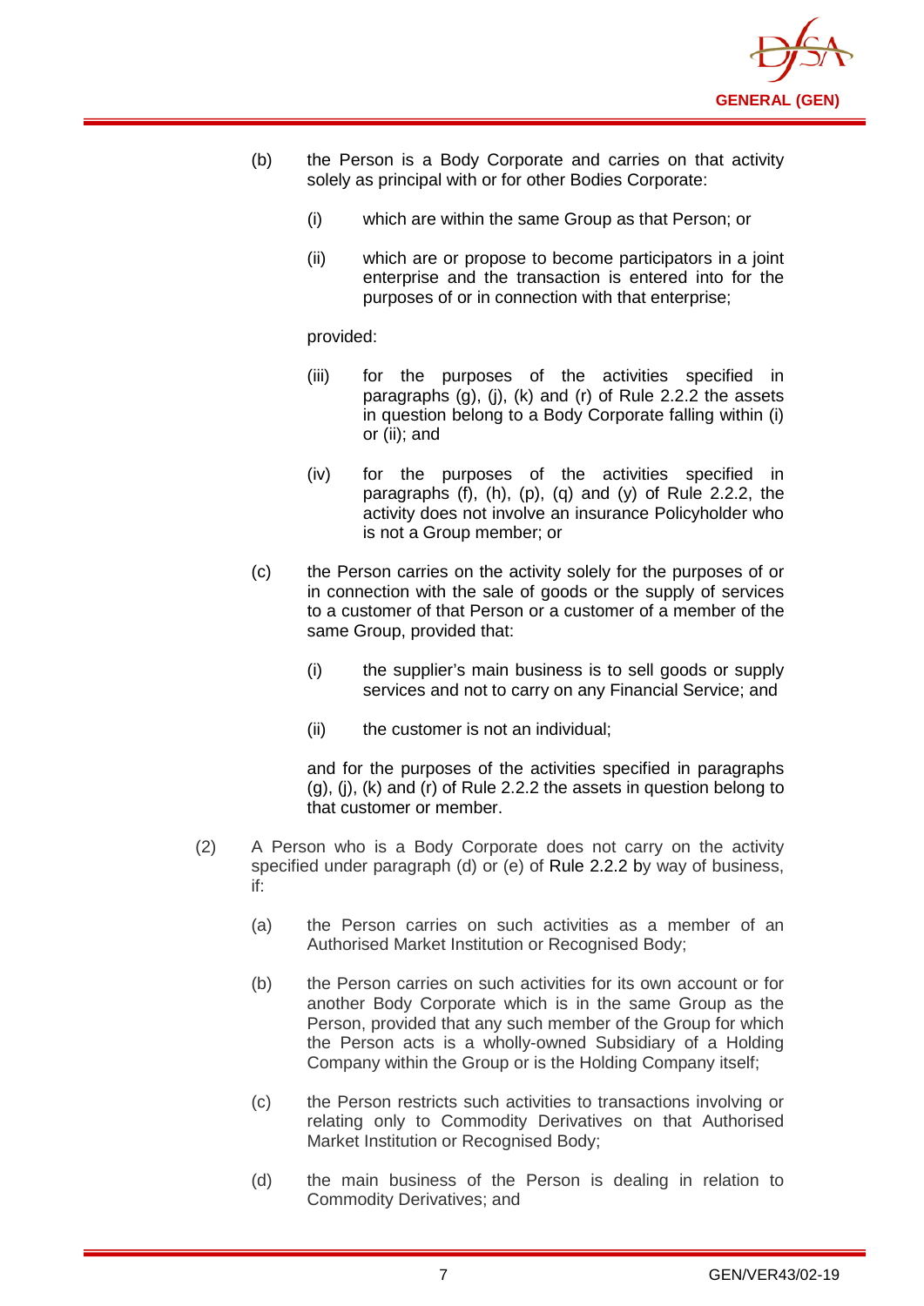(b) the Person is a Body Corporate and carries on that activity solely as principal with or for other Bodies Corporate:

(i) which are within the same Group as that Person; or

(ii) which are or propose to become participators in a joint enterprise and the transaction is entered into for the purposes of or in connection with that enterprise;

provided:

(iii) for the purposes of the activities specified in paragraphs (g), (j), (k) and (r) of Rule 2.2.2 the assets in question belong to a Body Corporate falling within (i) or (ii); and

(iv) for the purposes of the activities specified in paragraphs (f), (h), (p), (q) and (y) of Rule 2.2.2, the activity does not involve an insurance Policyholder who is not a Group member; or

(c) the Person carries on the activity solely for the purposes of or in connection with the sale of goods or the supply of services to a customer of that Person or a customer of a member of the same Group, provided that:

(i) the supplier's main business is to sell goods or supply services and not to carry on any Financial Service; and

(ii) the customer is not an individual;

and for the purposes of the activities specified in paragraphs (g), (j), (k) and (r) of Rule 2.2.2 the assets in question belong to that customer or member.

(2) A Person who is a Body Corporate does not carry on the activity specified under paragraph (d) or (e) of Rule 2.2.2 by way of business, if:

(a) the Person carries on such activities as a member of an Authorised Market Institution or Recognised Body;

(b) the Person carries on such activities for its own account or for another Body Corporate which is in the same Group as the Person, provided that any such member of the Group for which the Person acts is a wholly-owned Subsidiary of a Holding Company within the Group or is the Holding Company itself;

(c) the Person restricts such activities to transactions involving or relating only to Commodity Derivatives on that Authorised Market Institution or Recognised Body;

(d) the main business of the Person is dealing in relation to Commodity Derivatives; and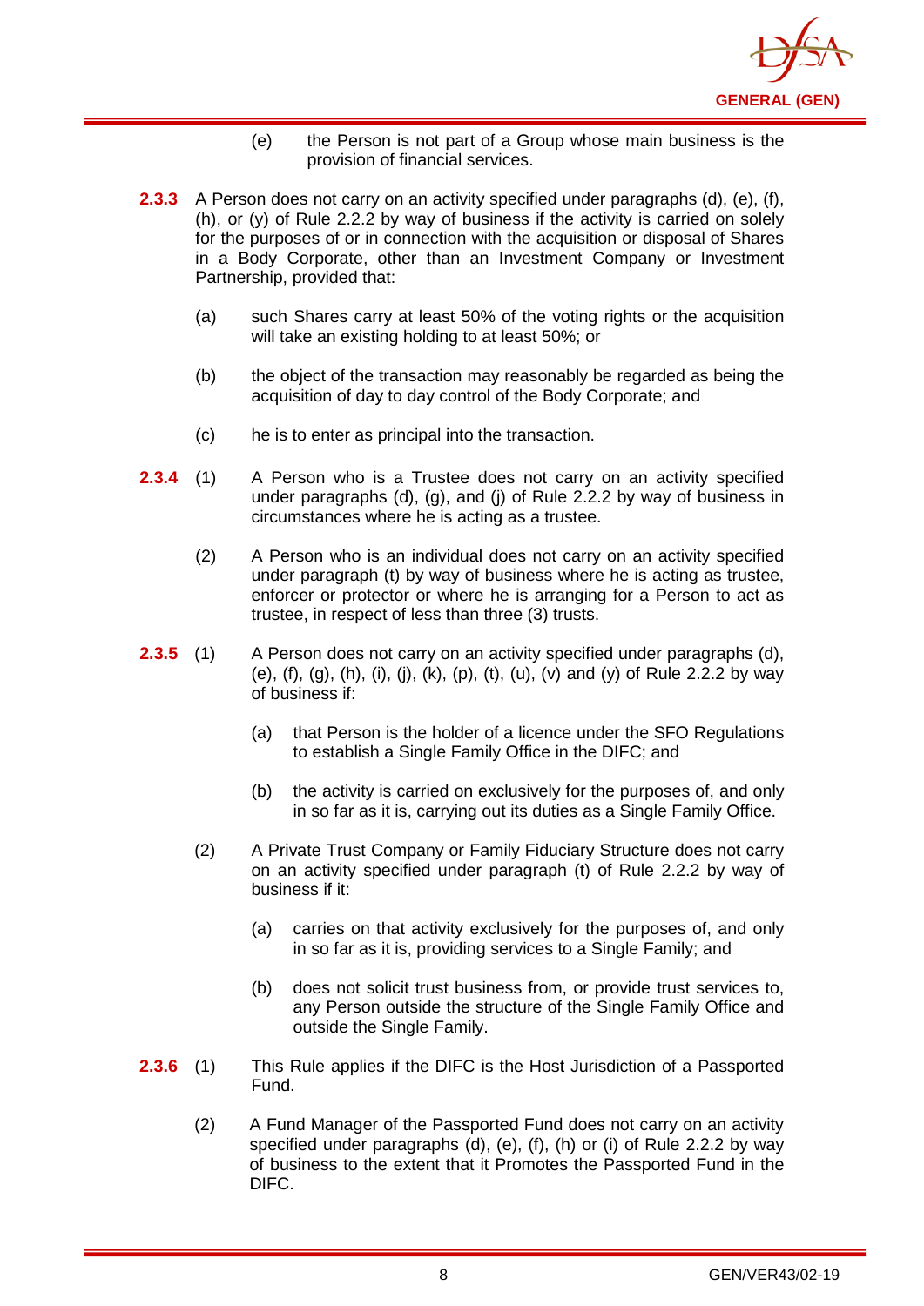(e) the Person is not part of a Group whose main business is the provision of financial services.

**2.3.3** A Person does not carry on an activity specified under paragraphs (d), (e), (f), (h), or (y) of Rule 2.2.2 by way of business if the activity is carried on solely for the purposes of or in connection with the acquisition or disposal of Shares in a Body Corporate, other than an Investment Company or Investment Partnership, provided that:

(a) such Shares carry at least 50% of the voting rights or the acquisition will take an existing holding to at least 50%; or

(b) the object of the transaction may reasonably be regarded as being the acquisition of day to day control of the Body Corporate; and

(c) he is to enter as principal into the transaction.

**2.3.4** (1) A Person who is a Trustee does not carry on an activity specified under paragraphs (d), (g), and (j) of Rule 2.2.2 by way of business in circumstances where he is acting as a trustee.

(2) A Person who is an individual does not carry on an activity specified under paragraph (t) by way of business where he is acting as trustee, enforcer or protector or where he is arranging for a Person to act as trustee, in respect of less than three (3) trusts.

**2.3.5** (1) A Person does not carry on an activity specified under paragraphs (d), (e), (f), (g), (h), (i), (j), (k), (p), (t), (u), (v) and (y) of Rule 2.2.2 by way of business if:

(a) that Person is the holder of a licence under the SFO Regulations to establish a Single Family Office in the DIFC; and

(b) the activity is carried on exclusively for the purposes of, and only in so far as it is, carrying out its duties as a Single Family Office.

(2) A Private Trust Company or Family Fiduciary Structure does not carry on an activity specified under paragraph (t) of Rule 2.2.2 by way of business if it:

(a) carries on that activity exclusively for the purposes of, and only in so far as it is, providing services to a Single Family; and

(b) does not solicit trust business from, or provide trust services to, any Person outside the structure of the Single Family Office and outside the Single Family.

**2.3.6** (1) This Rule applies if the DIFC is the Host Jurisdiction of a Passported Fund.

(2) A Fund Manager of the Passported Fund does not carry on an activity specified under paragraphs (d), (e), (f), (h) or (i) of Rule 2.2.2 by way of business to the extent that it Promotes the Passported Fund in the DIFC.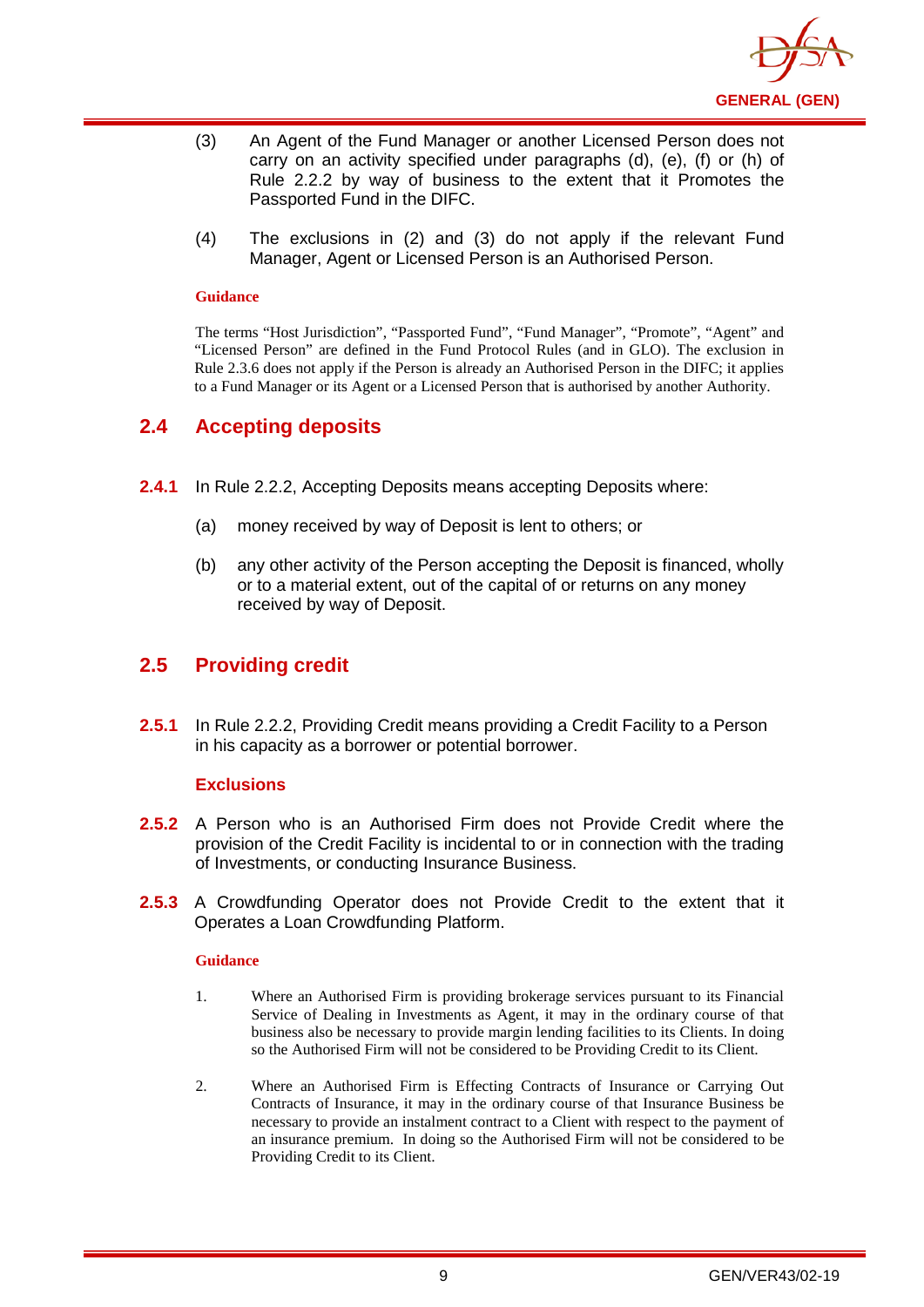(3) An Agent of the Fund Manager or another Licensed Person does not carry on an activity specified under paragraphs (d), (e), (f) or (h) of Rule 2.2.2 by way of business to the extent that it Promotes the Passported Fund in the DIFC.

(4) The exclusions in (2) and (3) do not apply if the relevant Fund Manager, Agent or Licensed Person is an Authorised Person.

**Guidance**

The terms "Host Jurisdiction", "Passported Fund", "Fund Manager", "Promote", "Agent" and "Licensed Person" are defined in the Fund Protocol Rules (and in GLO). The exclusion in Rule 2.3.6 does not apply if the Person is already an Authorised Person in the DIFC; it applies to a Fund Manager or its Agent or a Licensed Person that is authorised by another Authority.

## 2.4 Accepting deposits

**2.4.1** In Rule 2.2.2, Accepting Deposits means accepting Deposits where:

(a) money received by way of Deposit is lent to others; or

(b) any other activity of the Person accepting the Deposit is financed, wholly or to a material extent, out of the capital of or returns on any money received by way of Deposit.

## 2.5 Providing credit

**2.5.1** In Rule 2.2.2, Providing Credit means providing a Credit Facility to a Person in his capacity as a borrower or potential borrower.

### Exclusions

**2.5.2** A Person who is an Authorised Firm does not Provide Credit where the provision of the Credit Facility is incidental to or in connection with the trading of Investments, or conducting Insurance Business.

**2.5.3** A Crowdfunding Operator does not Provide Credit to the extent that it Operates a Loan Crowdfunding Platform.

**Guidance**

1. Where an Authorised Firm is providing brokerage services pursuant to its Financial Service of Dealing in Investments as Agent, it may in the ordinary course of that business also be necessary to provide margin lending facilities to its Clients. In doing so the Authorised Firm will not be considered to be Providing Credit to its Client.

2. Where an Authorised Firm is Effecting Contracts of Insurance or Carrying Out Contracts of Insurance, it may in the ordinary course of that Insurance Business be necessary to provide an instalment contract to a Client with respect to the payment of an insurance premium. In doing so the Authorised Firm will not be considered to be Providing Credit to its Client.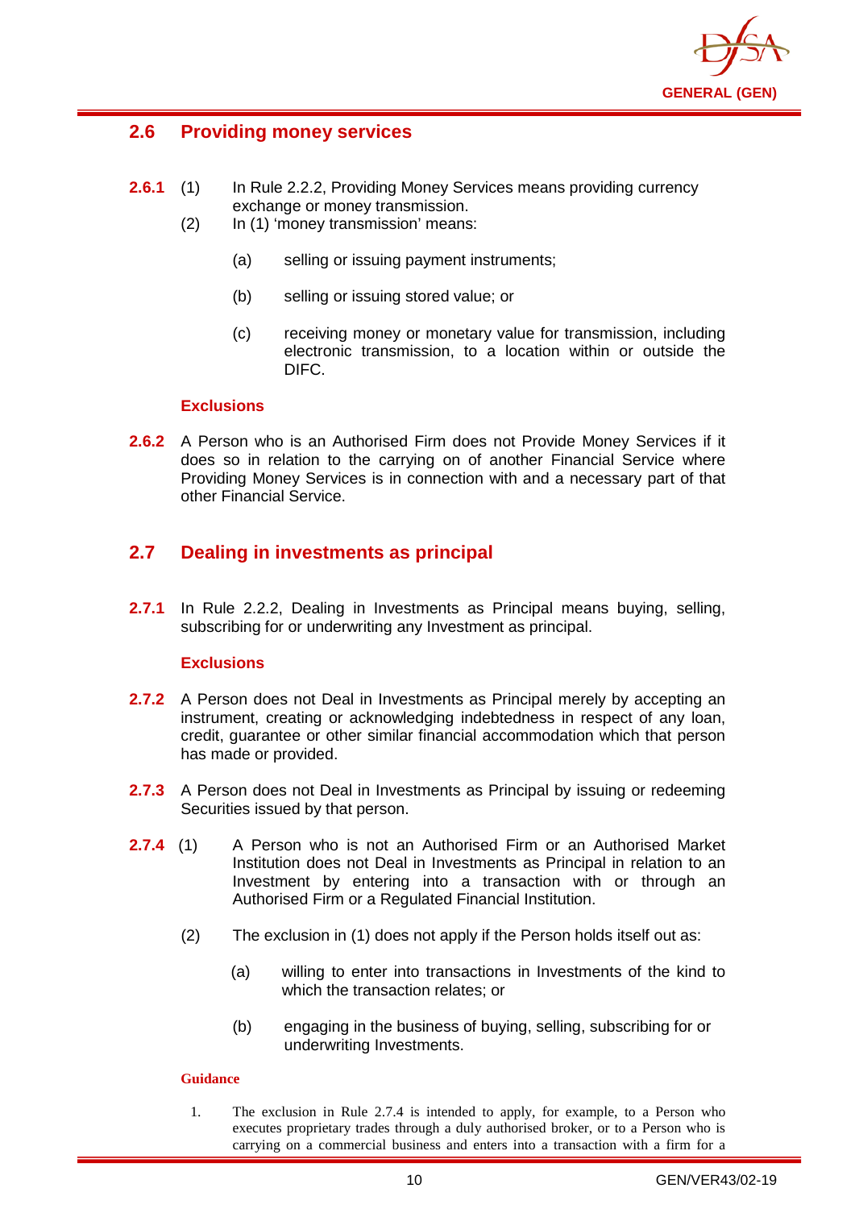## 2.6 Providing money services

**2.6.1** (1) In Rule 2.2.2, Providing Money Services means providing currency exchange or money transmission.

(2) In (1) 'money transmission' means:

(a) selling or issuing payment instruments;

(b) selling or issuing stored value; or

(c) receiving money or monetary value for transmission, including electronic transmission, to a location within or outside the DIFC.

### Exclusions

**2.6.2** A Person who is an Authorised Firm does not Provide Money Services if it does so in relation to the carrying on of another Financial Service where Providing Money Services is in connection with and a necessary part of that other Financial Service.

## 2.7 Dealing in investments as principal

**2.7.1** In Rule 2.2.2, Dealing in Investments as Principal means buying, selling, subscribing for or underwriting any Investment as principal.

### Exclusions

**2.7.2** A Person does not Deal in Investments as Principal merely by accepting an instrument, creating or acknowledging indebtedness in respect of any loan, credit, guarantee or other similar financial accommodation which that person has made or provided.

**2.7.3** A Person does not Deal in Investments as Principal by issuing or redeeming Securities issued by that person.

**2.7.4** (1) A Person who is not an Authorised Firm or an Authorised Market Institution does not Deal in Investments as Principal in relation to an Investment by entering into a transaction with or through an Authorised Firm or a Regulated Financial Institution.

(2) The exclusion in (1) does not apply if the Person holds itself out as:

(a) willing to enter into transactions in Investments of the kind to which the transaction relates; or

(b) engaging in the business of buying, selling, subscribing for or underwriting Investments.

#### Guidance

1. The exclusion in Rule 2.7.4 is intended to apply, for example, to a Person who executes proprietary trades through a duly authorised broker, or to a Person who is carrying on a commercial business and enters into a transaction with a firm for a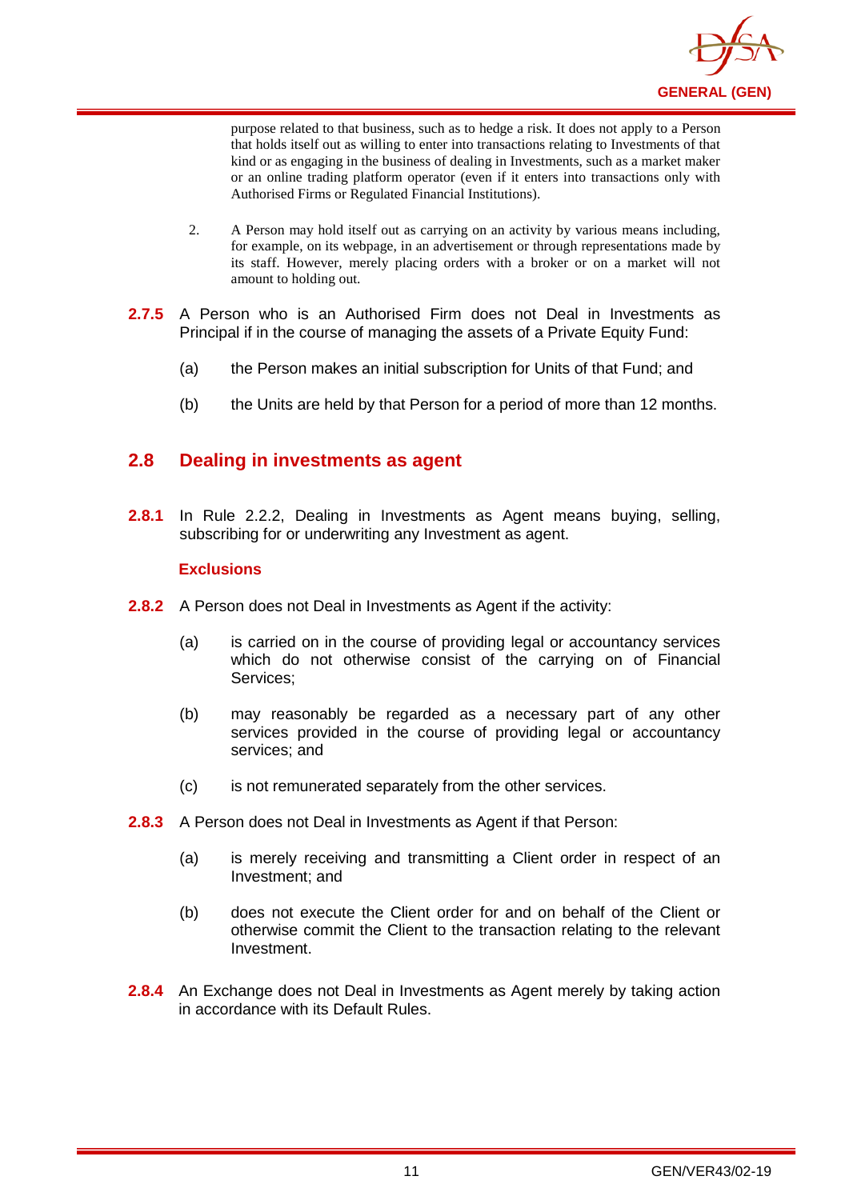purpose related to that business, such as to hedge a risk. It does not apply to a Person that holds itself out as willing to enter into transactions relating to Investments of that kind or as engaging in the business of dealing in Investments, such as a market maker or an online trading platform operator (even if it enters into transactions only with Authorised Firms or Regulated Financial Institutions).

2. A Person may hold itself out as carrying on an activity by various means including, for example, on its webpage, in an advertisement or through representations made by its staff. However, merely placing orders with a broker or on a market will not amount to holding out.

**2.7.5** A Person who is an Authorised Firm does not Deal in Investments as Principal if in the course of managing the assets of a Private Equity Fund:

(a) the Person makes an initial subscription for Units of that Fund; and

(b) the Units are held by that Person for a period of more than 12 months.

## 2.8 Dealing in investments as agent

**2.8.1** In Rule 2.2.2, Dealing in Investments as Agent means buying, selling, subscribing for or underwriting any Investment as agent.

### Exclusions

**2.8.2** A Person does not Deal in Investments as Agent if the activity:

(a) is carried on in the course of providing legal or accountancy services which do not otherwise consist of the carrying on of Financial Services;

(b) may reasonably be regarded as a necessary part of any other services provided in the course of providing legal or accountancy services; and

(c) is not remunerated separately from the other services.

**2.8.3** A Person does not Deal in Investments as Agent if that Person:

(a) is merely receiving and transmitting a Client order in respect of an Investment; and

(b) does not execute the Client order for and on behalf of the Client or otherwise commit the Client to the transaction relating to the relevant Investment.

**2.8.4** An Exchange does not Deal in Investments as Agent merely by taking action in accordance with its Default Rules.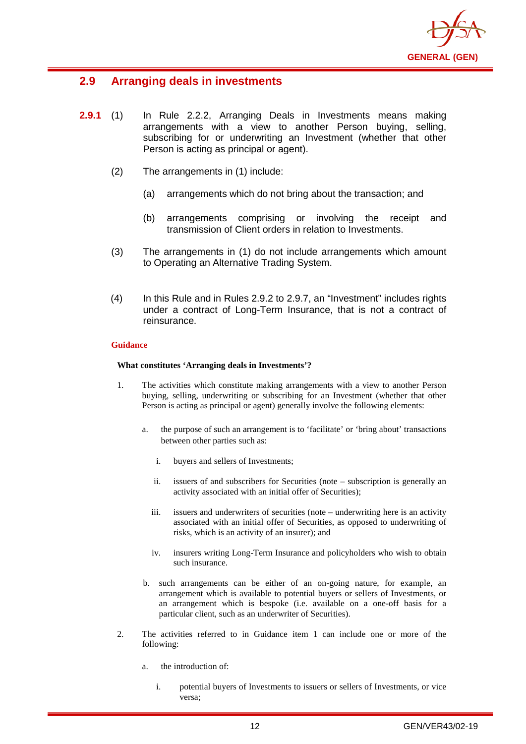## 2.9 Arranging deals in investments

**2.9.1** (1) In Rule 2.2.2, Arranging Deals in Investments means making arrangements with a view to another Person buying, selling, subscribing for or underwriting an Investment (whether that other Person is acting as principal or agent).

(2) The arrangements in (1) include:

(a) arrangements which do not bring about the transaction; and

(b) arrangements comprising or involving the receipt and transmission of Client orders in relation to Investments.

(3) The arrangements in (1) do not include arrangements which amount to Operating an Alternative Trading System.

(4) In this Rule and in Rules 2.9.2 to 2.9.7, an "Investment" includes rights under a contract of Long-Term Insurance, that is not a contract of reinsurance.

**Guidance**

**What constitutes 'Arranging deals in Investments'?**

1. The activities which constitute making arrangements with a view to another Person buying, selling, underwriting or subscribing for an Investment (whether that other Person is acting as principal or agent) generally involve the following elements:

   a. the purpose of such an arrangement is to 'facilitate' or 'bring about' transactions between other parties such as:

      i. buyers and sellers of Investments;

      ii. issuers of and subscribers for Securities (note – subscription is generally an activity associated with an initial offer of Securities);

      iii. issuers and underwriters of securities (note – underwriting here is an activity associated with an initial offer of Securities, as opposed to underwriting of risks, which is an activity of an insurer); and

      iv. insurers writing Long-Term Insurance and policyholders who wish to obtain such insurance.

   b. such arrangements can be either of an on-going nature, for example, an arrangement which is available to potential buyers or sellers of Investments, or an arrangement which is bespoke (i.e. available on a one-off basis for a particular client, such as an underwriter of Securities).

2. The activities referred to in Guidance item 1 can include one or more of the following:

   a. the introduction of:

      i. potential buyers of Investments to issuers or sellers of Investments, or vice versa;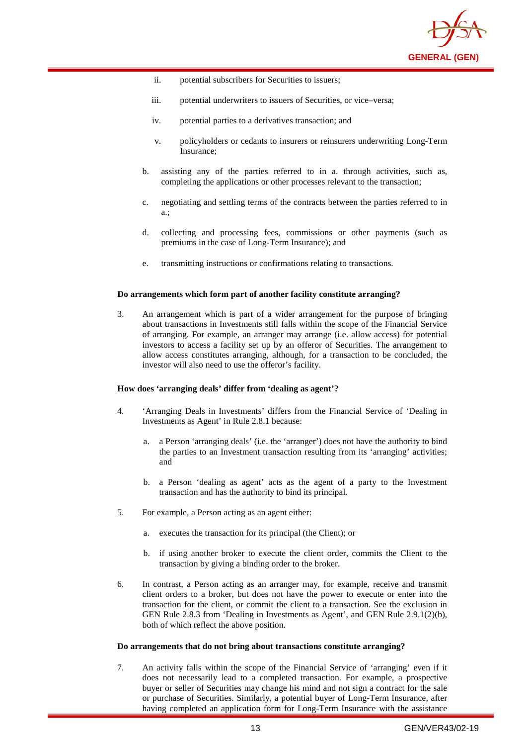ii. potential subscribers for Securities to issuers;

   iii. potential underwriters to issuers of Securities, or vice–versa;

   iv. potential parties to a derivatives transaction; and

   v. policyholders or cedants to insurers or reinsurers underwriting Long-Term Insurance;

b. assisting any of the parties referred to in a. through activities, such as, completing the applications or other processes relevant to the transaction;

c. negotiating and settling terms of the contracts between the parties referred to in a.;

d. collecting and processing fees, commissions or other payments (such as premiums in the case of Long-Term Insurance); and

e. transmitting instructions or confirmations relating to transactions.

**Do arrangements which form part of another facility constitute arranging?**

3. An arrangement which is part of a wider arrangement for the purpose of bringing about transactions in Investments still falls within the scope of the Financial Service of arranging. For example, an arranger may arrange (i.e. allow access) for potential investors to access a facility set up by an offeror of Securities. The arrangement to allow access constitutes arranging, although, for a transaction to be concluded, the investor will also need to use the offeror's facility.

**How does 'arranging deals' differ from 'dealing as agent'?**

4. 'Arranging Deals in Investments' differs from the Financial Service of 'Dealing in Investments as Agent' in Rule 2.8.1 because:

   a. a Person 'arranging deals' (i.e. the 'arranger') does not have the authority to bind the parties to an Investment transaction resulting from its 'arranging' activities; and

   b. a Person 'dealing as agent' acts as the agent of a party to the Investment transaction and has the authority to bind its principal.

5. For example, a Person acting as an agent either:

   a. executes the transaction for its principal (the Client); or

   b. if using another broker to execute the client order, commits the Client to the transaction by giving a binding order to the broker.

6. In contrast, a Person acting as an arranger may, for example, receive and transmit client orders to a broker, but does not have the power to execute or enter into the transaction for the client, or commit the client to a transaction. See the exclusion in GEN Rule 2.8.3 from 'Dealing in Investments as Agent', and GEN Rule 2.9.1(2)(b), both of which reflect the above position.

**Do arrangements that do not bring about transactions constitute arranging?**

7. An activity falls within the scope of the Financial Service of 'arranging' even if it does not necessarily lead to a completed transaction. For example, a prospective buyer or seller of Securities may change his mind and not sign a contract for the sale or purchase of Securities. Similarly, a potential buyer of Long-Term Insurance, after having completed an application form for Long-Term Insurance with the assistance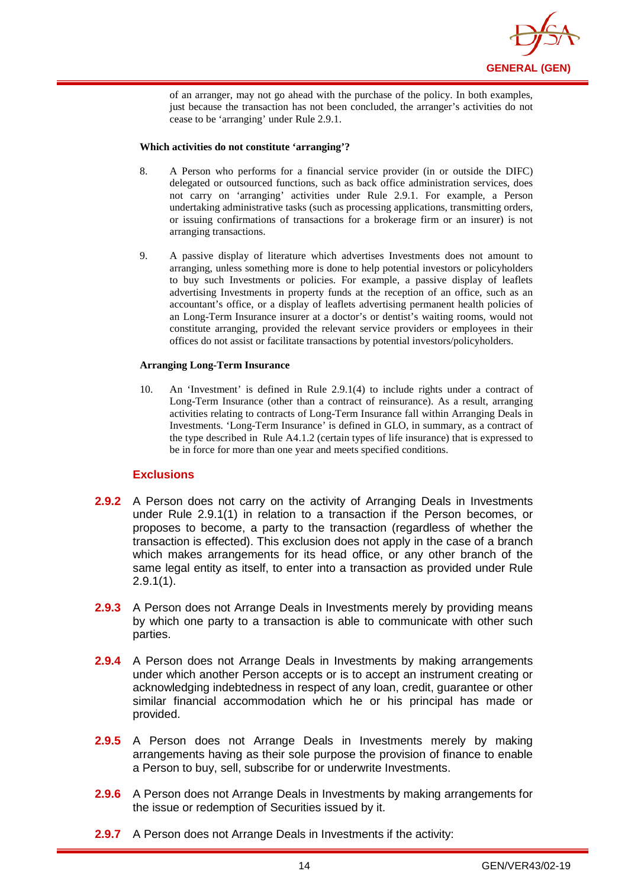of an arranger, may not go ahead with the purchase of the policy. In both examples, just because the transaction has not been concluded, the arranger's activities do not cease to be 'arranging' under Rule 2.9.1.

**Which activities do not constitute 'arranging'?**

8. A Person who performs for a financial service provider (in or outside the DIFC) delegated or outsourced functions, such as back office administration services, does not carry on 'arranging' activities under Rule 2.9.1. For example, a Person undertaking administrative tasks (such as processing applications, transmitting orders, or issuing confirmations of transactions for a brokerage firm or an insurer) is not arranging transactions.

9. A passive display of literature which advertises Investments does not amount to arranging, unless something more is done to help potential investors or policyholders to buy such Investments or policies. For example, a passive display of leaflets advertising Investments in property funds at the reception of an office, such as an accountant's office, or a display of leaflets advertising permanent health policies of an Long-Term Insurance insurer at a doctor's or dentist's waiting rooms, would not constitute arranging, provided the relevant service providers or employees in their offices do not assist or facilitate transactions by potential investors/policyholders.

**Arranging Long-Term Insurance**

10. An 'Investment' is defined in Rule 2.9.1(4) to include rights under a contract of Long-Term Insurance (other than a contract of reinsurance). As a result, arranging activities relating to contracts of Long-Term Insurance fall within Arranging Deals in Investments. 'Long-Term Insurance' is defined in GLO, in summary, as a contract of the type described in Rule A4.1.2 (certain types of life insurance) that is expressed to be in force for more than one year and meets specified conditions.

### Exclusions

**2.9.2** A Person does not carry on the activity of Arranging Deals in Investments under Rule 2.9.1(1) in relation to a transaction if the Person becomes, or proposes to become, a party to the transaction (regardless of whether the transaction is effected). This exclusion does not apply in the case of a branch which makes arrangements for its head office, or any other branch of the same legal entity as itself, to enter into a transaction as provided under Rule 2.9.1(1).

**2.9.3** A Person does not Arrange Deals in Investments merely by providing means by which one party to a transaction is able to communicate with other such parties.

**2.9.4** A Person does not Arrange Deals in Investments by making arrangements under which another Person accepts or is to accept an instrument creating or acknowledging indebtedness in respect of any loan, credit, guarantee or other similar financial accommodation which he or his principal has made or provided.

**2.9.5** A Person does not Arrange Deals in Investments merely by making arrangements having as their sole purpose the provision of finance to enable a Person to buy, sell, subscribe for or underwrite Investments.

**2.9.6** A Person does not Arrange Deals in Investments by making arrangements for the issue or redemption of Securities issued by it.

**2.9.7** A Person does not Arrange Deals in Investments if the activity: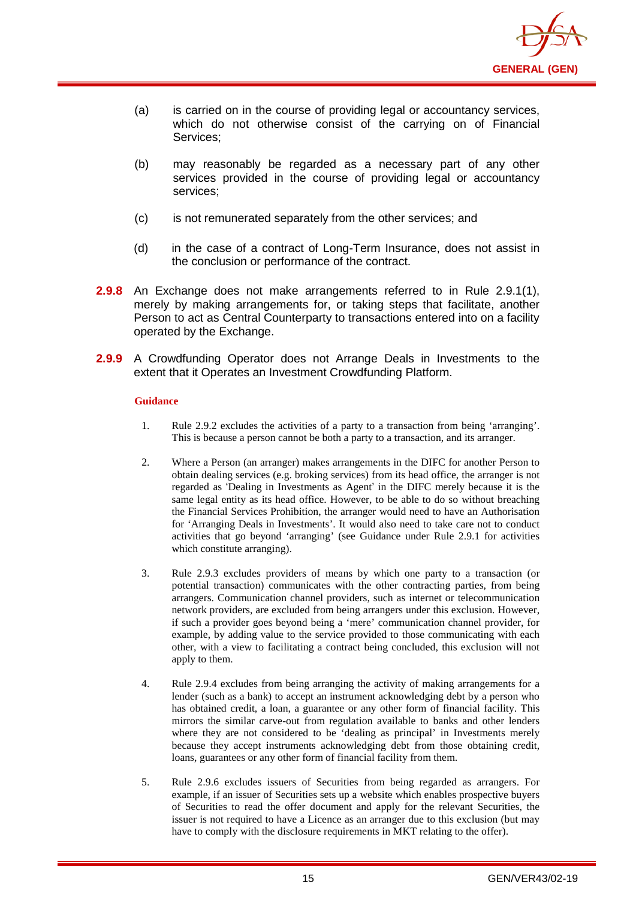(a) is carried on in the course of providing legal or accountancy services, which do not otherwise consist of the carrying on of Financial Services;

(b) may reasonably be regarded as a necessary part of any other services provided in the course of providing legal or accountancy services;

(c) is not remunerated separately from the other services; and

(d) in the case of a contract of Long-Term Insurance, does not assist in the conclusion or performance of the contract.

**2.9.8** An Exchange does not make arrangements referred to in Rule 2.9.1(1), merely by making arrangements for, or taking steps that facilitate, another Person to act as Central Counterparty to transactions entered into on a facility operated by the Exchange.

**2.9.9** A Crowdfunding Operator does not Arrange Deals in Investments to the extent that it Operates an Investment Crowdfunding Platform.

**Guidance**

1. Rule 2.9.2 excludes the activities of a party to a transaction from being 'arranging'. This is because a person cannot be both a party to a transaction, and its arranger.

2. Where a Person (an arranger) makes arrangements in the DIFC for another Person to obtain dealing services (e.g. broking services) from its head office, the arranger is not regarded as 'Dealing in Investments as Agent' in the DIFC merely because it is the same legal entity as its head office. However, to be able to do so without breaching the Financial Services Prohibition, the arranger would need to have an Authorisation for 'Arranging Deals in Investments'. It would also need to take care not to conduct activities that go beyond 'arranging' (see Guidance under Rule 2.9.1 for activities which constitute arranging).

3. Rule 2.9.3 excludes providers of means by which one party to a transaction (or potential transaction) communicates with the other contracting parties, from being arrangers. Communication channel providers, such as internet or telecommunication network providers, are excluded from being arrangers under this exclusion. However, if such a provider goes beyond being a 'mere' communication channel provider, for example, by adding value to the service provided to those communicating with each other, with a view to facilitating a contract being concluded, this exclusion will not apply to them.

4. Rule 2.9.4 excludes from being arranging the activity of making arrangements for a lender (such as a bank) to accept an instrument acknowledging debt by a person who has obtained credit, a loan, a guarantee or any other form of financial facility. This mirrors the similar carve-out from regulation available to banks and other lenders where they are not considered to be 'dealing as principal' in Investments merely because they accept instruments acknowledging debt from those obtaining credit, loans, guarantees or any other form of financial facility from them.

5. Rule 2.9.6 excludes issuers of Securities from being regarded as arrangers. For example, if an issuer of Securities sets up a website which enables prospective buyers of Securities to read the offer document and apply for the relevant Securities, the issuer is not required to have a Licence as an arranger due to this exclusion (but may have to comply with the disclosure requirements in MKT relating to the offer).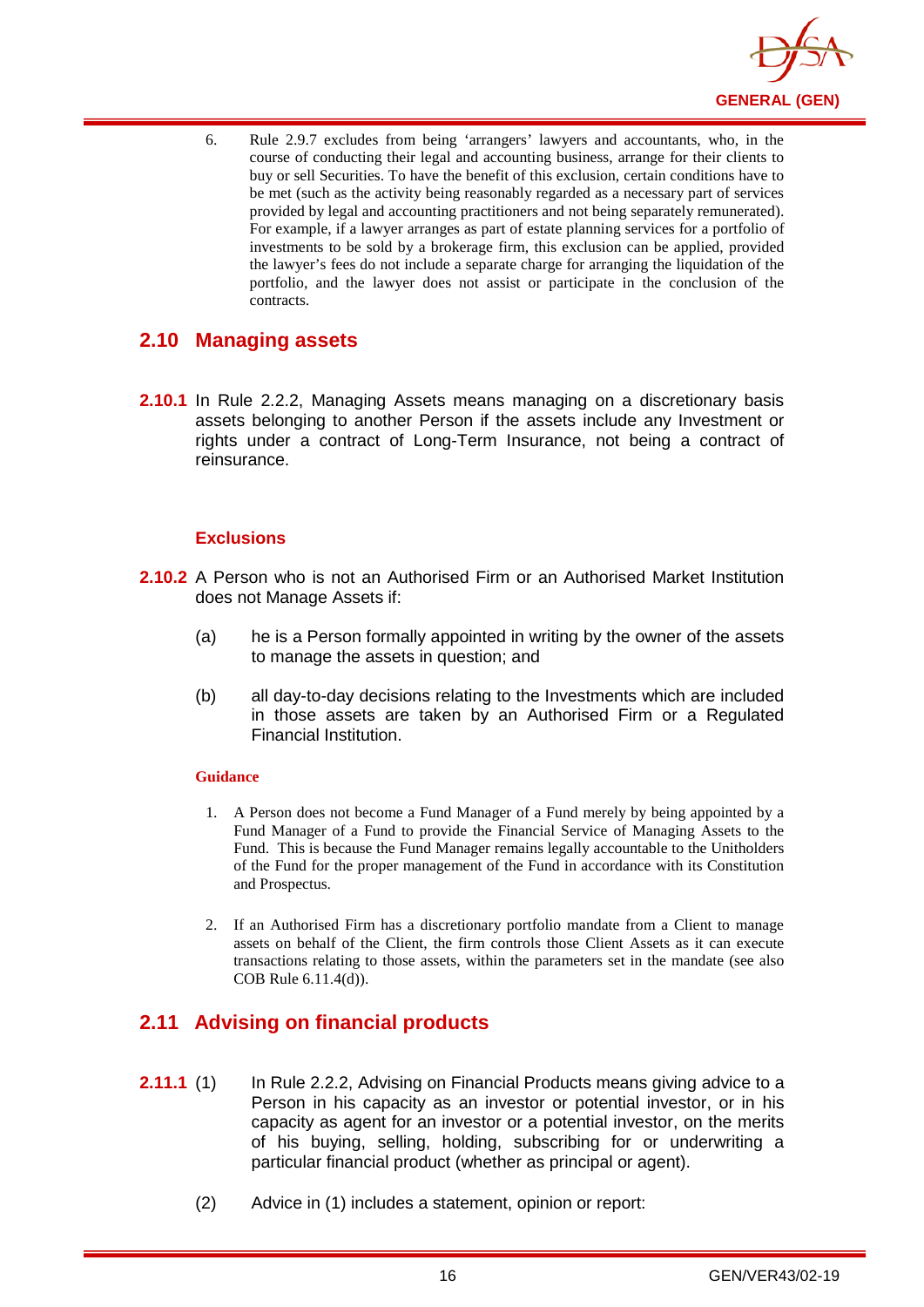6. Rule 2.9.7 excludes from being 'arrangers' lawyers and accountants, who, in the course of conducting their legal and accounting business, arrange for their clients to buy or sell Securities. To have the benefit of this exclusion, certain conditions have to be met (such as the activity being reasonably regarded as a necessary part of services provided by legal and accounting practitioners and not being separately remunerated). For example, if a lawyer arranges as part of estate planning services for a portfolio of investments to be sold by a brokerage firm, this exclusion can be applied, provided the lawyer's fees do not include a separate charge for arranging the liquidation of the portfolio, and the lawyer does not assist or participate in the conclusion of the contracts.

## 2.10 Managing assets

**2.10.1** In Rule 2.2.2, Managing Assets means managing on a discretionary basis assets belonging to another Person if the assets include any Investment or rights under a contract of Long-Term Insurance, not being a contract of reinsurance.

### Exclusions

**2.10.2** A Person who is not an Authorised Firm or an Authorised Market Institution does not Manage Assets if:

(a) he is a Person formally appointed in writing by the owner of the assets to manage the assets in question; and

(b) all day-to-day decisions relating to the Investments which are included in those assets are taken by an Authorised Firm or a Regulated Financial Institution.

#### Guidance

1. A Person does not become a Fund Manager of a Fund merely by being appointed by a Fund Manager of a Fund to provide the Financial Service of Managing Assets to the Fund. This is because the Fund Manager remains legally accountable to the Unitholders of the Fund for the proper management of the Fund in accordance with its Constitution and Prospectus.

2. If an Authorised Firm has a discretionary portfolio mandate from a Client to manage assets on behalf of the Client, the firm controls those Client Assets as it can execute transactions relating to those assets, within the parameters set in the mandate (see also COB Rule 6.11.4(d)).

## 2.11 Advising on financial products

**2.11.1** (1) In Rule 2.2.2, Advising on Financial Products means giving advice to a Person in his capacity as an investor or potential investor, or in his capacity as agent for an investor or a potential investor, on the merits of his buying, selling, holding, subscribing for or underwriting a particular financial product (whether as principal or agent).

(2) Advice in (1) includes a statement, opinion or report: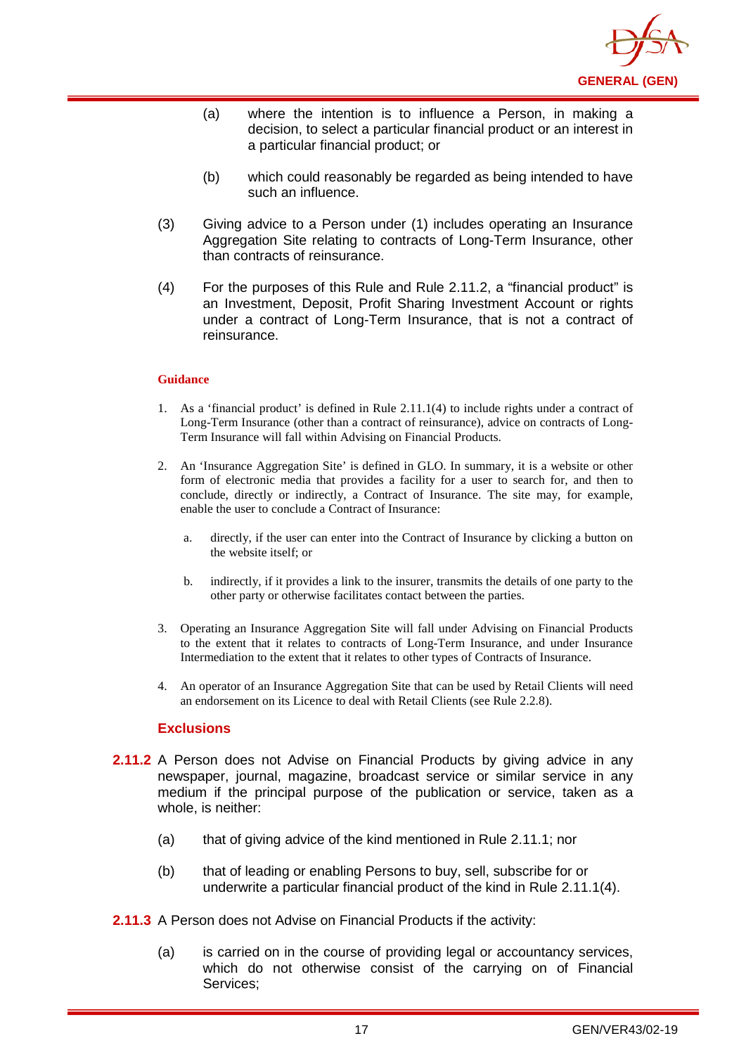(a) where the intention is to influence a Person, in making a decision, to select a particular financial product or an interest in a particular financial product; or

(b) which could reasonably be regarded as being intended to have such an influence.

(3) Giving advice to a Person under (1) includes operating an Insurance Aggregation Site relating to contracts of Long-Term Insurance, other than contracts of reinsurance.

(4) For the purposes of this Rule and Rule 2.11.2, a "financial product" is an Investment, Deposit, Profit Sharing Investment Account or rights under a contract of Long-Term Insurance, that is not a contract of reinsurance.

**Guidance**

1. As a 'financial product' is defined in Rule 2.11.1(4) to include rights under a contract of Long-Term Insurance (other than a contract of reinsurance), advice on contracts of Long-Term Insurance will fall within Advising on Financial Products.

2. An 'Insurance Aggregation Site' is defined in GLO. In summary, it is a website or other form of electronic media that provides a facility for a user to search for, and then to conclude, directly or indirectly, a Contract of Insurance. The site may, for example, enable the user to conclude a Contract of Insurance:

   a. directly, if the user can enter into the Contract of Insurance by clicking a button on the website itself; or

   b. indirectly, if it provides a link to the insurer, transmits the details of one party to the other party or otherwise facilitates contact between the parties.

3. Operating an Insurance Aggregation Site will fall under Advising on Financial Products to the extent that it relates to contracts of Long-Term Insurance, and under Insurance Intermediation to the extent that it relates to other types of Contracts of Insurance.

4. An operator of an Insurance Aggregation Site that can be used by Retail Clients will need an endorsement on its Licence to deal with Retail Clients (see Rule 2.2.8).

### Exclusions

**2.11.2** A Person does not Advise on Financial Products by giving advice in any newspaper, journal, magazine, broadcast service or similar service in any medium if the principal purpose of the publication or service, taken as a whole, is neither:

(a) that of giving advice of the kind mentioned in Rule 2.11.1; nor

(b) that of leading or enabling Persons to buy, sell, subscribe for or underwrite a particular financial product of the kind in Rule 2.11.1(4).

**2.11.3** A Person does not Advise on Financial Products if the activity:

(a) is carried on in the course of providing legal or accountancy services, which do not otherwise consist of the carrying on of Financial Services;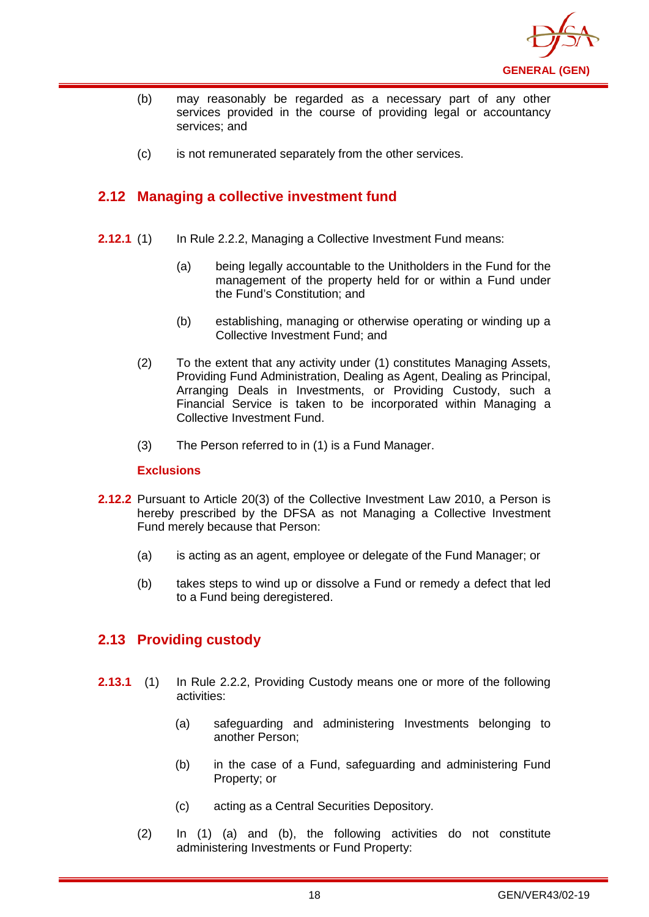(b) may reasonably be regarded as a necessary part of any other services provided in the course of providing legal or accountancy services; and

(c) is not remunerated separately from the other services.

## 2.12 Managing a collective investment fund

**2.12.1** (1) In Rule 2.2.2, Managing a Collective Investment Fund means:

(a) being legally accountable to the Unitholders in the Fund for the management of the property held for or within a Fund under the Fund's Constitution; and

(b) establishing, managing or otherwise operating or winding up a Collective Investment Fund; and

(2) To the extent that any activity under (1) constitutes Managing Assets, Providing Fund Administration, Dealing as Agent, Dealing as Principal, Arranging Deals in Investments, or Providing Custody, such a Financial Service is taken to be incorporated within Managing a Collective Investment Fund.

(3) The Person referred to in (1) is a Fund Manager.

### Exclusions

**2.12.2** Pursuant to Article 20(3) of the Collective Investment Law 2010, a Person is hereby prescribed by the DFSA as not Managing a Collective Investment Fund merely because that Person:

(a) is acting as an agent, employee or delegate of the Fund Manager; or

(b) takes steps to wind up or dissolve a Fund or remedy a defect that led to a Fund being deregistered.

## 2.13 Providing custody

**2.13.1** (1) In Rule 2.2.2, Providing Custody means one or more of the following activities:

(a) safeguarding and administering Investments belonging to another Person;

(b) in the case of a Fund, safeguarding and administering Fund Property; or

(c) acting as a Central Securities Depository.

(2) In (1) (a) and (b), the following activities do not constitute administering Investments or Fund Property: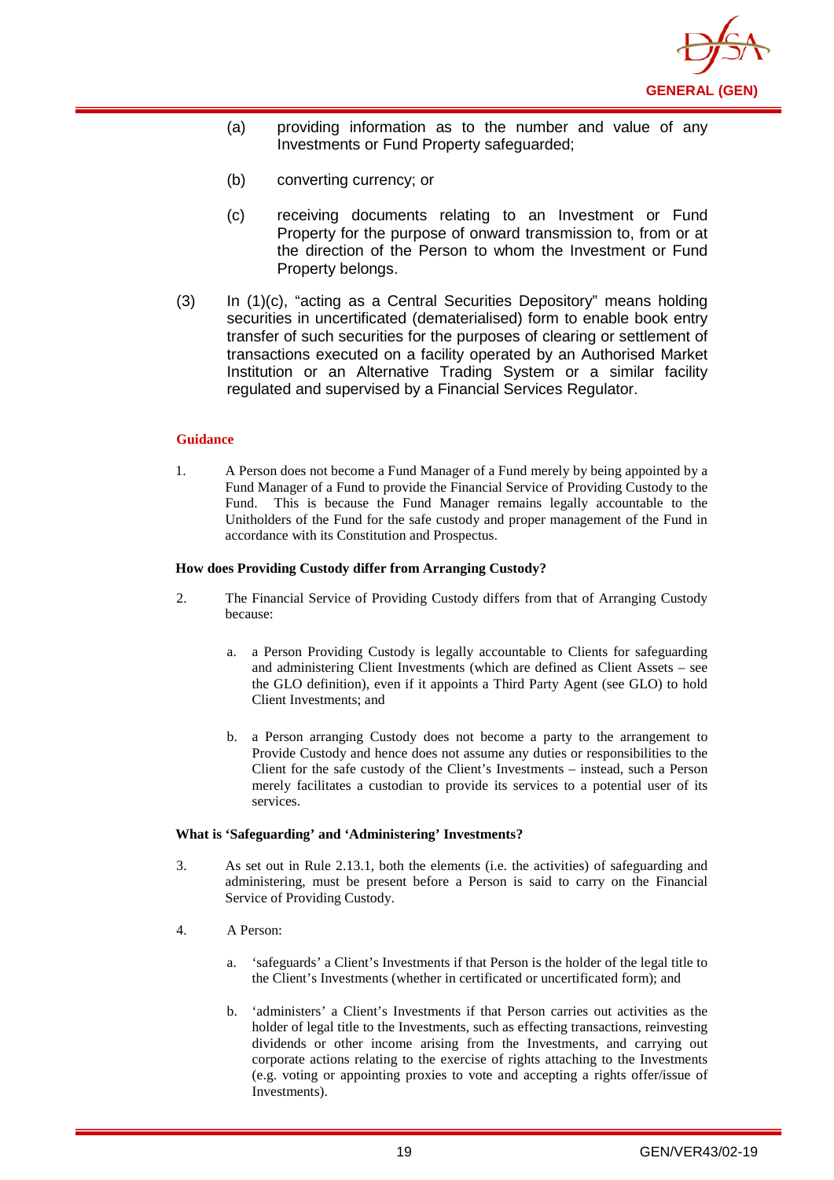(a) providing information as to the number and value of any Investments or Fund Property safeguarded;

(b) converting currency; or

(c) receiving documents relating to an Investment or Fund Property for the purpose of onward transmission to, from or at the direction of the Person to whom the Investment or Fund Property belongs.

(3) In (1)(c), "acting as a Central Securities Depository" means holding securities in uncertificated (dematerialised) form to enable book entry transfer of such securities for the purposes of clearing or settlement of transactions executed on a facility operated by an Authorised Market Institution or an Alternative Trading System or a similar facility regulated and supervised by a Financial Services Regulator.

**Guidance**

1. A Person does not become a Fund Manager of a Fund merely by being appointed by a Fund Manager of a Fund to provide the Financial Service of Providing Custody to the Fund. This is because the Fund Manager remains legally accountable to the Unitholders of the Fund for the safe custody and proper management of the Fund in accordance with its Constitution and Prospectus.

**How does Providing Custody differ from Arranging Custody?**

2. The Financial Service of Providing Custody differs from that of Arranging Custody because:

   a. a Person Providing Custody is legally accountable to Clients for safeguarding and administering Client Investments (which are defined as Client Assets – see the GLO definition), even if it appoints a Third Party Agent (see GLO) to hold Client Investments; and

   b. a Person arranging Custody does not become a party to the arrangement to Provide Custody and hence does not assume any duties or responsibilities to the Client for the safe custody of the Client's Investments – instead, such a Person merely facilitates a custodian to provide its services to a potential user of its services.

**What is 'Safeguarding' and 'Administering' Investments?**

3. As set out in Rule 2.13.1, both the elements (i.e. the activities) of safeguarding and administering, must be present before a Person is said to carry on the Financial Service of Providing Custody.

4. A Person:

   a. 'safeguards' a Client's Investments if that Person is the holder of the legal title to the Client's Investments (whether in certificated or uncertificated form); and

   b. 'administers' a Client's Investments if that Person carries out activities as the holder of legal title to the Investments, such as effecting transactions, reinvesting dividends or other income arising from the Investments, and carrying out corporate actions relating to the exercise of rights attaching to the Investments (e.g. voting or appointing proxies to vote and accepting a rights offer/issue of Investments).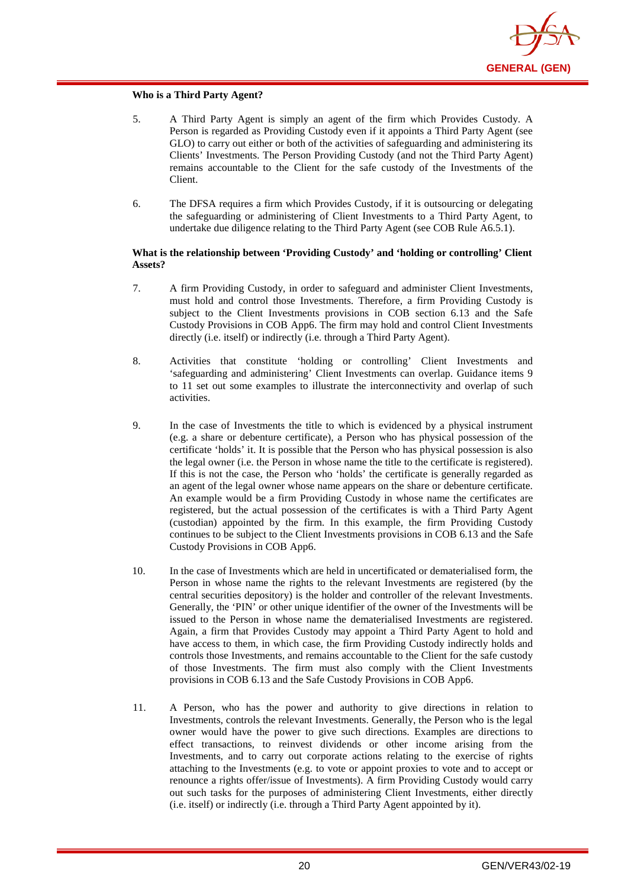**Who is a Third Party Agent?**

5. A Third Party Agent is simply an agent of the firm which Provides Custody. A Person is regarded as Providing Custody even if it appoints a Third Party Agent (see GLO) to carry out either or both of the activities of safeguarding and administering its Clients' Investments. The Person Providing Custody (and not the Third Party Agent) remains accountable to the Client for the safe custody of the Investments of the Client.

6. The DFSA requires a firm which Provides Custody, if it is outsourcing or delegating the safeguarding or administering of Client Investments to a Third Party Agent, to undertake due diligence relating to the Third Party Agent (see COB Rule A6.5.1).

**What is the relationship between 'Providing Custody' and 'holding or controlling' Client Assets?**

7. A firm Providing Custody, in order to safeguard and administer Client Investments, must hold and control those Investments. Therefore, a firm Providing Custody is subject to the Client Investments provisions in COB section 6.13 and the Safe Custody Provisions in COB App6. The firm may hold and control Client Investments directly (i.e. itself) or indirectly (i.e. through a Third Party Agent).

8. Activities that constitute 'holding or controlling' Client Investments and 'safeguarding and administering' Client Investments can overlap. Guidance items 9 to 11 set out some examples to illustrate the interconnectivity and overlap of such activities.

9. In the case of Investments the title to which is evidenced by a physical instrument (e.g. a share or debenture certificate), a Person who has physical possession of the certificate 'holds' it. It is possible that the Person who has physical possession is also the legal owner (i.e. the Person in whose name the title to the certificate is registered). If this is not the case, the Person who 'holds' the certificate is generally regarded as an agent of the legal owner whose name appears on the share or debenture certificate. An example would be a firm Providing Custody in whose name the certificates are registered, but the actual possession of the certificates is with a Third Party Agent (custodian) appointed by the firm. In this example, the firm Providing Custody continues to be subject to the Client Investments provisions in COB 6.13 and the Safe Custody Provisions in COB App6.

10. In the case of Investments which are held in uncertificated or dematerialised form, the Person in whose name the rights to the relevant Investments are registered (by the central securities depository) is the holder and controller of the relevant Investments. Generally, the 'PIN' or other unique identifier of the owner of the Investments will be issued to the Person in whose name the dematerialised Investments are registered. Again, a firm that Provides Custody may appoint a Third Party Agent to hold and have access to them, in which case, the firm Providing Custody indirectly holds and controls those Investments, and remains accountable to the Client for the safe custody of those Investments. The firm must also comply with the Client Investments provisions in COB 6.13 and the Safe Custody Provisions in COB App6.

11. A Person, who has the power and authority to give directions in relation to Investments, controls the relevant Investments. Generally, the Person who is the legal owner would have the power to give such directions. Examples are directions to effect transactions, to reinvest dividends or other income arising from the Investments, and to carry out corporate actions relating to the exercise of rights attaching to the Investments (e.g. to vote or appoint proxies to vote and to accept or renounce a rights offer/issue of Investments). A firm Providing Custody would carry out such tasks for the purposes of administering Client Investments, either directly (i.e. itself) or indirectly (i.e. through a Third Party Agent appointed by it).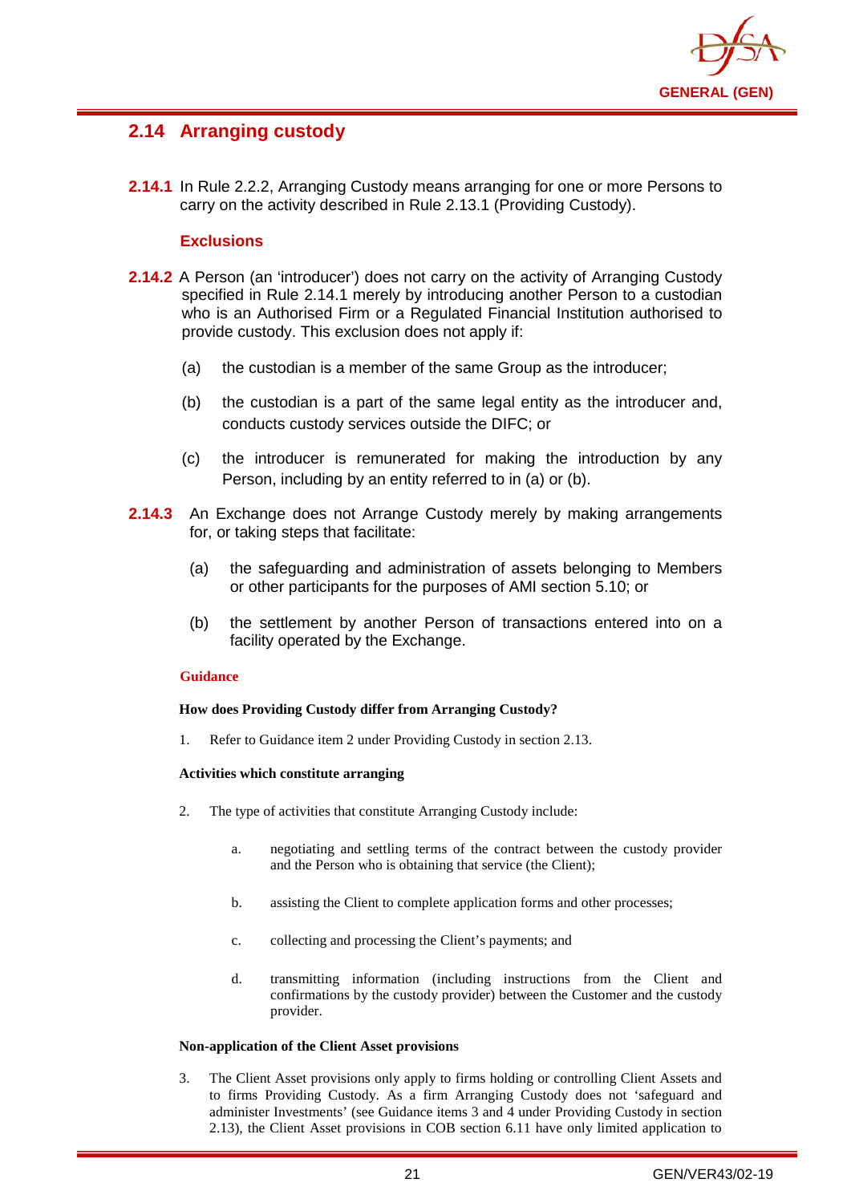## 2.14 Arranging custody

**2.14.1** In Rule 2.2.2, Arranging Custody means arranging for one or more Persons to carry on the activity described in Rule 2.13.1 (Providing Custody).

### Exclusions

**2.14.2** A Person (an 'introducer') does not carry on the activity of Arranging Custody specified in Rule 2.14.1 merely by introducing another Person to a custodian who is an Authorised Firm or a Regulated Financial Institution authorised to provide custody. This exclusion does not apply if:

(a) the custodian is a member of the same Group as the introducer;

(b) the custodian is a part of the same legal entity as the introducer and, conducts custody services outside the DIFC; or

(c) the introducer is remunerated for making the introduction by any Person, including by an entity referred to in (a) or (b).

**2.14.3** An Exchange does not Arrange Custody merely by making arrangements for, or taking steps that facilitate:

(a) the safeguarding and administration of assets belonging to Members or other participants for the purposes of AMI section 5.10; or

(b) the settlement by another Person of transactions entered into on a facility operated by the Exchange.

#### Guidance

**How does Providing Custody differ from Arranging Custody?**

1. Refer to Guidance item 2 under Providing Custody in section 2.13.

**Activities which constitute arranging**

2. The type of activities that constitute Arranging Custody include:

   a. negotiating and settling terms of the contract between the custody provider and the Person who is obtaining that service (the Client);

   b. assisting the Client to complete application forms and other processes;

   c. collecting and processing the Client's payments; and

   d. transmitting information (including instructions from the Client and confirmations by the custody provider) between the Customer and the custody provider.

**Non-application of the Client Asset provisions**

3. The Client Asset provisions only apply to firms holding or controlling Client Assets and to firms Providing Custody. As a firm Arranging Custody does not 'safeguard and administer Investments' (see Guidance items 3 and 4 under Providing Custody in section 2.13), the Client Asset provisions in COB section 6.11 have only limited application to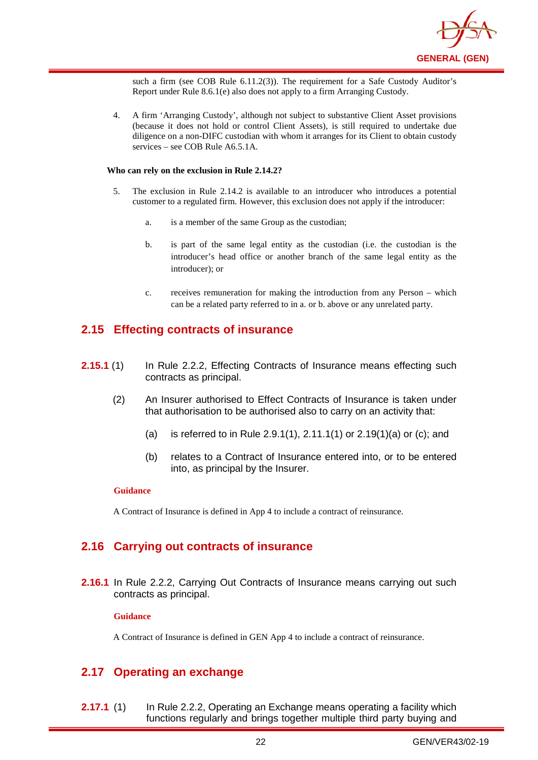such a firm (see COB Rule 6.11.2(3)). The requirement for a Safe Custody Auditor's Report under Rule 8.6.1(e) also does not apply to a firm Arranging Custody.

4. A firm 'Arranging Custody', although not subject to substantive Client Asset provisions (because it does not hold or control Client Assets), is still required to undertake due diligence on a non-DIFC custodian with whom it arranges for its Client to obtain custody services – see COB Rule A6.5.1A.

**Who can rely on the exclusion in Rule 2.14.2?**

5. The exclusion in Rule 2.14.2 is available to an introducer who introduces a potential customer to a regulated firm. However, this exclusion does not apply if the introducer:

   a. is a member of the same Group as the custodian;

   b. is part of the same legal entity as the custodian (i.e. the custodian is the introducer's head office or another branch of the same legal entity as the introducer); or

   c. receives remuneration for making the introduction from any Person – which can be a related party referred to in a. or b. above or any unrelated party.

## 2.15 Effecting contracts of insurance

**2.15.1** (1) In Rule 2.2.2, Effecting Contracts of Insurance means effecting such contracts as principal.

(2) An Insurer authorised to Effect Contracts of Insurance is taken under that authorisation to be authorised also to carry on an activity that:

   (a) is referred to in Rule 2.9.1(1), 2.11.1(1) or 2.19(1)(a) or (c); and

   (b) relates to a Contract of Insurance entered into, or to be entered into, as principal by the Insurer.

**Guidance**

A Contract of Insurance is defined in App 4 to include a contract of reinsurance.

## 2.16 Carrying out contracts of insurance

**2.16.1** In Rule 2.2.2, Carrying Out Contracts of Insurance means carrying out such contracts as principal.

**Guidance**

A Contract of Insurance is defined in GEN App 4 to include a contract of reinsurance.

## 2.17 Operating an exchange

**2.17.1** (1) In Rule 2.2.2, Operating an Exchange means operating a facility which functions regularly and brings together multiple third party buying and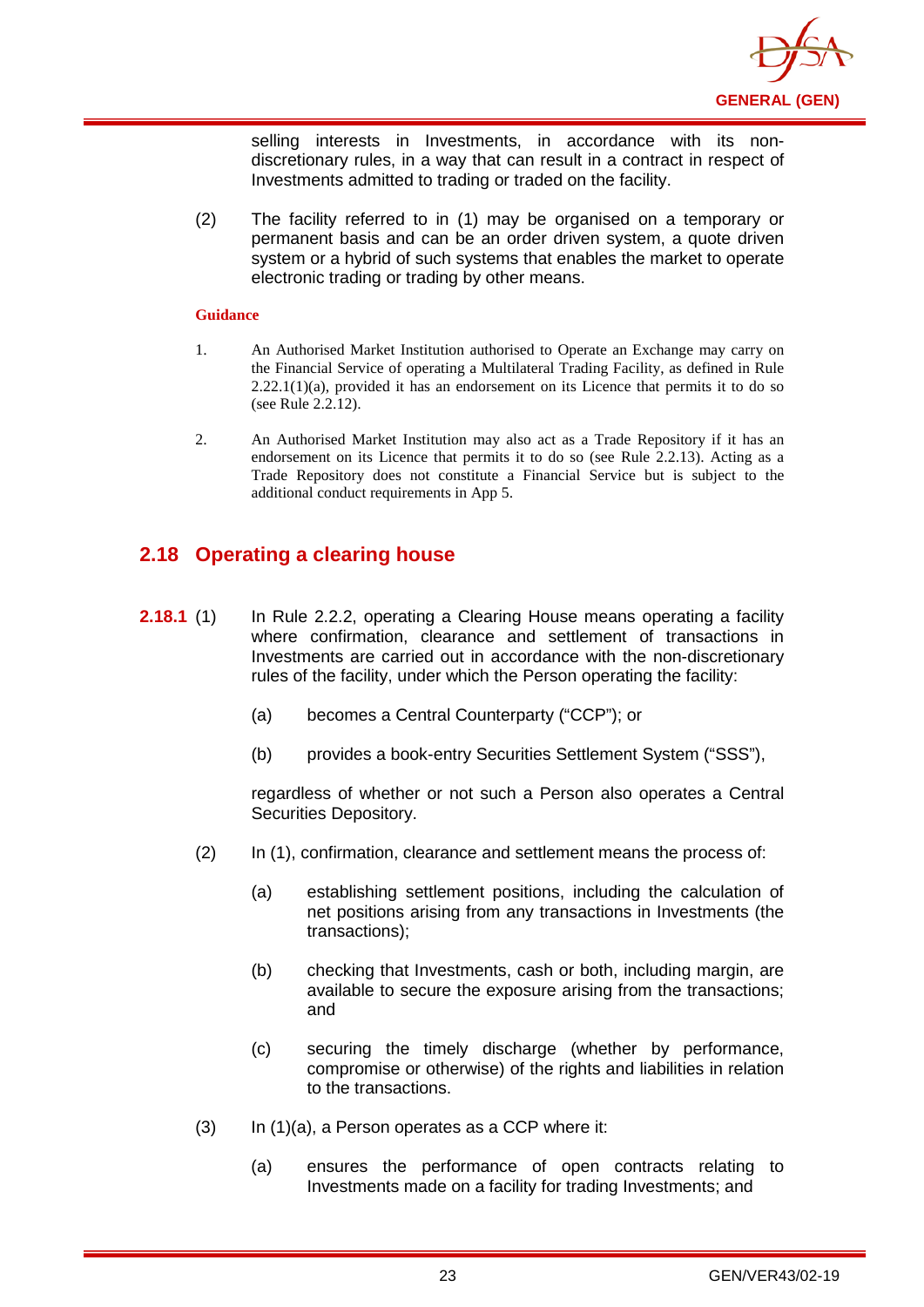selling interests in Investments, in accordance with its non-discretionary rules, in a way that can result in a contract in respect of Investments admitted to trading or traded on the facility.

(2) The facility referred to in (1) may be organised on a temporary or permanent basis and can be an order driven system, a quote driven system or a hybrid of such systems that enables the market to operate electronic trading or trading by other means.

**Guidance**

1. An Authorised Market Institution authorised to Operate an Exchange may carry on the Financial Service of operating a Multilateral Trading Facility, as defined in Rule 2.22.1(1)(a), provided it has an endorsement on its Licence that permits it to do so (see Rule 2.2.12).

2. An Authorised Market Institution may also act as a Trade Repository if it has an endorsement on its Licence that permits it to do so (see Rule 2.2.13). Acting as a Trade Repository does not constitute a Financial Service but is subject to the additional conduct requirements in App 5.

## 2.18 Operating a clearing house

**2.18.1** (1) In Rule 2.2.2, operating a Clearing House means operating a facility where confirmation, clearance and settlement of transactions in Investments are carried out in accordance with the non-discretionary rules of the facility, under which the Person operating the facility:

(a) becomes a Central Counterparty ("CCP"); or

(b) provides a book-entry Securities Settlement System ("SSS"),

regardless of whether or not such a Person also operates a Central Securities Depository.

(2) In (1), confirmation, clearance and settlement means the process of:

(a) establishing settlement positions, including the calculation of net positions arising from any transactions in Investments (the transactions);

(b) checking that Investments, cash or both, including margin, are available to secure the exposure arising from the transactions; and

(c) securing the timely discharge (whether by performance, compromise or otherwise) of the rights and liabilities in relation to the transactions.

(3) In (1)(a), a Person operates as a CCP where it:

(a) ensures the performance of open contracts relating to Investments made on a facility for trading Investments; and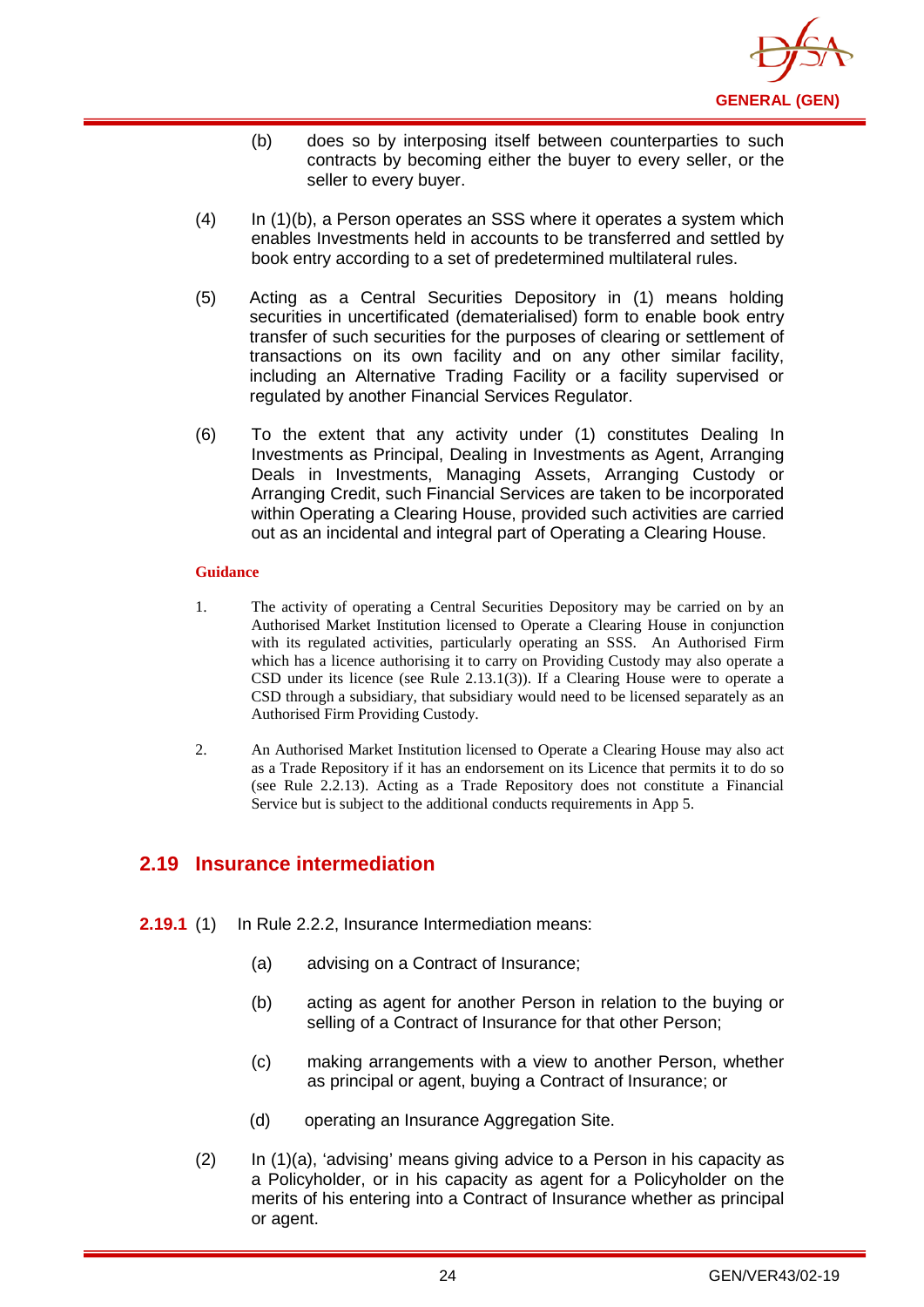(b) does so by interposing itself between counterparties to such contracts by becoming either the buyer to every seller, or the seller to every buyer.

(4) In (1)(b), a Person operates an SSS where it operates a system which enables Investments held in accounts to be transferred and settled by book entry according to a set of predetermined multilateral rules.

(5) Acting as a Central Securities Depository in (1) means holding securities in uncertificated (dematerialised) form to enable book entry transfer of such securities for the purposes of clearing or settlement of transactions on its own facility and on any other similar facility, including an Alternative Trading Facility or a facility supervised or regulated by another Financial Services Regulator.

(6) To the extent that any activity under (1) constitutes Dealing In Investments as Principal, Dealing in Investments as Agent, Arranging Deals in Investments, Managing Assets, Arranging Custody or Arranging Credit, such Financial Services are taken to be incorporated within Operating a Clearing House, provided such activities are carried out as an incidental and integral part of Operating a Clearing House.

**Guidance**

1. The activity of operating a Central Securities Depository may be carried on by an Authorised Market Institution licensed to Operate a Clearing House in conjunction with its regulated activities, particularly operating an SSS. An Authorised Firm which has a licence authorising it to carry on Providing Custody may also operate a CSD under its licence (see Rule 2.13.1(3)). If a Clearing House were to operate a CSD through a subsidiary, that subsidiary would need to be licensed separately as an Authorised Firm Providing Custody.

2. An Authorised Market Institution licensed to Operate a Clearing House may also act as a Trade Repository if it has an endorsement on its Licence that permits it to do so (see Rule 2.2.13). Acting as a Trade Repository does not constitute a Financial Service but is subject to the additional conducts requirements in App 5.

## 2.19 Insurance intermediation

**2.19.1** (1) In Rule 2.2.2, Insurance Intermediation means:

(a) advising on a Contract of Insurance;

(b) acting as agent for another Person in relation to the buying or selling of a Contract of Insurance for that other Person;

(c) making arrangements with a view to another Person, whether as principal or agent, buying a Contract of Insurance; or

(d) operating an Insurance Aggregation Site.

(2) In (1)(a), 'advising' means giving advice to a Person in his capacity as a Policyholder, or in his capacity as agent for a Policyholder on the merits of his entering into a Contract of Insurance whether as principal or agent.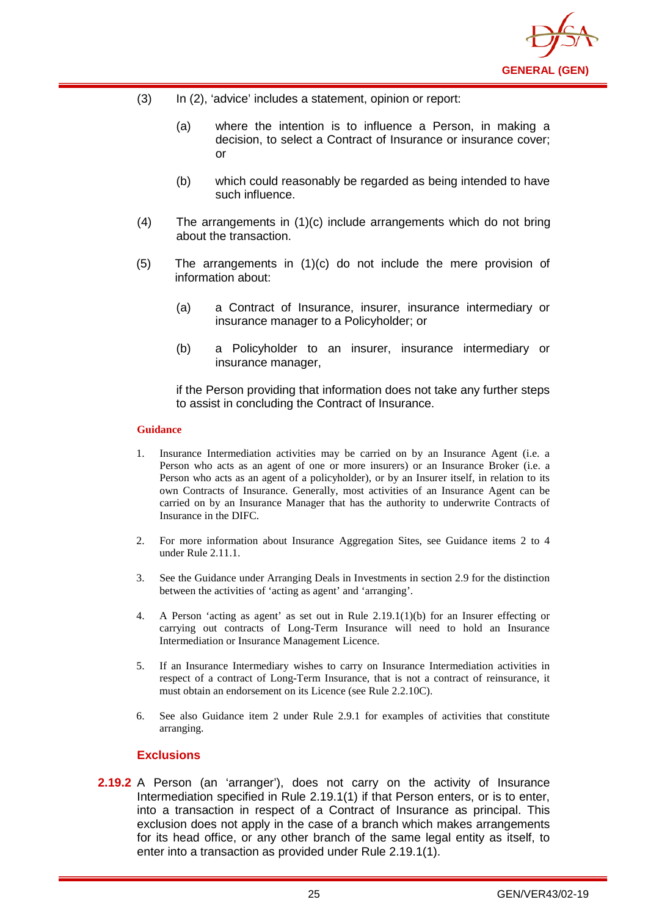(3) In (2), 'advice' includes a statement, opinion or report:

   (a) where the intention is to influence a Person, in making a decision, to select a Contract of Insurance or insurance cover; or

   (b) which could reasonably be regarded as being intended to have such influence.

(4) The arrangements in (1)(c) include arrangements which do not bring about the transaction.

(5) The arrangements in (1)(c) do not include the mere provision of information about:

   (a) a Contract of Insurance, insurer, insurance intermediary or insurance manager to a Policyholder; or

   (b) a Policyholder to an insurer, insurance intermediary or insurance manager,

   if the Person providing that information does not take any further steps to assist in concluding the Contract of Insurance.

**Guidance**

1. Insurance Intermediation activities may be carried on by an Insurance Agent (i.e. a Person who acts as an agent of one or more insurers) or an Insurance Broker (i.e. a Person who acts as an agent of a policyholder), or by an Insurer itself, in relation to its own Contracts of Insurance. Generally, most activities of an Insurance Agent can be carried on by an Insurance Manager that has the authority to underwrite Contracts of Insurance in the DIFC.

2. For more information about Insurance Aggregation Sites, see Guidance items 2 to 4 under Rule 2.11.1.

3. See the Guidance under Arranging Deals in Investments in section 2.9 for the distinction between the activities of 'acting as agent' and 'arranging'.

4. A Person 'acting as agent' as set out in Rule 2.19.1(1)(b) for an Insurer effecting or carrying out contracts of Long-Term Insurance will need to hold an Insurance Intermediation or Insurance Management Licence.

5. If an Insurance Intermediary wishes to carry on Insurance Intermediation activities in respect of a contract of Long-Term Insurance, that is not a contract of reinsurance, it must obtain an endorsement on its Licence (see Rule 2.2.10C).

6. See also Guidance item 2 under Rule 2.9.1 for examples of activities that constitute arranging.

### Exclusions

**2.19.2** A Person (an 'arranger'), does not carry on the activity of Insurance Intermediation specified in Rule 2.19.1(1) if that Person enters, or is to enter, into a transaction in respect of a Contract of Insurance as principal. This exclusion does not apply in the case of a branch which makes arrangements for its head office, or any other branch of the same legal entity as itself, to enter into a transaction as provided under Rule 2.19.1(1).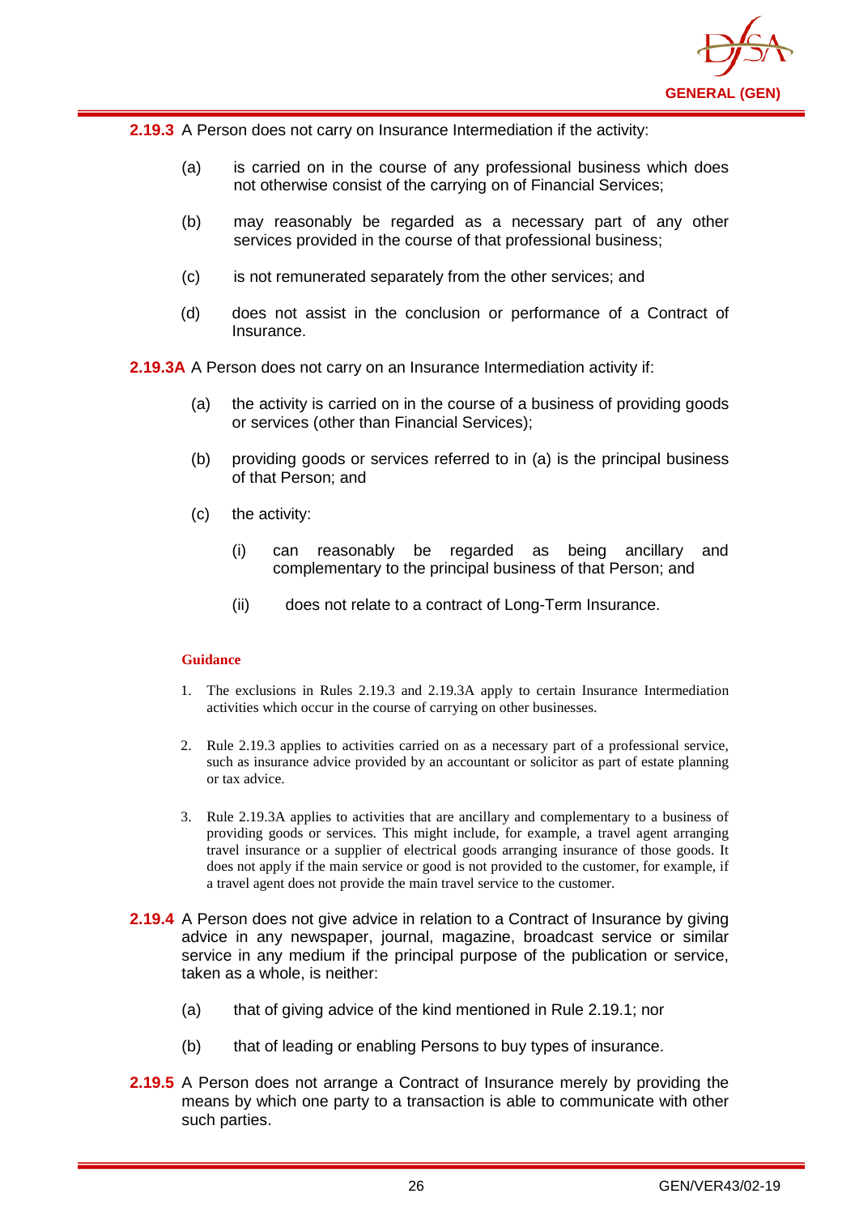**2.19.3** A Person does not carry on Insurance Intermediation if the activity:

(a) is carried on in the course of any professional business which does not otherwise consist of the carrying on of Financial Services;

(b) may reasonably be regarded as a necessary part of any other services provided in the course of that professional business;

(c) is not remunerated separately from the other services; and

(d) does not assist in the conclusion or performance of a Contract of Insurance.

**2.19.3A** A Person does not carry on an Insurance Intermediation activity if:

(a) the activity is carried on in the course of a business of providing goods or services (other than Financial Services);

(b) providing goods or services referred to in (a) is the principal business of that Person; and

(c) the activity:

(i) can reasonably be regarded as being ancillary and complementary to the principal business of that Person; and

(ii) does not relate to a contract of Long-Term Insurance.

**Guidance**

1. The exclusions in Rules 2.19.3 and 2.19.3A apply to certain Insurance Intermediation activities which occur in the course of carrying on other businesses.

2. Rule 2.19.3 applies to activities carried on as a necessary part of a professional service, such as insurance advice provided by an accountant or solicitor as part of estate planning or tax advice.

3. Rule 2.19.3A applies to activities that are ancillary and complementary to a business of providing goods or services. This might include, for example, a travel agent arranging travel insurance or a supplier of electrical goods arranging insurance of those goods. It does not apply if the main service or good is not provided to the customer, for example, if a travel agent does not provide the main travel service to the customer.

**2.19.4** A Person does not give advice in relation to a Contract of Insurance by giving advice in any newspaper, journal, magazine, broadcast service or similar service in any medium if the principal purpose of the publication or service, taken as a whole, is neither:

(a) that of giving advice of the kind mentioned in Rule 2.19.1; nor

(b) that of leading or enabling Persons to buy types of insurance.

**2.19.5** A Person does not arrange a Contract of Insurance merely by providing the means by which one party to a transaction is able to communicate with other such parties.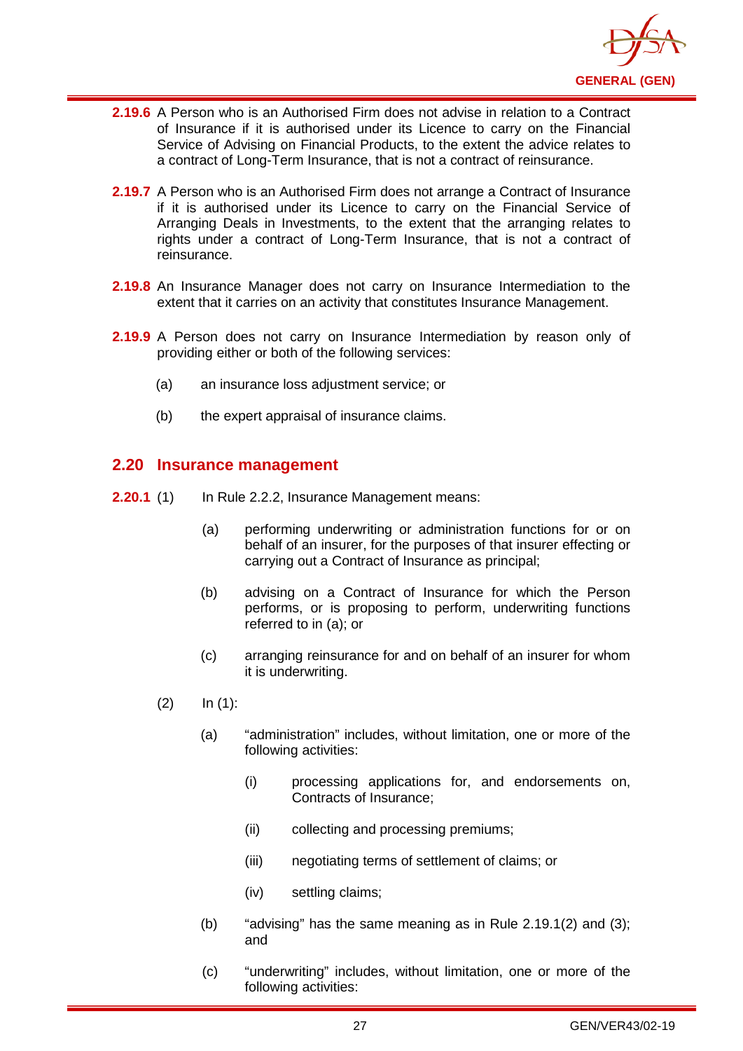**2.19.6** A Person who is an Authorised Firm does not advise in relation to a Contract of Insurance if it is authorised under its Licence to carry on the Financial Service of Advising on Financial Products, to the extent the advice relates to a contract of Long-Term Insurance, that is not a contract of reinsurance.

**2.19.7** A Person who is an Authorised Firm does not arrange a Contract of Insurance if it is authorised under its Licence to carry on the Financial Service of Arranging Deals in Investments, to the extent that the arranging relates to rights under a contract of Long-Term Insurance, that is not a contract of reinsurance.

**2.19.8** An Insurance Manager does not carry on Insurance Intermediation to the extent that it carries on an activity that constitutes Insurance Management.

**2.19.9** A Person does not carry on Insurance Intermediation by reason only of providing either or both of the following services:

(a) an insurance loss adjustment service; or

(b) the expert appraisal of insurance claims.

## 2.20 Insurance management

**2.20.1** (1) In Rule 2.2.2, Insurance Management means:

(a) performing underwriting or administration functions for or on behalf of an insurer, for the purposes of that insurer effecting or carrying out a Contract of Insurance as principal;

(b) advising on a Contract of Insurance for which the Person performs, or is proposing to perform, underwriting functions referred to in (a); or

(c) arranging reinsurance for and on behalf of an insurer for whom it is underwriting.

(2) In (1):

(a) "administration" includes, without limitation, one or more of the following activities:

(i) processing applications for, and endorsements on, Contracts of Insurance;

(ii) collecting and processing premiums;

(iii) negotiating terms of settlement of claims; or

(iv) settling claims;

(b) "advising" has the same meaning as in Rule 2.19.1(2) and (3); and

(c) "underwriting" includes, without limitation, one or more of the following activities: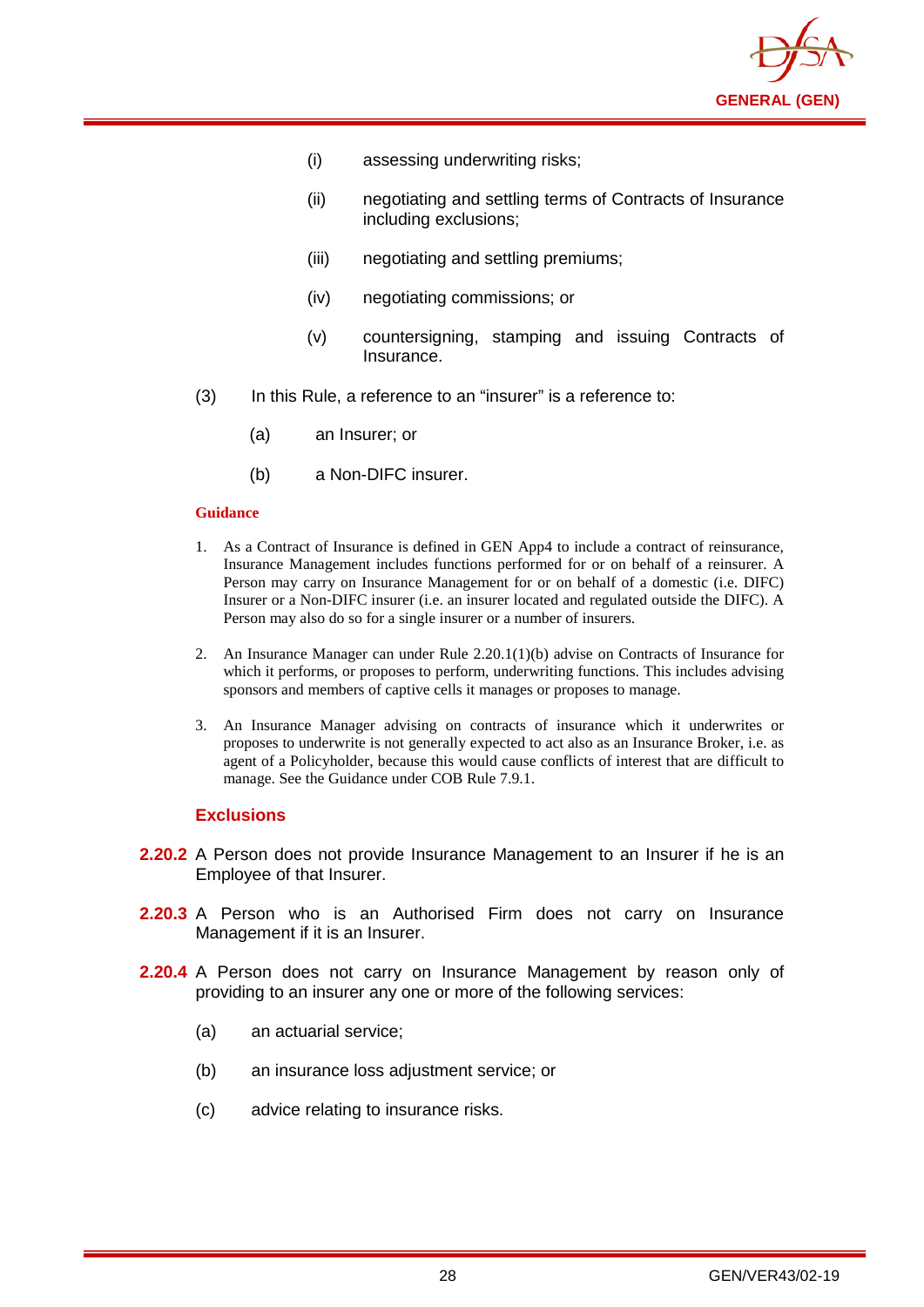(i) assessing underwriting risks;

(ii) negotiating and settling terms of Contracts of Insurance including exclusions;

(iii) negotiating and settling premiums;

(iv) negotiating commissions; or

(v) countersigning, stamping and issuing Contracts of Insurance.

(3) In this Rule, a reference to an "insurer" is a reference to:

(a) an Insurer; or

(b) a Non-DIFC insurer.

**Guidance**

1. As a Contract of Insurance is defined in GEN App4 to include a contract of reinsurance, Insurance Management includes functions performed for or on behalf of a reinsurer. A Person may carry on Insurance Management for or on behalf of a domestic (i.e. DIFC) Insurer or a Non-DIFC insurer (i.e. an insurer located and regulated outside the DIFC). A Person may also do so for a single insurer or a number of insurers.

2. An Insurance Manager can under Rule 2.20.1(1)(b) advise on Contracts of Insurance for which it performs, or proposes to perform, underwriting functions. This includes advising sponsors and members of captive cells it manages or proposes to manage.

3. An Insurance Manager advising on contracts of insurance which it underwrites or proposes to underwrite is not generally expected to act also as an Insurance Broker, i.e. as agent of a Policyholder, because this would cause conflicts of interest that are difficult to manage. See the Guidance under COB Rule 7.9.1.

### Exclusions

**2.20.2** A Person does not provide Insurance Management to an Insurer if he is an Employee of that Insurer.

**2.20.3** A Person who is an Authorised Firm does not carry on Insurance Management if it is an Insurer.

**2.20.4** A Person does not carry on Insurance Management by reason only of providing to an insurer any one or more of the following services:

(a) an actuarial service;

(b) an insurance loss adjustment service; or

(c) advice relating to insurance risks.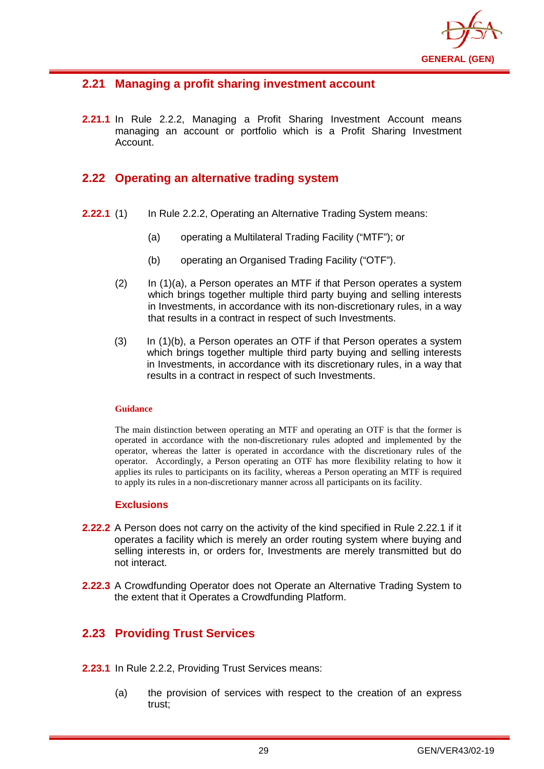## 2.21 Managing a profit sharing investment account

**2.21.1** In Rule 2.2.2, Managing a Profit Sharing Investment Account means managing an account or portfolio which is a Profit Sharing Investment Account.

## 2.22 Operating an alternative trading system

**2.22.1** (1) In Rule 2.2.2, Operating an Alternative Trading System means:

(a) operating a Multilateral Trading Facility ("MTF"); or

(b) operating an Organised Trading Facility ("OTF").

(2) In (1)(a), a Person operates an MTF if that Person operates a system which brings together multiple third party buying and selling interests in Investments, in accordance with its non-discretionary rules, in a way that results in a contract in respect of such Investments.

(3) In (1)(b), a Person operates an OTF if that Person operates a system which brings together multiple third party buying and selling interests in Investments, in accordance with its discretionary rules, in a way that results in a contract in respect of such Investments.

**Guidance**

The main distinction between operating an MTF and operating an OTF is that the former is operated in accordance with the non-discretionary rules adopted and implemented by the operator, whereas the latter is operated in accordance with the discretionary rules of the operator. Accordingly, a Person operating an OTF has more flexibility relating to how it applies its rules to participants on its facility, whereas a Person operating an MTF is required to apply its rules in a non-discretionary manner across all participants on its facility.

**Exclusions**

**2.22.2** A Person does not carry on the activity of the kind specified in Rule 2.22.1 if it operates a facility which is merely an order routing system where buying and selling interests in, or orders for, Investments are merely transmitted but do not interact.

**2.22.3** A Crowdfunding Operator does not Operate an Alternative Trading System to the extent that it Operates a Crowdfunding Platform.

## 2.23 Providing Trust Services

**2.23.1** In Rule 2.2.2, Providing Trust Services means:

(a) the provision of services with respect to the creation of an express trust;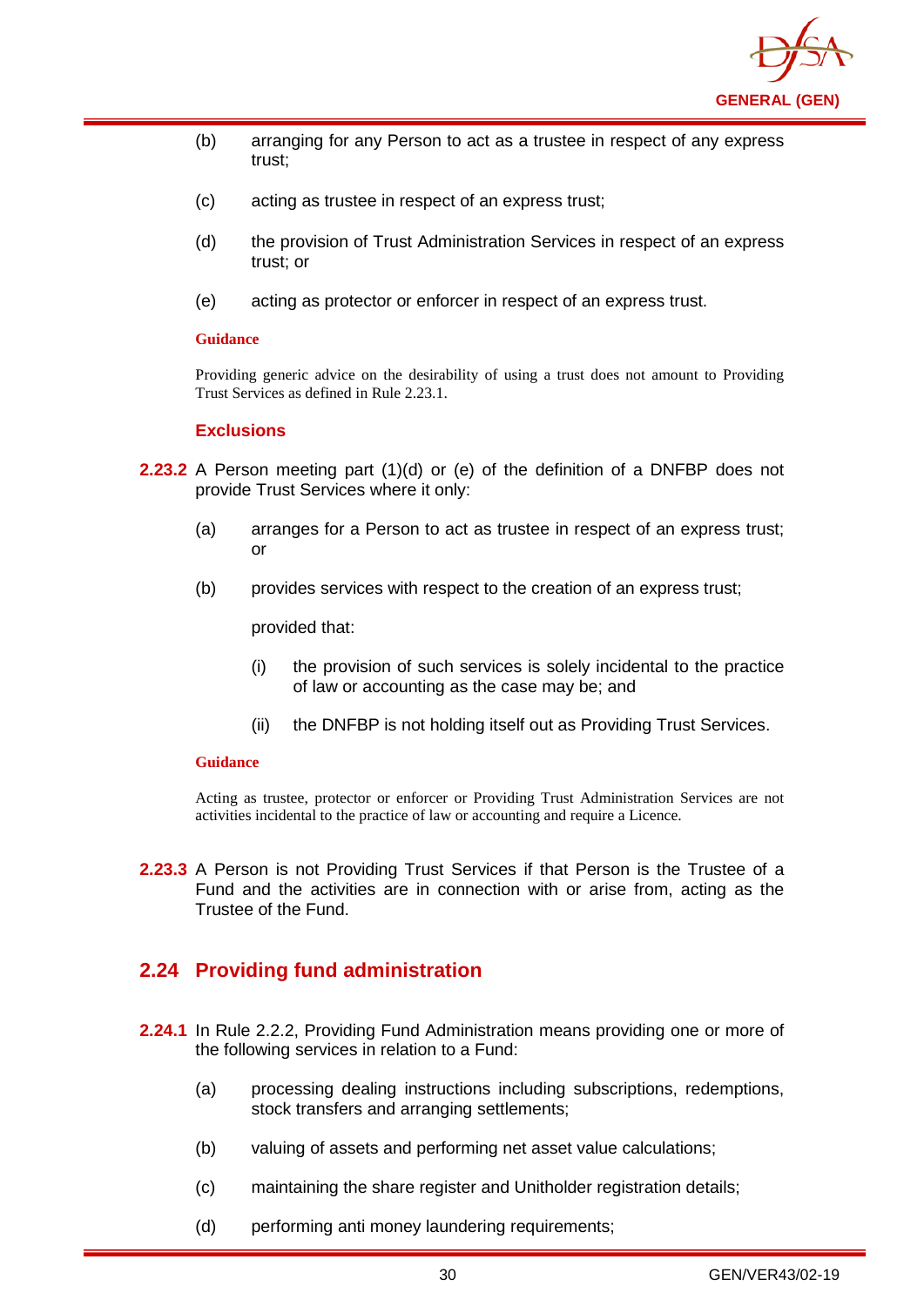(b) arranging for any Person to act as a trustee in respect of any express trust;

(c) acting as trustee in respect of an express trust;

(d) the provision of Trust Administration Services in respect of an express trust; or

(e) acting as protector or enforcer in respect of an express trust.

**Guidance**

Providing generic advice on the desirability of using a trust does not amount to Providing Trust Services as defined in Rule 2.23.1.

### Exclusions

**2.23.2** A Person meeting part (1)(d) or (e) of the definition of a DNFBP does not provide Trust Services where it only:

(a) arranges for a Person to act as trustee in respect of an express trust; or

(b) provides services with respect to the creation of an express trust;

provided that:

(i) the provision of such services is solely incidental to the practice of law or accounting as the case may be; and

(ii) the DNFBP is not holding itself out as Providing Trust Services.

**Guidance**

Acting as trustee, protector or enforcer or Providing Trust Administration Services are not activities incidental to the practice of law or accounting and require a Licence.

**2.23.3** A Person is not Providing Trust Services if that Person is the Trustee of a Fund and the activities are in connection with or arise from, acting as the Trustee of the Fund.

## 2.24 Providing fund administration

**2.24.1** In Rule 2.2.2, Providing Fund Administration means providing one or more of the following services in relation to a Fund:

(a) processing dealing instructions including subscriptions, redemptions, stock transfers and arranging settlements;

(b) valuing of assets and performing net asset value calculations;

(c) maintaining the share register and Unitholder registration details;

(d) performing anti money laundering requirements;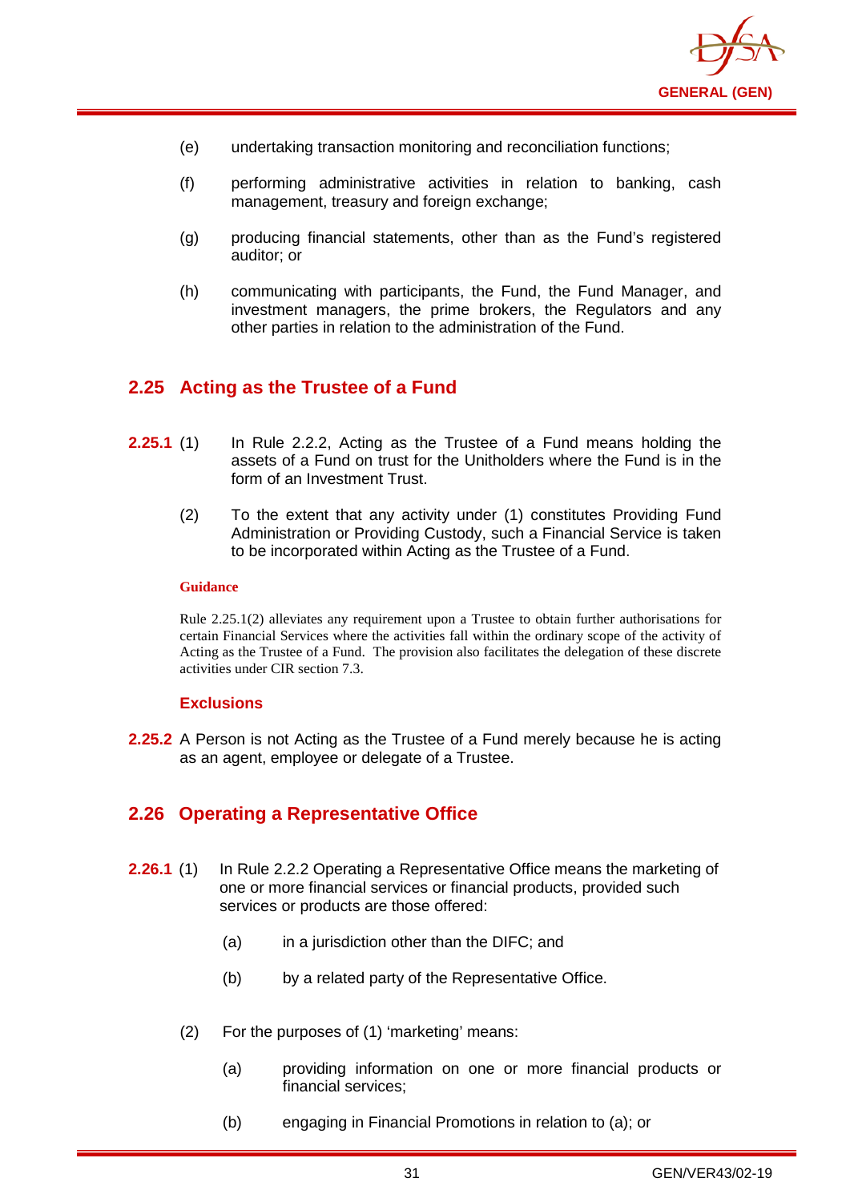(e) undertaking transaction monitoring and reconciliation functions;

(f) performing administrative activities in relation to banking, cash management, treasury and foreign exchange;

(g) producing financial statements, other than as the Fund's registered auditor; or

(h) communicating with participants, the Fund, the Fund Manager, and investment managers, the prime brokers, the Regulators and any other parties in relation to the administration of the Fund.

## 2.25 Acting as the Trustee of a Fund

**2.25.1** (1) In Rule 2.2.2, Acting as the Trustee of a Fund means holding the assets of a Fund on trust for the Unitholders where the Fund is in the form of an Investment Trust.

(2) To the extent that any activity under (1) constitutes Providing Fund Administration or Providing Custody, such a Financial Service is taken to be incorporated within Acting as the Trustee of a Fund.

**Guidance**

Rule 2.25.1(2) alleviates any requirement upon a Trustee to obtain further authorisations for certain Financial Services where the activities fall within the ordinary scope of the activity of Acting as the Trustee of a Fund. The provision also facilitates the delegation of these discrete activities under CIR section 7.3.

**Exclusions**

**2.25.2** A Person is not Acting as the Trustee of a Fund merely because he is acting as an agent, employee or delegate of a Trustee.

## 2.26 Operating a Representative Office

**2.26.1** (1) In Rule 2.2.2 Operating a Representative Office means the marketing of one or more financial services or financial products, provided such services or products are those offered:

(a) in a jurisdiction other than the DIFC; and

(b) by a related party of the Representative Office.

(2) For the purposes of (1) 'marketing' means:

(a) providing information on one or more financial products or financial services;

(b) engaging in Financial Promotions in relation to (a); or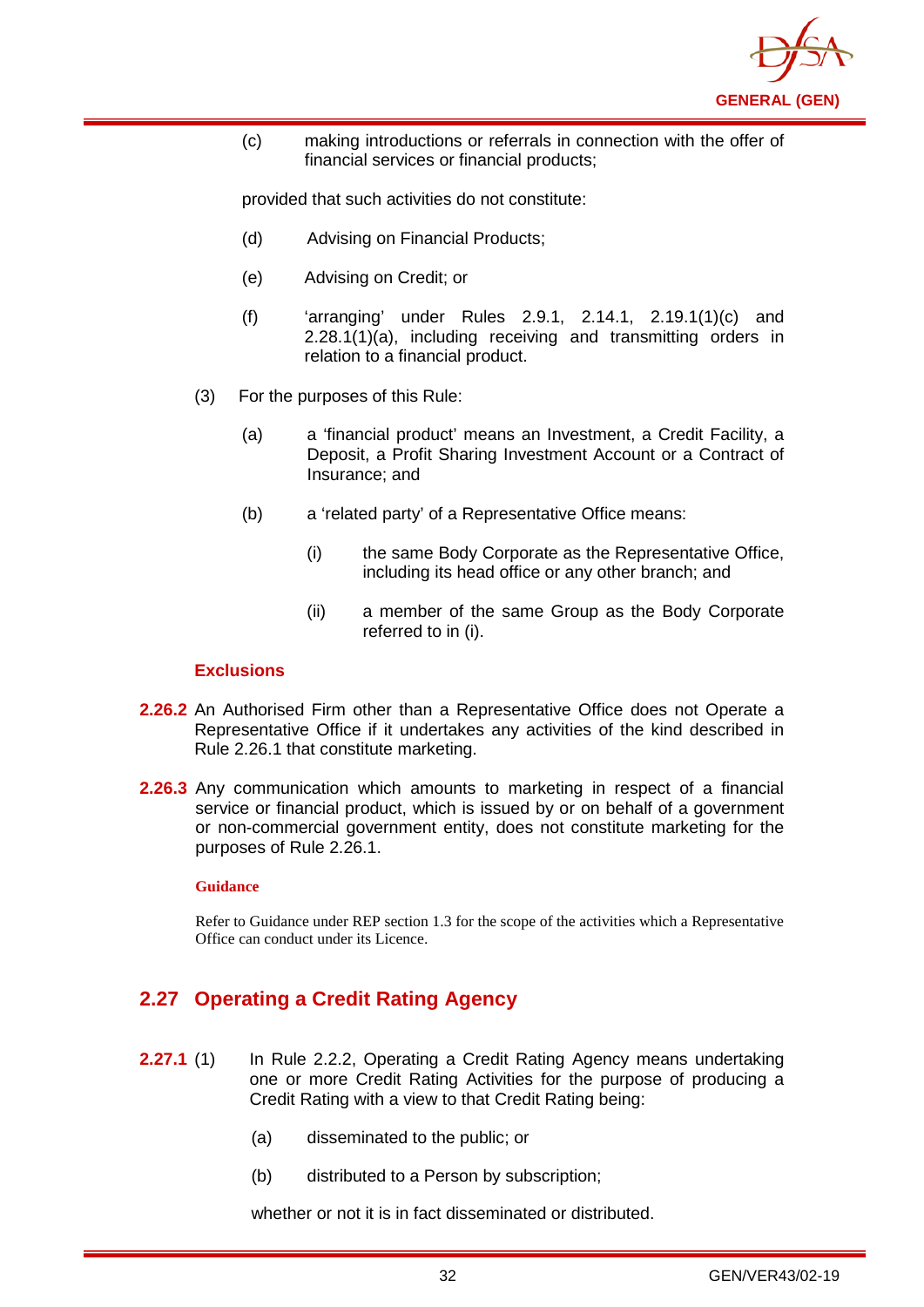(c) making introductions or referrals in connection with the offer of financial services or financial products;

provided that such activities do not constitute:

(d) Advising on Financial Products;

(e) Advising on Credit; or

(f) 'arranging' under Rules 2.9.1, 2.14.1, 2.19.1(1)(c) and 2.28.1(1)(a), including receiving and transmitting orders in relation to a financial product.

(3) For the purposes of this Rule:

(a) a 'financial product' means an Investment, a Credit Facility, a Deposit, a Profit Sharing Investment Account or a Contract of Insurance; and

(b) a 'related party' of a Representative Office means:

(i) the same Body Corporate as the Representative Office, including its head office or any other branch; and

(ii) a member of the same Group as the Body Corporate referred to in (i).

### Exclusions

**2.26.2** An Authorised Firm other than a Representative Office does not Operate a Representative Office if it undertakes any activities of the kind described in Rule 2.26.1 that constitute marketing.

**2.26.3** Any communication which amounts to marketing in respect of a financial service or financial product, which is issued by or on behalf of a government or non-commercial government entity, does not constitute marketing for the purposes of Rule 2.26.1.

**Guidance**

Refer to Guidance under REP section 1.3 for the scope of the activities which a Representative Office can conduct under its Licence.

## 2.27 Operating a Credit Rating Agency

**2.27.1** (1) In Rule 2.2.2, Operating a Credit Rating Agency means undertaking one or more Credit Rating Activities for the purpose of producing a Credit Rating with a view to that Credit Rating being:

(a) disseminated to the public; or

(b) distributed to a Person by subscription;

whether or not it is in fact disseminated or distributed.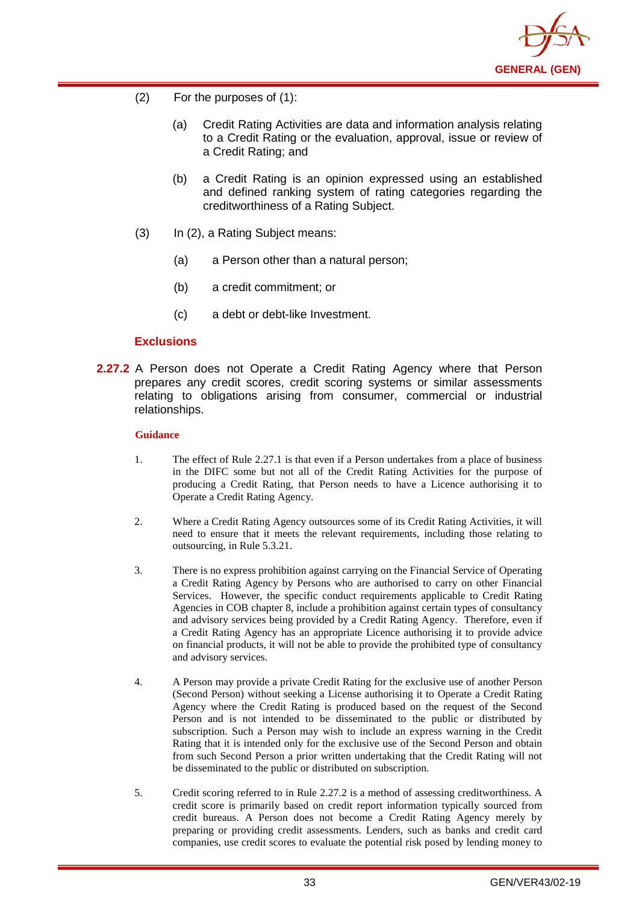(2) For the purposes of (1):

(a) Credit Rating Activities are data and information analysis relating to a Credit Rating or the evaluation, approval, issue or review of a Credit Rating; and

(b) a Credit Rating is an opinion expressed using an established and defined ranking system of rating categories regarding the creditworthiness of a Rating Subject.

(3) In (2), a Rating Subject means:

(a) a Person other than a natural person;

(b) a credit commitment; or

(c) a debt or debt-like Investment.

### Exclusions

**2.27.2** A Person does not Operate a Credit Rating Agency where that Person prepares any credit scores, credit scoring systems or similar assessments relating to obligations arising from consumer, commercial or industrial relationships.

#### Guidance

1. The effect of Rule 2.27.1 is that even if a Person undertakes from a place of business in the DIFC some but not all of the Credit Rating Activities for the purpose of producing a Credit Rating, that Person needs to have a Licence authorising it to Operate a Credit Rating Agency.

2. Where a Credit Rating Agency outsources some of its Credit Rating Activities, it will need to ensure that it meets the relevant requirements, including those relating to outsourcing, in Rule 5.3.21.

3. There is no express prohibition against carrying on the Financial Service of Operating a Credit Rating Agency by Persons who are authorised to carry on other Financial Services. However, the specific conduct requirements applicable to Credit Rating Agencies in COB chapter 8, include a prohibition against certain types of consultancy and advisory services being provided by a Credit Rating Agency. Therefore, even if a Credit Rating Agency has an appropriate Licence authorising it to provide advice on financial products, it will not be able to provide the prohibited type of consultancy and advisory services.

4. A Person may provide a private Credit Rating for the exclusive use of another Person (Second Person) without seeking a License authorising it to Operate a Credit Rating Agency where the Credit Rating is produced based on the request of the Second Person and is not intended to be disseminated to the public or distributed by subscription. Such a Person may wish to include an express warning in the Credit Rating that it is intended only for the exclusive use of the Second Person and obtain from such Second Person a prior written undertaking that the Credit Rating will not be disseminated to the public or distributed on subscription.

5. Credit scoring referred to in Rule 2.27.2 is a method of assessing creditworthiness. A credit score is primarily based on credit report information typically sourced from credit bureaus. A Person does not become a Credit Rating Agency merely by preparing or providing credit assessments. Lenders, such as banks and credit card companies, use credit scores to evaluate the potential risk posed by lending money to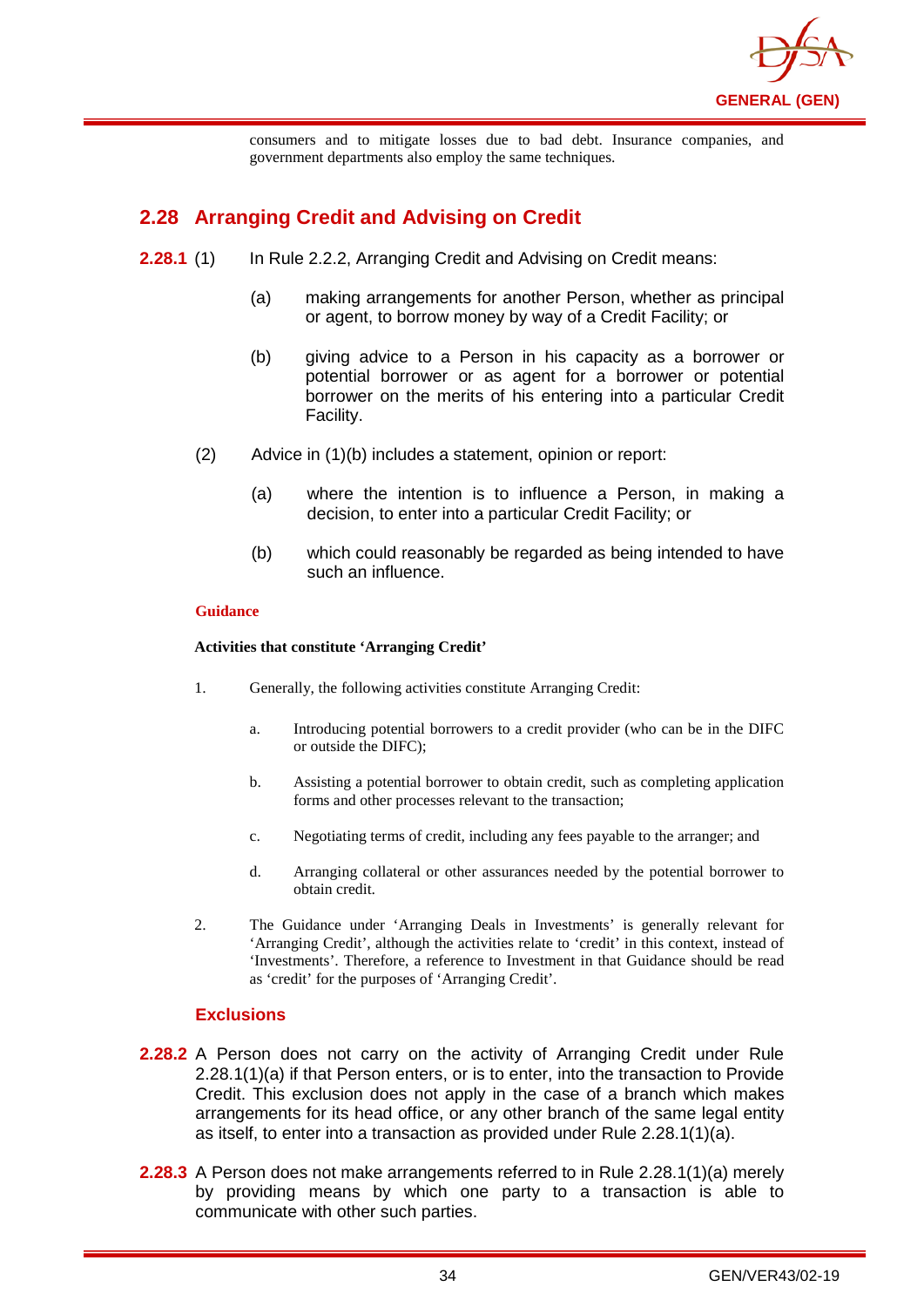consumers and to mitigate losses due to bad debt. Insurance companies, and government departments also employ the same techniques.

## 2.28 Arranging Credit and Advising on Credit

**2.28.1** (1) In Rule 2.2.2, Arranging Credit and Advising on Credit means:

(a) making arrangements for another Person, whether as principal or agent, to borrow money by way of a Credit Facility; or

(b) giving advice to a Person in his capacity as a borrower or potential borrower or as agent for a borrower or potential borrower on the merits of his entering into a particular Credit Facility.

(2) Advice in (1)(b) includes a statement, opinion or report:

(a) where the intention is to influence a Person, in making a decision, to enter into a particular Credit Facility; or

(b) which could reasonably be regarded as being intended to have such an influence.

**Guidance**

**Activities that constitute 'Arranging Credit'**

1. Generally, the following activities constitute Arranging Credit:

   a. Introducing potential borrowers to a credit provider (who can be in the DIFC or outside the DIFC);

   b. Assisting a potential borrower to obtain credit, such as completing application forms and other processes relevant to the transaction;

   c. Negotiating terms of credit, including any fees payable to the arranger; and

   d. Arranging collateral or other assurances needed by the potential borrower to obtain credit.

2. The Guidance under 'Arranging Deals in Investments' is generally relevant for 'Arranging Credit', although the activities relate to 'credit' in this context, instead of 'Investments'. Therefore, a reference to Investment in that Guidance should be read as 'credit' for the purposes of 'Arranging Credit'.

### Exclusions

**2.28.2** A Person does not carry on the activity of Arranging Credit under Rule 2.28.1(1)(a) if that Person enters, or is to enter, into the transaction to Provide Credit. This exclusion does not apply in the case of a branch which makes arrangements for its head office, or any other branch of the same legal entity as itself, to enter into a transaction as provided under Rule 2.28.1(1)(a).

**2.28.3** A Person does not make arrangements referred to in Rule 2.28.1(1)(a) merely by providing means by which one party to a transaction is able to communicate with other such parties.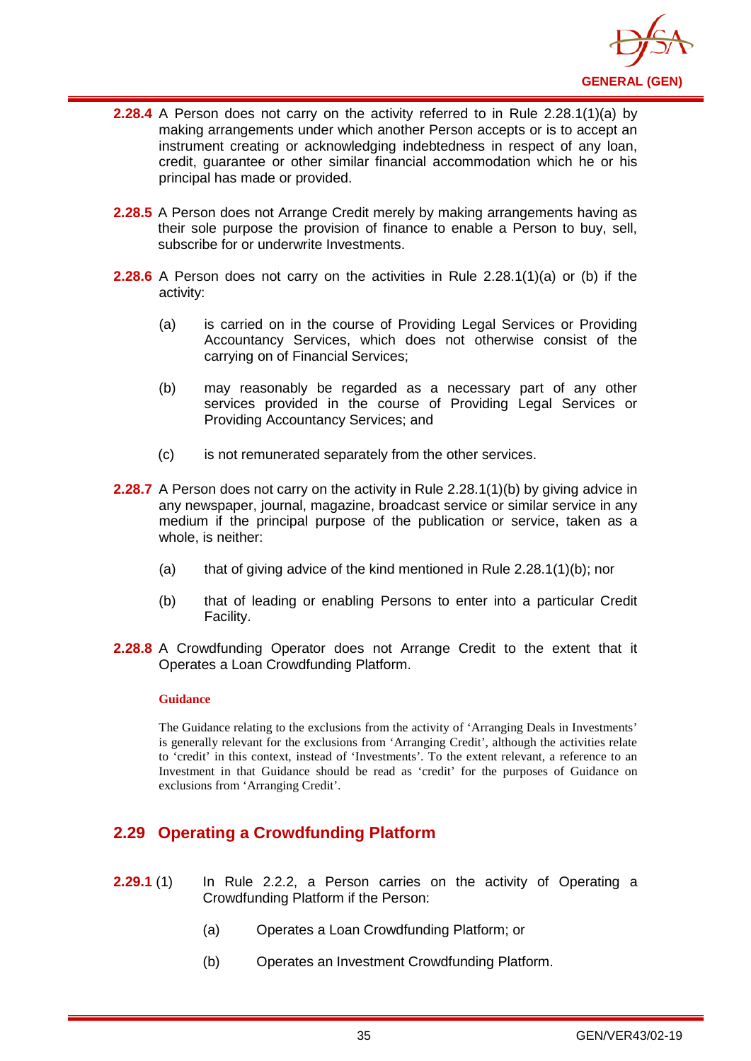**2.28.4** A Person does not carry on the activity referred to in Rule 2.28.1(1)(a) by making arrangements under which another Person accepts or is to accept an instrument creating or acknowledging indebtedness in respect of any loan, credit, guarantee or other similar financial accommodation which he or his principal has made or provided.

**2.28.5** A Person does not Arrange Credit merely by making arrangements having as their sole purpose the provision of finance to enable a Person to buy, sell, subscribe for or underwrite Investments.

**2.28.6** A Person does not carry on the activities in Rule 2.28.1(1)(a) or (b) if the activity:

(a) is carried on in the course of Providing Legal Services or Providing Accountancy Services, which does not otherwise consist of the carrying on of Financial Services;

(b) may reasonably be regarded as a necessary part of any other services provided in the course of Providing Legal Services or Providing Accountancy Services; and

(c) is not remunerated separately from the other services.

**2.28.7** A Person does not carry on the activity in Rule 2.28.1(1)(b) by giving advice in any newspaper, journal, magazine, broadcast service or similar service in any medium if the principal purpose of the publication or service, taken as a whole, is neither:

(a) that of giving advice of the kind mentioned in Rule 2.28.1(1)(b); nor

(b) that of leading or enabling Persons to enter into a particular Credit Facility.

**2.28.8** A Crowdfunding Operator does not Arrange Credit to the extent that it Operates a Loan Crowdfunding Platform.

**Guidance**

The Guidance relating to the exclusions from the activity of 'Arranging Deals in Investments' is generally relevant for the exclusions from 'Arranging Credit', although the activities relate to 'credit' in this context, instead of 'Investments'. To the extent relevant, a reference to an Investment in that Guidance should be read as 'credit' for the purposes of Guidance on exclusions from 'Arranging Credit'.

## 2.29 Operating a Crowdfunding Platform

**2.29.1** (1) In Rule 2.2.2, a Person carries on the activity of Operating a Crowdfunding Platform if the Person:

(a) Operates a Loan Crowdfunding Platform; or

(b) Operates an Investment Crowdfunding Platform.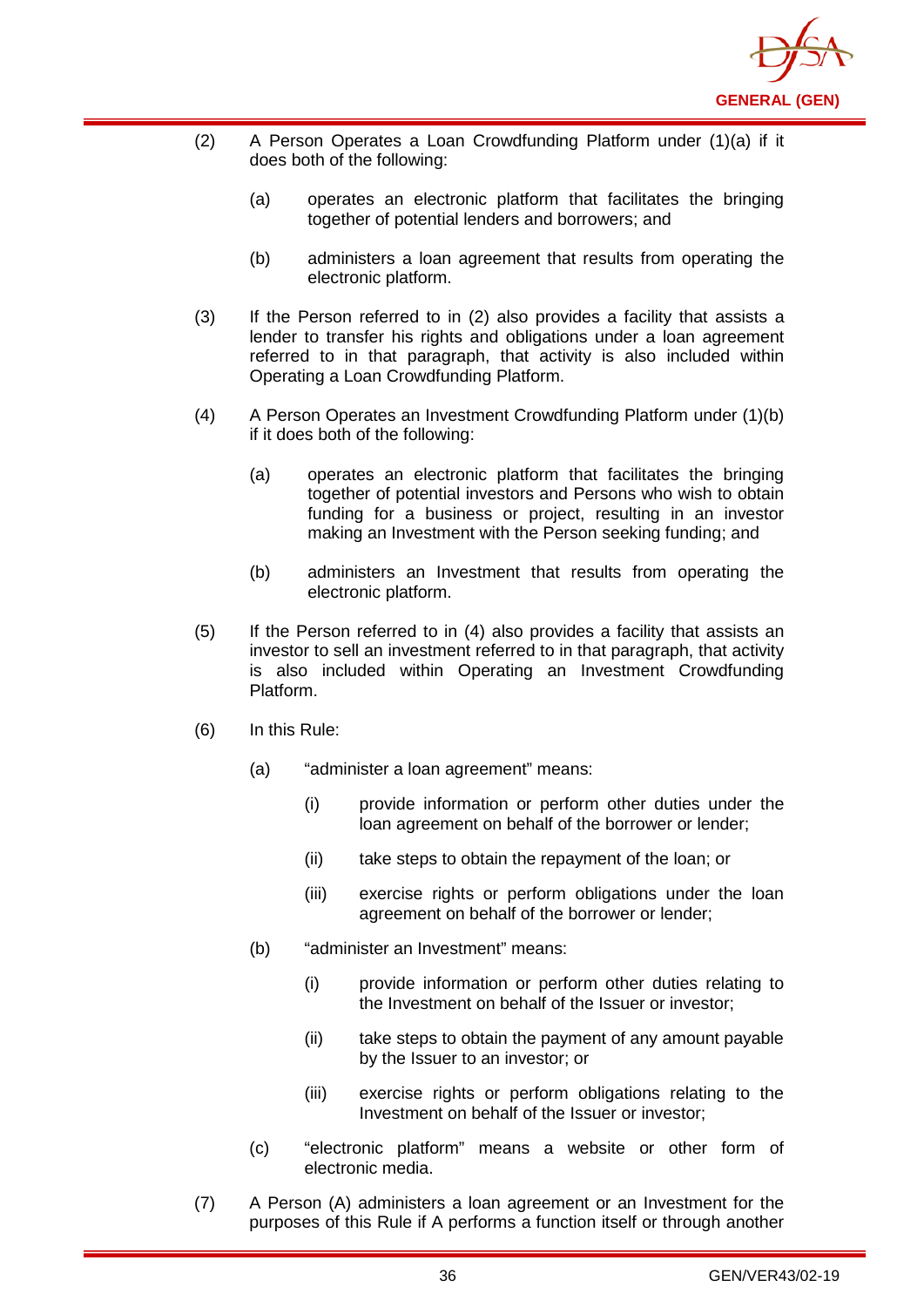(2) A Person Operates a Loan Crowdfunding Platform under (1)(a) if it does both of the following:

   (a) operates an electronic platform that facilitates the bringing together of potential lenders and borrowers; and

   (b) administers a loan agreement that results from operating the electronic platform.

(3) If the Person referred to in (2) also provides a facility that assists a lender to transfer his rights and obligations under a loan agreement referred to in that paragraph, that activity is also included within Operating a Loan Crowdfunding Platform.

(4) A Person Operates an Investment Crowdfunding Platform under (1)(b) if it does both of the following:

   (a) operates an electronic platform that facilitates the bringing together of potential investors and Persons who wish to obtain funding for a business or project, resulting in an investor making an Investment with the Person seeking funding; and

   (b) administers an Investment that results from operating the electronic platform.

(5) If the Person referred to in (4) also provides a facility that assists an investor to sell an investment referred to in that paragraph, that activity is also included within Operating an Investment Crowdfunding Platform.

(6) In this Rule:

   (a) "administer a loan agreement" means:

      (i) provide information or perform other duties under the loan agreement on behalf of the borrower or lender;

      (ii) take steps to obtain the repayment of the loan; or

      (iii) exercise rights or perform obligations under the loan agreement on behalf of the borrower or lender;

   (b) "administer an Investment" means:

      (i) provide information or perform other duties relating to the Investment on behalf of the Issuer or investor;

      (ii) take steps to obtain the payment of any amount payable by the Issuer to an investor; or

      (iii) exercise rights or perform obligations relating to the Investment on behalf of the Issuer or investor;

   (c) "electronic platform" means a website or other form of electronic media.

(7) A Person (A) administers a loan agreement or an Investment for the purposes of this Rule if A performs a function itself or through another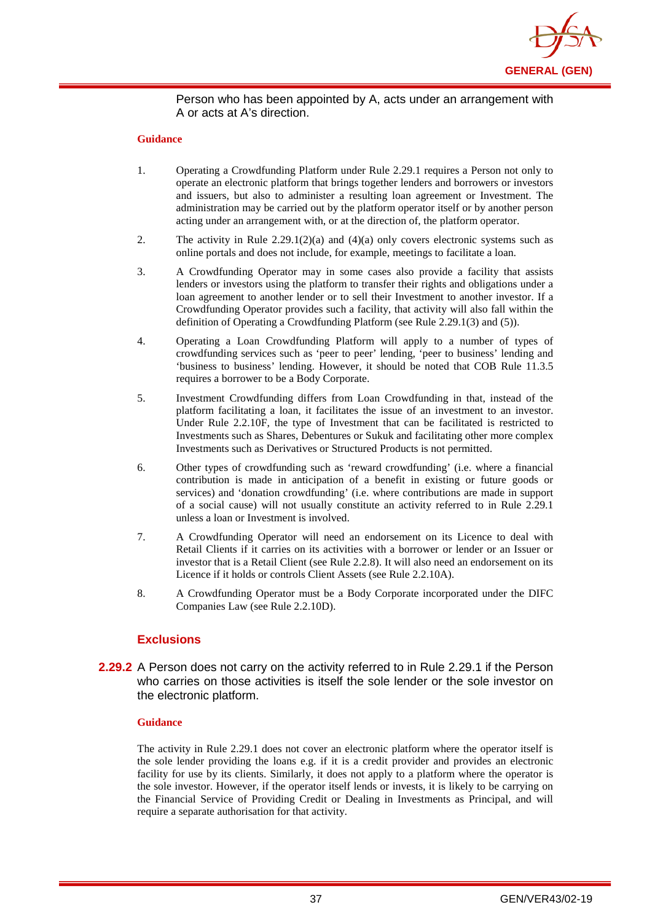Person who has been appointed by A, acts under an arrangement with A or acts at A's direction.

**Guidance**

1. Operating a Crowdfunding Platform under Rule 2.29.1 requires a Person not only to operate an electronic platform that brings together lenders and borrowers or investors and issuers, but also to administer a resulting loan agreement or Investment. The administration may be carried out by the platform operator itself or by another person acting under an arrangement with, or at the direction of, the platform operator.

2. The activity in Rule 2.29.1(2)(a) and (4)(a) only covers electronic systems such as online portals and does not include, for example, meetings to facilitate a loan.

3. A Crowdfunding Operator may in some cases also provide a facility that assists lenders or investors using the platform to transfer their rights and obligations under a loan agreement to another lender or to sell their Investment to another investor. If a Crowdfunding Operator provides such a facility, that activity will also fall within the definition of Operating a Crowdfunding Platform (see Rule 2.29.1(3) and (5)).

4. Operating a Loan Crowdfunding Platform will apply to a number of types of crowdfunding services such as 'peer to peer' lending, 'peer to business' lending and 'business to business' lending. However, it should be noted that COB Rule 11.3.5 requires a borrower to be a Body Corporate.

5. Investment Crowdfunding differs from Loan Crowdfunding in that, instead of the platform facilitating a loan, it facilitates the issue of an investment to an investor. Under Rule 2.2.10F, the type of Investment that can be facilitated is restricted to Investments such as Shares, Debentures or Sukuk and facilitating other more complex Investments such as Derivatives or Structured Products is not permitted.

6. Other types of crowdfunding such as 'reward crowdfunding' (i.e. where a financial contribution is made in anticipation of a benefit in existing or future goods or services) and 'donation crowdfunding' (i.e. where contributions are made in support of a social cause) will not usually constitute an activity referred to in Rule 2.29.1 unless a loan or Investment is involved.

7. A Crowdfunding Operator will need an endorsement on its Licence to deal with Retail Clients if it carries on its activities with a borrower or lender or an Issuer or investor that is a Retail Client (see Rule 2.2.8). It will also need an endorsement on its Licence if it holds or controls Client Assets (see Rule 2.2.10A).

8. A Crowdfunding Operator must be a Body Corporate incorporated under the DIFC Companies Law (see Rule 2.2.10D).

### Exclusions

**2.29.2** A Person does not carry on the activity referred to in Rule 2.29.1 if the Person who carries on those activities is itself the sole lender or the sole investor on the electronic platform.

**Guidance**

The activity in Rule 2.29.1 does not cover an electronic platform where the operator itself is the sole lender providing the loans e.g. if it is a credit provider and provides an electronic facility for use by its clients. Similarly, it does not apply to a platform where the operator is the sole investor. However, if the operator itself lends or invests, it is likely to be carrying on the Financial Service of Providing Credit or Dealing in Investments as Principal, and will require a separate authorisation for that activity.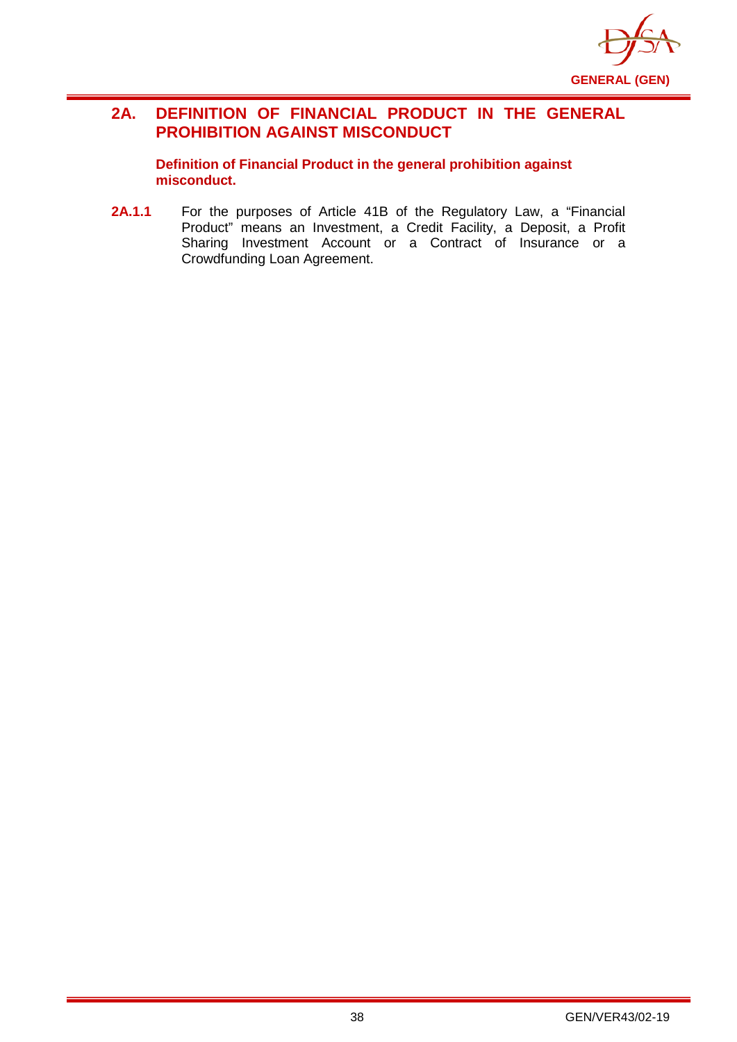## 2A. DEFINITION OF FINANCIAL PRODUCT IN THE GENERAL PROHIBITION AGAINST MISCONDUCT

### Definition of Financial Product in the general prohibition against misconduct.

**2A.1.1** For the purposes of Article 41B of the Regulatory Law, a "Financial Product" means an Investment, a Credit Facility, a Deposit, a Profit Sharing Investment Account or a Contract of Insurance or a Crowdfunding Loan Agreement.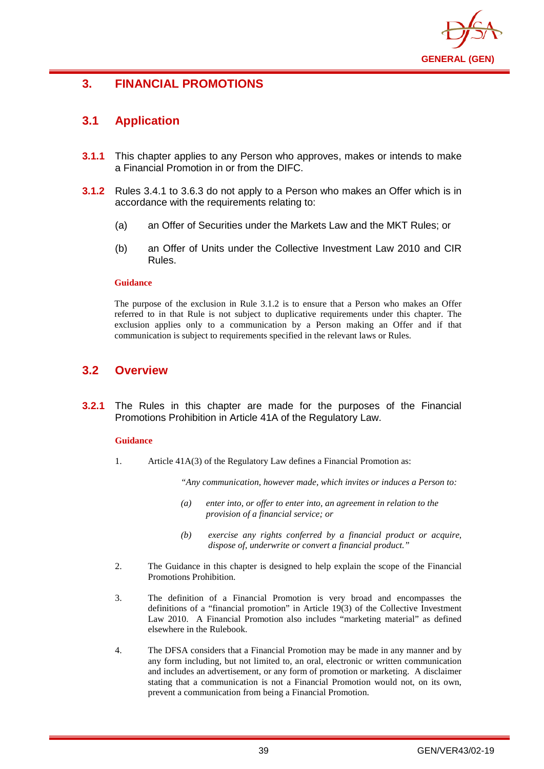# 3. FINANCIAL PROMOTIONS

## 3.1 Application

**3.1.1** This chapter applies to any Person who approves, makes or intends to make a Financial Promotion in or from the DIFC.

**3.1.2** Rules 3.4.1 to 3.6.3 do not apply to a Person who makes an Offer which is in accordance with the requirements relating to:

(a) an Offer of Securities under the Markets Law and the MKT Rules; or

(b) an Offer of Units under the Collective Investment Law 2010 and CIR Rules.

**Guidance**

The purpose of the exclusion in Rule 3.1.2 is to ensure that a Person who makes an Offer referred to in that Rule is not subject to duplicative requirements under this chapter. The exclusion applies only to a communication by a Person making an Offer and if that communication is subject to requirements specified in the relevant laws or Rules.

## 3.2 Overview

**3.2.1** The Rules in this chapter are made for the purposes of the Financial Promotions Prohibition in Article 41A of the Regulatory Law.

**Guidance**

1. Article 41A(3) of the Regulatory Law defines a Financial Promotion as:

   *"Any communication, however made, which invites or induces a Person to:*

   *(a) enter into, or offer to enter into, an agreement in relation to the provision of a financial service; or*

   *(b) exercise any rights conferred by a financial product or acquire, dispose of, underwrite or convert a financial product."*

2. The Guidance in this chapter is designed to help explain the scope of the Financial Promotions Prohibition.

3. The definition of a Financial Promotion is very broad and encompasses the definitions of a "financial promotion" in Article 19(3) of the Collective Investment Law 2010. A Financial Promotion also includes "marketing material" as defined elsewhere in the Rulebook.

4. The DFSA considers that a Financial Promotion may be made in any manner and by any form including, but not limited to, an oral, electronic or written communication and includes an advertisement, or any form of promotion or marketing. A disclaimer stating that a communication is not a Financial Promotion would not, on its own, prevent a communication from being a Financial Promotion.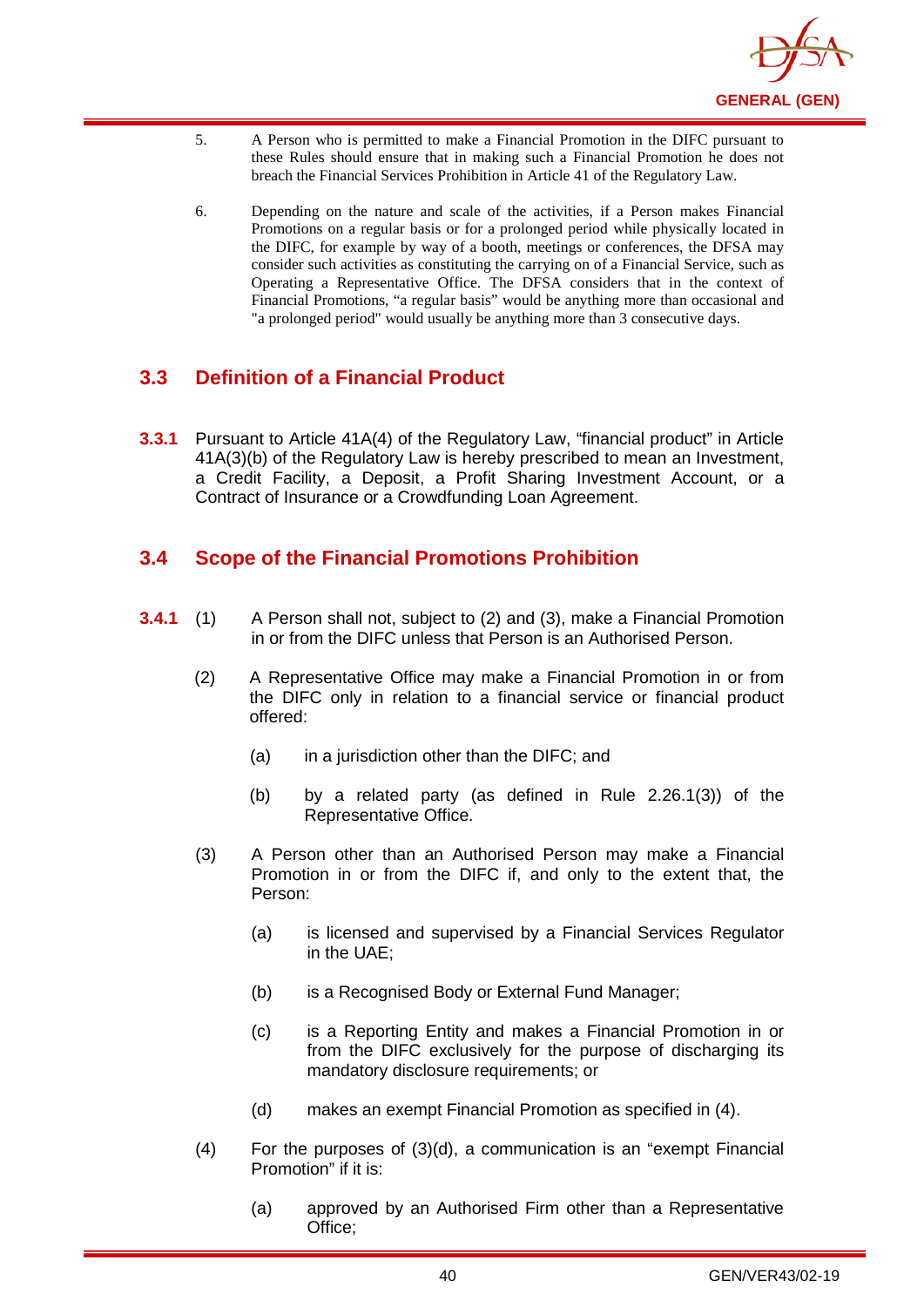5. A Person who is permitted to make a Financial Promotion in the DIFC pursuant to these Rules should ensure that in making such a Financial Promotion he does not breach the Financial Services Prohibition in Article 41 of the Regulatory Law.

6. Depending on the nature and scale of the activities, if a Person makes Financial Promotions on a regular basis or for a prolonged period while physically located in the DIFC, for example by way of a booth, meetings or conferences, the DFSA may consider such activities as constituting the carrying on of a Financial Service, such as Operating a Representative Office. The DFSA considers that in the context of Financial Promotions, "a regular basis" would be anything more than occasional and "a prolonged period" would usually be anything more than 3 consecutive days.

## 3.3 Definition of a Financial Product

**3.3.1** Pursuant to Article 41A(4) of the Regulatory Law, "financial product" in Article 41A(3)(b) of the Regulatory Law is hereby prescribed to mean an Investment, a Credit Facility, a Deposit, a Profit Sharing Investment Account, or a Contract of Insurance or a Crowdfunding Loan Agreement.

## 3.4 Scope of the Financial Promotions Prohibition

**3.4.1** (1) A Person shall not, subject to (2) and (3), make a Financial Promotion in or from the DIFC unless that Person is an Authorised Person.

(2) A Representative Office may make a Financial Promotion in or from the DIFC only in relation to a financial service or financial product offered:

(a) in a jurisdiction other than the DIFC; and

(b) by a related party (as defined in Rule 2.26.1(3)) of the Representative Office.

(3) A Person other than an Authorised Person may make a Financial Promotion in or from the DIFC if, and only to the extent that, the Person:

(a) is licensed and supervised by a Financial Services Regulator in the UAE;

(b) is a Recognised Body or External Fund Manager;

(c) is a Reporting Entity and makes a Financial Promotion in or from the DIFC exclusively for the purpose of discharging its mandatory disclosure requirements; or

(d) makes an exempt Financial Promotion as specified in (4).

(4) For the purposes of (3)(d), a communication is an "exempt Financial Promotion" if it is:

(a) approved by an Authorised Firm other than a Representative Office;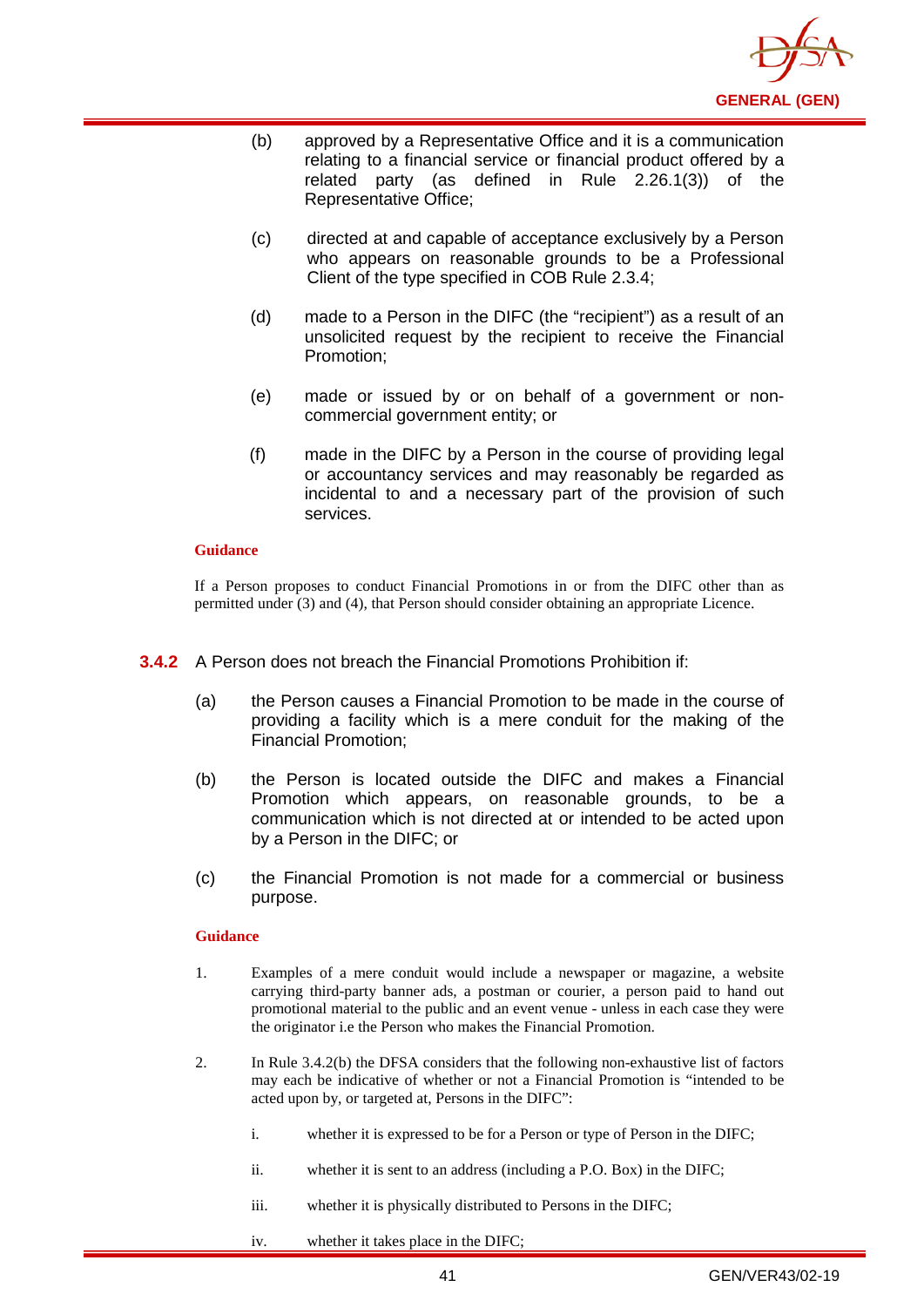(b) approved by a Representative Office and it is a communication relating to a financial service or financial product offered by a related party (as defined in Rule 2.26.1(3)) of the Representative Office;

(c) directed at and capable of acceptance exclusively by a Person who appears on reasonable grounds to be a Professional Client of the type specified in COB Rule 2.3.4;

(d) made to a Person in the DIFC (the "recipient") as a result of an unsolicited request by the recipient to receive the Financial Promotion;

(e) made or issued by or on behalf of a government or non-commercial government entity; or

(f) made in the DIFC by a Person in the course of providing legal or accountancy services and may reasonably be regarded as incidental to and a necessary part of the provision of such services.

**Guidance**

If a Person proposes to conduct Financial Promotions in or from the DIFC other than as permitted under (3) and (4), that Person should consider obtaining an appropriate Licence.

**3.4.2** A Person does not breach the Financial Promotions Prohibition if:

(a) the Person causes a Financial Promotion to be made in the course of providing a facility which is a mere conduit for the making of the Financial Promotion;

(b) the Person is located outside the DIFC and makes a Financial Promotion which appears, on reasonable grounds, to be a communication which is not directed at or intended to be acted upon by a Person in the DIFC; or

(c) the Financial Promotion is not made for a commercial or business purpose.

**Guidance**

1. Examples of a mere conduit would include a newspaper or magazine, a website carrying third-party banner ads, a postman or courier, a person paid to hand out promotional material to the public and an event venue - unless in each case they were the originator i.e the Person who makes the Financial Promotion.

2. In Rule 3.4.2(b) the DFSA considers that the following non-exhaustive list of factors may each be indicative of whether or not a Financial Promotion is "intended to be acted upon by, or targeted at, Persons in the DIFC":

   i. whether it is expressed to be for a Person or type of Person in the DIFC;

   ii. whether it is sent to an address (including a P.O. Box) in the DIFC;

   iii. whether it is physically distributed to Persons in the DIFC;

   iv. whether it takes place in the DIFC;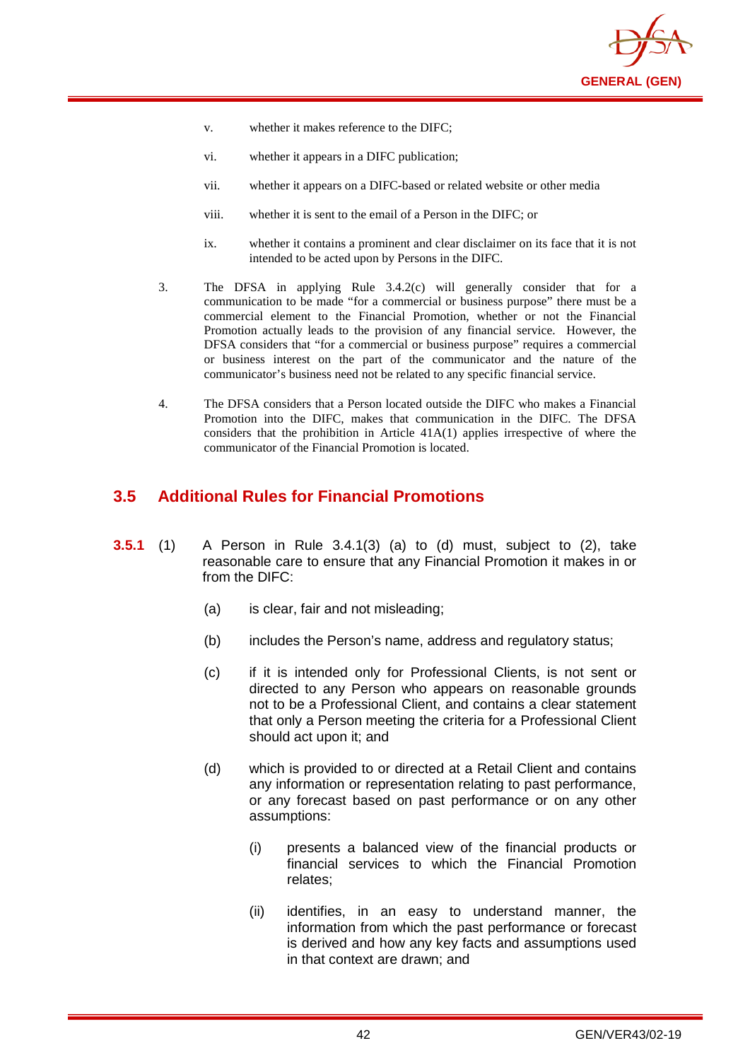v. whether it makes reference to the DIFC;

vi. whether it appears in a DIFC publication;

vii. whether it appears on a DIFC-based or related website or other media

viii. whether it is sent to the email of a Person in the DIFC; or

ix. whether it contains a prominent and clear disclaimer on its face that it is not intended to be acted upon by Persons in the DIFC.

3. The DFSA in applying Rule 3.4.2(c) will generally consider that for a communication to be made "for a commercial or business purpose" there must be a commercial element to the Financial Promotion, whether or not the Financial Promotion actually leads to the provision of any financial service. However, the DFSA considers that "for a commercial or business purpose" requires a commercial or business interest on the part of the communicator and the nature of the communicator's business need not be related to any specific financial service.

4. The DFSA considers that a Person located outside the DIFC who makes a Financial Promotion into the DIFC, makes that communication in the DIFC. The DFSA considers that the prohibition in Article 41A(1) applies irrespective of where the communicator of the Financial Promotion is located.

## 3.5 Additional Rules for Financial Promotions

**3.5.1** (1) A Person in Rule 3.4.1(3) (a) to (d) must, subject to (2), take reasonable care to ensure that any Financial Promotion it makes in or from the DIFC:

(a) is clear, fair and not misleading;

(b) includes the Person's name, address and regulatory status;

(c) if it is intended only for Professional Clients, is not sent or directed to any Person who appears on reasonable grounds not to be a Professional Client, and contains a clear statement that only a Person meeting the criteria for a Professional Client should act upon it; and

(d) which is provided to or directed at a Retail Client and contains any information or representation relating to past performance, or any forecast based on past performance or on any other assumptions:

(i) presents a balanced view of the financial products or financial services to which the Financial Promotion relates;

(ii) identifies, in an easy to understand manner, the information from which the past performance or forecast is derived and how any key facts and assumptions used in that context are drawn; and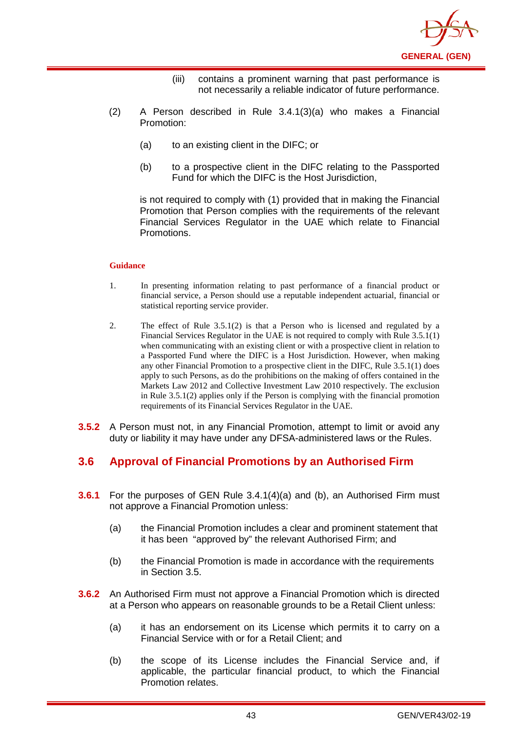(iii) contains a prominent warning that past performance is not necessarily a reliable indicator of future performance.

(2) A Person described in Rule 3.4.1(3)(a) who makes a Financial Promotion:

(a) to an existing client in the DIFC; or

(b) to a prospective client in the DIFC relating to the Passported Fund for which the DIFC is the Host Jurisdiction,

is not required to comply with (1) provided that in making the Financial Promotion that Person complies with the requirements of the relevant Financial Services Regulator in the UAE which relate to Financial Promotions.

**Guidance**

1. In presenting information relating to past performance of a financial product or financial service, a Person should use a reputable independent actuarial, financial or statistical reporting service provider.

2. The effect of Rule 3.5.1(2) is that a Person who is licensed and regulated by a Financial Services Regulator in the UAE is not required to comply with Rule 3.5.1(1) when communicating with an existing client or with a prospective client in relation to a Passported Fund where the DIFC is a Host Jurisdiction. However, when making any other Financial Promotion to a prospective client in the DIFC, Rule 3.5.1(1) does apply to such Persons, as do the prohibitions on the making of offers contained in the Markets Law 2012 and Collective Investment Law 2010 respectively. The exclusion in Rule 3.5.1(2) applies only if the Person is complying with the financial promotion requirements of its Financial Services Regulator in the UAE.

**3.5.2** A Person must not, in any Financial Promotion, attempt to limit or avoid any duty or liability it may have under any DFSA-administered laws or the Rules.

## 3.6 Approval of Financial Promotions by an Authorised Firm

**3.6.1** For the purposes of GEN Rule 3.4.1(4)(a) and (b), an Authorised Firm must not approve a Financial Promotion unless:

(a) the Financial Promotion includes a clear and prominent statement that it has been "approved by" the relevant Authorised Firm; and

(b) the Financial Promotion is made in accordance with the requirements in Section 3.5.

**3.6.2** An Authorised Firm must not approve a Financial Promotion which is directed at a Person who appears on reasonable grounds to be a Retail Client unless:

(a) it has an endorsement on its License which permits it to carry on a Financial Service with or for a Retail Client; and

(b) the scope of its License includes the Financial Service and, if applicable, the particular financial product, to which the Financial Promotion relates.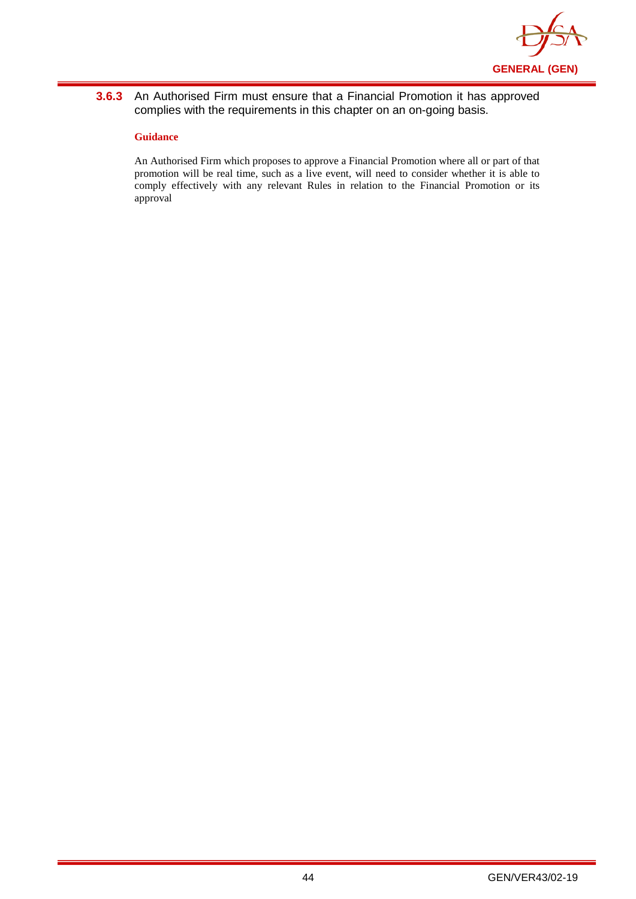**3.6.3** An Authorised Firm must ensure that a Financial Promotion it has approved complies with the requirements in this chapter on an on-going basis.

**Guidance**

An Authorised Firm which proposes to approve a Financial Promotion where all or part of that promotion will be real time, such as a live event, will need to consider whether it is able to comply effectively with any relevant Rules in relation to the Financial Promotion or its approval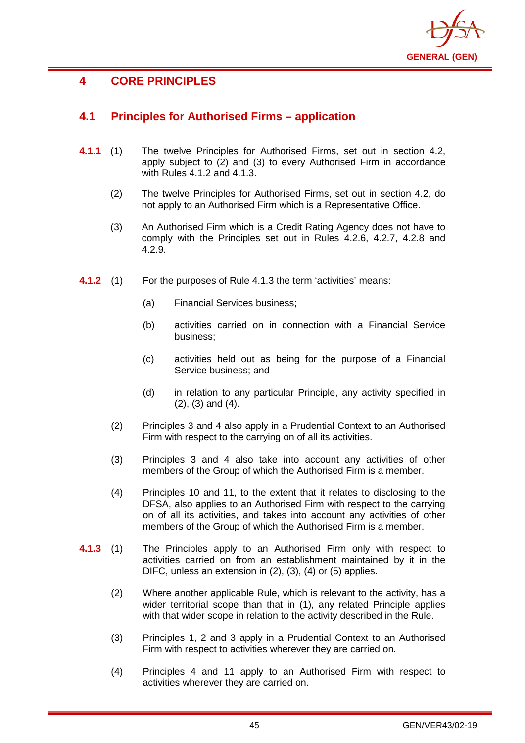# 4 CORE PRINCIPLES

## 4.1 Principles for Authorised Firms – application

**4.1.1** (1) The twelve Principles for Authorised Firms, set out in section 4.2, apply subject to (2) and (3) to every Authorised Firm in accordance with Rules 4.1.2 and 4.1.3.

(2) The twelve Principles for Authorised Firms, set out in section 4.2, do not apply to an Authorised Firm which is a Representative Office.

(3) An Authorised Firm which is a Credit Rating Agency does not have to comply with the Principles set out in Rules 4.2.6, 4.2.7, 4.2.8 and 4.2.9.

**4.1.2** (1) For the purposes of Rule 4.1.3 the term 'activities' means:

(a) Financial Services business;

(b) activities carried on in connection with a Financial Service business;

(c) activities held out as being for the purpose of a Financial Service business; and

(d) in relation to any particular Principle, any activity specified in (2), (3) and (4).

(2) Principles 3 and 4 also apply in a Prudential Context to an Authorised Firm with respect to the carrying on of all its activities.

(3) Principles 3 and 4 also take into account any activities of other members of the Group of which the Authorised Firm is a member.

(4) Principles 10 and 11, to the extent that it relates to disclosing to the DFSA, also applies to an Authorised Firm with respect to the carrying on of all its activities, and takes into account any activities of other members of the Group of which the Authorised Firm is a member.

**4.1.3** (1) The Principles apply to an Authorised Firm only with respect to activities carried on from an establishment maintained by it in the DIFC, unless an extension in (2), (3), (4) or (5) applies.

(2) Where another applicable Rule, which is relevant to the activity, has a wider territorial scope than that in (1), any related Principle applies with that wider scope in relation to the activity described in the Rule.

(3) Principles 1, 2 and 3 apply in a Prudential Context to an Authorised Firm with respect to activities wherever they are carried on.

(4) Principles 4 and 11 apply to an Authorised Firm with respect to activities wherever they are carried on.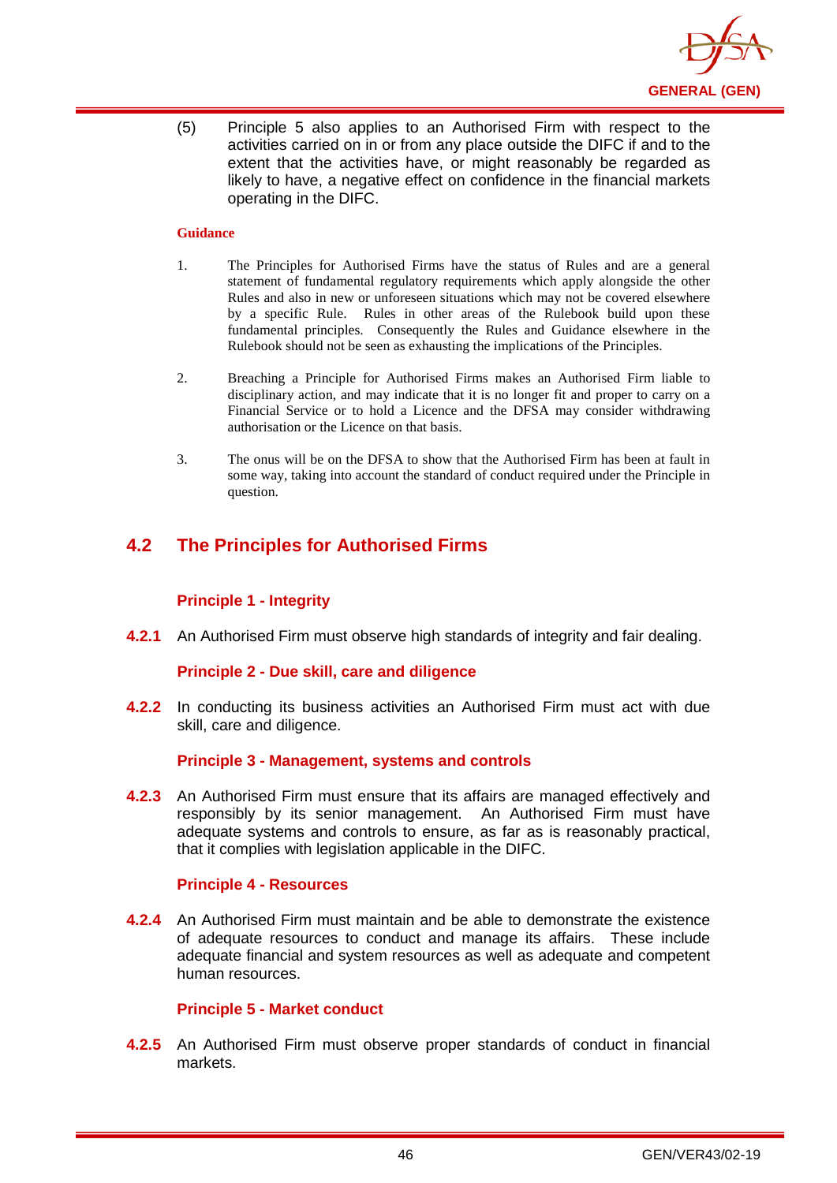(5) Principle 5 also applies to an Authorised Firm with respect to the activities carried on in or from any place outside the DIFC if and to the extent that the activities have, or might reasonably be regarded as likely to have, a negative effect on confidence in the financial markets operating in the DIFC.

**Guidance**

1. The Principles for Authorised Firms have the status of Rules and are a general statement of fundamental regulatory requirements which apply alongside the other Rules and also in new or unforeseen situations which may not be covered elsewhere by a specific Rule. Rules in other areas of the Rulebook build upon these fundamental principles. Consequently the Rules and Guidance elsewhere in the Rulebook should not be seen as exhausting the implications of the Principles.

2. Breaching a Principle for Authorised Firms makes an Authorised Firm liable to disciplinary action, and may indicate that it is no longer fit and proper to carry on a Financial Service or to hold a Licence and the DFSA may consider withdrawing authorisation or the Licence on that basis.

3. The onus will be on the DFSA to show that the Authorised Firm has been at fault in some way, taking into account the standard of conduct required under the Principle in question.

## 4.2 The Principles for Authorised Firms

### Principle 1 - Integrity

**4.2.1** An Authorised Firm must observe high standards of integrity and fair dealing.

### Principle 2 - Due skill, care and diligence

**4.2.2** In conducting its business activities an Authorised Firm must act with due skill, care and diligence.

### Principle 3 - Management, systems and controls

**4.2.3** An Authorised Firm must ensure that its affairs are managed effectively and responsibly by its senior management. An Authorised Firm must have adequate systems and controls to ensure, as far as is reasonably practical, that it complies with legislation applicable in the DIFC.

### Principle 4 - Resources

**4.2.4** An Authorised Firm must maintain and be able to demonstrate the existence of adequate resources to conduct and manage its affairs. These include adequate financial and system resources as well as adequate and competent human resources.

### Principle 5 - Market conduct

**4.2.5** An Authorised Firm must observe proper standards of conduct in financial markets.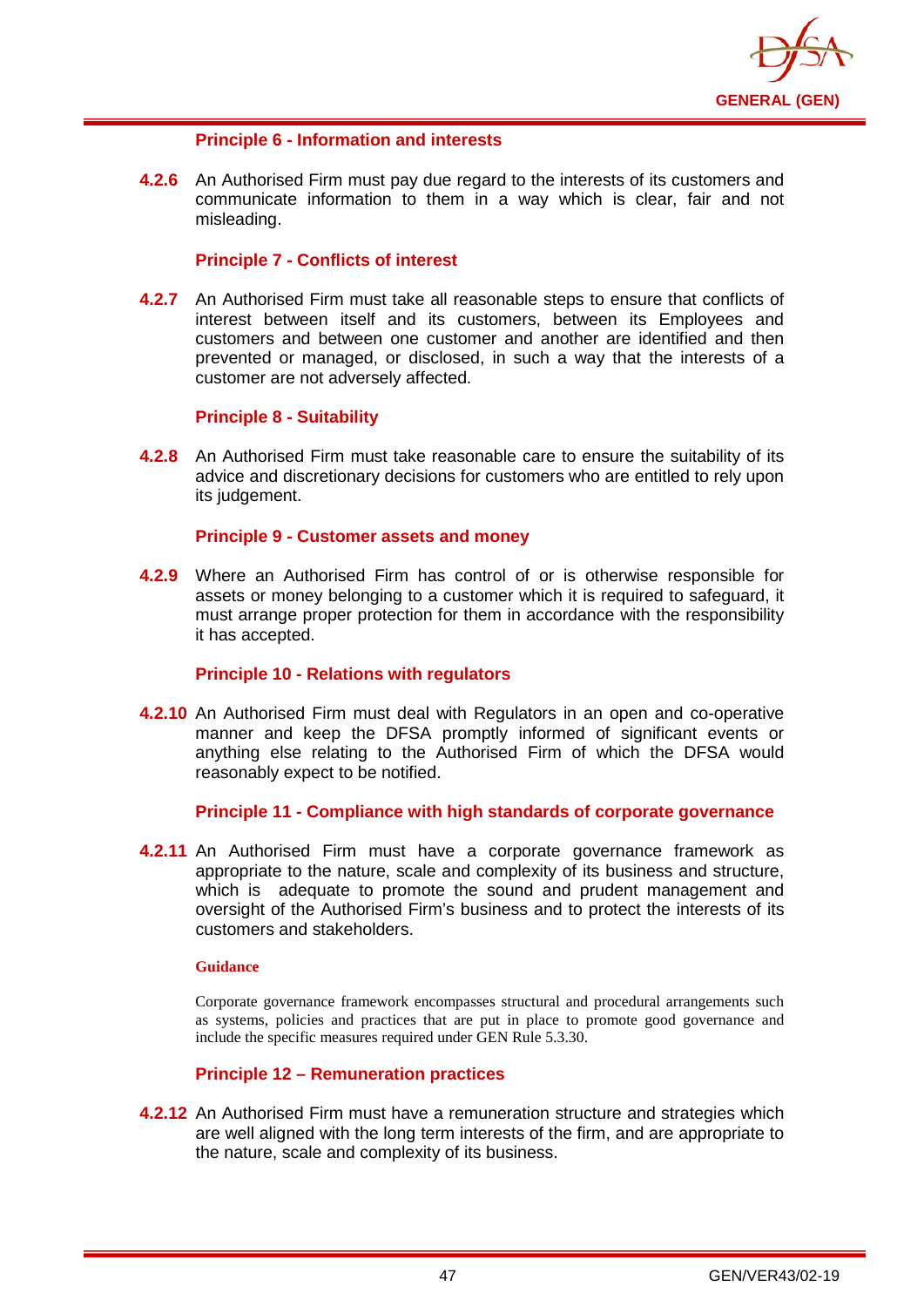### Principle 6 - Information and interests

**4.2.6** An Authorised Firm must pay due regard to the interests of its customers and communicate information to them in a way which is clear, fair and not misleading.

### Principle 7 - Conflicts of interest

**4.2.7** An Authorised Firm must take all reasonable steps to ensure that conflicts of interest between itself and its customers, between its Employees and customers and between one customer and another are identified and then prevented or managed, or disclosed, in such a way that the interests of a customer are not adversely affected.

### Principle 8 - Suitability

**4.2.8** An Authorised Firm must take reasonable care to ensure the suitability of its advice and discretionary decisions for customers who are entitled to rely upon its judgement.

### Principle 9 - Customer assets and money

**4.2.9** Where an Authorised Firm has control of or is otherwise responsible for assets or money belonging to a customer which it is required to safeguard, it must arrange proper protection for them in accordance with the responsibility it has accepted.

### Principle 10 - Relations with regulators

**4.2.10** An Authorised Firm must deal with Regulators in an open and co-operative manner and keep the DFSA promptly informed of significant events or anything else relating to the Authorised Firm of which the DFSA would reasonably expect to be notified.

### Principle 11 - Compliance with high standards of corporate governance

**4.2.11** An Authorised Firm must have a corporate governance framework as appropriate to the nature, scale and complexity of its business and structure, which is adequate to promote the sound and prudent management and oversight of the Authorised Firm's business and to protect the interests of its customers and stakeholders.

**Guidance**

Corporate governance framework encompasses structural and procedural arrangements such as systems, policies and practices that are put in place to promote good governance and include the specific measures required under GEN Rule 5.3.30.

### Principle 12 – Remuneration practices

**4.2.12** An Authorised Firm must have a remuneration structure and strategies which are well aligned with the long term interests of the firm, and are appropriate to the nature, scale and complexity of its business.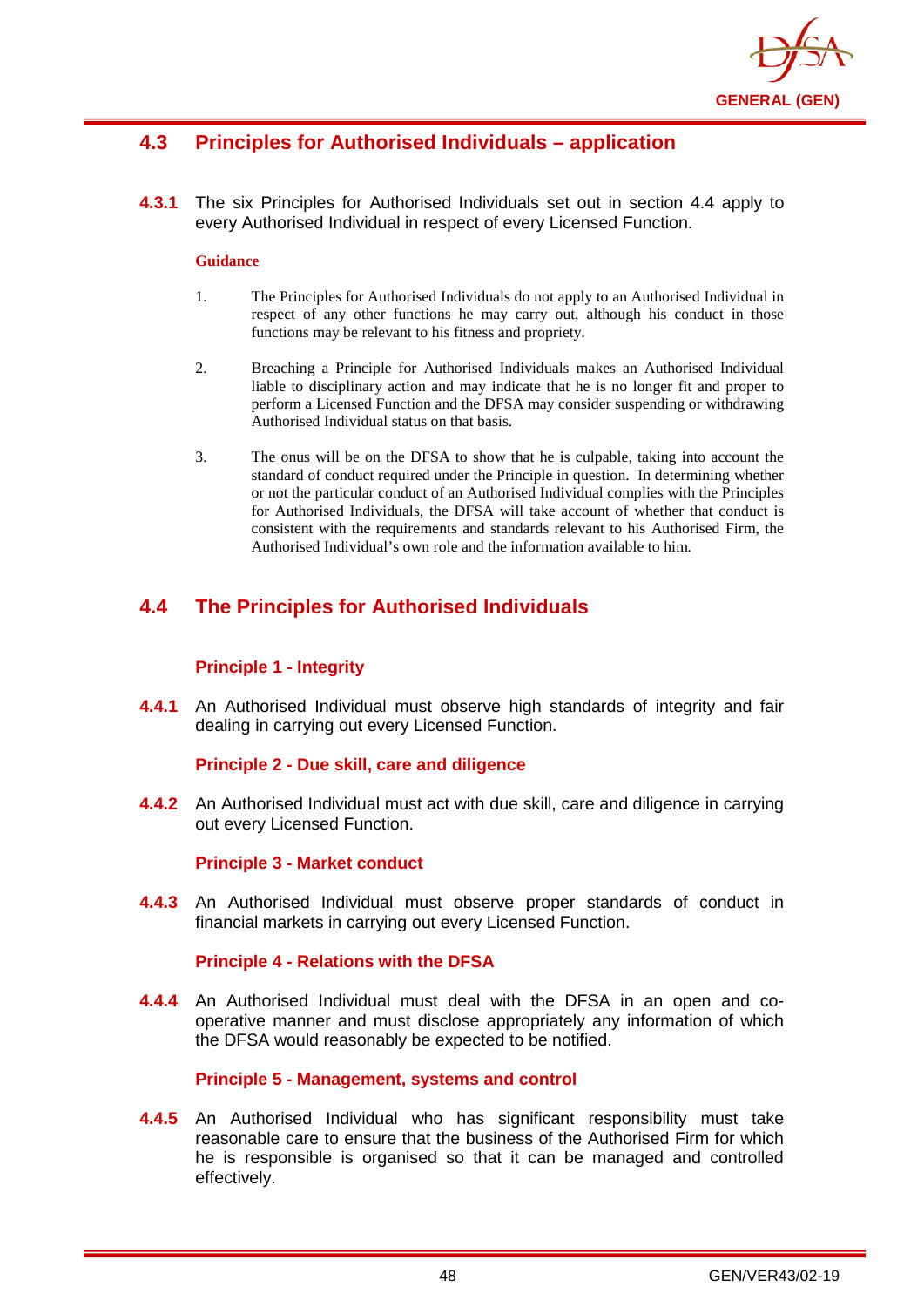## 4.3 Principles for Authorised Individuals – application

**4.3.1** The six Principles for Authorised Individuals set out in section 4.4 apply to every Authorised Individual in respect of every Licensed Function.

**Guidance**

1. The Principles for Authorised Individuals do not apply to an Authorised Individual in respect of any other functions he may carry out, although his conduct in those functions may be relevant to his fitness and propriety.

2. Breaching a Principle for Authorised Individuals makes an Authorised Individual liable to disciplinary action and may indicate that he is no longer fit and proper to perform a Licensed Function and the DFSA may consider suspending or withdrawing Authorised Individual status on that basis.

3. The onus will be on the DFSA to show that he is culpable, taking into account the standard of conduct required under the Principle in question. In determining whether or not the particular conduct of an Authorised Individual complies with the Principles for Authorised Individuals, the DFSA will take account of whether that conduct is consistent with the requirements and standards relevant to his Authorised Firm, the Authorised Individual's own role and the information available to him.

## 4.4 The Principles for Authorised Individuals

### Principle 1 - Integrity

**4.4.1** An Authorised Individual must observe high standards of integrity and fair dealing in carrying out every Licensed Function.

### Principle 2 - Due skill, care and diligence

**4.4.2** An Authorised Individual must act with due skill, care and diligence in carrying out every Licensed Function.

### Principle 3 - Market conduct

**4.4.3** An Authorised Individual must observe proper standards of conduct in financial markets in carrying out every Licensed Function.

### Principle 4 - Relations with the DFSA

**4.4.4** An Authorised Individual must deal with the DFSA in an open and co-operative manner and must disclose appropriately any information of which the DFSA would reasonably be expected to be notified.

### Principle 5 - Management, systems and control

**4.4.5** An Authorised Individual who has significant responsibility must take reasonable care to ensure that the business of the Authorised Firm for which he is responsible is organised so that it can be managed and controlled effectively.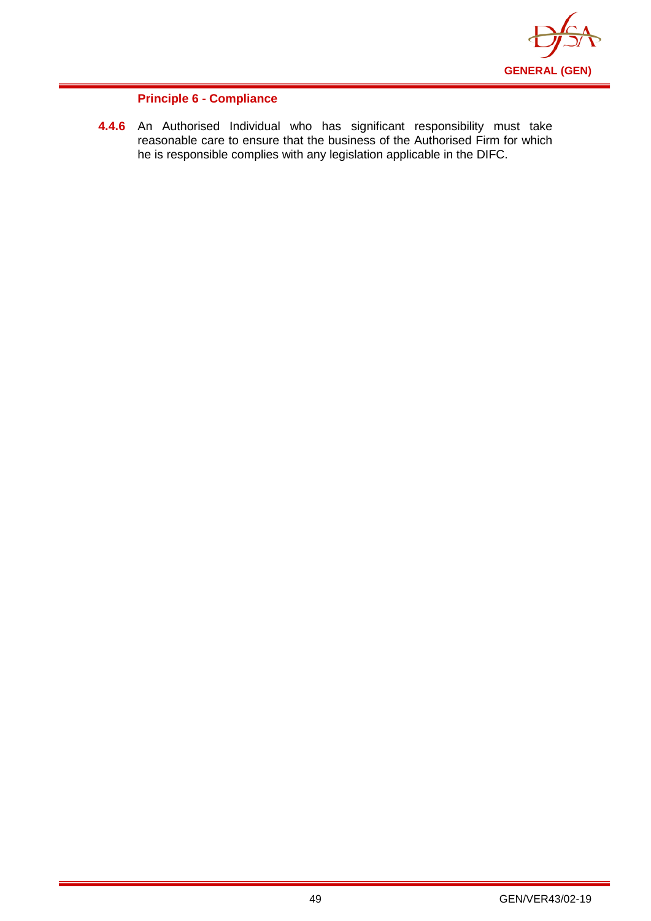#### Principle 6 - Compliance

**4.4.6** An Authorised Individual who has significant responsibility must take reasonable care to ensure that the business of the Authorised Firm for which he is responsible complies with any legislation applicable in the DIFC.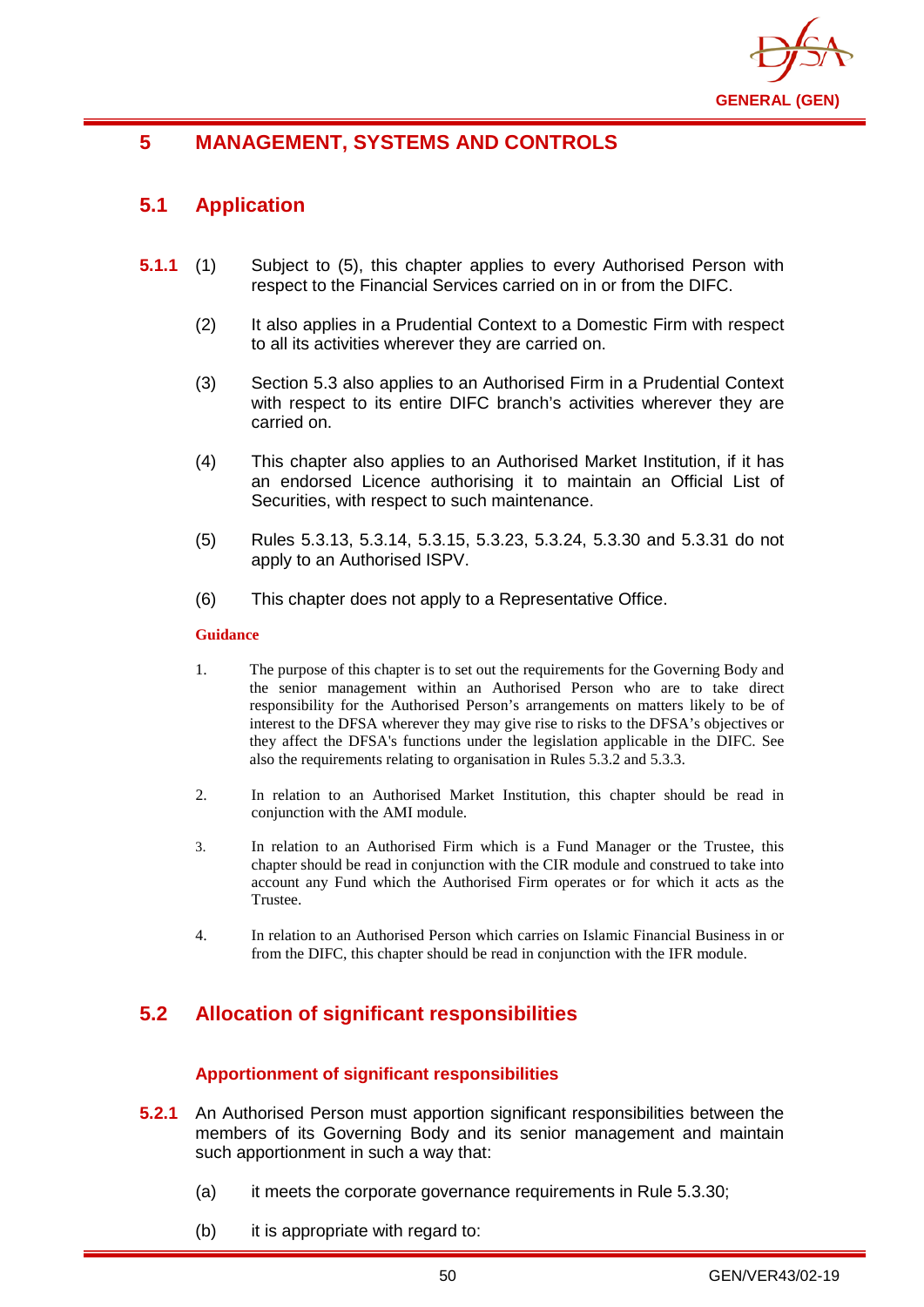## 5 MANAGEMENT, SYSTEMS AND CONTROLS

### 5.1 Application

**5.1.1** (1) Subject to (5), this chapter applies to every Authorised Person with respect to the Financial Services carried on in or from the DIFC.

(2) It also applies in a Prudential Context to a Domestic Firm with respect to all its activities wherever they are carried on.

(3) Section 5.3 also applies to an Authorised Firm in a Prudential Context with respect to its entire DIFC branch's activities wherever they are carried on.

(4) This chapter also applies to an Authorised Market Institution, if it has an endorsed Licence authorising it to maintain an Official List of Securities, with respect to such maintenance.

(5) Rules 5.3.13, 5.3.14, 5.3.15, 5.3.23, 5.3.24, 5.3.30 and 5.3.31 do not apply to an Authorised ISPV.

(6) This chapter does not apply to a Representative Office.

**Guidance**

1. The purpose of this chapter is to set out the requirements for the Governing Body and the senior management within an Authorised Person who are to take direct responsibility for the Authorised Person's arrangements on matters likely to be of interest to the DFSA wherever they may give rise to risks to the DFSA's objectives or they affect the DFSA's functions under the legislation applicable in the DIFC. See also the requirements relating to organisation in Rules 5.3.2 and 5.3.3.

2. In relation to an Authorised Market Institution, this chapter should be read in conjunction with the AMI module.

3. In relation to an Authorised Firm which is a Fund Manager or the Trustee, this chapter should be read in conjunction with the CIR module and construed to take into account any Fund which the Authorised Firm operates or for which it acts as the Trustee.

4. In relation to an Authorised Person which carries on Islamic Financial Business in or from the DIFC, this chapter should be read in conjunction with the IFR module.

### 5.2 Allocation of significant responsibilities

#### Apportionment of significant responsibilities

**5.2.1** An Authorised Person must apportion significant responsibilities between the members of its Governing Body and its senior management and maintain such apportionment in such a way that:

(a) it meets the corporate governance requirements in Rule 5.3.30;

(b) it is appropriate with regard to: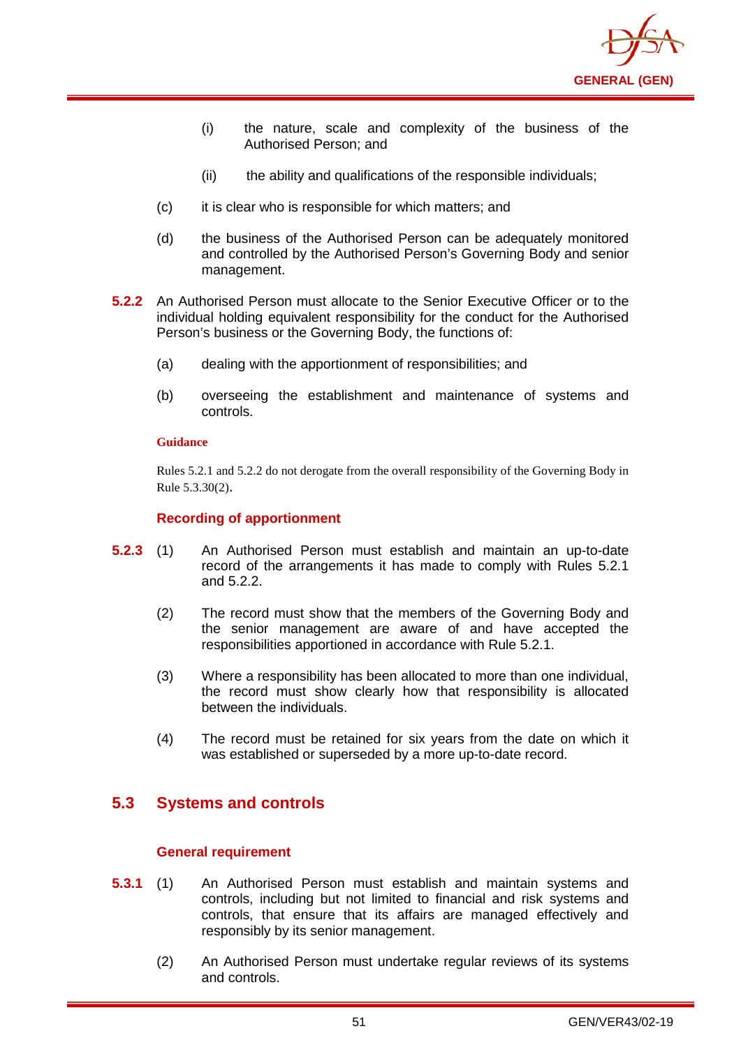(i) the nature, scale and complexity of the business of the Authorised Person; and

(ii) the ability and qualifications of the responsible individuals;

(c) it is clear who is responsible for which matters; and

(d) the business of the Authorised Person can be adequately monitored and controlled by the Authorised Person's Governing Body and senior management.

**5.2.2** An Authorised Person must allocate to the Senior Executive Officer or to the individual holding equivalent responsibility for the conduct for the Authorised Person's business or the Governing Body, the functions of:

(a) dealing with the apportionment of responsibilities; and

(b) overseeing the establishment and maintenance of systems and controls.

**Guidance**

Rules 5.2.1 and 5.2.2 do not derogate from the overall responsibility of the Governing Body in Rule 5.3.30(2).

#### Recording of apportionment

**5.2.3** (1) An Authorised Person must establish and maintain an up-to-date record of the arrangements it has made to comply with Rules 5.2.1 and 5.2.2.

(2) The record must show that the members of the Governing Body and the senior management are aware of and have accepted the responsibilities apportioned in accordance with Rule 5.2.1.

(3) Where a responsibility has been allocated to more than one individual, the record must show clearly how that responsibility is allocated between the individuals.

(4) The record must be retained for six years from the date on which it was established or superseded by a more up-to-date record.

## 5.3 Systems and controls

#### General requirement

**5.3.1** (1) An Authorised Person must establish and maintain systems and controls, including but not limited to financial and risk systems and controls, that ensure that its affairs are managed effectively and responsibly by its senior management.

(2) An Authorised Person must undertake regular reviews of its systems and controls.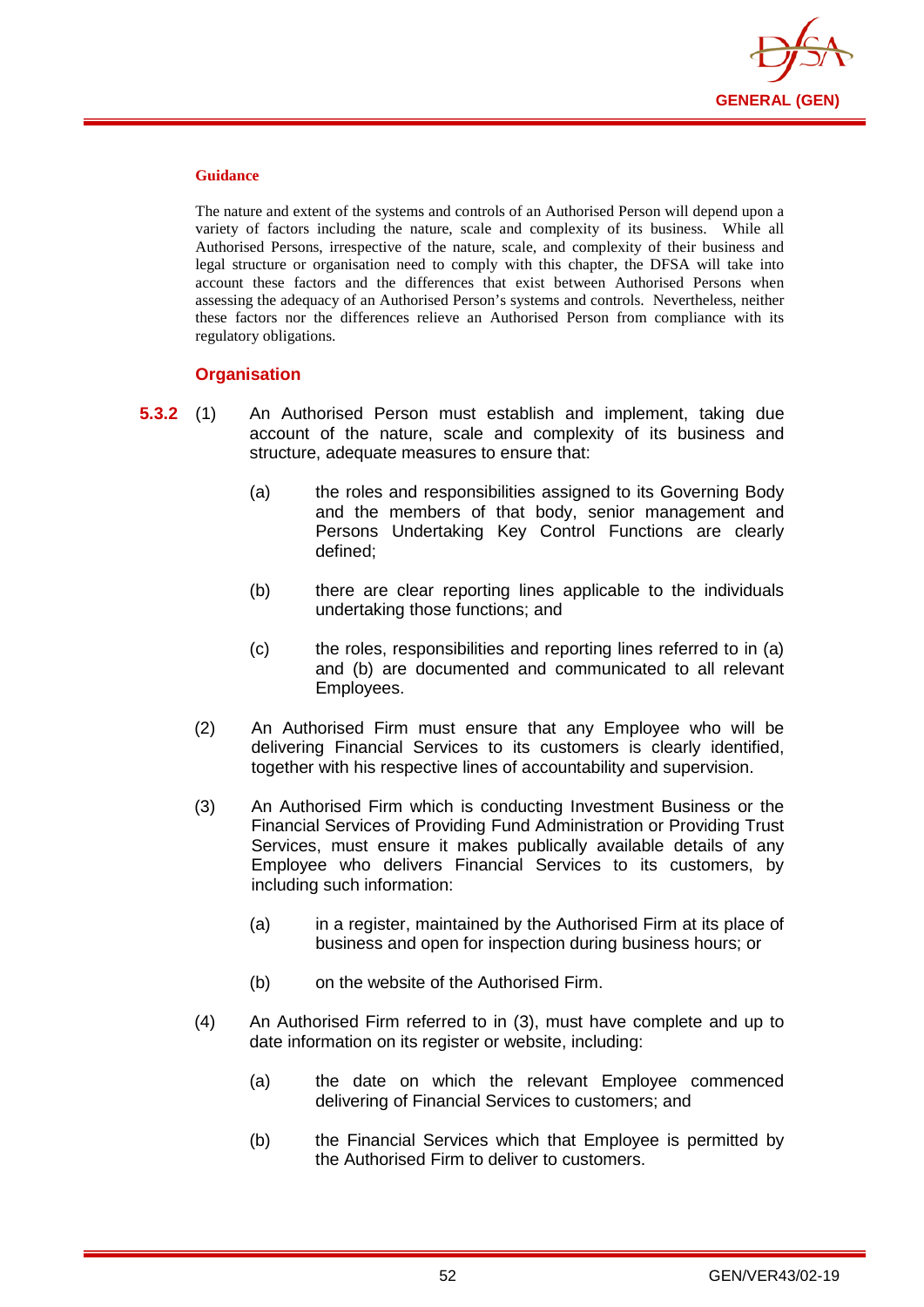**Guidance**

The nature and extent of the systems and controls of an Authorised Person will depend upon a variety of factors including the nature, scale and complexity of its business. While all Authorised Persons, irrespective of the nature, scale, and complexity of their business and legal structure or organisation need to comply with this chapter, the DFSA will take into account these factors and the differences that exist between Authorised Persons when assessing the adequacy of an Authorised Person's systems and controls. Nevertheless, neither these factors nor the differences relieve an Authorised Person from compliance with its regulatory obligations.

### Organisation

**5.3.2** (1) An Authorised Person must establish and implement, taking due account of the nature, scale and complexity of its business and structure, adequate measures to ensure that:

(a) the roles and responsibilities assigned to its Governing Body and the members of that body, senior management and Persons Undertaking Key Control Functions are clearly defined;

(b) there are clear reporting lines applicable to the individuals undertaking those functions; and

(c) the roles, responsibilities and reporting lines referred to in (a) and (b) are documented and communicated to all relevant Employees.

(2) An Authorised Firm must ensure that any Employee who will be delivering Financial Services to its customers is clearly identified, together with his respective lines of accountability and supervision.

(3) An Authorised Firm which is conducting Investment Business or the Financial Services of Providing Fund Administration or Providing Trust Services, must ensure it makes publically available details of any Employee who delivers Financial Services to its customers, by including such information:

(a) in a register, maintained by the Authorised Firm at its place of business and open for inspection during business hours; or

(b) on the website of the Authorised Firm.

(4) An Authorised Firm referred to in (3), must have complete and up to date information on its register or website, including:

(a) the date on which the relevant Employee commenced delivering of Financial Services to customers; and

(b) the Financial Services which that Employee is permitted by the Authorised Firm to deliver to customers.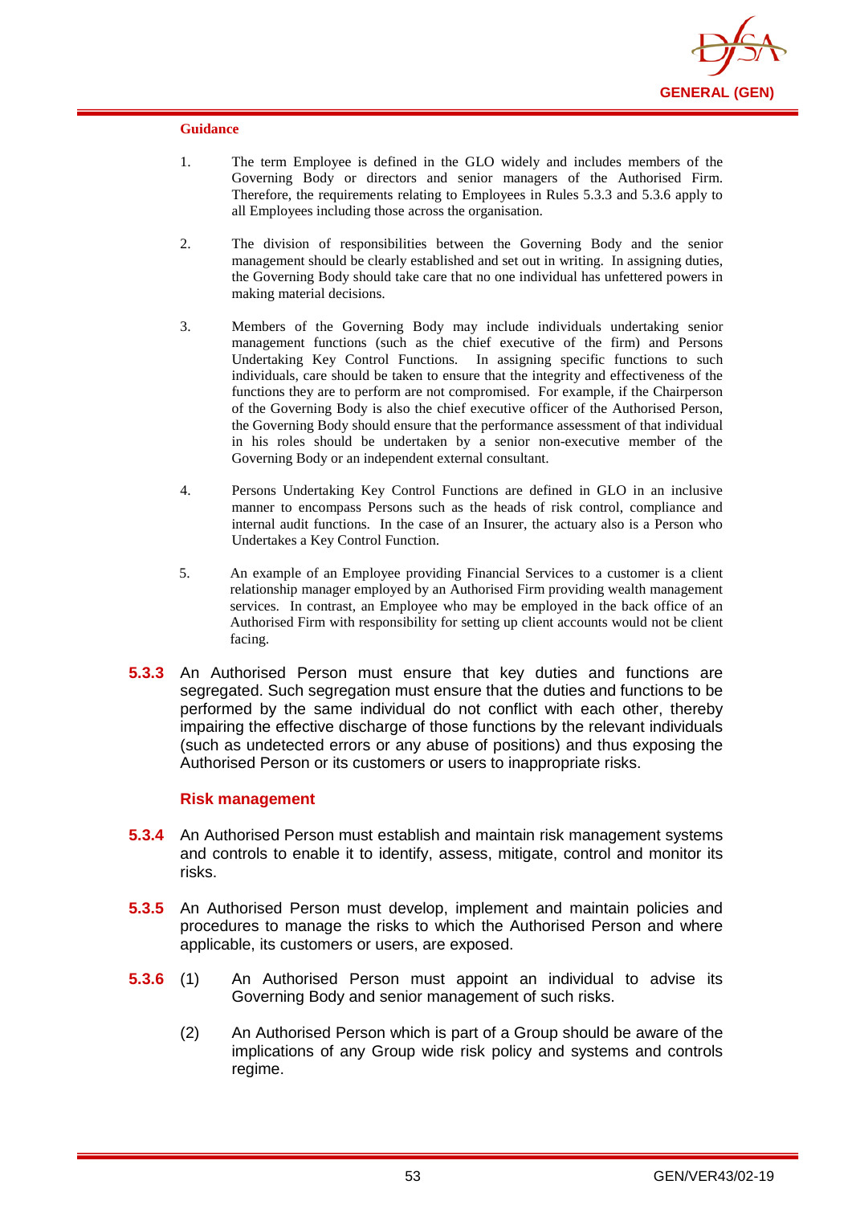#### Guidance

1. The term Employee is defined in the GLO widely and includes members of the Governing Body or directors and senior managers of the Authorised Firm. Therefore, the requirements relating to Employees in Rules 5.3.3 and 5.3.6 apply to all Employees including those across the organisation.

2. The division of responsibilities between the Governing Body and the senior management should be clearly established and set out in writing. In assigning duties, the Governing Body should take care that no one individual has unfettered powers in making material decisions.

3. Members of the Governing Body may include individuals undertaking senior management functions (such as the chief executive of the firm) and Persons Undertaking Key Control Functions. In assigning specific functions to such individuals, care should be taken to ensure that the integrity and effectiveness of the functions they are to perform are not compromised. For example, if the Chairperson of the Governing Body is also the chief executive officer of the Authorised Person, the Governing Body should ensure that the performance assessment of that individual in his roles should be undertaken by a senior non-executive member of the Governing Body or an independent external consultant.

4. Persons Undertaking Key Control Functions are defined in GLO in an inclusive manner to encompass Persons such as the heads of risk control, compliance and internal audit functions. In the case of an Insurer, the actuary also is a Person who Undertakes a Key Control Function.

5. An example of an Employee providing Financial Services to a customer is a client relationship manager employed by an Authorised Firm providing wealth management services. In contrast, an Employee who may be employed in the back office of an Authorised Firm with responsibility for setting up client accounts would not be client facing.

**5.3.3** An Authorised Person must ensure that key duties and functions are segregated. Such segregation must ensure that the duties and functions to be performed by the same individual do not conflict with each other, thereby impairing the effective discharge of those functions by the relevant individuals (such as undetected errors or any abuse of positions) and thus exposing the Authorised Person or its customers or users to inappropriate risks.

### Risk management

**5.3.4** An Authorised Person must establish and maintain risk management systems and controls to enable it to identify, assess, mitigate, control and monitor its risks.

**5.3.5** An Authorised Person must develop, implement and maintain policies and procedures to manage the risks to which the Authorised Person and where applicable, its customers or users, are exposed.

**5.3.6** (1) An Authorised Person must appoint an individual to advise its Governing Body and senior management of such risks.

(2) An Authorised Person which is part of a Group should be aware of the implications of any Group wide risk policy and systems and controls regime.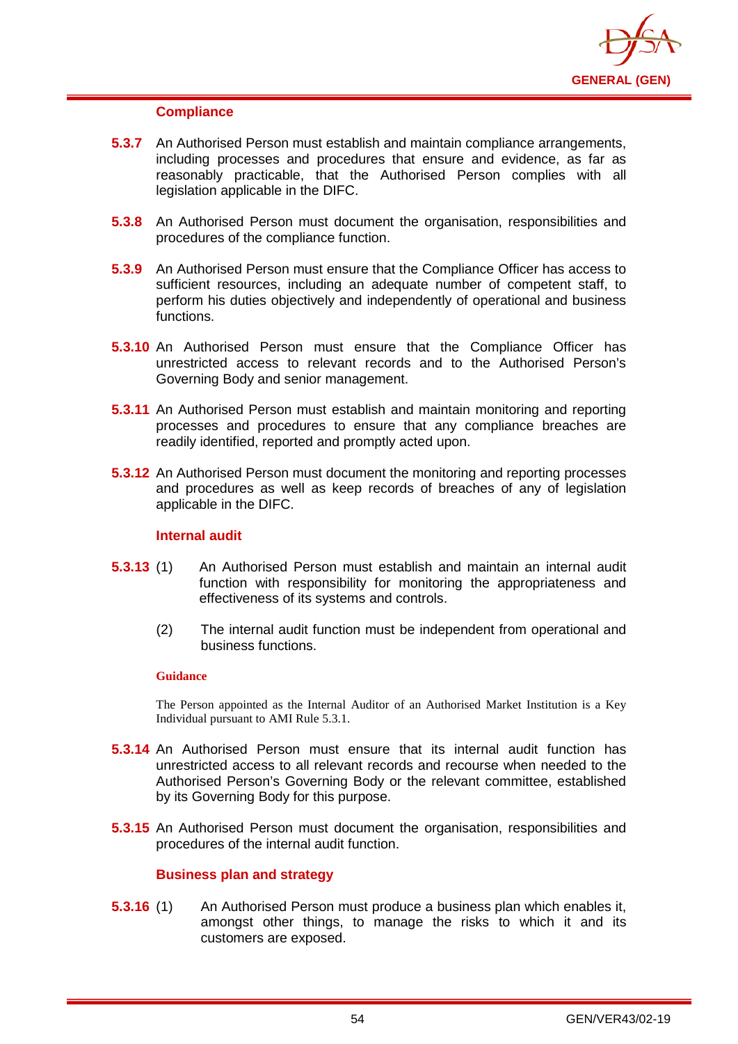#### Compliance

**5.3.7** An Authorised Person must establish and maintain compliance arrangements, including processes and procedures that ensure and evidence, as far as reasonably practicable, that the Authorised Person complies with all legislation applicable in the DIFC.

**5.3.8** An Authorised Person must document the organisation, responsibilities and procedures of the compliance function.

**5.3.9** An Authorised Person must ensure that the Compliance Officer has access to sufficient resources, including an adequate number of competent staff, to perform his duties objectively and independently of operational and business functions.

**5.3.10** An Authorised Person must ensure that the Compliance Officer has unrestricted access to relevant records and to the Authorised Person's Governing Body and senior management.

**5.3.11** An Authorised Person must establish and maintain monitoring and reporting processes and procedures to ensure that any compliance breaches are readily identified, reported and promptly acted upon.

**5.3.12** An Authorised Person must document the monitoring and reporting processes and procedures as well as keep records of breaches of any of legislation applicable in the DIFC.

#### Internal audit

**5.3.13** (1) An Authorised Person must establish and maintain an internal audit function with responsibility for monitoring the appropriateness and effectiveness of its systems and controls.

(2) The internal audit function must be independent from operational and business functions.

**Guidance**

The Person appointed as the Internal Auditor of an Authorised Market Institution is a Key Individual pursuant to AMI Rule 5.3.1.

**5.3.14** An Authorised Person must ensure that its internal audit function has unrestricted access to all relevant records and recourse when needed to the Authorised Person's Governing Body or the relevant committee, established by its Governing Body for this purpose.

**5.3.15** An Authorised Person must document the organisation, responsibilities and procedures of the internal audit function.

#### Business plan and strategy

**5.3.16** (1) An Authorised Person must produce a business plan which enables it, amongst other things, to manage the risks to which it and its customers are exposed.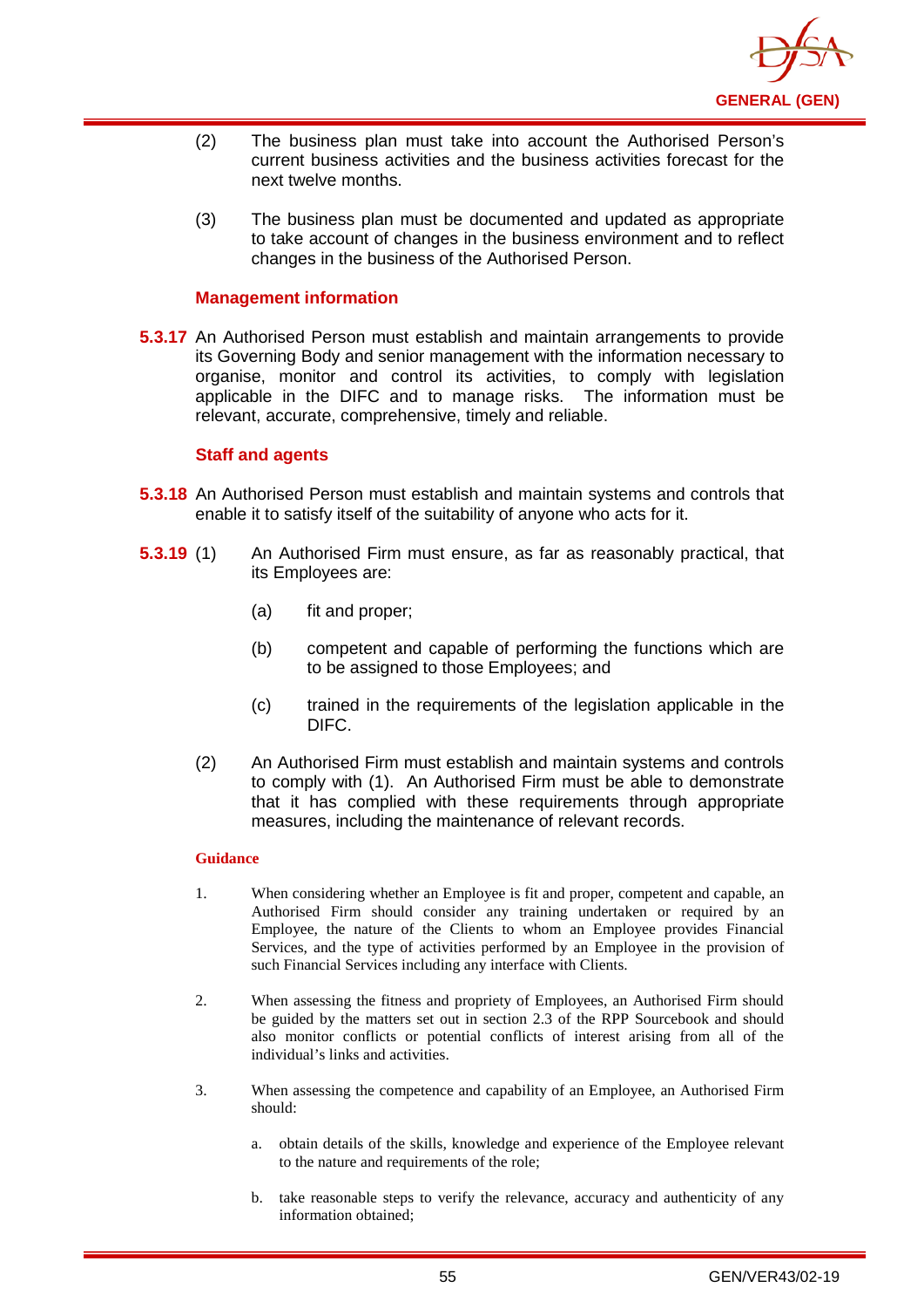(2) The business plan must take into account the Authorised Person's current business activities and the business activities forecast for the next twelve months.

(3) The business plan must be documented and updated as appropriate to take account of changes in the business environment and to reflect changes in the business of the Authorised Person.

#### Management information

**5.3.17** An Authorised Person must establish and maintain arrangements to provide its Governing Body and senior management with the information necessary to organise, monitor and control its activities, to comply with legislation applicable in the DIFC and to manage risks. The information must be relevant, accurate, comprehensive, timely and reliable.

#### Staff and agents

**5.3.18** An Authorised Person must establish and maintain systems and controls that enable it to satisfy itself of the suitability of anyone who acts for it.

**5.3.19** (1) An Authorised Firm must ensure, as far as reasonably practical, that its Employees are:

(a) fit and proper;

(b) competent and capable of performing the functions which are to be assigned to those Employees; and

(c) trained in the requirements of the legislation applicable in the DIFC.

(2) An Authorised Firm must establish and maintain systems and controls to comply with (1). An Authorised Firm must be able to demonstrate that it has complied with these requirements through appropriate measures, including the maintenance of relevant records.

**Guidance**

1. When considering whether an Employee is fit and proper, competent and capable, an Authorised Firm should consider any training undertaken or required by an Employee, the nature of the Clients to whom an Employee provides Financial Services, and the type of activities performed by an Employee in the provision of such Financial Services including any interface with Clients.

2. When assessing the fitness and propriety of Employees, an Authorised Firm should be guided by the matters set out in section 2.3 of the RPP Sourcebook and should also monitor conflicts or potential conflicts of interest arising from all of the individual's links and activities.

3. When assessing the competence and capability of an Employee, an Authorised Firm should:

   a. obtain details of the skills, knowledge and experience of the Employee relevant to the nature and requirements of the role;

   b. take reasonable steps to verify the relevance, accuracy and authenticity of any information obtained;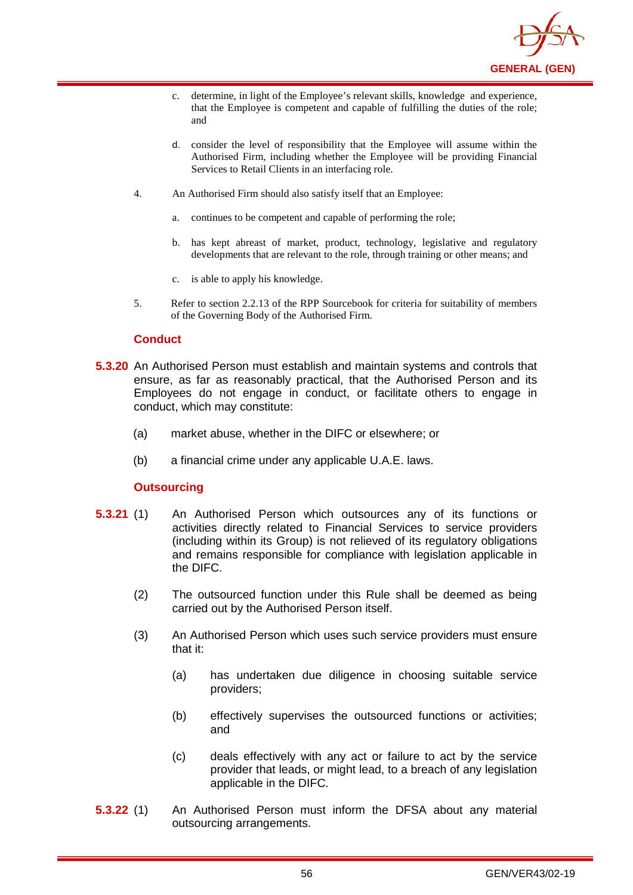c. determine, in light of the Employee's relevant skills, knowledge and experience, that the Employee is competent and capable of fulfilling the duties of the role; and

d. consider the level of responsibility that the Employee will assume within the Authorised Firm, including whether the Employee will be providing Financial Services to Retail Clients in an interfacing role.

4. An Authorised Firm should also satisfy itself that an Employee:

   a. continues to be competent and capable of performing the role;

   b. has kept abreast of market, product, technology, legislative and regulatory developments that are relevant to the role, through training or other means; and

   c. is able to apply his knowledge.

5. Refer to section 2.2.13 of the RPP Sourcebook for criteria for suitability of members of the Governing Body of the Authorised Firm.

### Conduct

**5.3.20** An Authorised Person must establish and maintain systems and controls that ensure, as far as reasonably practical, that the Authorised Person and its Employees do not engage in conduct, or facilitate others to engage in conduct, which may constitute:

(a) market abuse, whether in the DIFC or elsewhere; or

(b) a financial crime under any applicable U.A.E. laws.

### Outsourcing

**5.3.21** (1) An Authorised Person which outsources any of its functions or activities directly related to Financial Services to service providers (including within its Group) is not relieved of its regulatory obligations and remains responsible for compliance with legislation applicable in the DIFC.

(2) The outsourced function under this Rule shall be deemed as being carried out by the Authorised Person itself.

(3) An Authorised Person which uses such service providers must ensure that it:

   (a) has undertaken due diligence in choosing suitable service providers;

   (b) effectively supervises the outsourced functions or activities; and

   (c) deals effectively with any act or failure to act by the service provider that leads, or might lead, to a breach of any legislation applicable in the DIFC.

**5.3.22** (1) An Authorised Person must inform the DFSA about any material outsourcing arrangements.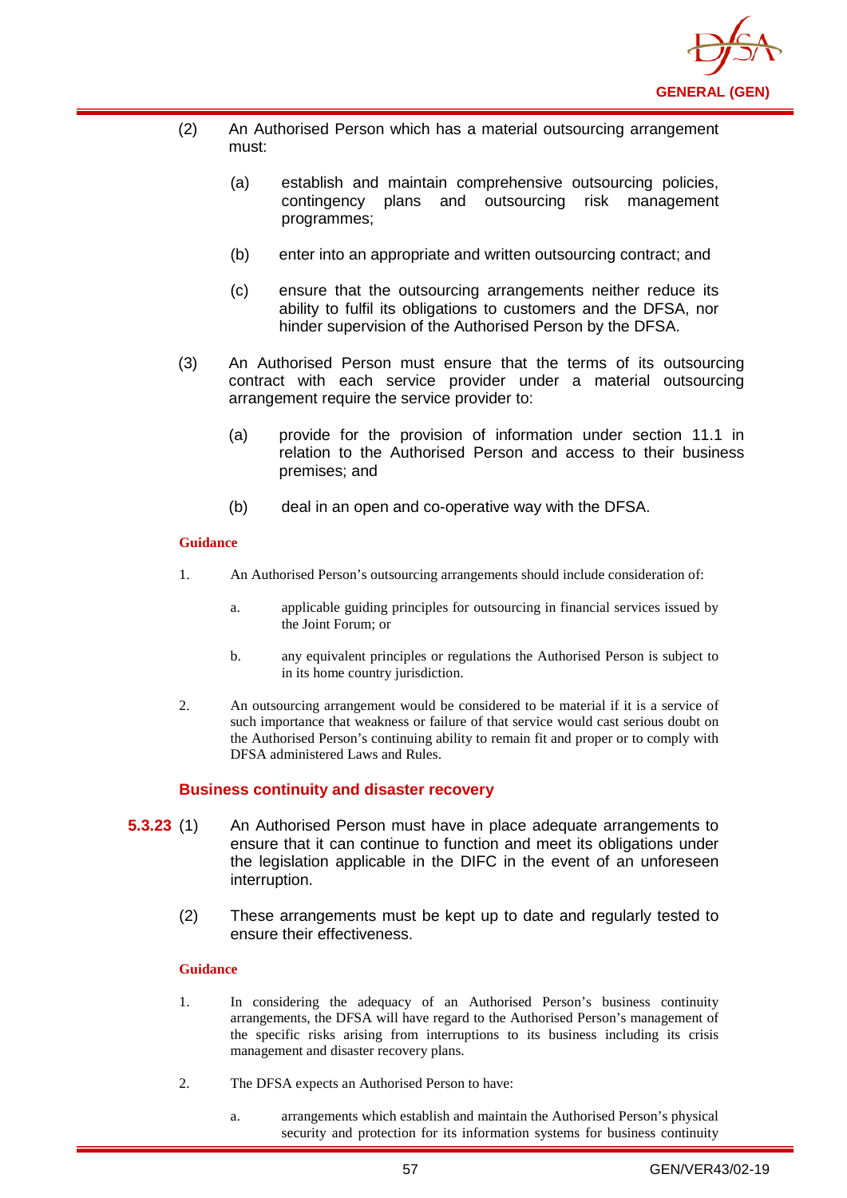(2) An Authorised Person which has a material outsourcing arrangement must:

  (a) establish and maintain comprehensive outsourcing policies, contingency plans and outsourcing risk management programmes;

  (b) enter into an appropriate and written outsourcing contract; and

  (c) ensure that the outsourcing arrangements neither reduce its ability to fulfil its obligations to customers and the DFSA, nor hinder supervision of the Authorised Person by the DFSA.

(3) An Authorised Person must ensure that the terms of its outsourcing contract with each service provider under a material outsourcing arrangement require the service provider to:

  (a) provide for the provision of information under section 11.1 in relation to the Authorised Person and access to their business premises; and

  (b) deal in an open and co-operative way with the DFSA.

**Guidance**

1. An Authorised Person's outsourcing arrangements should include consideration of:

   a. applicable guiding principles for outsourcing in financial services issued by the Joint Forum; or

   b. any equivalent principles or regulations the Authorised Person is subject to in its home country jurisdiction.

2. An outsourcing arrangement would be considered to be material if it is a service of such importance that weakness or failure of that service would cast serious doubt on the Authorised Person's continuing ability to remain fit and proper or to comply with DFSA administered Laws and Rules.

### Business continuity and disaster recovery

**5.3.23** (1) An Authorised Person must have in place adequate arrangements to ensure that it can continue to function and meet its obligations under the legislation applicable in the DIFC in the event of an unforeseen interruption.

(2) These arrangements must be kept up to date and regularly tested to ensure their effectiveness.

**Guidance**

1. In considering the adequacy of an Authorised Person's business continuity arrangements, the DFSA will have regard to the Authorised Person's management of the specific risks arising from interruptions to its business including its crisis management and disaster recovery plans.

2. The DFSA expects an Authorised Person to have:

   a. arrangements which establish and maintain the Authorised Person's physical security and protection for its information systems for business continuity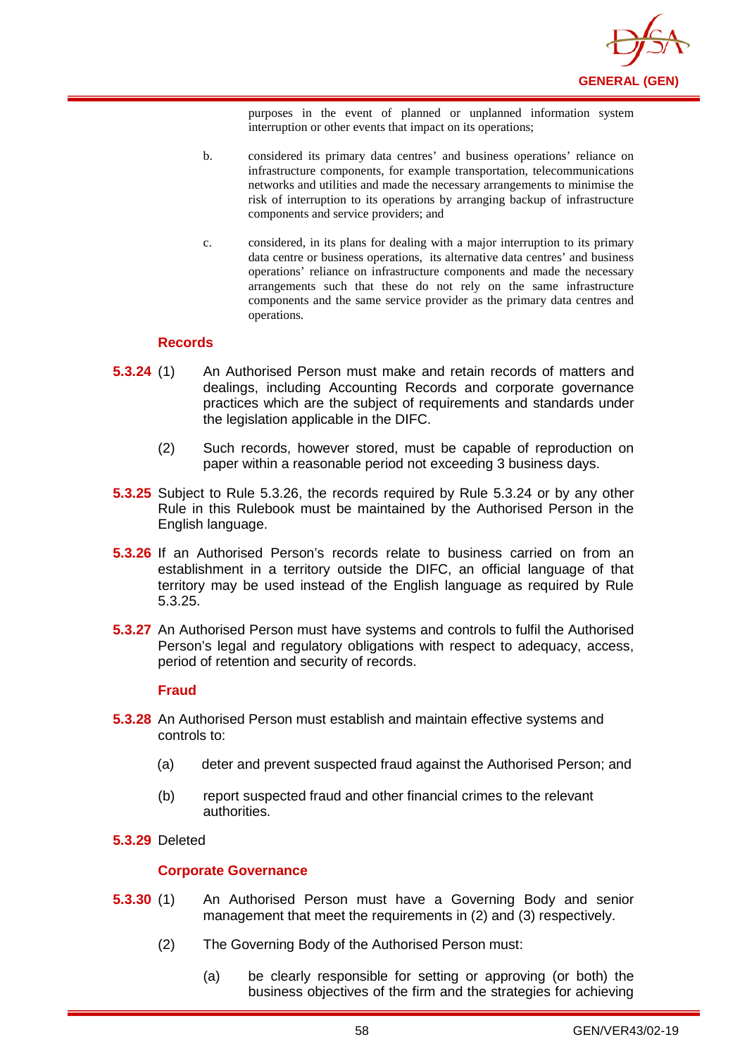purposes in the event of planned or unplanned information system interruption or other events that impact on its operations;

b. considered its primary data centres' and business operations' reliance on infrastructure components, for example transportation, telecommunications networks and utilities and made the necessary arrangements to minimise the risk of interruption to its operations by arranging backup of infrastructure components and service providers; and

c. considered, in its plans for dealing with a major interruption to its primary data centre or business operations, its alternative data centres' and business operations' reliance on infrastructure components and made the necessary arrangements such that these do not rely on the same infrastructure components and the same service provider as the primary data centres and operations.

### Records

**5.3.24** (1) An Authorised Person must make and retain records of matters and dealings, including Accounting Records and corporate governance practices which are the subject of requirements and standards under the legislation applicable in the DIFC.

(2) Such records, however stored, must be capable of reproduction on paper within a reasonable period not exceeding 3 business days.

**5.3.25** Subject to Rule 5.3.26, the records required by Rule 5.3.24 or by any other Rule in this Rulebook must be maintained by the Authorised Person in the English language.

**5.3.26** If an Authorised Person's records relate to business carried on from an establishment in a territory outside the DIFC, an official language of that territory may be used instead of the English language as required by Rule 5.3.25.

**5.3.27** An Authorised Person must have systems and controls to fulfil the Authorised Person's legal and regulatory obligations with respect to adequacy, access, period of retention and security of records.

### Fraud

**5.3.28** An Authorised Person must establish and maintain effective systems and controls to:

(a) deter and prevent suspected fraud against the Authorised Person; and

(b) report suspected fraud and other financial crimes to the relevant authorities.

**5.3.29** Deleted

### Corporate Governance

**5.3.30** (1) An Authorised Person must have a Governing Body and senior management that meet the requirements in (2) and (3) respectively.

(2) The Governing Body of the Authorised Person must:

(a) be clearly responsible for setting or approving (or both) the business objectives of the firm and the strategies for achieving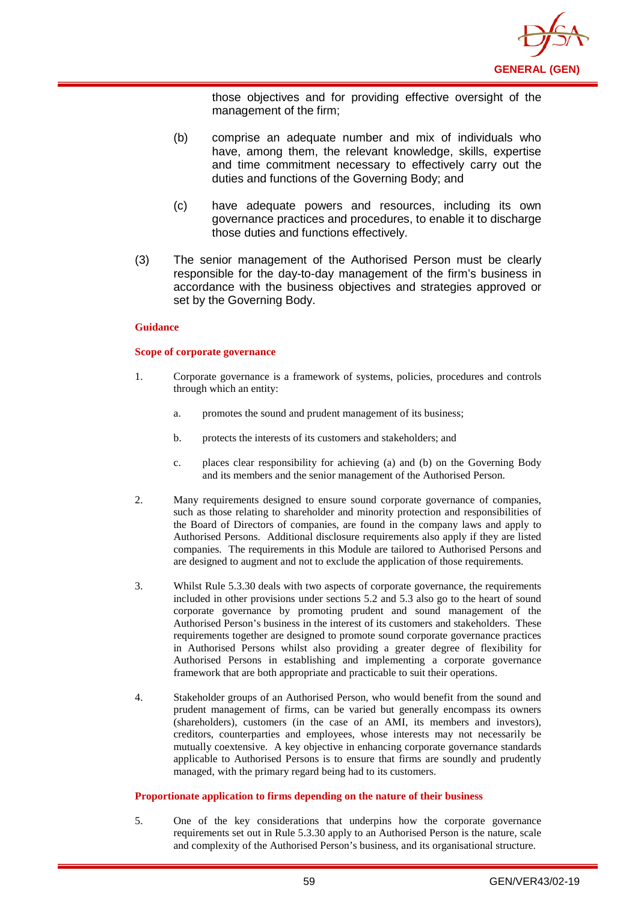those objectives and for providing effective oversight of the management of the firm;

(b) comprise an adequate number and mix of individuals who have, among them, the relevant knowledge, skills, expertise and time commitment necessary to effectively carry out the duties and functions of the Governing Body; and

(c) have adequate powers and resources, including its own governance practices and procedures, to enable it to discharge those duties and functions effectively.

(3) The senior management of the Authorised Person must be clearly responsible for the day-to-day management of the firm's business in accordance with the business objectives and strategies approved or set by the Governing Body.

**Guidance**

**Scope of corporate governance**

1. Corporate governance is a framework of systems, policies, procedures and controls through which an entity:

   a. promotes the sound and prudent management of its business;

   b. protects the interests of its customers and stakeholders; and

   c. places clear responsibility for achieving (a) and (b) on the Governing Body and its members and the senior management of the Authorised Person.

2. Many requirements designed to ensure sound corporate governance of companies, such as those relating to shareholder and minority protection and responsibilities of the Board of Directors of companies, are found in the company laws and apply to Authorised Persons. Additional disclosure requirements also apply if they are listed companies. The requirements in this Module are tailored to Authorised Persons and are designed to augment and not to exclude the application of those requirements.

3. Whilst Rule 5.3.30 deals with two aspects of corporate governance, the requirements included in other provisions under sections 5.2 and 5.3 also go to the heart of sound corporate governance by promoting prudent and sound management of the Authorised Person's business in the interest of its customers and stakeholders. These requirements together are designed to promote sound corporate governance practices in Authorised Persons whilst also providing a greater degree of flexibility for Authorised Persons in establishing and implementing a corporate governance framework that are both appropriate and practicable to suit their operations.

4. Stakeholder groups of an Authorised Person, who would benefit from the sound and prudent management of firms, can be varied but generally encompass its owners (shareholders), customers (in the case of an AMI, its members and investors), creditors, counterparties and employees, whose interests may not necessarily be mutually coextensive. A key objective in enhancing corporate governance standards applicable to Authorised Persons is to ensure that firms are soundly and prudently managed, with the primary regard being had to its customers.

**Proportionate application to firms depending on the nature of their business**

5. One of the key considerations that underpins how the corporate governance requirements set out in Rule 5.3.30 apply to an Authorised Person is the nature, scale and complexity of the Authorised Person's business, and its organisational structure.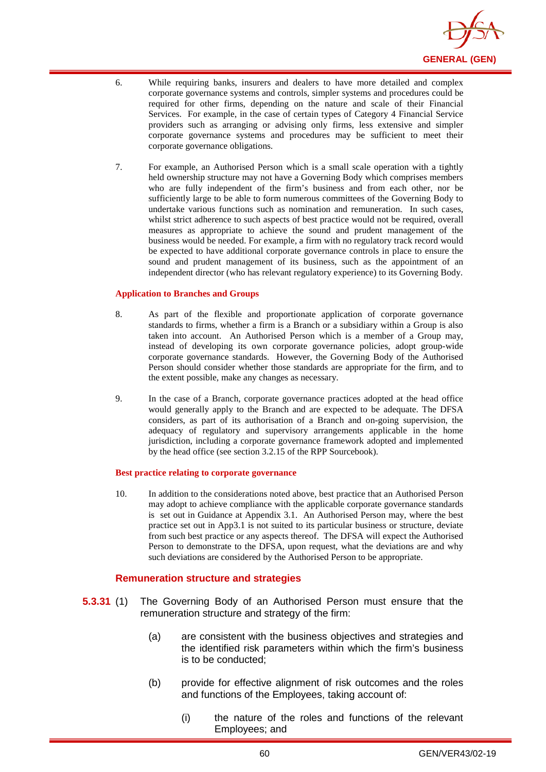6. While requiring banks, insurers and dealers to have more detailed and complex corporate governance systems and controls, simpler systems and procedures could be required for other firms, depending on the nature and scale of their Financial Services. For example, in the case of certain types of Category 4 Financial Service providers such as arranging or advising only firms, less extensive and simpler corporate governance systems and procedures may be sufficient to meet their corporate governance obligations.

7. For example, an Authorised Person which is a small scale operation with a tightly held ownership structure may not have a Governing Body which comprises members who are fully independent of the firm's business and from each other, nor be sufficiently large to be able to form numerous committees of the Governing Body to undertake various functions such as nomination and remuneration. In such cases, whilst strict adherence to such aspects of best practice would not be required, overall measures as appropriate to achieve the sound and prudent management of the business would be needed. For example, a firm with no regulatory track record would be expected to have additional corporate governance controls in place to ensure the sound and prudent management of its business, such as the appointment of an independent director (who has relevant regulatory experience) to its Governing Body.

**Application to Branches and Groups**

8. As part of the flexible and proportionate application of corporate governance standards to firms, whether a firm is a Branch or a subsidiary within a Group is also taken into account. An Authorised Person which is a member of a Group may, instead of developing its own corporate governance policies, adopt group-wide corporate governance standards. However, the Governing Body of the Authorised Person should consider whether those standards are appropriate for the firm, and to the extent possible, make any changes as necessary.

9. In the case of a Branch, corporate governance practices adopted at the head office would generally apply to the Branch and are expected to be adequate. The DFSA considers, as part of its authorisation of a Branch and on-going supervision, the adequacy of regulatory and supervisory arrangements applicable in the home jurisdiction, including a corporate governance framework adopted and implemented by the head office (see section 3.2.15 of the RPP Sourcebook).

**Best practice relating to corporate governance**

10. In addition to the considerations noted above, best practice that an Authorised Person may adopt to achieve compliance with the applicable corporate governance standards is set out in Guidance at Appendix 3.1. An Authorised Person may, where the best practice set out in App3.1 is not suited to its particular business or structure, deviate from such best practice or any aspects thereof. The DFSA will expect the Authorised Person to demonstrate to the DFSA, upon request, what the deviations are and why such deviations are considered by the Authorised Person to be appropriate.

### Remuneration structure and strategies

**5.3.31** (1) The Governing Body of an Authorised Person must ensure that the remuneration structure and strategy of the firm:

(a) are consistent with the business objectives and strategies and the identified risk parameters within which the firm's business is to be conducted;

(b) provide for effective alignment of risk outcomes and the roles and functions of the Employees, taking account of:

(i) the nature of the roles and functions of the relevant Employees; and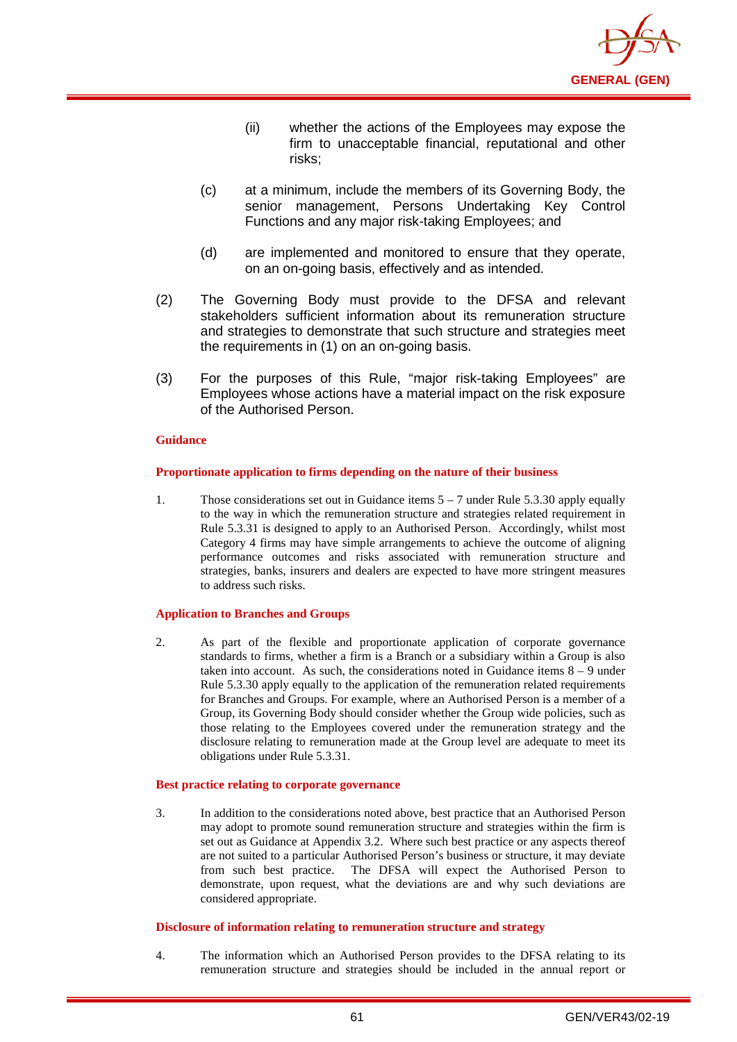(ii) whether the actions of the Employees may expose the firm to unacceptable financial, reputational and other risks;

(c) at a minimum, include the members of its Governing Body, the senior management, Persons Undertaking Key Control Functions and any major risk-taking Employees; and

(d) are implemented and monitored to ensure that they operate, on an on-going basis, effectively and as intended.

(2) The Governing Body must provide to the DFSA and relevant stakeholders sufficient information about its remuneration structure and strategies to demonstrate that such structure and strategies meet the requirements in (1) on an on-going basis.

(3) For the purposes of this Rule, "major risk-taking Employees" are Employees whose actions have a material impact on the risk exposure of the Authorised Person.

**Guidance**

**Proportionate application to firms depending on the nature of their business**

1. Those considerations set out in Guidance items 5 – 7 under Rule 5.3.30 apply equally to the way in which the remuneration structure and strategies related requirement in Rule 5.3.31 is designed to apply to an Authorised Person. Accordingly, whilst most Category 4 firms may have simple arrangements to achieve the outcome of aligning performance outcomes and risks associated with remuneration structure and strategies, banks, insurers and dealers are expected to have more stringent measures to address such risks.

**Application to Branches and Groups**

2. As part of the flexible and proportionate application of corporate governance standards to firms, whether a firm is a Branch or a subsidiary within a Group is also taken into account. As such, the considerations noted in Guidance items 8 – 9 under Rule 5.3.30 apply equally to the application of the remuneration related requirements for Branches and Groups. For example, where an Authorised Person is a member of a Group, its Governing Body should consider whether the Group wide policies, such as those relating to the Employees covered under the remuneration strategy and the disclosure relating to remuneration made at the Group level are adequate to meet its obligations under Rule 5.3.31.

**Best practice relating to corporate governance**

3. In addition to the considerations noted above, best practice that an Authorised Person may adopt to promote sound remuneration structure and strategies within the firm is set out as Guidance at Appendix 3.2. Where such best practice or any aspects thereof are not suited to a particular Authorised Person's business or structure, it may deviate from such best practice. The DFSA will expect the Authorised Person to demonstrate, upon request, what the deviations are and why such deviations are considered appropriate.

**Disclosure of information relating to remuneration structure and strategy**

4. The information which an Authorised Person provides to the DFSA relating to its remuneration structure and strategies should be included in the annual report or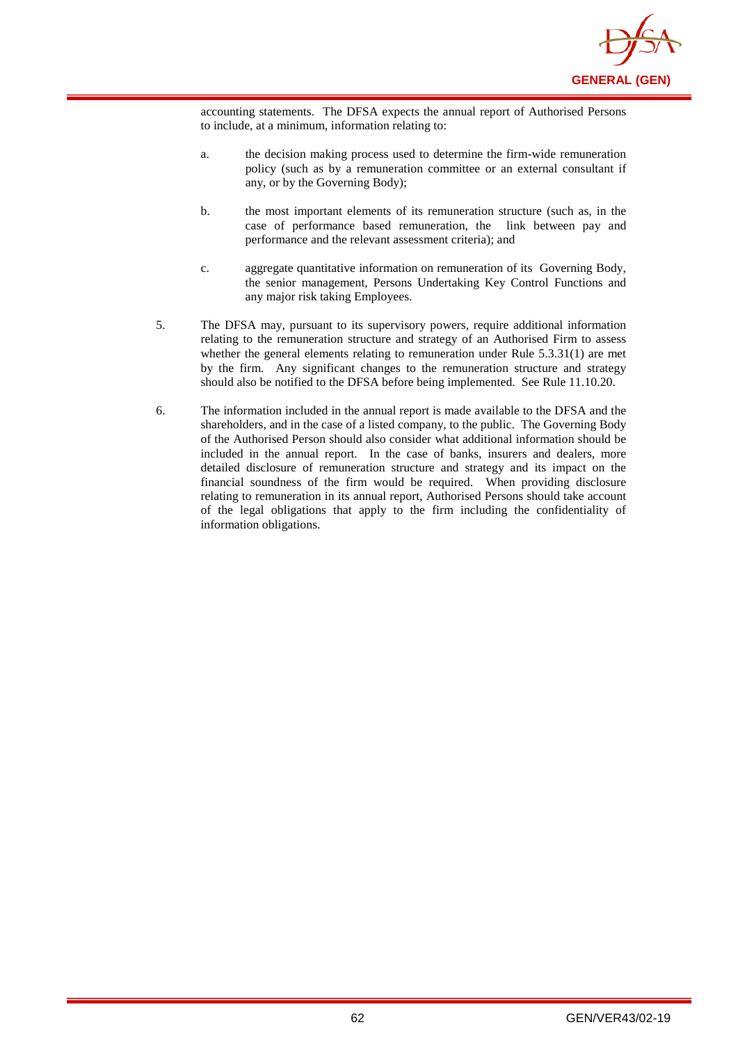accounting statements. The DFSA expects the annual report of Authorised Persons to include, at a minimum, information relating to:

a. the decision making process used to determine the firm-wide remuneration policy (such as by a remuneration committee or an external consultant if any, or by the Governing Body);

b. the most important elements of its remuneration structure (such as, in the case of performance based remuneration, the link between pay and performance and the relevant assessment criteria); and

c. aggregate quantitative information on remuneration of its Governing Body, the senior management, Persons Undertaking Key Control Functions and any major risk taking Employees.

5. The DFSA may, pursuant to its supervisory powers, require additional information relating to the remuneration structure and strategy of an Authorised Firm to assess whether the general elements relating to remuneration under Rule 5.3.31(1) are met by the firm. Any significant changes to the remuneration structure and strategy should also be notified to the DFSA before being implemented. See Rule 11.10.20.

6. The information included in the annual report is made available to the DFSA and the shareholders, and in the case of a listed company, to the public. The Governing Body of the Authorised Person should also consider what additional information should be included in the annual report. In the case of banks, insurers and dealers, more detailed disclosure of remuneration structure and strategy and its impact on the financial soundness of the firm would be required. When providing disclosure relating to remuneration in its annual report, Authorised Persons should take account of the legal obligations that apply to the firm including the confidentiality of information obligations.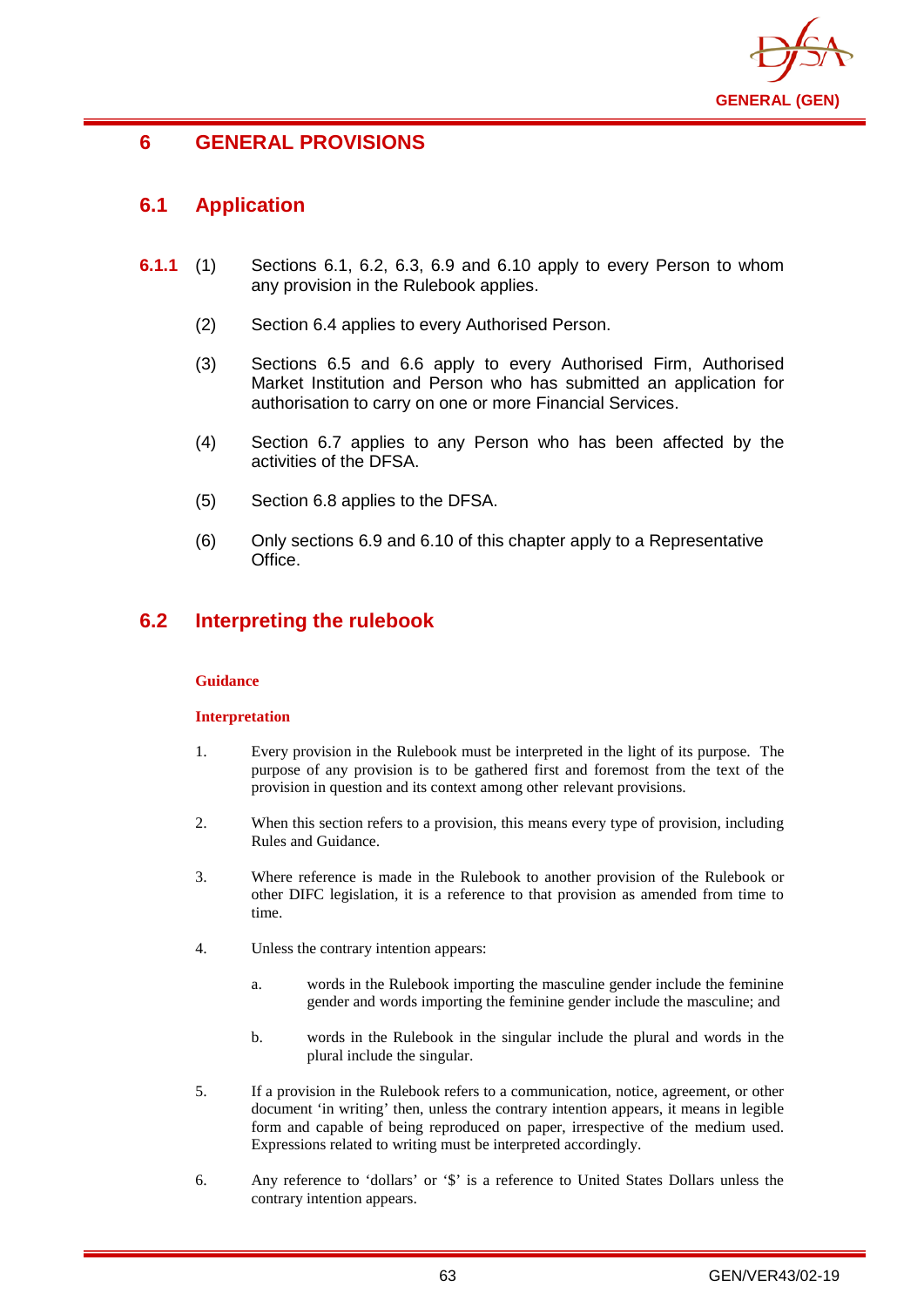# 6 GENERAL PROVISIONS

## 6.1 Application

**6.1.1** (1) Sections 6.1, 6.2, 6.3, 6.9 and 6.10 apply to every Person to whom any provision in the Rulebook applies.

(2) Section 6.4 applies to every Authorised Person.

(3) Sections 6.5 and 6.6 apply to every Authorised Firm, Authorised Market Institution and Person who has submitted an application for authorisation to carry on one or more Financial Services.

(4) Section 6.7 applies to any Person who has been affected by the activities of the DFSA.

(5) Section 6.8 applies to the DFSA.

(6) Only sections 6.9 and 6.10 of this chapter apply to a Representative Office.

## 6.2 Interpreting the rulebook

**Guidance**

**Interpretation**

1. Every provision in the Rulebook must be interpreted in the light of its purpose. The purpose of any provision is to be gathered first and foremost from the text of the provision in question and its context among other relevant provisions.

2. When this section refers to a provision, this means every type of provision, including Rules and Guidance.

3. Where reference is made in the Rulebook to another provision of the Rulebook or other DIFC legislation, it is a reference to that provision as amended from time to time.

4. Unless the contrary intention appears:

   a. words in the Rulebook importing the masculine gender include the feminine gender and words importing the feminine gender include the masculine; and

   b. words in the Rulebook in the singular include the plural and words in the plural include the singular.

5. If a provision in the Rulebook refers to a communication, notice, agreement, or other document 'in writing' then, unless the contrary intention appears, it means in legible form and capable of being reproduced on paper, irrespective of the medium used. Expressions related to writing must be interpreted accordingly.

6. Any reference to 'dollars' or '$' is a reference to United States Dollars unless the contrary intention appears.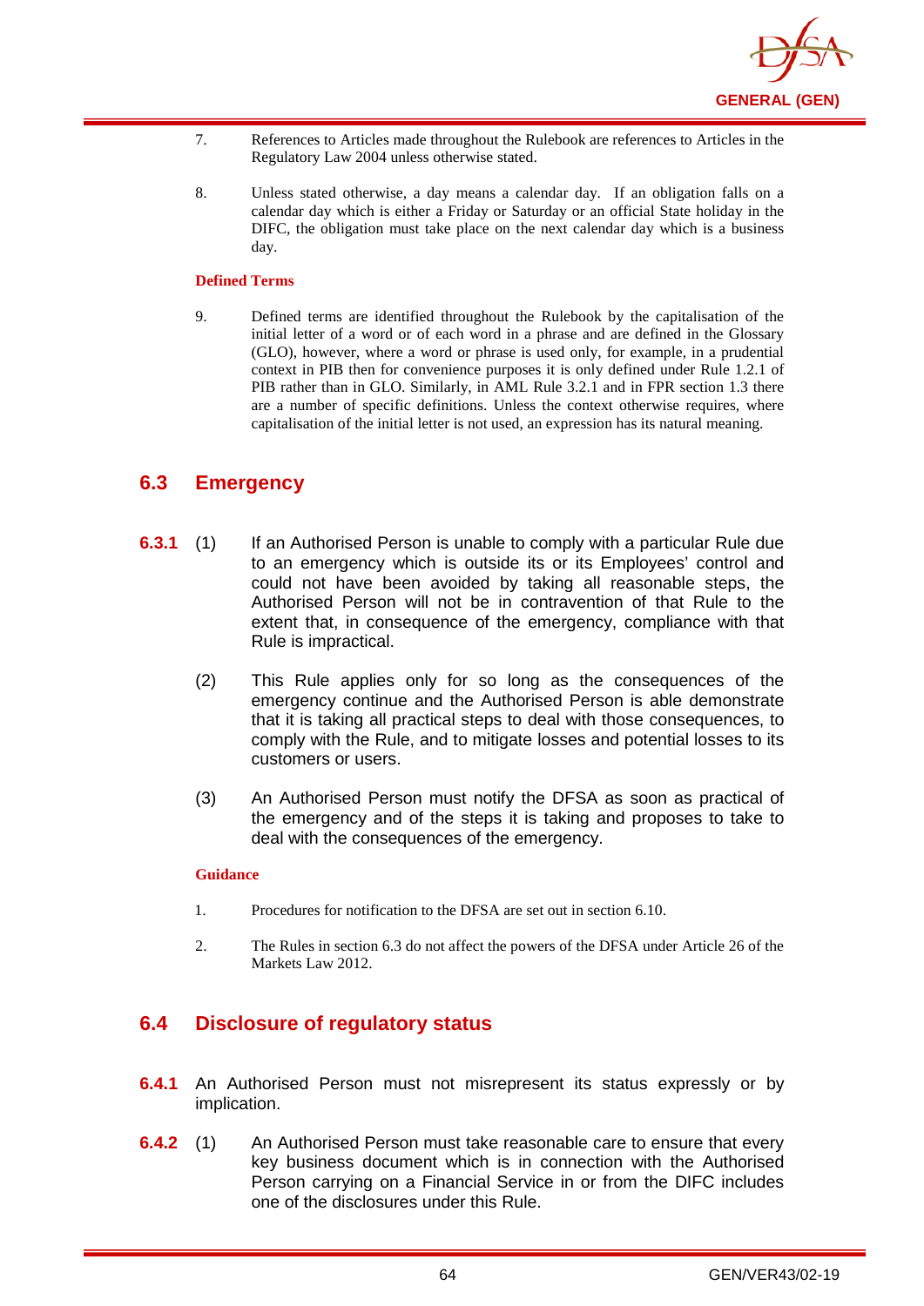7. References to Articles made throughout the Rulebook are references to Articles in the Regulatory Law 2004 unless otherwise stated.

8. Unless stated otherwise, a day means a calendar day. If an obligation falls on a calendar day which is either a Friday or Saturday or an official State holiday in the DIFC, the obligation must take place on the next calendar day which is a business day.

**Defined Terms**

9. Defined terms are identified throughout the Rulebook by the capitalisation of the initial letter of a word or of each word in a phrase and are defined in the Glossary (GLO), however, where a word or phrase is used only, for example, in a prudential context in PIB then for convenience purposes it is only defined under Rule 1.2.1 of PIB rather than in GLO. Similarly, in AML Rule 3.2.1 and in FPR section 1.3 there are a number of specific definitions. Unless the context otherwise requires, where capitalisation of the initial letter is not used, an expression has its natural meaning.

## 6.3 Emergency

**6.3.1** (1) If an Authorised Person is unable to comply with a particular Rule due to an emergency which is outside its or its Employees' control and could not have been avoided by taking all reasonable steps, the Authorised Person will not be in contravention of that Rule to the extent that, in consequence of the emergency, compliance with that Rule is impractical.

(2) This Rule applies only for so long as the consequences of the emergency continue and the Authorised Person is able demonstrate that it is taking all practical steps to deal with those consequences, to comply with the Rule, and to mitigate losses and potential losses to its customers or users.

(3) An Authorised Person must notify the DFSA as soon as practical of the emergency and of the steps it is taking and proposes to take to deal with the consequences of the emergency.

**Guidance**

1. Procedures for notification to the DFSA are set out in section 6.10.

2. The Rules in section 6.3 do not affect the powers of the DFSA under Article 26 of the Markets Law 2012.

## 6.4 Disclosure of regulatory status

**6.4.1** An Authorised Person must not misrepresent its status expressly or by implication.

**6.4.2** (1) An Authorised Person must take reasonable care to ensure that every key business document which is in connection with the Authorised Person carrying on a Financial Service in or from the DIFC includes one of the disclosures under this Rule.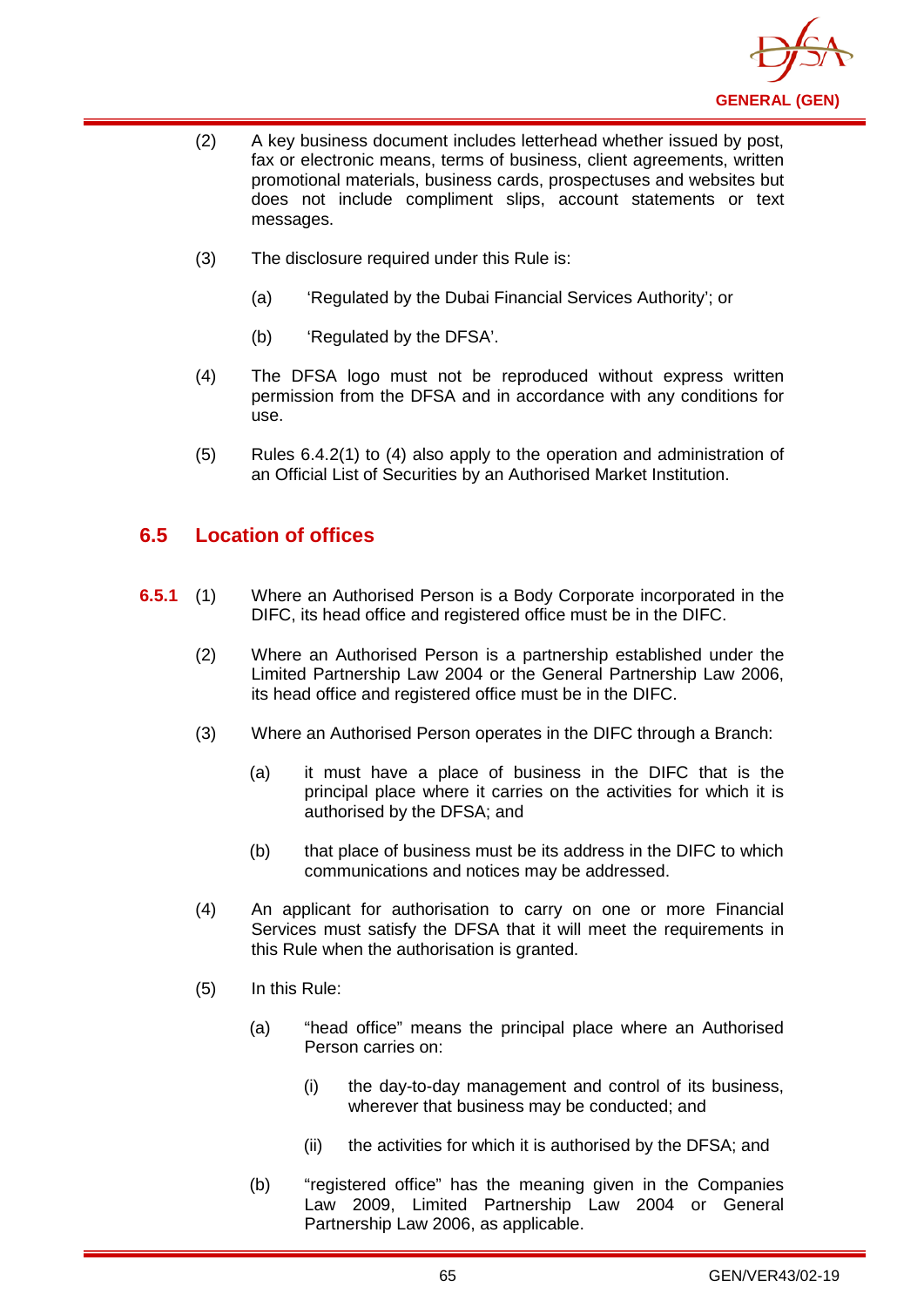(2) A key business document includes letterhead whether issued by post, fax or electronic means, terms of business, client agreements, written promotional materials, business cards, prospectuses and websites but does not include compliment slips, account statements or text messages.

(3) The disclosure required under this Rule is:

(a) 'Regulated by the Dubai Financial Services Authority'; or

(b) 'Regulated by the DFSA'.

(4) The DFSA logo must not be reproduced without express written permission from the DFSA and in accordance with any conditions for use.

(5) Rules 6.4.2(1) to (4) also apply to the operation and administration of an Official List of Securities by an Authorised Market Institution.

## 6.5 Location of offices

**6.5.1** (1) Where an Authorised Person is a Body Corporate incorporated in the DIFC, its head office and registered office must be in the DIFC.

(2) Where an Authorised Person is a partnership established under the Limited Partnership Law 2004 or the General Partnership Law 2006, its head office and registered office must be in the DIFC.

(3) Where an Authorised Person operates in the DIFC through a Branch:

(a) it must have a place of business in the DIFC that is the principal place where it carries on the activities for which it is authorised by the DFSA; and

(b) that place of business must be its address in the DIFC to which communications and notices may be addressed.

(4) An applicant for authorisation to carry on one or more Financial Services must satisfy the DFSA that it will meet the requirements in this Rule when the authorisation is granted.

(5) In this Rule:

(a) "head office" means the principal place where an Authorised Person carries on:

(i) the day-to-day management and control of its business, wherever that business may be conducted; and

(ii) the activities for which it is authorised by the DFSA; and

(b) "registered office" has the meaning given in the Companies Law 2009, Limited Partnership Law 2004 or General Partnership Law 2006, as applicable.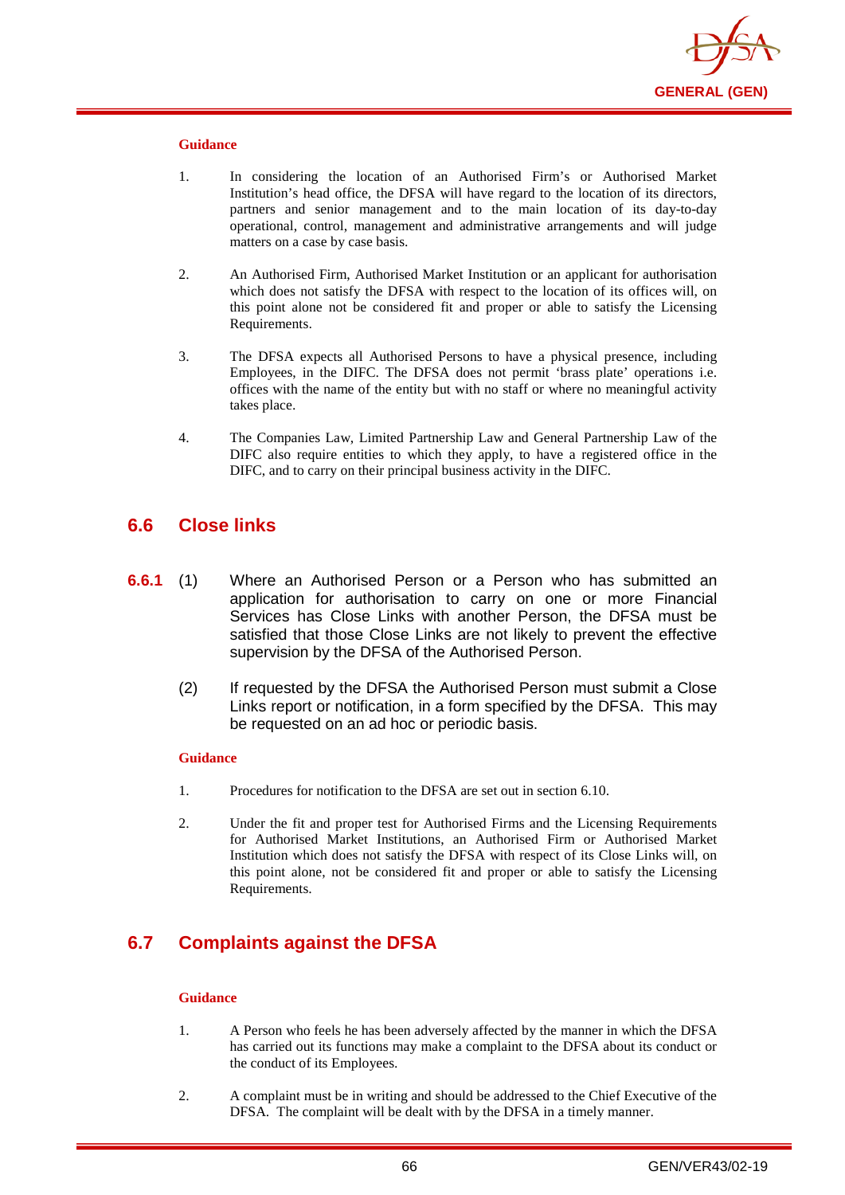#### Guidance

1. In considering the location of an Authorised Firm's or Authorised Market Institution's head office, the DFSA will have regard to the location of its directors, partners and senior management and to the main location of its day-to-day operational, control, management and administrative arrangements and will judge matters on a case by case basis.

2. An Authorised Firm, Authorised Market Institution or an applicant for authorisation which does not satisfy the DFSA with respect to the location of its offices will, on this point alone not be considered fit and proper or able to satisfy the Licensing Requirements.

3. The DFSA expects all Authorised Persons to have a physical presence, including Employees, in the DIFC. The DFSA does not permit 'brass plate' operations i.e. offices with the name of the entity but with no staff or where no meaningful activity takes place.

4. The Companies Law, Limited Partnership Law and General Partnership Law of the DIFC also require entities to which they apply, to have a registered office in the DIFC, and to carry on their principal business activity in the DIFC.

## 6.6 Close links

**6.6.1** (1) Where an Authorised Person or a Person who has submitted an application for authorisation to carry on one or more Financial Services has Close Links with another Person, the DFSA must be satisfied that those Close Links are not likely to prevent the effective supervision by the DFSA of the Authorised Person.

(2) If requested by the DFSA the Authorised Person must submit a Close Links report or notification, in a form specified by the DFSA. This may be requested on an ad hoc or periodic basis.

#### Guidance

1. Procedures for notification to the DFSA are set out in section 6.10.

2. Under the fit and proper test for Authorised Firms and the Licensing Requirements for Authorised Market Institutions, an Authorised Firm or Authorised Market Institution which does not satisfy the DFSA with respect of its Close Links will, on this point alone, not be considered fit and proper or able to satisfy the Licensing Requirements.

## 6.7 Complaints against the DFSA

#### Guidance

1. A Person who feels he has been adversely affected by the manner in which the DFSA has carried out its functions may make a complaint to the DFSA about its conduct or the conduct of its Employees.

2. A complaint must be in writing and should be addressed to the Chief Executive of the DFSA. The complaint will be dealt with by the DFSA in a timely manner.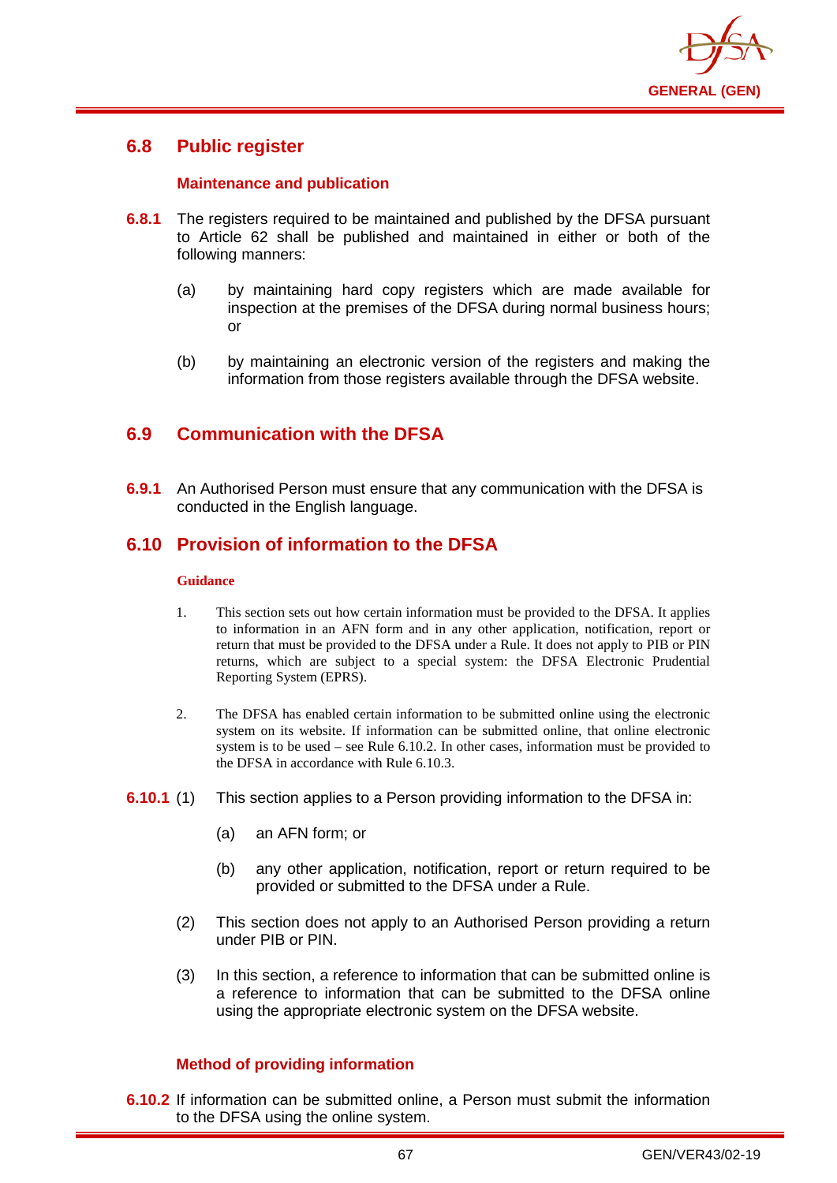## 6.8 Public register

### Maintenance and publication

**6.8.1** The registers required to be maintained and published by the DFSA pursuant to Article 62 shall be published and maintained in either or both of the following manners:

(a) by maintaining hard copy registers which are made available for inspection at the premises of the DFSA during normal business hours; or

(b) by maintaining an electronic version of the registers and making the information from those registers available through the DFSA website.

## 6.9 Communication with the DFSA

**6.9.1** An Authorised Person must ensure that any communication with the DFSA is conducted in the English language.

## 6.10 Provision of information to the DFSA

**Guidance**

1. This section sets out how certain information must be provided to the DFSA. It applies to information in an AFN form and in any other application, notification, report or return that must be provided to the DFSA under a Rule. It does not apply to PIB or PIN returns, which are subject to a special system: the DFSA Electronic Prudential Reporting System (EPRS).

2. The DFSA has enabled certain information to be submitted online using the electronic system on its website. If information can be submitted online, that online electronic system is to be used – see Rule 6.10.2. In other cases, information must be provided to the DFSA in accordance with Rule 6.10.3.

**6.10.1** (1) This section applies to a Person providing information to the DFSA in:

(a) an AFN form; or

(b) any other application, notification, report or return required to be provided or submitted to the DFSA under a Rule.

(2) This section does not apply to an Authorised Person providing a return under PIB or PIN.

(3) In this section, a reference to information that can be submitted online is a reference to information that can be submitted to the DFSA online using the appropriate electronic system on the DFSA website.

### Method of providing information

**6.10.2** If information can be submitted online, a Person must submit the information to the DFSA using the online system.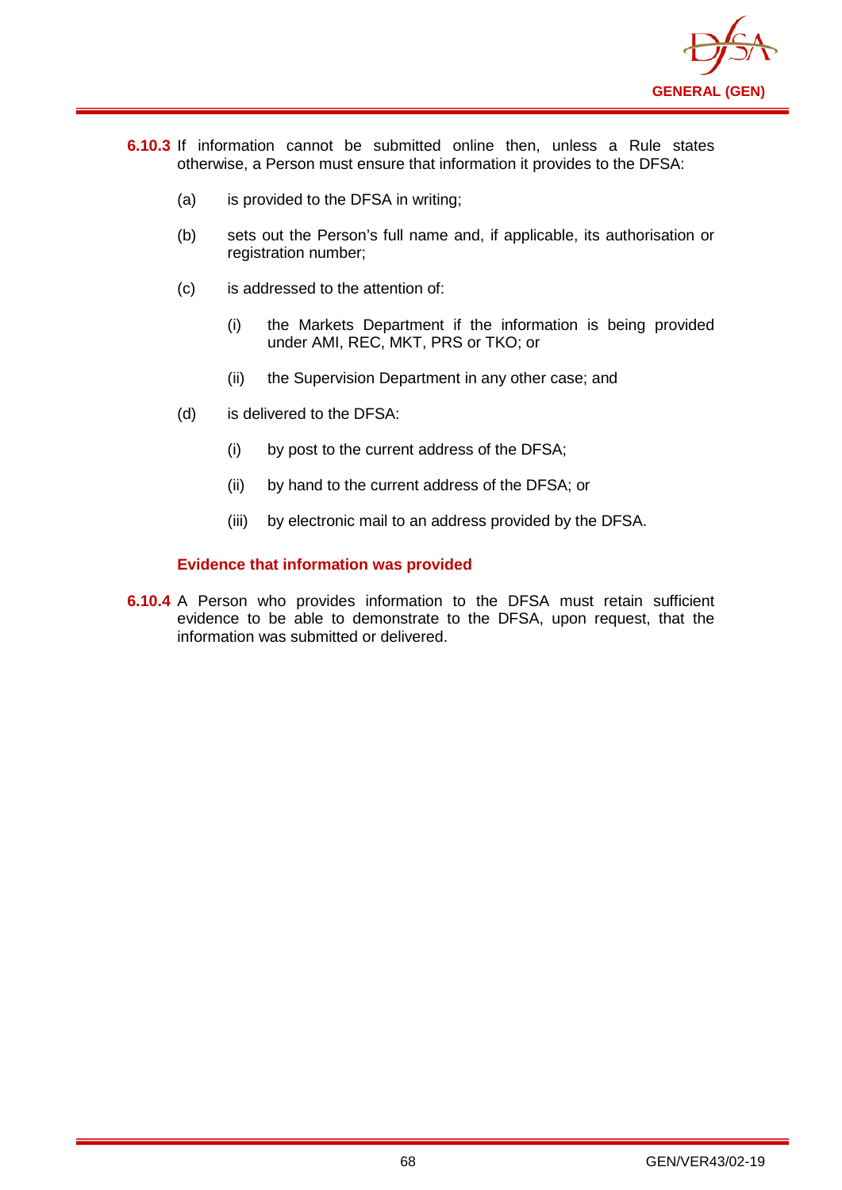**6.10.3** If information cannot be submitted online then, unless a Rule states otherwise, a Person must ensure that information it provides to the DFSA:

(a) is provided to the DFSA in writing;

(b) sets out the Person's full name and, if applicable, its authorisation or registration number;

(c) is addressed to the attention of:

  (i) the Markets Department if the information is being provided under AMI, REC, MKT, PRS or TKO; or

  (ii) the Supervision Department in any other case; and

(d) is delivered to the DFSA:

  (i) by post to the current address of the DFSA;

  (ii) by hand to the current address of the DFSA; or

  (iii) by electronic mail to an address provided by the DFSA.

### Evidence that information was provided

**6.10.4** A Person who provides information to the DFSA must retain sufficient evidence to be able to demonstrate to the DFSA, upon request, that the information was submitted or delivered.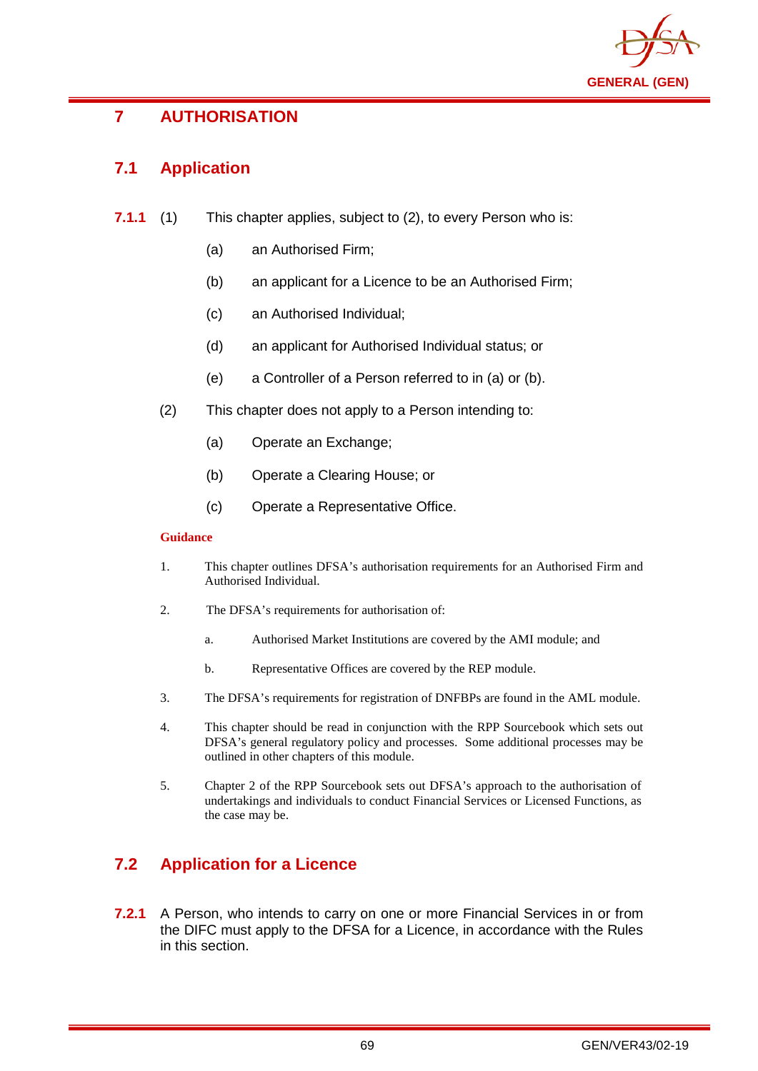# 7 AUTHORISATION

## 7.1 Application

**7.1.1** (1) This chapter applies, subject to (2), to every Person who is:

(a) an Authorised Firm;

(b) an applicant for a Licence to be an Authorised Firm;

(c) an Authorised Individual;

(d) an applicant for Authorised Individual status; or

(e) a Controller of a Person referred to in (a) or (b).

(2) This chapter does not apply to a Person intending to:

(a) Operate an Exchange;

(b) Operate a Clearing House; or

(c) Operate a Representative Office.

**Guidance**

1. This chapter outlines DFSA's authorisation requirements for an Authorised Firm and Authorised Individual.

2. The DFSA's requirements for authorisation of:

   a. Authorised Market Institutions are covered by the AMI module; and

   b. Representative Offices are covered by the REP module.

3. The DFSA's requirements for registration of DNFBPs are found in the AML module.

4. This chapter should be read in conjunction with the RPP Sourcebook which sets out DFSA's general regulatory policy and processes. Some additional processes may be outlined in other chapters of this module.

5. Chapter 2 of the RPP Sourcebook sets out DFSA's approach to the authorisation of undertakings and individuals to conduct Financial Services or Licensed Functions, as the case may be.

## 7.2 Application for a Licence

**7.2.1** A Person, who intends to carry on one or more Financial Services in or from the DIFC must apply to the DFSA for a Licence, in accordance with the Rules in this section.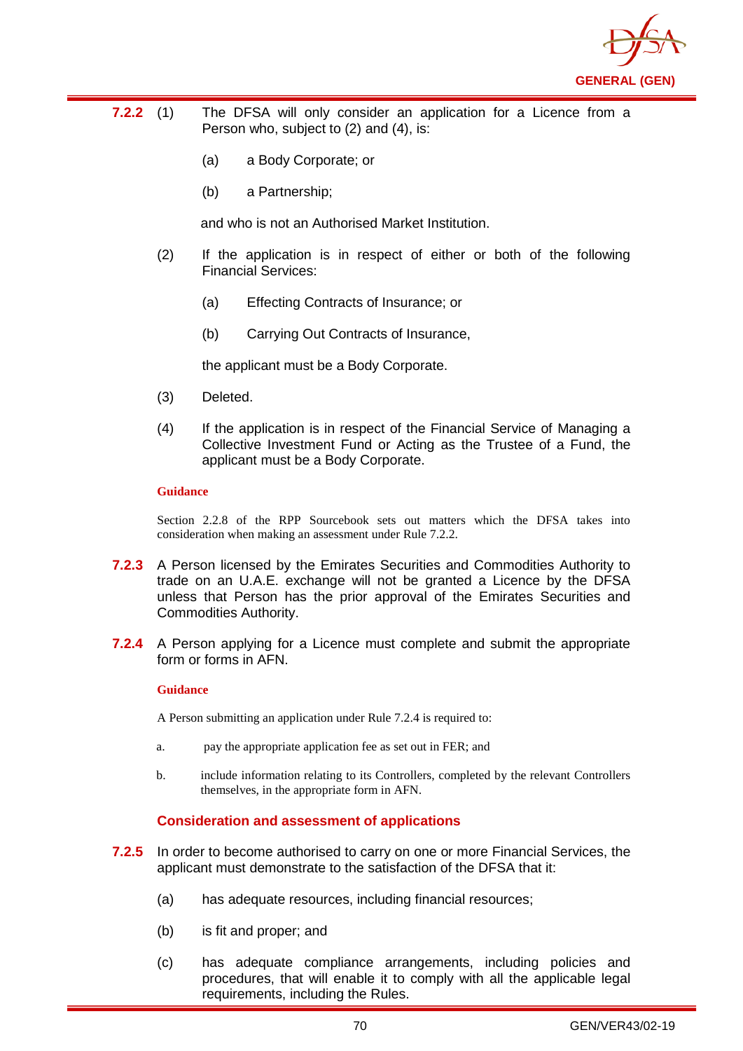**7.2.2** (1) The DFSA will only consider an application for a Licence from a Person who, subject to (2) and (4), is:

(a) a Body Corporate; or

(b) a Partnership;

and who is not an Authorised Market Institution.

(2) If the application is in respect of either or both of the following Financial Services:

(a) Effecting Contracts of Insurance; or

(b) Carrying Out Contracts of Insurance,

the applicant must be a Body Corporate.

(3) Deleted.

(4) If the application is in respect of the Financial Service of Managing a Collective Investment Fund or Acting as the Trustee of a Fund, the applicant must be a Body Corporate.

**Guidance**

Section 2.2.8 of the RPP Sourcebook sets out matters which the DFSA takes into consideration when making an assessment under Rule 7.2.2.

**7.2.3** A Person licensed by the Emirates Securities and Commodities Authority to trade on an U.A.E. exchange will not be granted a Licence by the DFSA unless that Person has the prior approval of the Emirates Securities and Commodities Authority.

**7.2.4** A Person applying for a Licence must complete and submit the appropriate form or forms in AFN.

**Guidance**

A Person submitting an application under Rule 7.2.4 is required to:

a. pay the appropriate application fee as set out in FER; and

b. include information relating to its Controllers, completed by the relevant Controllers themselves, in the appropriate form in AFN.

### Consideration and assessment of applications

**7.2.5** In order to become authorised to carry on one or more Financial Services, the applicant must demonstrate to the satisfaction of the DFSA that it:

(a) has adequate resources, including financial resources;

(b) is fit and proper; and

(c) has adequate compliance arrangements, including policies and procedures, that will enable it to comply with all the applicable legal requirements, including the Rules.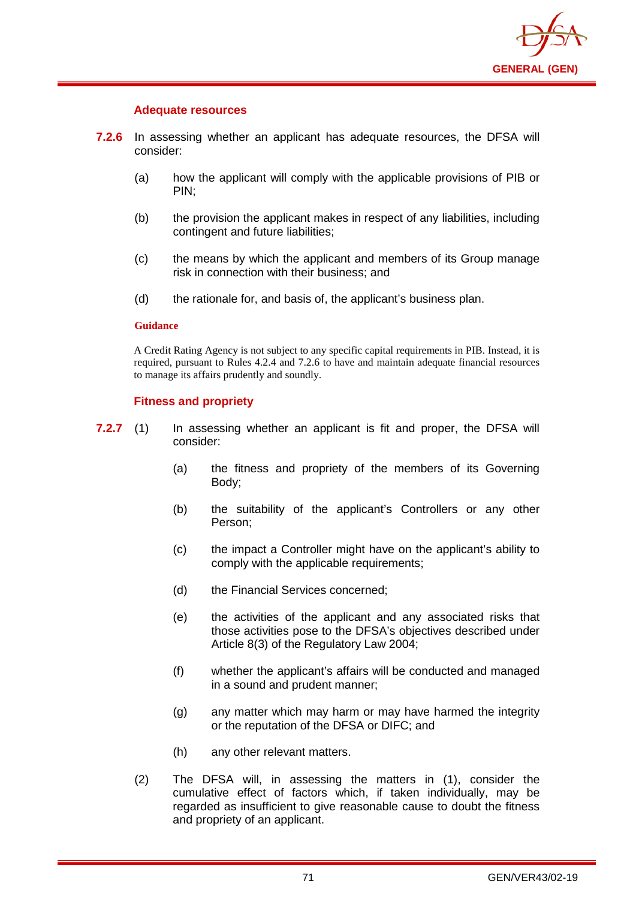### Adequate resources

**7.2.6** In assessing whether an applicant has adequate resources, the DFSA will consider:

(a) how the applicant will comply with the applicable provisions of PIB or PIN;

(b) the provision the applicant makes in respect of any liabilities, including contingent and future liabilities;

(c) the means by which the applicant and members of its Group manage risk in connection with their business; and

(d) the rationale for, and basis of, the applicant's business plan.

**Guidance**

A Credit Rating Agency is not subject to any specific capital requirements in PIB. Instead, it is required, pursuant to Rules 4.2.4 and 7.2.6 to have and maintain adequate financial resources to manage its affairs prudently and soundly.

### Fitness and propriety

**7.2.7** (1) In assessing whether an applicant is fit and proper, the DFSA will consider:

(a) the fitness and propriety of the members of its Governing Body;

(b) the suitability of the applicant's Controllers or any other Person;

(c) the impact a Controller might have on the applicant's ability to comply with the applicable requirements;

(d) the Financial Services concerned;

(e) the activities of the applicant and any associated risks that those activities pose to the DFSA's objectives described under Article 8(3) of the Regulatory Law 2004;

(f) whether the applicant's affairs will be conducted and managed in a sound and prudent manner;

(g) any matter which may harm or may have harmed the integrity or the reputation of the DFSA or DIFC; and

(h) any other relevant matters.

(2) The DFSA will, in assessing the matters in (1), consider the cumulative effect of factors which, if taken individually, may be regarded as insufficient to give reasonable cause to doubt the fitness and propriety of an applicant.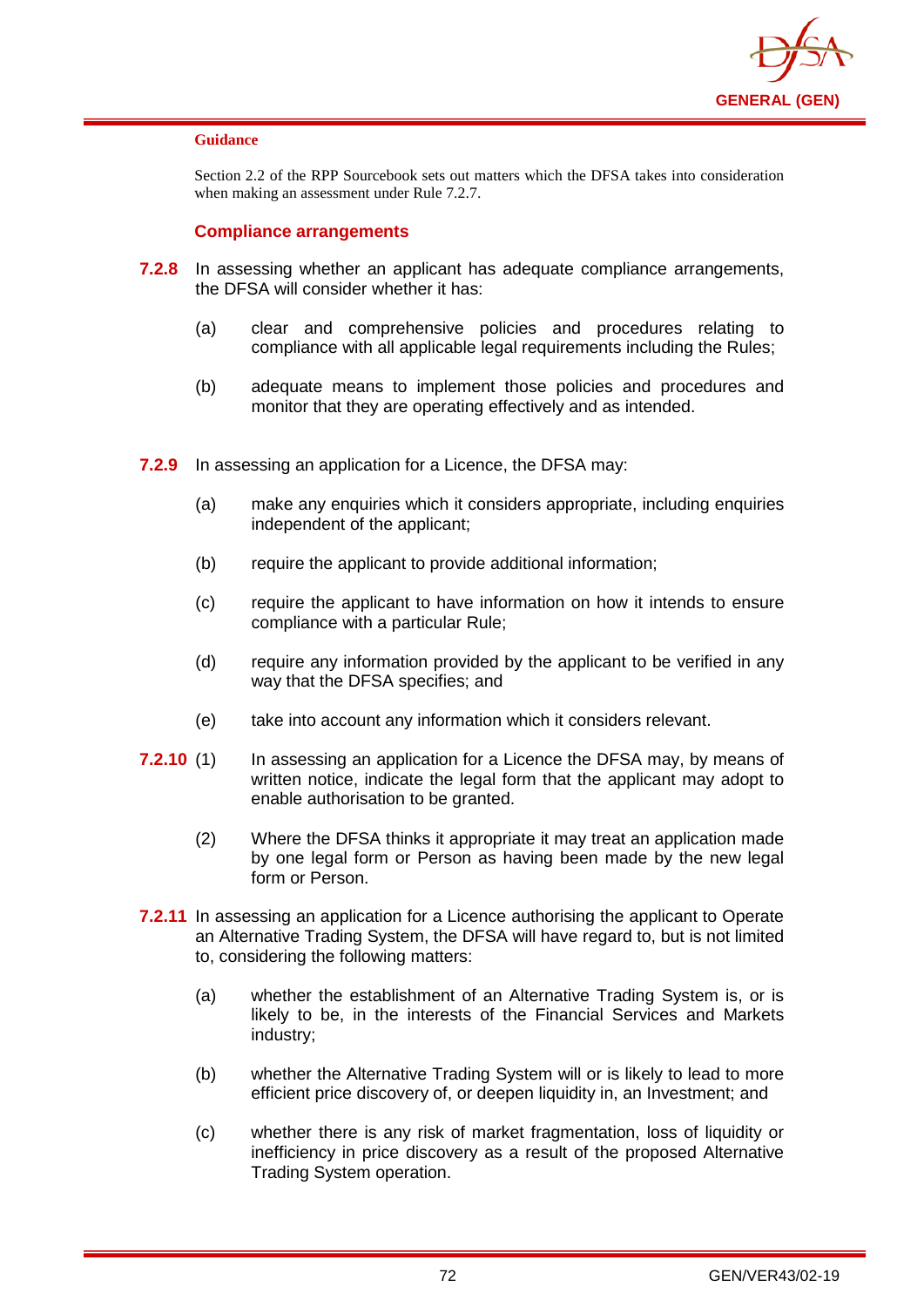**Guidance**

Section 2.2 of the RPP Sourcebook sets out matters which the DFSA takes into consideration when making an assessment under Rule 7.2.7.

### Compliance arrangements

**7.2.8** In assessing whether an applicant has adequate compliance arrangements, the DFSA will consider whether it has:

(a) clear and comprehensive policies and procedures relating to compliance with all applicable legal requirements including the Rules;

(b) adequate means to implement those policies and procedures and monitor that they are operating effectively and as intended.

**7.2.9** In assessing an application for a Licence, the DFSA may:

(a) make any enquiries which it considers appropriate, including enquiries independent of the applicant;

(b) require the applicant to provide additional information;

(c) require the applicant to have information on how it intends to ensure compliance with a particular Rule;

(d) require any information provided by the applicant to be verified in any way that the DFSA specifies; and

(e) take into account any information which it considers relevant.

**7.2.10** (1) In assessing an application for a Licence the DFSA may, by means of written notice, indicate the legal form that the applicant may adopt to enable authorisation to be granted.

(2) Where the DFSA thinks it appropriate it may treat an application made by one legal form or Person as having been made by the new legal form or Person.

**7.2.11** In assessing an application for a Licence authorising the applicant to Operate an Alternative Trading System, the DFSA will have regard to, but is not limited to, considering the following matters:

(a) whether the establishment of an Alternative Trading System is, or is likely to be, in the interests of the Financial Services and Markets industry;

(b) whether the Alternative Trading System will or is likely to lead to more efficient price discovery of, or deepen liquidity in, an Investment; and

(c) whether there is any risk of market fragmentation, loss of liquidity or inefficiency in price discovery as a result of the proposed Alternative Trading System operation.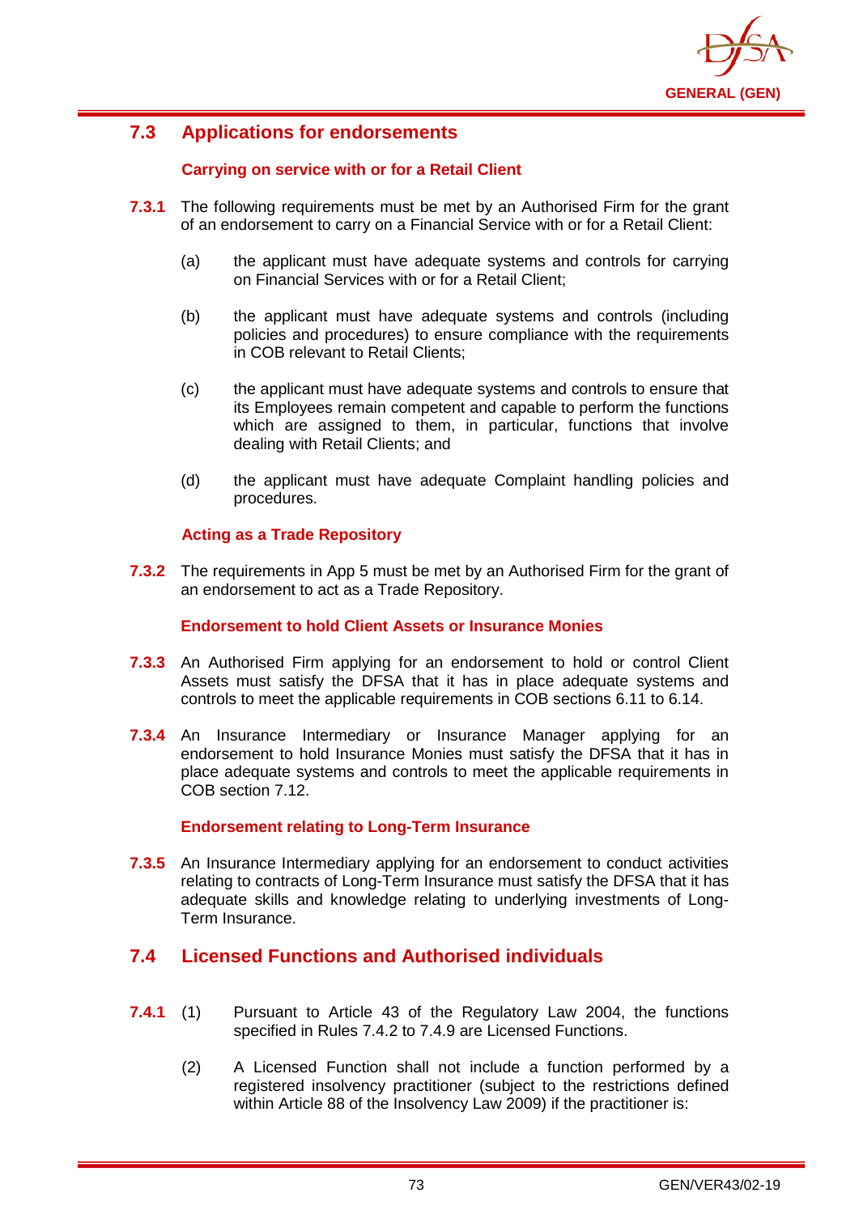## 7.3 Applications for endorsements

### Carrying on service with or for a Retail Client

**7.3.1** The following requirements must be met by an Authorised Firm for the grant of an endorsement to carry on a Financial Service with or for a Retail Client:

(a) the applicant must have adequate systems and controls for carrying on Financial Services with or for a Retail Client;

(b) the applicant must have adequate systems and controls (including policies and procedures) to ensure compliance with the requirements in COB relevant to Retail Clients;

(c) the applicant must have adequate systems and controls to ensure that its Employees remain competent and capable to perform the functions which are assigned to them, in particular, functions that involve dealing with Retail Clients; and

(d) the applicant must have adequate Complaint handling policies and procedures.

### Acting as a Trade Repository

**7.3.2** The requirements in App 5 must be met by an Authorised Firm for the grant of an endorsement to act as a Trade Repository.

### Endorsement to hold Client Assets or Insurance Monies

**7.3.3** An Authorised Firm applying for an endorsement to hold or control Client Assets must satisfy the DFSA that it has in place adequate systems and controls to meet the applicable requirements in COB sections 6.11 to 6.14.

**7.3.4** An Insurance Intermediary or Insurance Manager applying for an endorsement to hold Insurance Monies must satisfy the DFSA that it has in place adequate systems and controls to meet the applicable requirements in COB section 7.12.

### Endorsement relating to Long-Term Insurance

**7.3.5** An Insurance Intermediary applying for an endorsement to conduct activities relating to contracts of Long-Term Insurance must satisfy the DFSA that it has adequate skills and knowledge relating to underlying investments of Long-Term Insurance.

## 7.4 Licensed Functions and Authorised individuals

**7.4.1** (1) Pursuant to Article 43 of the Regulatory Law 2004, the functions specified in Rules 7.4.2 to 7.4.9 are Licensed Functions.

(2) A Licensed Function shall not include a function performed by a registered insolvency practitioner (subject to the restrictions defined within Article 88 of the Insolvency Law 2009) if the practitioner is: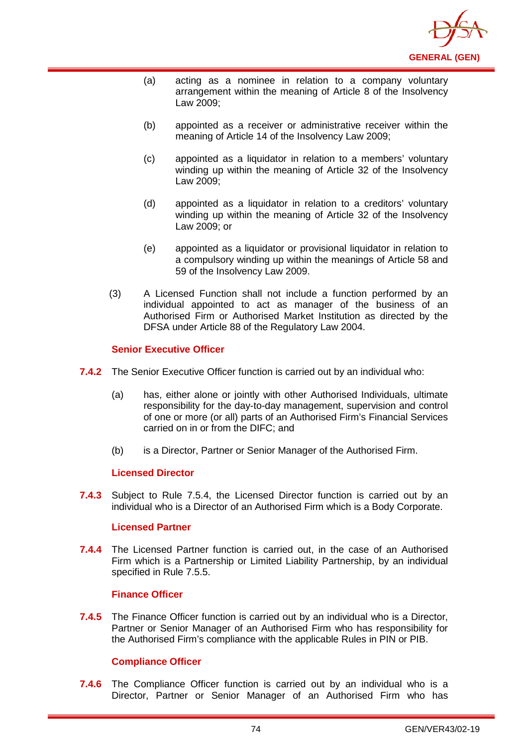(a) acting as a nominee in relation to a company voluntary arrangement within the meaning of Article 8 of the Insolvency Law 2009;

(b) appointed as a receiver or administrative receiver within the meaning of Article 14 of the Insolvency Law 2009;

(c) appointed as a liquidator in relation to a members' voluntary winding up within the meaning of Article 32 of the Insolvency Law 2009;

(d) appointed as a liquidator in relation to a creditors' voluntary winding up within the meaning of Article 32 of the Insolvency Law 2009; or

(e) appointed as a liquidator or provisional liquidator in relation to a compulsory winding up within the meanings of Article 58 and 59 of the Insolvency Law 2009.

(3) A Licensed Function shall not include a function performed by an individual appointed to act as manager of the business of an Authorised Firm or Authorised Market Institution as directed by the DFSA under Article 88 of the Regulatory Law 2004.

### Senior Executive Officer

**7.4.2** The Senior Executive Officer function is carried out by an individual who:

(a) has, either alone or jointly with other Authorised Individuals, ultimate responsibility for the day-to-day management, supervision and control of one or more (or all) parts of an Authorised Firm's Financial Services carried on in or from the DIFC; and

(b) is a Director, Partner or Senior Manager of the Authorised Firm.

### Licensed Director

**7.4.3** Subject to Rule 7.5.4, the Licensed Director function is carried out by an individual who is a Director of an Authorised Firm which is a Body Corporate.

### Licensed Partner

**7.4.4** The Licensed Partner function is carried out, in the case of an Authorised Firm which is a Partnership or Limited Liability Partnership, by an individual specified in Rule 7.5.5.

### Finance Officer

**7.4.5** The Finance Officer function is carried out by an individual who is a Director, Partner or Senior Manager of an Authorised Firm who has responsibility for the Authorised Firm's compliance with the applicable Rules in PIN or PIB.

### Compliance Officer

**7.4.6** The Compliance Officer function is carried out by an individual who is a Director, Partner or Senior Manager of an Authorised Firm who has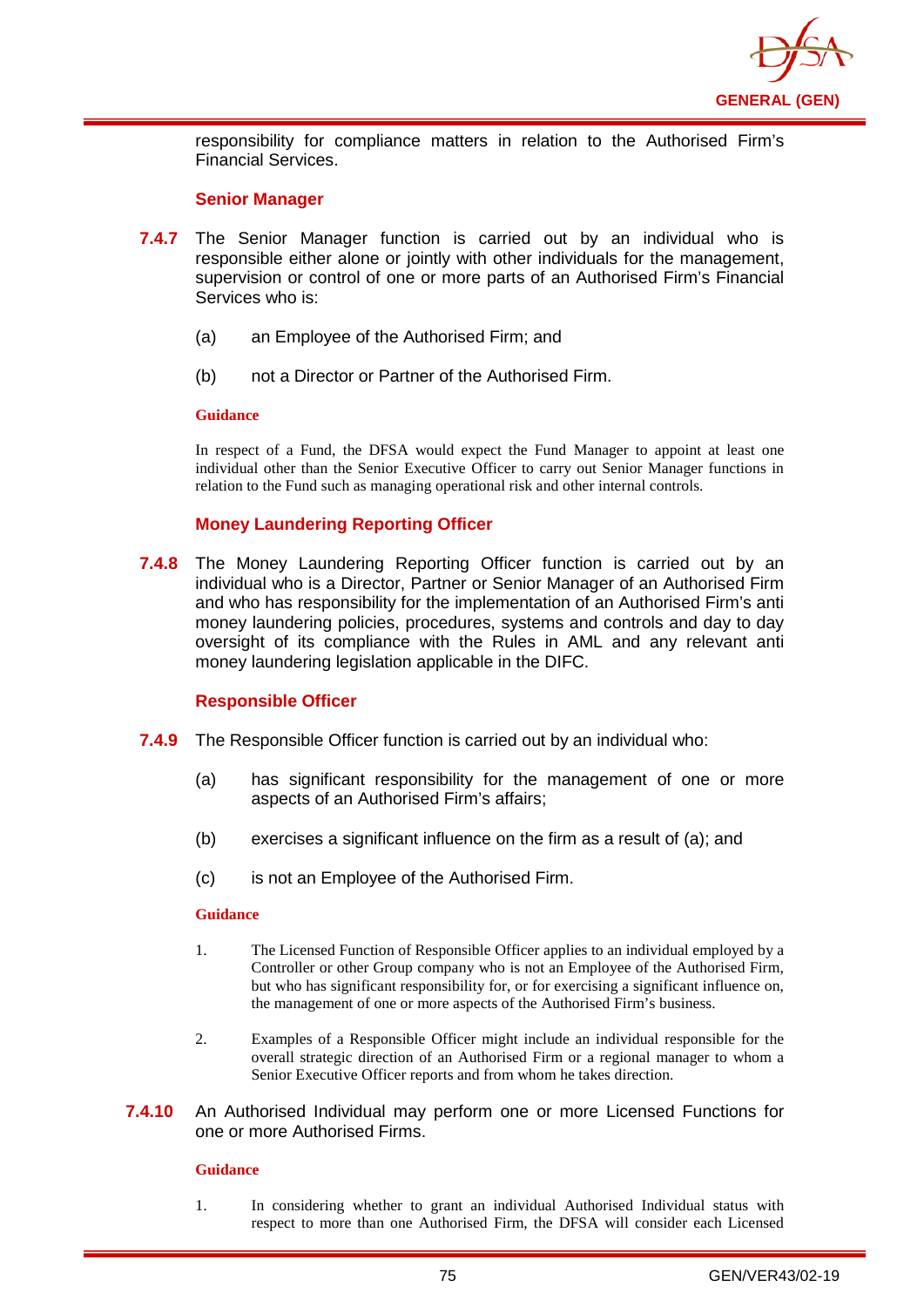responsibility for compliance matters in relation to the Authorised Firm's Financial Services.

### Senior Manager

**7.4.7** The Senior Manager function is carried out by an individual who is responsible either alone or jointly with other individuals for the management, supervision or control of one or more parts of an Authorised Firm's Financial Services who is:

(a) an Employee of the Authorised Firm; and

(b) not a Director or Partner of the Authorised Firm.

**Guidance**

In respect of a Fund, the DFSA would expect the Fund Manager to appoint at least one individual other than the Senior Executive Officer to carry out Senior Manager functions in relation to the Fund such as managing operational risk and other internal controls.

### Money Laundering Reporting Officer

**7.4.8** The Money Laundering Reporting Officer function is carried out by an individual who is a Director, Partner or Senior Manager of an Authorised Firm and who has responsibility for the implementation of an Authorised Firm's anti money laundering policies, procedures, systems and controls and day to day oversight of its compliance with the Rules in AML and any relevant anti money laundering legislation applicable in the DIFC.

### Responsible Officer

**7.4.9** The Responsible Officer function is carried out by an individual who:

(a) has significant responsibility for the management of one or more aspects of an Authorised Firm's affairs;

(b) exercises a significant influence on the firm as a result of (a); and

(c) is not an Employee of the Authorised Firm.

**Guidance**

1. The Licensed Function of Responsible Officer applies to an individual employed by a Controller or other Group company who is not an Employee of the Authorised Firm, but who has significant responsibility for, or for exercising a significant influence on, the management of one or more aspects of the Authorised Firm's business.

2. Examples of a Responsible Officer might include an individual responsible for the overall strategic direction of an Authorised Firm or a regional manager to whom a Senior Executive Officer reports and from whom he takes direction.

**7.4.10** An Authorised Individual may perform one or more Licensed Functions for one or more Authorised Firms.

**Guidance**

1. In considering whether to grant an individual Authorised Individual status with respect to more than one Authorised Firm, the DFSA will consider each Licensed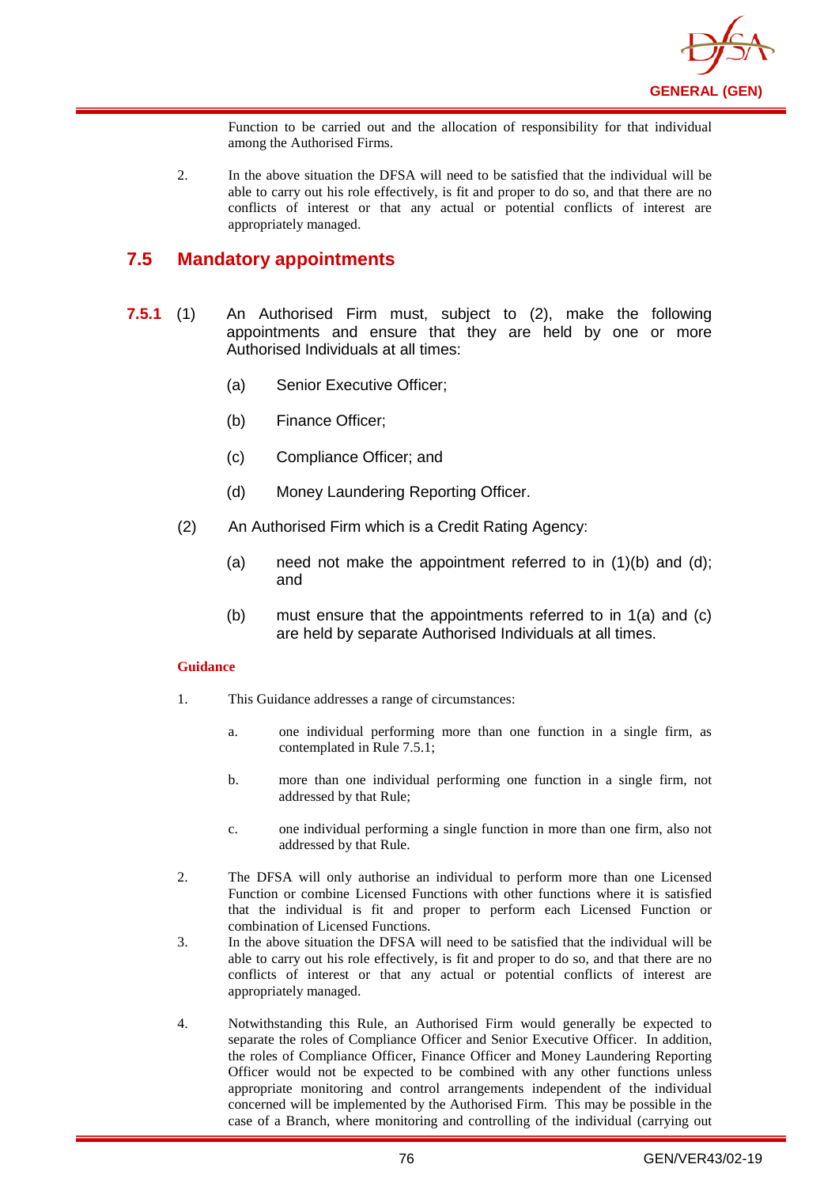Function to be carried out and the allocation of responsibility for that individual among the Authorised Firms.

2. In the above situation the DFSA will need to be satisfied that the individual will be able to carry out his role effectively, is fit and proper to do so, and that there are no conflicts of interest or that any actual or potential conflicts of interest are appropriately managed.

## 7.5 Mandatory appointments

**7.5.1** (1) An Authorised Firm must, subject to (2), make the following appointments and ensure that they are held by one or more Authorised Individuals at all times:

(a) Senior Executive Officer;

(b) Finance Officer;

(c) Compliance Officer; and

(d) Money Laundering Reporting Officer.

(2) An Authorised Firm which is a Credit Rating Agency:

(a) need not make the appointment referred to in (1)(b) and (d); and

(b) must ensure that the appointments referred to in 1(a) and (c) are held by separate Authorised Individuals at all times.

**Guidance**

1. This Guidance addresses a range of circumstances:

   a. one individual performing more than one function in a single firm, as contemplated in Rule 7.5.1;

   b. more than one individual performing one function in a single firm, not addressed by that Rule;

   c. one individual performing a single function in more than one firm, also not addressed by that Rule.

2. The DFSA will only authorise an individual to perform more than one Licensed Function or combine Licensed Functions with other functions where it is satisfied that the individual is fit and proper to perform each Licensed Function or combination of Licensed Functions.

3. In the above situation the DFSA will need to be satisfied that the individual will be able to carry out his role effectively, is fit and proper to do so, and that there are no conflicts of interest or that any actual or potential conflicts of interest are appropriately managed.

4. Notwithstanding this Rule, an Authorised Firm would generally be expected to separate the roles of Compliance Officer and Senior Executive Officer. In addition, the roles of Compliance Officer, Finance Officer and Money Laundering Reporting Officer would not be expected to be combined with any other functions unless appropriate monitoring and control arrangements independent of the individual concerned will be implemented by the Authorised Firm. This may be possible in the case of a Branch, where monitoring and controlling of the individual (carrying out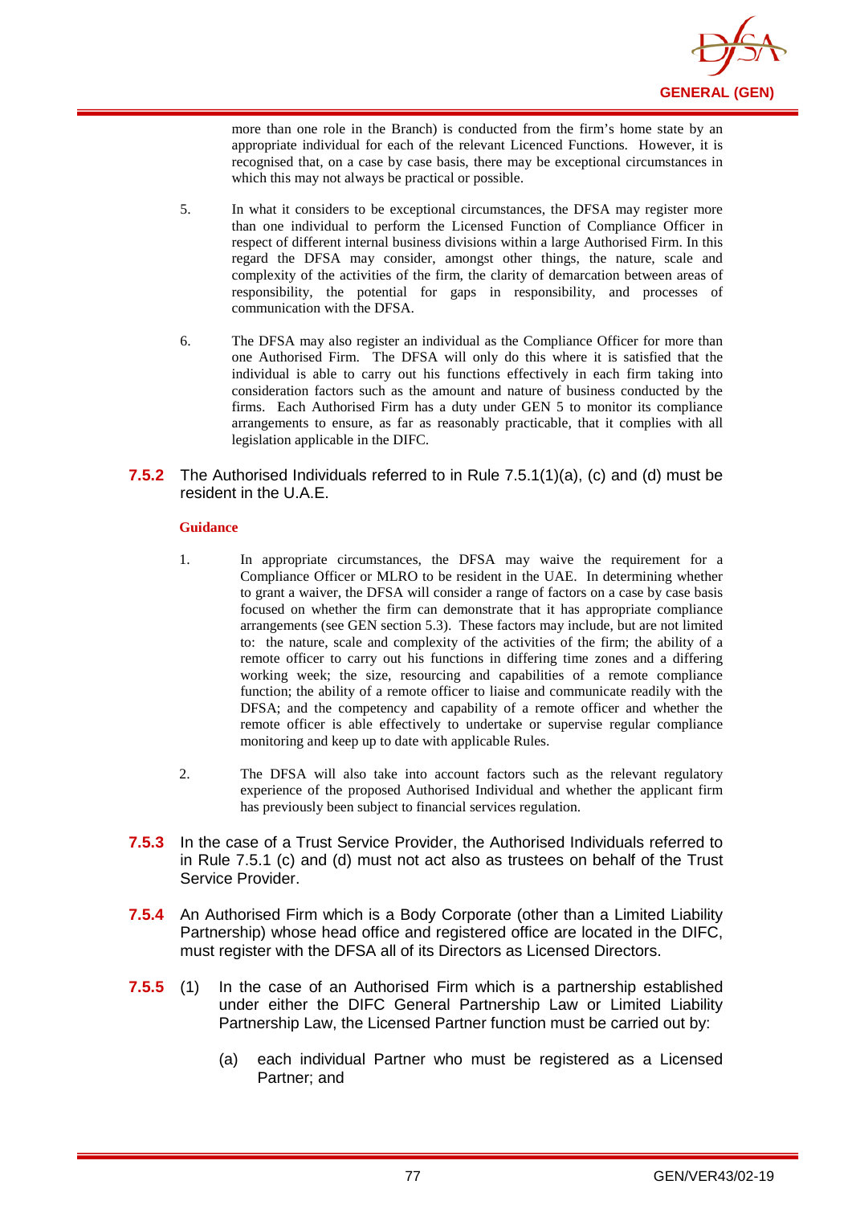more than one role in the Branch) is conducted from the firm's home state by an appropriate individual for each of the relevant Licenced Functions. However, it is recognised that, on a case by case basis, there may be exceptional circumstances in which this may not always be practical or possible.

5. In what it considers to be exceptional circumstances, the DFSA may register more than one individual to perform the Licensed Function of Compliance Officer in respect of different internal business divisions within a large Authorised Firm. In this regard the DFSA may consider, amongst other things, the nature, scale and complexity of the activities of the firm, the clarity of demarcation between areas of responsibility, the potential for gaps in responsibility, and processes of communication with the DFSA.

6. The DFSA may also register an individual as the Compliance Officer for more than one Authorised Firm. The DFSA will only do this where it is satisfied that the individual is able to carry out his functions effectively in each firm taking into consideration factors such as the amount and nature of business conducted by the firms. Each Authorised Firm has a duty under GEN 5 to monitor its compliance arrangements to ensure, as far as reasonably practicable, that it complies with all legislation applicable in the DIFC.

**7.5.2** The Authorised Individuals referred to in Rule 7.5.1(1)(a), (c) and (d) must be resident in the U.A.E.

**Guidance**

1. In appropriate circumstances, the DFSA may waive the requirement for a Compliance Officer or MLRO to be resident in the UAE. In determining whether to grant a waiver, the DFSA will consider a range of factors on a case by case basis focused on whether the firm can demonstrate that it has appropriate compliance arrangements (see GEN section 5.3). These factors may include, but are not limited to: the nature, scale and complexity of the activities of the firm; the ability of a remote officer to carry out his functions in differing time zones and a differing working week; the size, resourcing and capabilities of a remote compliance function; the ability of a remote officer to liaise and communicate readily with the DFSA; and the competency and capability of a remote officer and whether the remote officer is able effectively to undertake or supervise regular compliance monitoring and keep up to date with applicable Rules.

2. The DFSA will also take into account factors such as the relevant regulatory experience of the proposed Authorised Individual and whether the applicant firm has previously been subject to financial services regulation.

**7.5.3** In the case of a Trust Service Provider, the Authorised Individuals referred to in Rule 7.5.1 (c) and (d) must not act also as trustees on behalf of the Trust Service Provider.

**7.5.4** An Authorised Firm which is a Body Corporate (other than a Limited Liability Partnership) whose head office and registered office are located in the DIFC, must register with the DFSA all of its Directors as Licensed Directors.

**7.5.5** (1) In the case of an Authorised Firm which is a partnership established under either the DIFC General Partnership Law or Limited Liability Partnership Law, the Licensed Partner function must be carried out by:

(a) each individual Partner who must be registered as a Licensed Partner; and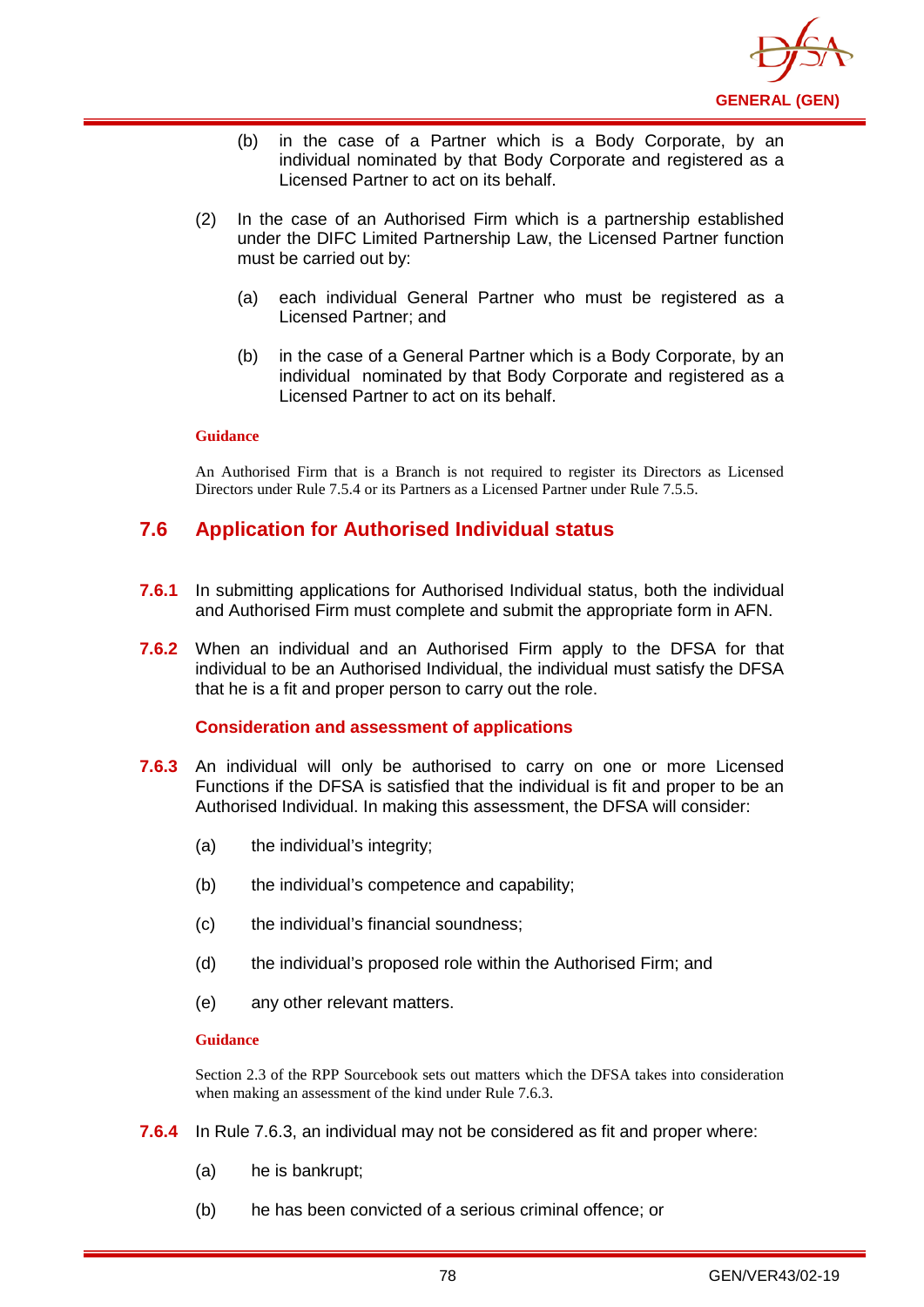(b) in the case of a Partner which is a Body Corporate, by an individual nominated by that Body Corporate and registered as a Licensed Partner to act on its behalf.

(2) In the case of an Authorised Firm which is a partnership established under the DIFC Limited Partnership Law, the Licensed Partner function must be carried out by:

(a) each individual General Partner who must be registered as a Licensed Partner; and

(b) in the case of a General Partner which is a Body Corporate, by an individual nominated by that Body Corporate and registered as a Licensed Partner to act on its behalf.

**Guidance**

An Authorised Firm that is a Branch is not required to register its Directors as Licensed Directors under Rule 7.5.4 or its Partners as a Licensed Partner under Rule 7.5.5.

## 7.6 Application for Authorised Individual status

**7.6.1** In submitting applications for Authorised Individual status, both the individual and Authorised Firm must complete and submit the appropriate form in AFN.

**7.6.2** When an individual and an Authorised Firm apply to the DFSA for that individual to be an Authorised Individual, the individual must satisfy the DFSA that he is a fit and proper person to carry out the role.

### Consideration and assessment of applications

**7.6.3** An individual will only be authorised to carry on one or more Licensed Functions if the DFSA is satisfied that the individual is fit and proper to be an Authorised Individual. In making this assessment, the DFSA will consider:

(a) the individual's integrity;

(b) the individual's competence and capability;

(c) the individual's financial soundness;

(d) the individual's proposed role within the Authorised Firm; and

(e) any other relevant matters.

**Guidance**

Section 2.3 of the RPP Sourcebook sets out matters which the DFSA takes into consideration when making an assessment of the kind under Rule 7.6.3.

**7.6.4** In Rule 7.6.3, an individual may not be considered as fit and proper where:

(a) he is bankrupt;

(b) he has been convicted of a serious criminal offence; or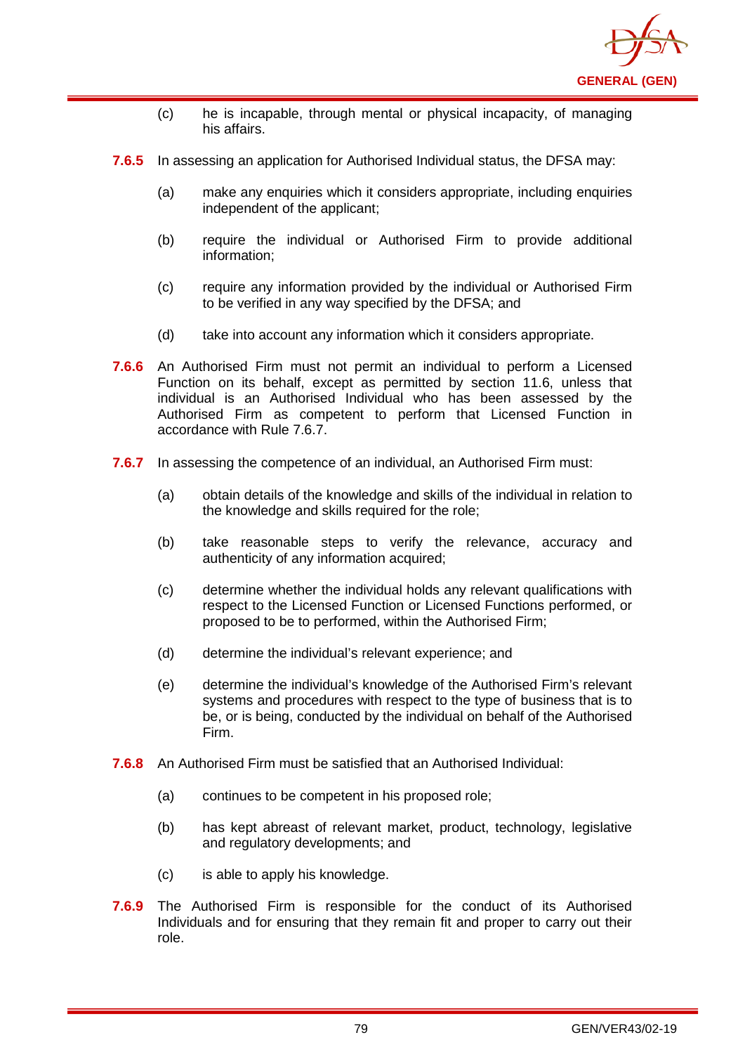(c) he is incapable, through mental or physical incapacity, of managing his affairs.

**7.6.5** In assessing an application for Authorised Individual status, the DFSA may:

(a) make any enquiries which it considers appropriate, including enquiries independent of the applicant;

(b) require the individual or Authorised Firm to provide additional information;

(c) require any information provided by the individual or Authorised Firm to be verified in any way specified by the DFSA; and

(d) take into account any information which it considers appropriate.

**7.6.6** An Authorised Firm must not permit an individual to perform a Licensed Function on its behalf, except as permitted by section 11.6, unless that individual is an Authorised Individual who has been assessed by the Authorised Firm as competent to perform that Licensed Function in accordance with Rule 7.6.7.

**7.6.7** In assessing the competence of an individual, an Authorised Firm must:

(a) obtain details of the knowledge and skills of the individual in relation to the knowledge and skills required for the role;

(b) take reasonable steps to verify the relevance, accuracy and authenticity of any information acquired;

(c) determine whether the individual holds any relevant qualifications with respect to the Licensed Function or Licensed Functions performed, or proposed to be to performed, within the Authorised Firm;

(d) determine the individual's relevant experience; and

(e) determine the individual's knowledge of the Authorised Firm's relevant systems and procedures with respect to the type of business that is to be, or is being, conducted by the individual on behalf of the Authorised Firm.

**7.6.8** An Authorised Firm must be satisfied that an Authorised Individual:

(a) continues to be competent in his proposed role;

(b) has kept abreast of relevant market, product, technology, legislative and regulatory developments; and

(c) is able to apply his knowledge.

**7.6.9** The Authorised Firm is responsible for the conduct of its Authorised Individuals and for ensuring that they remain fit and proper to carry out their role.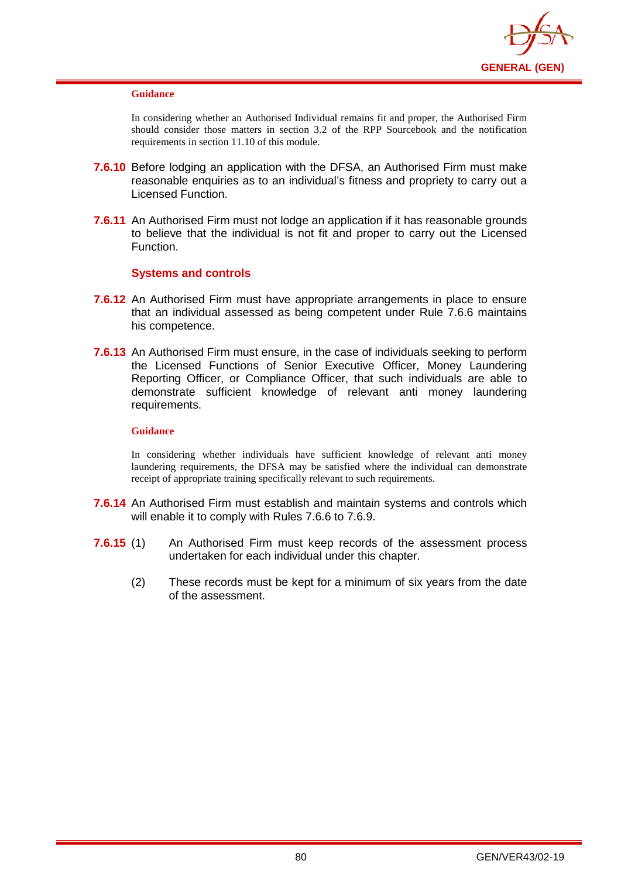**Guidance**

In considering whether an Authorised Individual remains fit and proper, the Authorised Firm should consider those matters in section 3.2 of the RPP Sourcebook and the notification requirements in section 11.10 of this module.

**7.6.10** Before lodging an application with the DFSA, an Authorised Firm must make reasonable enquiries as to an individual's fitness and propriety to carry out a Licensed Function.

**7.6.11** An Authorised Firm must not lodge an application if it has reasonable grounds to believe that the individual is not fit and proper to carry out the Licensed Function.

### Systems and controls

**7.6.12** An Authorised Firm must have appropriate arrangements in place to ensure that an individual assessed as being competent under Rule 7.6.6 maintains his competence.

**7.6.13** An Authorised Firm must ensure, in the case of individuals seeking to perform the Licensed Functions of Senior Executive Officer, Money Laundering Reporting Officer, or Compliance Officer, that such individuals are able to demonstrate sufficient knowledge of relevant anti money laundering requirements.

**Guidance**

In considering whether individuals have sufficient knowledge of relevant anti money laundering requirements, the DFSA may be satisfied where the individual can demonstrate receipt of appropriate training specifically relevant to such requirements.

**7.6.14** An Authorised Firm must establish and maintain systems and controls which will enable it to comply with Rules 7.6.6 to 7.6.9.

**7.6.15** (1) An Authorised Firm must keep records of the assessment process undertaken for each individual under this chapter.

(2) These records must be kept for a minimum of six years from the date of the assessment.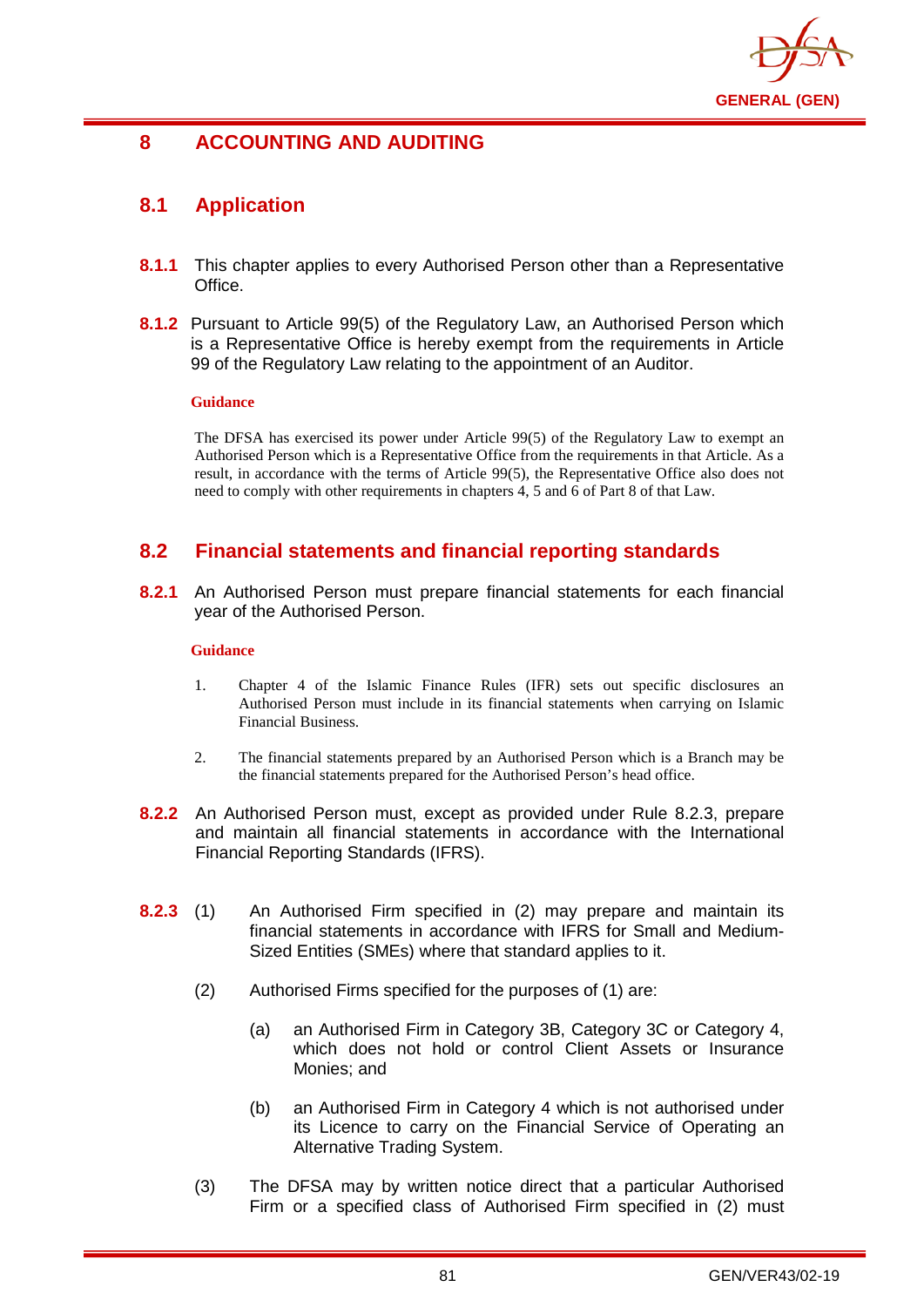# 8 ACCOUNTING AND AUDITING

## 8.1 Application

**8.1.1** This chapter applies to every Authorised Person other than a Representative Office.

**8.1.2** Pursuant to Article 99(5) of the Regulatory Law, an Authorised Person which is a Representative Office is hereby exempt from the requirements in Article 99 of the Regulatory Law relating to the appointment of an Auditor.

**Guidance**

The DFSA has exercised its power under Article 99(5) of the Regulatory Law to exempt an Authorised Person which is a Representative Office from the requirements in that Article. As a result, in accordance with the terms of Article 99(5), the Representative Office also does not need to comply with other requirements in chapters 4, 5 and 6 of Part 8 of that Law.

## 8.2 Financial statements and financial reporting standards

**8.2.1** An Authorised Person must prepare financial statements for each financial year of the Authorised Person.

**Guidance**

1. Chapter 4 of the Islamic Finance Rules (IFR) sets out specific disclosures an Authorised Person must include in its financial statements when carrying on Islamic Financial Business.
2. The financial statements prepared by an Authorised Person which is a Branch may be the financial statements prepared for the Authorised Person's head office.

**8.2.2** An Authorised Person must, except as provided under Rule 8.2.3, prepare and maintain all financial statements in accordance with the International Financial Reporting Standards (IFRS).

**8.2.3** (1) An Authorised Firm specified in (2) may prepare and maintain its financial statements in accordance with IFRS for Small and Medium-Sized Entities (SMEs) where that standard applies to it.

(2) Authorised Firms specified for the purposes of (1) are:

(a) an Authorised Firm in Category 3B, Category 3C or Category 4, which does not hold or control Client Assets or Insurance Monies; and

(b) an Authorised Firm in Category 4 which is not authorised under its Licence to carry on the Financial Service of Operating an Alternative Trading System.

(3) The DFSA may by written notice direct that a particular Authorised Firm or a specified class of Authorised Firm specified in (2) must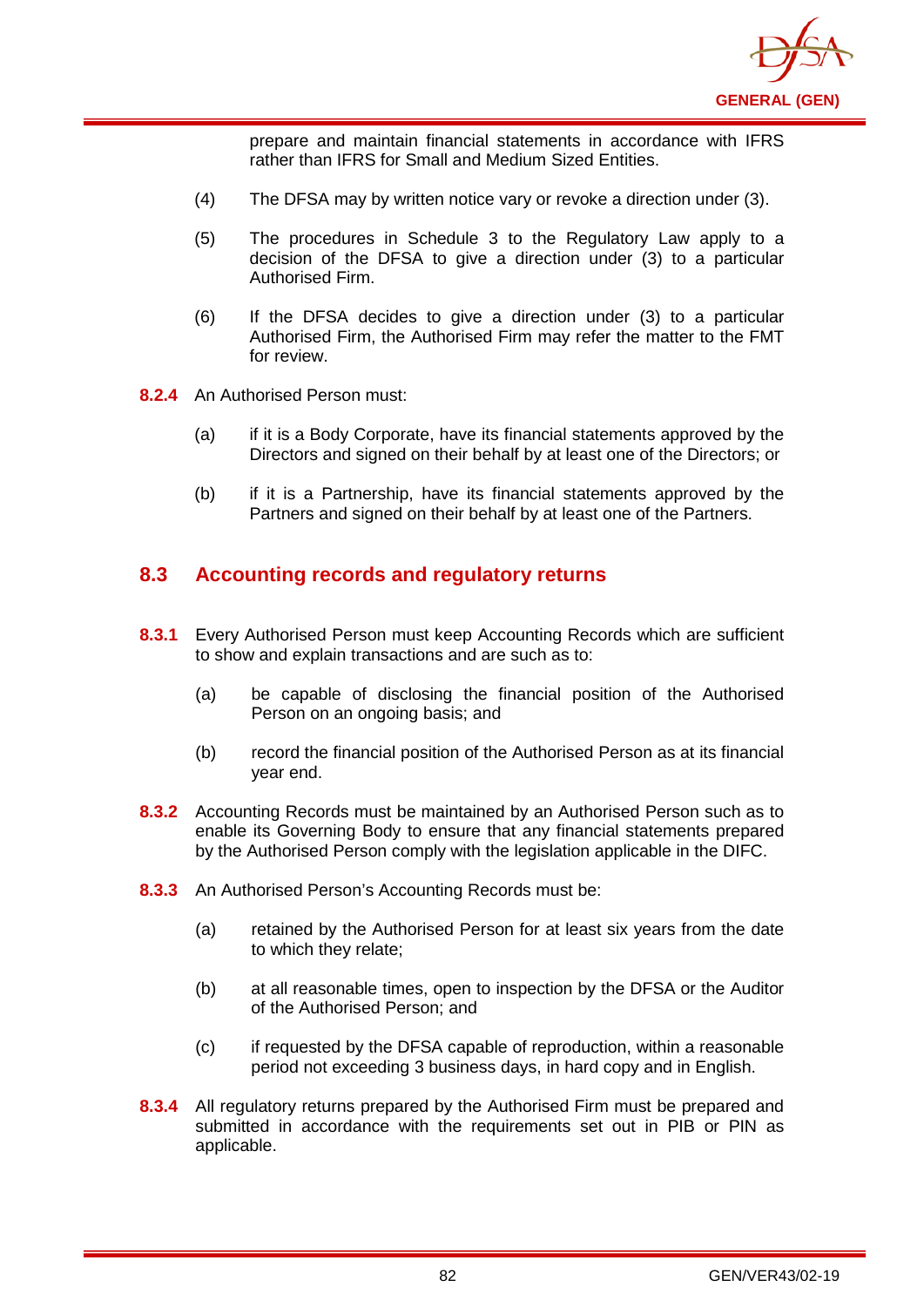prepare and maintain financial statements in accordance with IFRS rather than IFRS for Small and Medium Sized Entities.

(4) The DFSA may by written notice vary or revoke a direction under (3).

(5) The procedures in Schedule 3 to the Regulatory Law apply to a decision of the DFSA to give a direction under (3) to a particular Authorised Firm.

(6) If the DFSA decides to give a direction under (3) to a particular Authorised Firm, the Authorised Firm may refer the matter to the FMT for review.

**8.2.4** An Authorised Person must:

(a) if it is a Body Corporate, have its financial statements approved by the Directors and signed on their behalf by at least one of the Directors; or

(b) if it is a Partnership, have its financial statements approved by the Partners and signed on their behalf by at least one of the Partners.

## 8.3 Accounting records and regulatory returns

**8.3.1** Every Authorised Person must keep Accounting Records which are sufficient to show and explain transactions and are such as to:

(a) be capable of disclosing the financial position of the Authorised Person on an ongoing basis; and

(b) record the financial position of the Authorised Person as at its financial year end.

**8.3.2** Accounting Records must be maintained by an Authorised Person such as to enable its Governing Body to ensure that any financial statements prepared by the Authorised Person comply with the legislation applicable in the DIFC.

**8.3.3** An Authorised Person's Accounting Records must be:

(a) retained by the Authorised Person for at least six years from the date to which they relate;

(b) at all reasonable times, open to inspection by the DFSA or the Auditor of the Authorised Person; and

(c) if requested by the DFSA capable of reproduction, within a reasonable period not exceeding 3 business days, in hard copy and in English.

**8.3.4** All regulatory returns prepared by the Authorised Firm must be prepared and submitted in accordance with the requirements set out in PIB or PIN as applicable.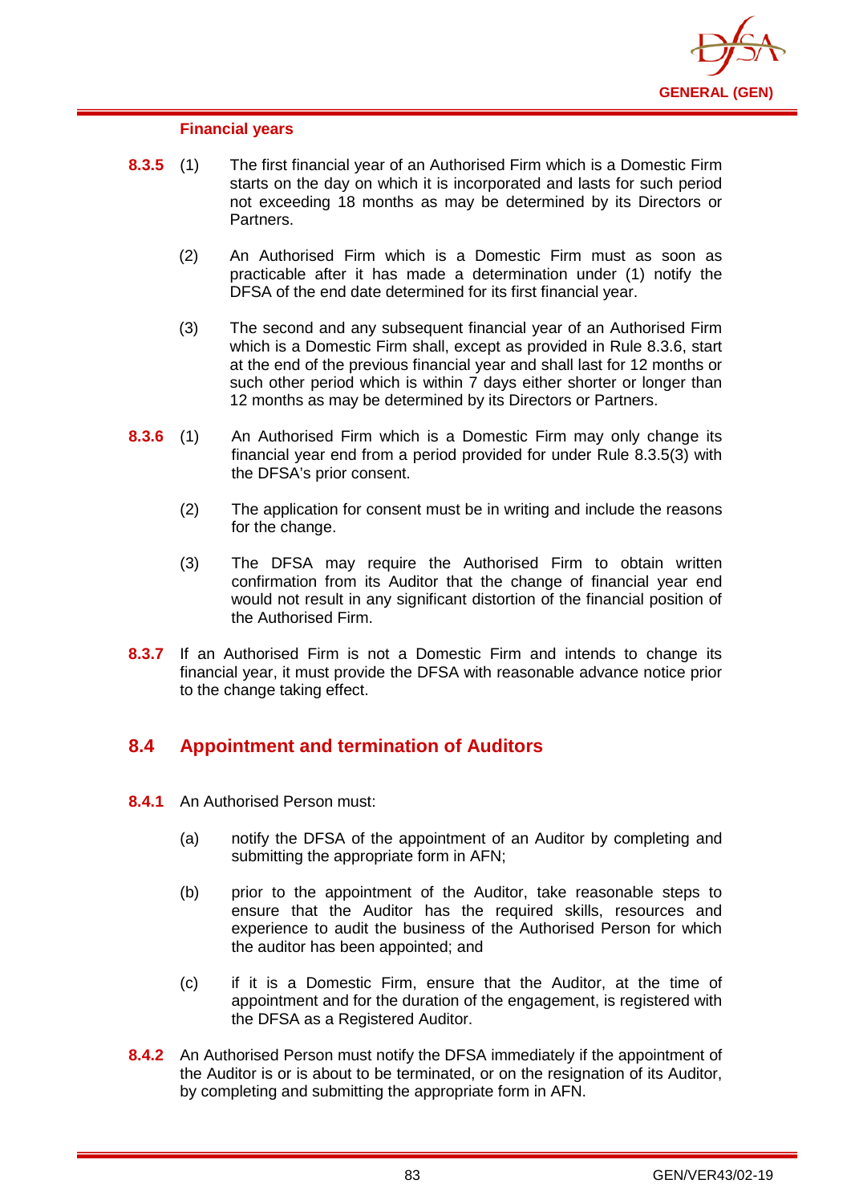#### Financial years

**8.3.5** (1) The first financial year of an Authorised Firm which is a Domestic Firm starts on the day on which it is incorporated and lasts for such period not exceeding 18 months as may be determined by its Directors or Partners.

(2) An Authorised Firm which is a Domestic Firm must as soon as practicable after it has made a determination under (1) notify the DFSA of the end date determined for its first financial year.

(3) The second and any subsequent financial year of an Authorised Firm which is a Domestic Firm shall, except as provided in Rule 8.3.6, start at the end of the previous financial year and shall last for 12 months or such other period which is within 7 days either shorter or longer than 12 months as may be determined by its Directors or Partners.

**8.3.6** (1) An Authorised Firm which is a Domestic Firm may only change its financial year end from a period provided for under Rule 8.3.5(3) with the DFSA's prior consent.

(2) The application for consent must be in writing and include the reasons for the change.

(3) The DFSA may require the Authorised Firm to obtain written confirmation from its Auditor that the change of financial year end would not result in any significant distortion of the financial position of the Authorised Firm.

**8.3.7** If an Authorised Firm is not a Domestic Firm and intends to change its financial year, it must provide the DFSA with reasonable advance notice prior to the change taking effect.

## 8.4 Appointment and termination of Auditors

**8.4.1** An Authorised Person must:

(a) notify the DFSA of the appointment of an Auditor by completing and submitting the appropriate form in AFN;

(b) prior to the appointment of the Auditor, take reasonable steps to ensure that the Auditor has the required skills, resources and experience to audit the business of the Authorised Person for which the auditor has been appointed; and

(c) if it is a Domestic Firm, ensure that the Auditor, at the time of appointment and for the duration of the engagement, is registered with the DFSA as a Registered Auditor.

**8.4.2** An Authorised Person must notify the DFSA immediately if the appointment of the Auditor is or is about to be terminated, or on the resignation of its Auditor, by completing and submitting the appropriate form in AFN.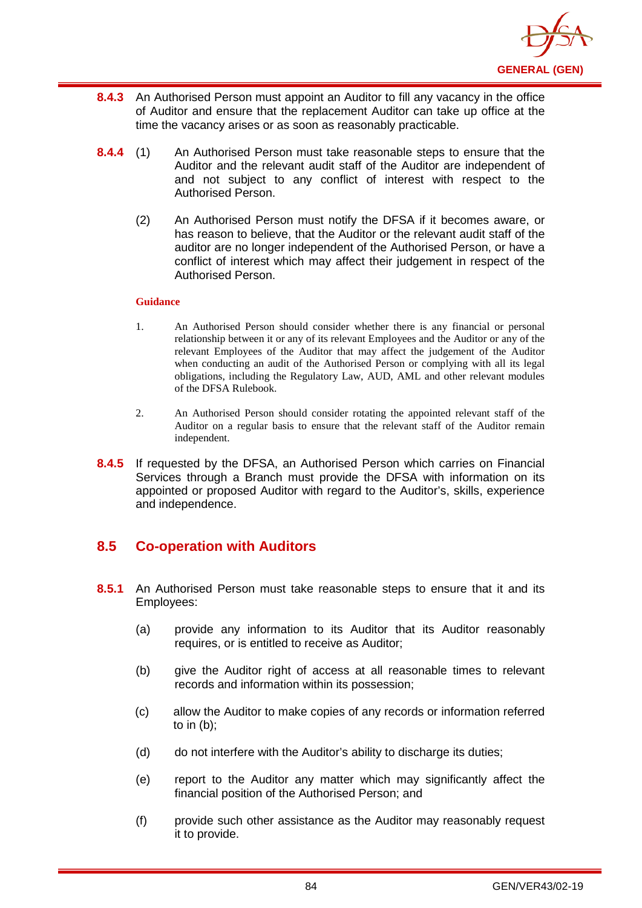**8.4.3** An Authorised Person must appoint an Auditor to fill any vacancy in the office of Auditor and ensure that the replacement Auditor can take up office at the time the vacancy arises or as soon as reasonably practicable.

**8.4.4** (1) An Authorised Person must take reasonable steps to ensure that the Auditor and the relevant audit staff of the Auditor are independent of and not subject to any conflict of interest with respect to the Authorised Person.

(2) An Authorised Person must notify the DFSA if it becomes aware, or has reason to believe, that the Auditor or the relevant audit staff of the auditor are no longer independent of the Authorised Person, or have a conflict of interest which may affect their judgement in respect of the Authorised Person.

**Guidance**

1. An Authorised Person should consider whether there is any financial or personal relationship between it or any of its relevant Employees and the Auditor or any of the relevant Employees of the Auditor that may affect the judgement of the Auditor when conducting an audit of the Authorised Person or complying with all its legal obligations, including the Regulatory Law, AUD, AML and other relevant modules of the DFSA Rulebook.

2. An Authorised Person should consider rotating the appointed relevant staff of the Auditor on a regular basis to ensure that the relevant staff of the Auditor remain independent.

**8.4.5** If requested by the DFSA, an Authorised Person which carries on Financial Services through a Branch must provide the DFSA with information on its appointed or proposed Auditor with regard to the Auditor's, skills, experience and independence.

## 8.5 Co-operation with Auditors

**8.5.1** An Authorised Person must take reasonable steps to ensure that it and its Employees:

(a) provide any information to its Auditor that its Auditor reasonably requires, or is entitled to receive as Auditor;

(b) give the Auditor right of access at all reasonable times to relevant records and information within its possession;

(c) allow the Auditor to make copies of any records or information referred to in (b);

(d) do not interfere with the Auditor's ability to discharge its duties;

(e) report to the Auditor any matter which may significantly affect the financial position of the Authorised Person; and

(f) provide such other assistance as the Auditor may reasonably request it to provide.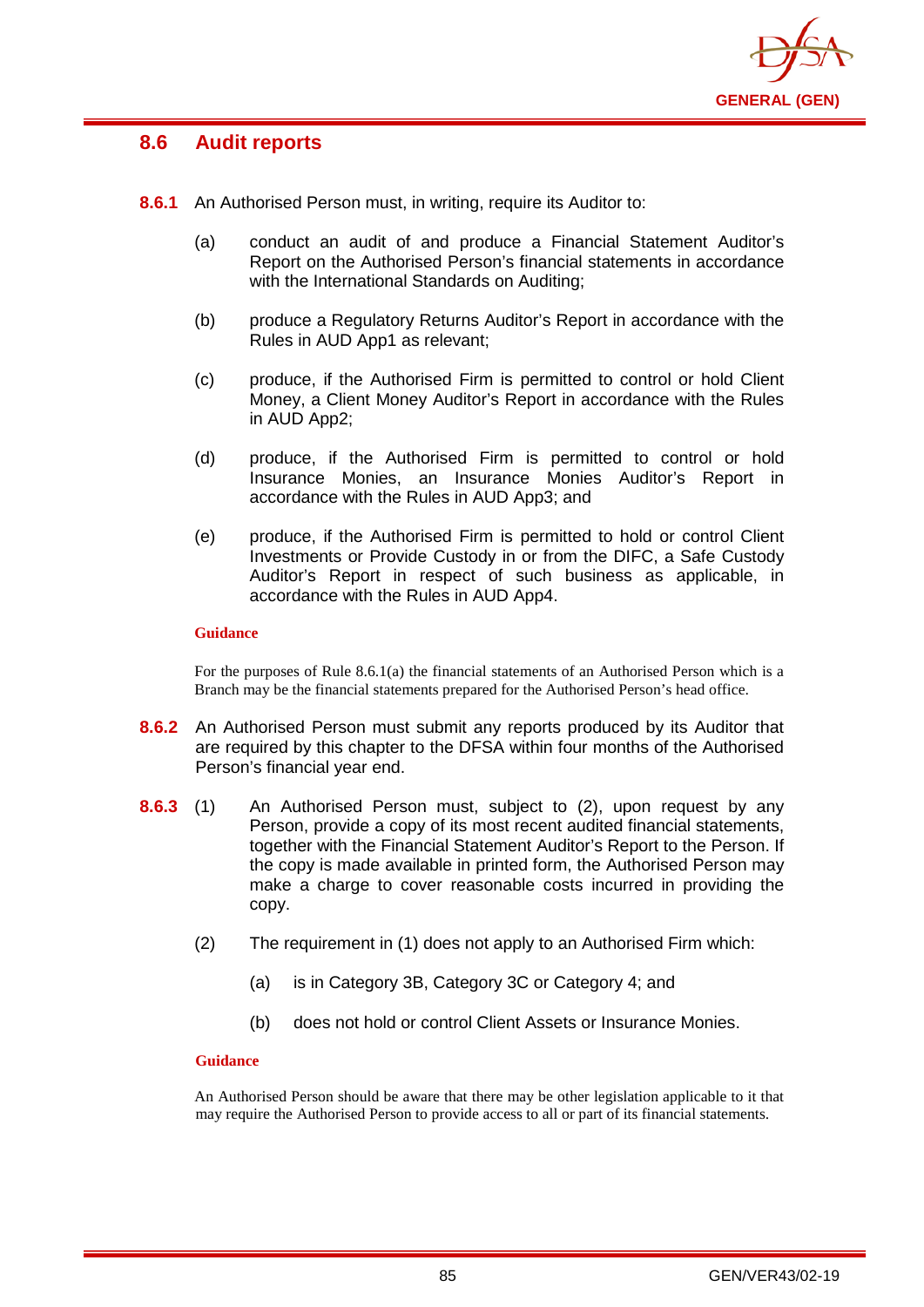## 8.6 Audit reports

**8.6.1** An Authorised Person must, in writing, require its Auditor to:

(a) conduct an audit of and produce a Financial Statement Auditor's Report on the Authorised Person's financial statements in accordance with the International Standards on Auditing;

(b) produce a Regulatory Returns Auditor's Report in accordance with the Rules in AUD App1 as relevant;

(c) produce, if the Authorised Firm is permitted to control or hold Client Money, a Client Money Auditor's Report in accordance with the Rules in AUD App2;

(d) produce, if the Authorised Firm is permitted to control or hold Insurance Monies, an Insurance Monies Auditor's Report in accordance with the Rules in AUD App3; and

(e) produce, if the Authorised Firm is permitted to hold or control Client Investments or Provide Custody in or from the DIFC, a Safe Custody Auditor's Report in respect of such business as applicable, in accordance with the Rules in AUD App4.

**Guidance**

For the purposes of Rule 8.6.1(a) the financial statements of an Authorised Person which is a Branch may be the financial statements prepared for the Authorised Person's head office.

**8.6.2** An Authorised Person must submit any reports produced by its Auditor that are required by this chapter to the DFSA within four months of the Authorised Person's financial year end.

**8.6.3** (1) An Authorised Person must, subject to (2), upon request by any Person, provide a copy of its most recent audited financial statements, together with the Financial Statement Auditor's Report to the Person. If the copy is made available in printed form, the Authorised Person may make a charge to cover reasonable costs incurred in providing the copy.

(2) The requirement in (1) does not apply to an Authorised Firm which:

(a) is in Category 3B, Category 3C or Category 4; and

(b) does not hold or control Client Assets or Insurance Monies.

**Guidance**

An Authorised Person should be aware that there may be other legislation applicable to it that may require the Authorised Person to provide access to all or part of its financial statements.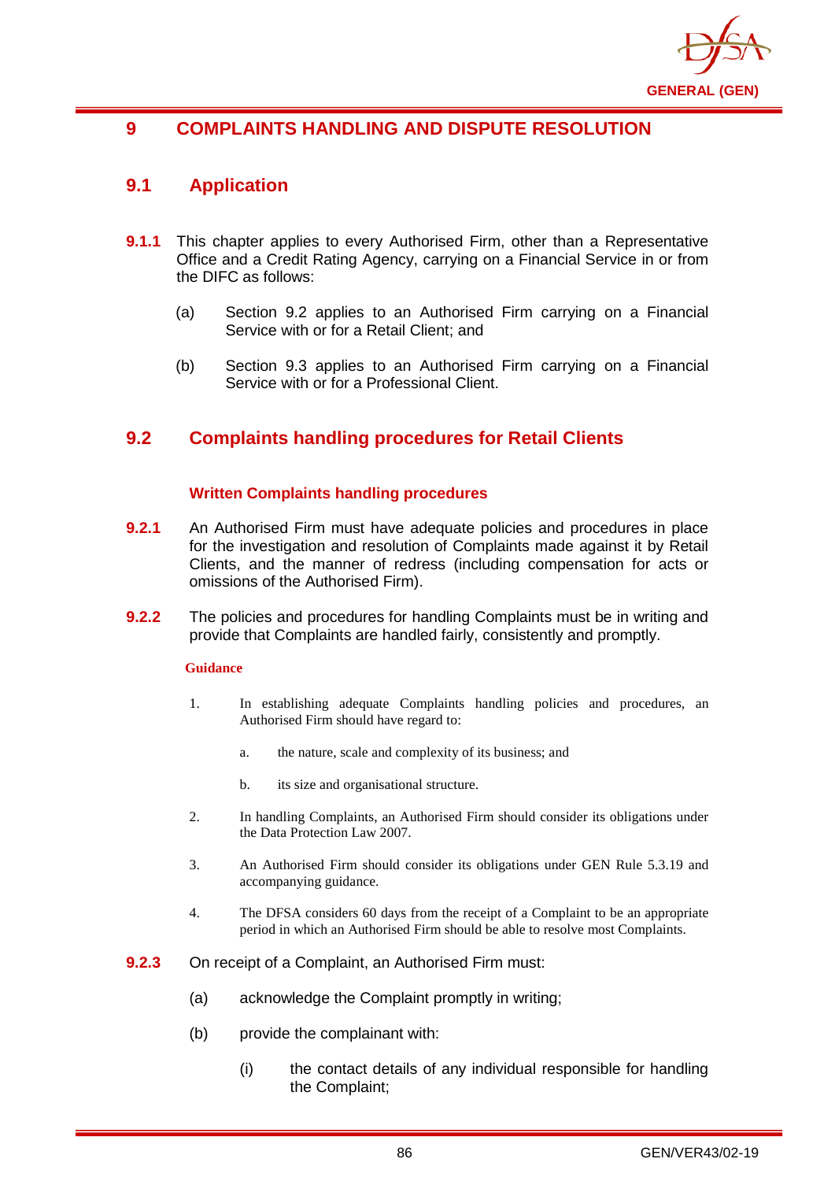# 9 COMPLAINTS HANDLING AND DISPUTE RESOLUTION

## 9.1 Application

**9.1.1** This chapter applies to every Authorised Firm, other than a Representative Office and a Credit Rating Agency, carrying on a Financial Service in or from the DIFC as follows:

(a) Section 9.2 applies to an Authorised Firm carrying on a Financial Service with or for a Retail Client; and

(b) Section 9.3 applies to an Authorised Firm carrying on a Financial Service with or for a Professional Client.

## 9.2 Complaints handling procedures for Retail Clients

### Written Complaints handling procedures

**9.2.1** An Authorised Firm must have adequate policies and procedures in place for the investigation and resolution of Complaints made against it by Retail Clients, and the manner of redress (including compensation for acts or omissions of the Authorised Firm).

**9.2.2** The policies and procedures for handling Complaints must be in writing and provide that Complaints are handled fairly, consistently and promptly.

**Guidance**

1. In establishing adequate Complaints handling policies and procedures, an Authorised Firm should have regard to:

   a. the nature, scale and complexity of its business; and

   b. its size and organisational structure.

2. In handling Complaints, an Authorised Firm should consider its obligations under the Data Protection Law 2007.

3. An Authorised Firm should consider its obligations under GEN Rule 5.3.19 and accompanying guidance.

4. The DFSA considers 60 days from the receipt of a Complaint to be an appropriate period in which an Authorised Firm should be able to resolve most Complaints.

**9.2.3** On receipt of a Complaint, an Authorised Firm must:

(a) acknowledge the Complaint promptly in writing;

(b) provide the complainant with:

(i) the contact details of any individual responsible for handling the Complaint;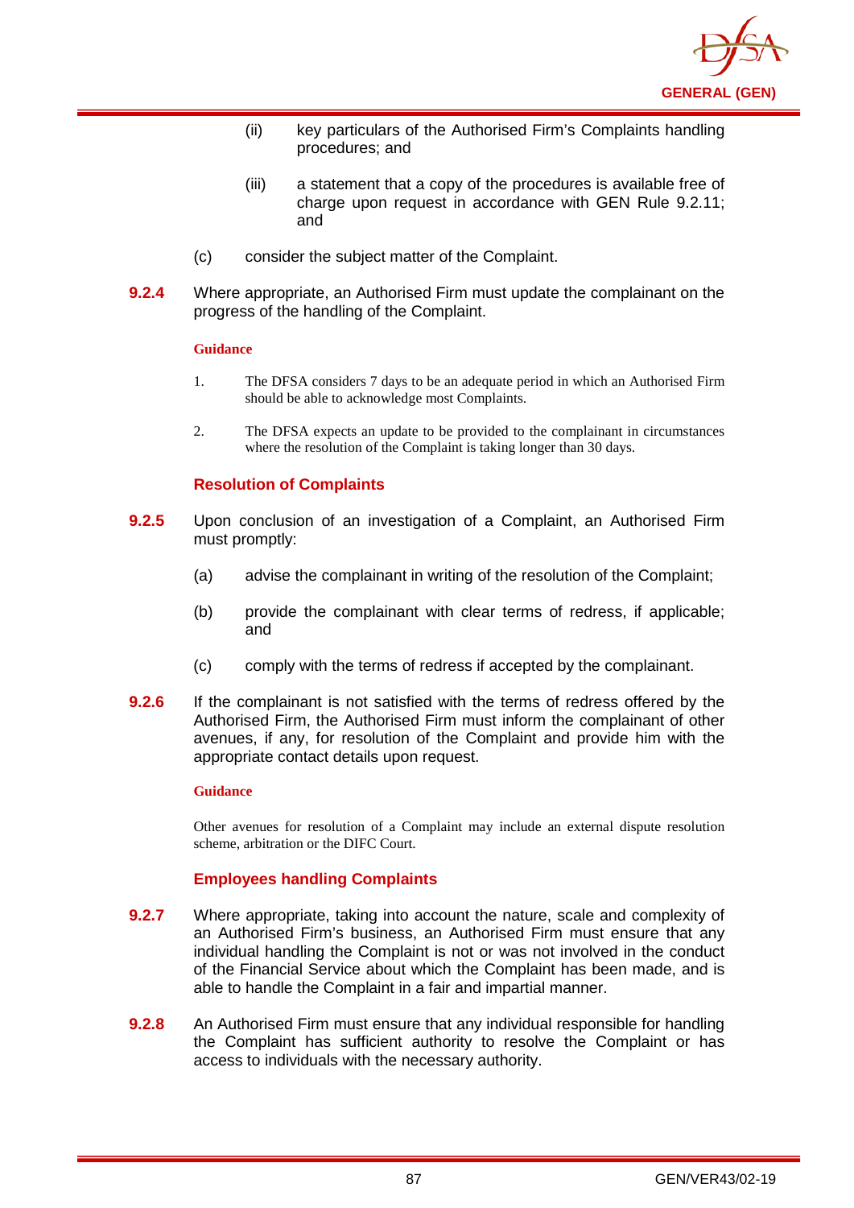(ii) key particulars of the Authorised Firm's Complaints handling procedures; and

(iii) a statement that a copy of the procedures is available free of charge upon request in accordance with GEN Rule 9.2.11; and

(c) consider the subject matter of the Complaint.

**9.2.4** Where appropriate, an Authorised Firm must update the complainant on the progress of the handling of the Complaint.

**Guidance**

1. The DFSA considers 7 days to be an adequate period in which an Authorised Firm should be able to acknowledge most Complaints.

2. The DFSA expects an update to be provided to the complainant in circumstances where the resolution of the Complaint is taking longer than 30 days.

### Resolution of Complaints

**9.2.5** Upon conclusion of an investigation of a Complaint, an Authorised Firm must promptly:

(a) advise the complainant in writing of the resolution of the Complaint;

(b) provide the complainant with clear terms of redress, if applicable; and

(c) comply with the terms of redress if accepted by the complainant.

**9.2.6** If the complainant is not satisfied with the terms of redress offered by the Authorised Firm, the Authorised Firm must inform the complainant of other avenues, if any, for resolution of the Complaint and provide him with the appropriate contact details upon request.

**Guidance**

Other avenues for resolution of a Complaint may include an external dispute resolution scheme, arbitration or the DIFC Court.

### Employees handling Complaints

**9.2.7** Where appropriate, taking into account the nature, scale and complexity of an Authorised Firm's business, an Authorised Firm must ensure that any individual handling the Complaint is not or was not involved in the conduct of the Financial Service about which the Complaint has been made, and is able to handle the Complaint in a fair and impartial manner.

**9.2.8** An Authorised Firm must ensure that any individual responsible for handling the Complaint has sufficient authority to resolve the Complaint or has access to individuals with the necessary authority.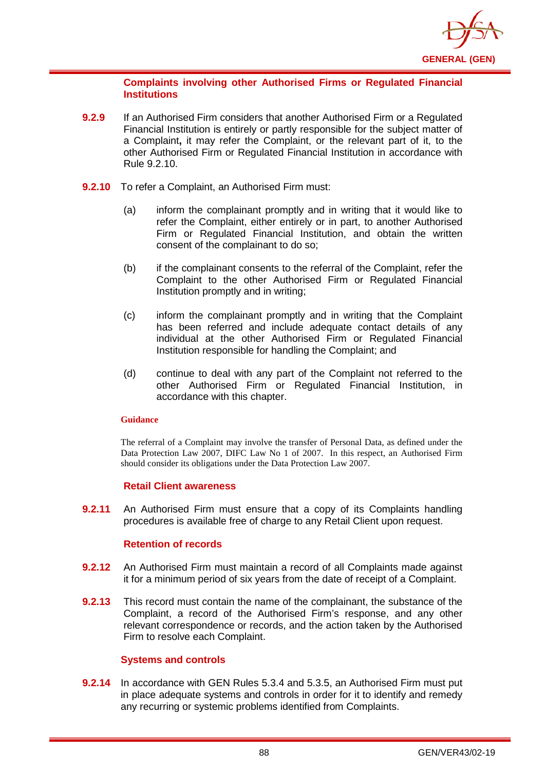### Complaints involving other Authorised Firms or Regulated Financial Institutions

**9.2.9** If an Authorised Firm considers that another Authorised Firm or a Regulated Financial Institution is entirely or partly responsible for the subject matter of a Complaint**,** it may refer the Complaint, or the relevant part of it, to the other Authorised Firm or Regulated Financial Institution in accordance with Rule 9.2.10.

**9.2.10** To refer a Complaint, an Authorised Firm must:

(a) inform the complainant promptly and in writing that it would like to refer the Complaint, either entirely or in part, to another Authorised Firm or Regulated Financial Institution, and obtain the written consent of the complainant to do so;

(b) if the complainant consents to the referral of the Complaint, refer the Complaint to the other Authorised Firm or Regulated Financial Institution promptly and in writing;

(c) inform the complainant promptly and in writing that the Complaint has been referred and include adequate contact details of any individual at the other Authorised Firm or Regulated Financial Institution responsible for handling the Complaint; and

(d) continue to deal with any part of the Complaint not referred to the other Authorised Firm or Regulated Financial Institution, in accordance with this chapter.

**Guidance**

The referral of a Complaint may involve the transfer of Personal Data, as defined under the Data Protection Law 2007, DIFC Law No 1 of 2007. In this respect, an Authorised Firm should consider its obligations under the Data Protection Law 2007.

### Retail Client awareness

**9.2.11** An Authorised Firm must ensure that a copy of its Complaints handling procedures is available free of charge to any Retail Client upon request.

### Retention of records

**9.2.12** An Authorised Firm must maintain a record of all Complaints made against it for a minimum period of six years from the date of receipt of a Complaint.

**9.2.13** This record must contain the name of the complainant, the substance of the Complaint, a record of the Authorised Firm's response, and any other relevant correspondence or records, and the action taken by the Authorised Firm to resolve each Complaint.

### Systems and controls

**9.2.14** In accordance with GEN Rules 5.3.4 and 5.3.5, an Authorised Firm must put in place adequate systems and controls in order for it to identify and remedy any recurring or systemic problems identified from Complaints.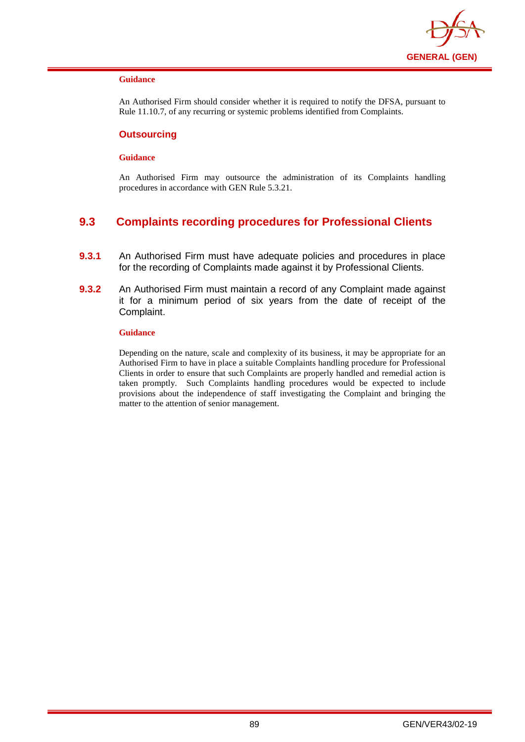**Guidance**

An Authorised Firm should consider whether it is required to notify the DFSA, pursuant to Rule 11.10.7, of any recurring or systemic problems identified from Complaints.

### Outsourcing

**Guidance**

An Authorised Firm may outsource the administration of its Complaints handling procedures in accordance with GEN Rule 5.3.21.

## 9.3 Complaints recording procedures for Professional Clients

**9.3.1** An Authorised Firm must have adequate policies and procedures in place for the recording of Complaints made against it by Professional Clients.

**9.3.2** An Authorised Firm must maintain a record of any Complaint made against it for a minimum period of six years from the date of receipt of the Complaint.

**Guidance**

Depending on the nature, scale and complexity of its business, it may be appropriate for an Authorised Firm to have in place a suitable Complaints handling procedure for Professional Clients in order to ensure that such Complaints are properly handled and remedial action is taken promptly. Such Complaints handling procedures would be expected to include provisions about the independence of staff investigating the Complaint and bringing the matter to the attention of senior management.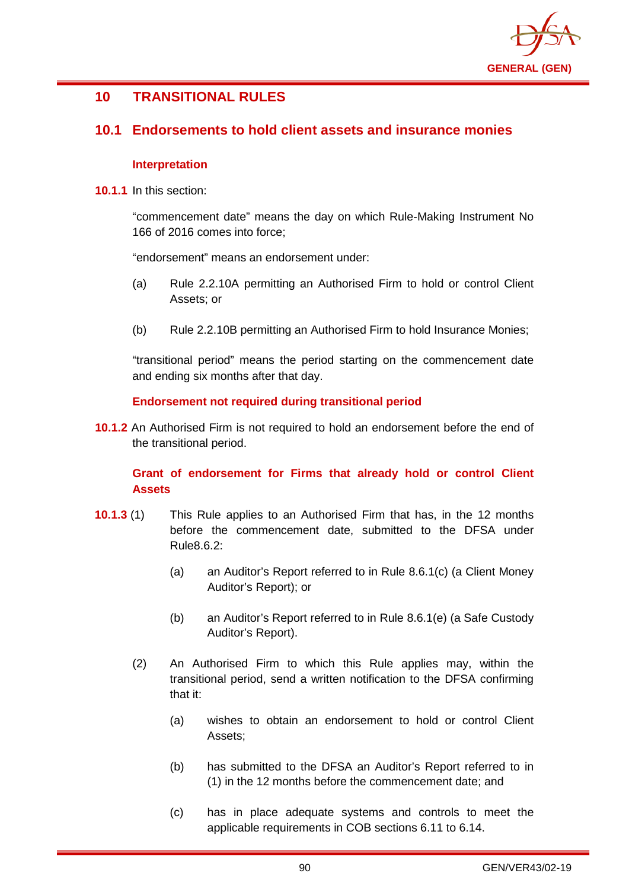## 10 TRANSITIONAL RULES

### 10.1 Endorsements to hold client assets and insurance monies

#### Interpretation

**10.1.1** In this section:

"commencement date" means the day on which Rule-Making Instrument No 166 of 2016 comes into force;

"endorsement" means an endorsement under:

(a) Rule 2.2.10A permitting an Authorised Firm to hold or control Client Assets; or

(b) Rule 2.2.10B permitting an Authorised Firm to hold Insurance Monies;

"transitional period" means the period starting on the commencement date and ending six months after that day.

#### Endorsement not required during transitional period

**10.1.2** An Authorised Firm is not required to hold an endorsement before the end of the transitional period.

#### Grant of endorsement for Firms that already hold or control Client Assets

**10.1.3** (1) This Rule applies to an Authorised Firm that has, in the 12 months before the commencement date, submitted to the DFSA under Rule8.6.2:

(a) an Auditor's Report referred to in Rule 8.6.1(c) (a Client Money Auditor's Report); or

(b) an Auditor's Report referred to in Rule 8.6.1(e) (a Safe Custody Auditor's Report).

(2) An Authorised Firm to which this Rule applies may, within the transitional period, send a written notification to the DFSA confirming that it:

(a) wishes to obtain an endorsement to hold or control Client Assets;

(b) has submitted to the DFSA an Auditor's Report referred to in (1) in the 12 months before the commencement date; and

(c) has in place adequate systems and controls to meet the applicable requirements in COB sections 6.11 to 6.14.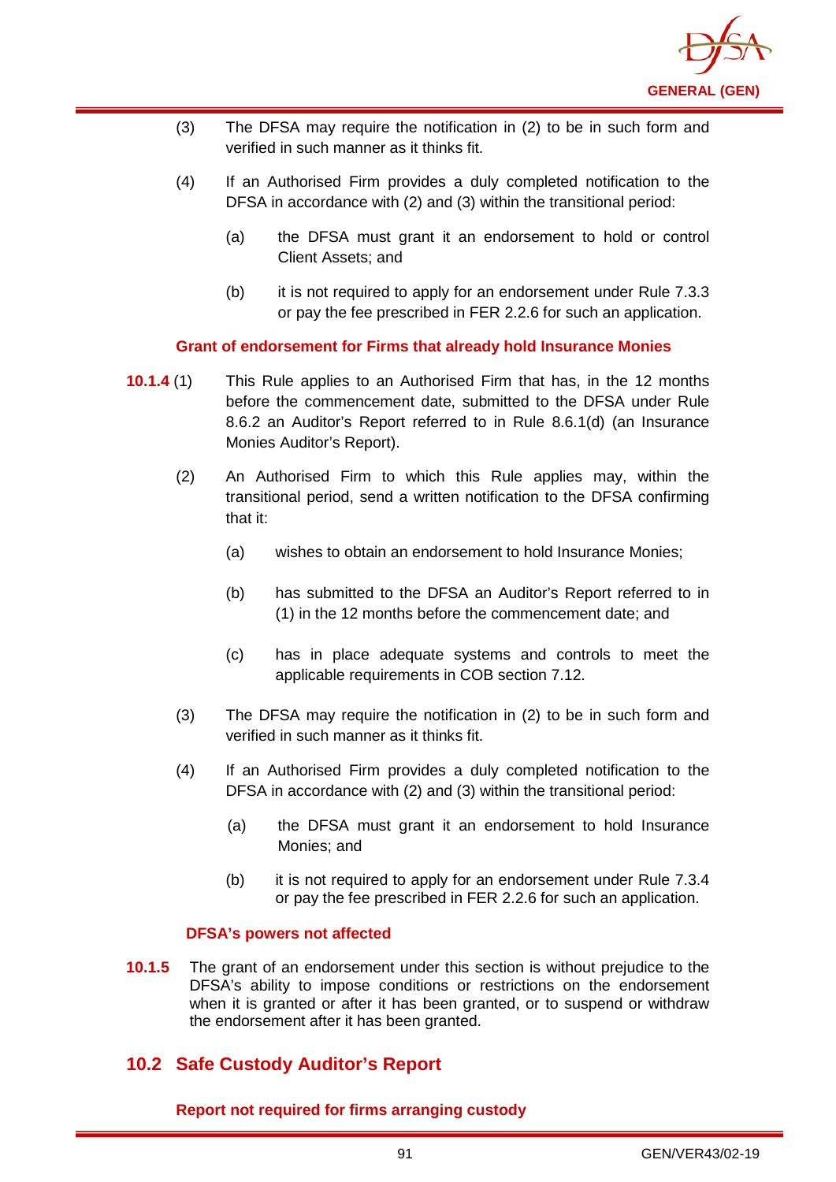(3) The DFSA may require the notification in (2) to be in such form and verified in such manner as it thinks fit.

(4) If an Authorised Firm provides a duly completed notification to the DFSA in accordance with (2) and (3) within the transitional period:

(a) the DFSA must grant it an endorsement to hold or control Client Assets; and

(b) it is not required to apply for an endorsement under Rule 7.3.3 or pay the fee prescribed in FER 2.2.6 for such an application.

**Grant of endorsement for Firms that already hold Insurance Monies**

**10.1.4** (1) This Rule applies to an Authorised Firm that has, in the 12 months before the commencement date, submitted to the DFSA under Rule 8.6.2 an Auditor's Report referred to in Rule 8.6.1(d) (an Insurance Monies Auditor's Report).

(2) An Authorised Firm to which this Rule applies may, within the transitional period, send a written notification to the DFSA confirming that it:

(a) wishes to obtain an endorsement to hold Insurance Monies;

(b) has submitted to the DFSA an Auditor's Report referred to in (1) in the 12 months before the commencement date; and

(c) has in place adequate systems and controls to meet the applicable requirements in COB section 7.12.

(3) The DFSA may require the notification in (2) to be in such form and verified in such manner as it thinks fit.

(4) If an Authorised Firm provides a duly completed notification to the DFSA in accordance with (2) and (3) within the transitional period:

(a) the DFSA must grant it an endorsement to hold Insurance Monies; and

(b) it is not required to apply for an endorsement under Rule 7.3.4 or pay the fee prescribed in FER 2.2.6 for such an application.

**DFSA's powers not affected**

**10.1.5** The grant of an endorsement under this section is without prejudice to the DFSA's ability to impose conditions or restrictions on the endorsement when it is granted or after it has been granted, or to suspend or withdraw the endorsement after it has been granted.

## 10.2 Safe Custody Auditor's Report

**Report not required for firms arranging custody**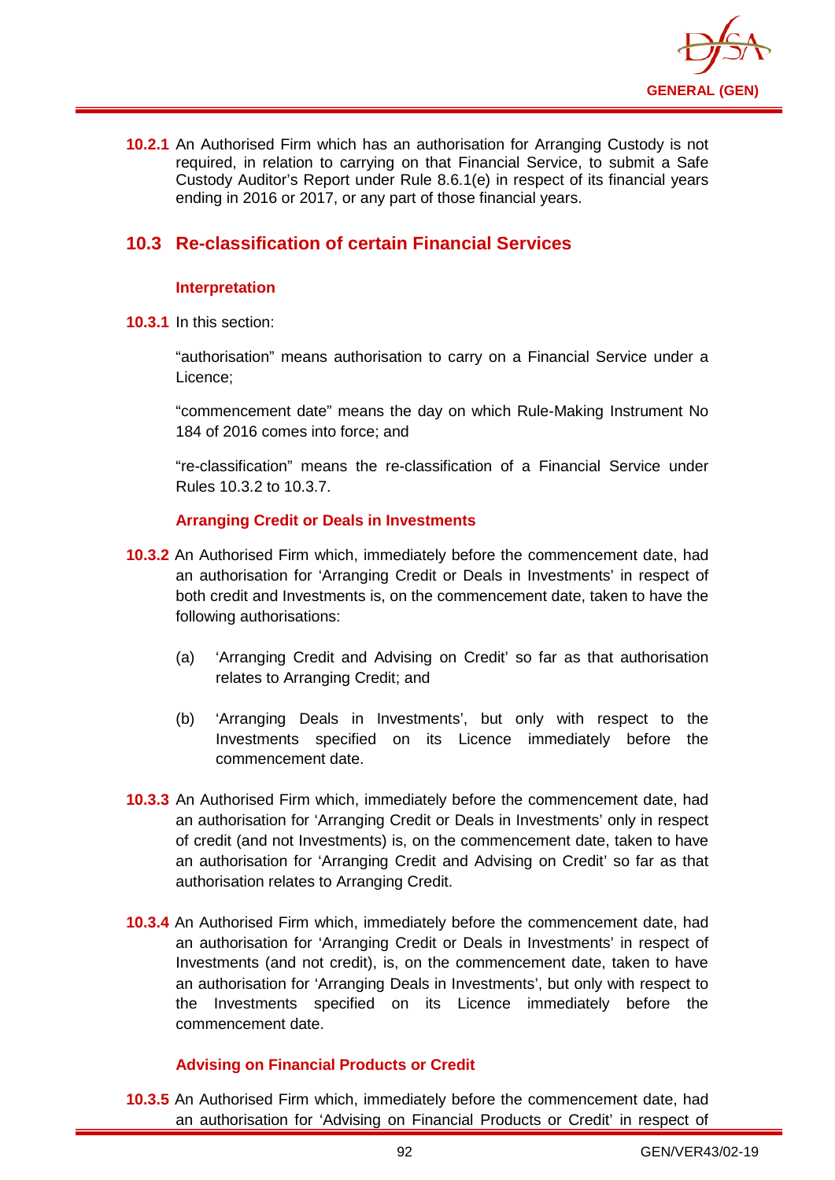**10.2.1** An Authorised Firm which has an authorisation for Arranging Custody is not required, in relation to carrying on that Financial Service, to submit a Safe Custody Auditor's Report under Rule 8.6.1(e) in respect of its financial years ending in 2016 or 2017, or any part of those financial years.

## 10.3 Re-classification of certain Financial Services

### Interpretation

**10.3.1** In this section:

"authorisation" means authorisation to carry on a Financial Service under a Licence;

"commencement date" means the day on which Rule-Making Instrument No 184 of 2016 comes into force; and

"re-classification" means the re-classification of a Financial Service under Rules 10.3.2 to 10.3.7.

### Arranging Credit or Deals in Investments

**10.3.2** An Authorised Firm which, immediately before the commencement date, had an authorisation for 'Arranging Credit or Deals in Investments' in respect of both credit and Investments is, on the commencement date, taken to have the following authorisations:

(a) 'Arranging Credit and Advising on Credit' so far as that authorisation relates to Arranging Credit; and

(b) 'Arranging Deals in Investments', but only with respect to the Investments specified on its Licence immediately before the commencement date.

**10.3.3** An Authorised Firm which, immediately before the commencement date, had an authorisation for 'Arranging Credit or Deals in Investments' only in respect of credit (and not Investments) is, on the commencement date, taken to have an authorisation for 'Arranging Credit and Advising on Credit' so far as that authorisation relates to Arranging Credit.

**10.3.4** An Authorised Firm which, immediately before the commencement date, had an authorisation for 'Arranging Credit or Deals in Investments' in respect of Investments (and not credit), is, on the commencement date, taken to have an authorisation for 'Arranging Deals in Investments', but only with respect to the Investments specified on its Licence immediately before the commencement date.

### Advising on Financial Products or Credit

**10.3.5** An Authorised Firm which, immediately before the commencement date, had an authorisation for 'Advising on Financial Products or Credit' in respect of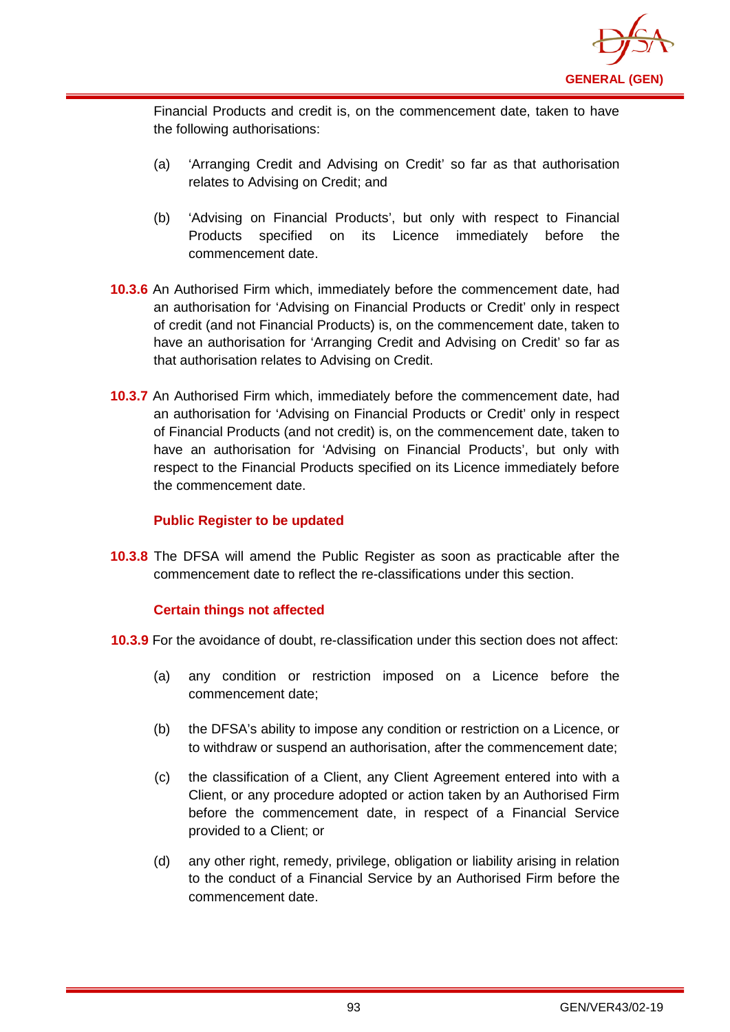Financial Products and credit is, on the commencement date, taken to have the following authorisations:

(a) 'Arranging Credit and Advising on Credit' so far as that authorisation relates to Advising on Credit; and

(b) 'Advising on Financial Products', but only with respect to Financial Products specified on its Licence immediately before the commencement date.

**10.3.6** An Authorised Firm which, immediately before the commencement date, had an authorisation for 'Advising on Financial Products or Credit' only in respect of credit (and not Financial Products) is, on the commencement date, taken to have an authorisation for 'Arranging Credit and Advising on Credit' so far as that authorisation relates to Advising on Credit.

**10.3.7** An Authorised Firm which, immediately before the commencement date, had an authorisation for 'Advising on Financial Products or Credit' only in respect of Financial Products (and not credit) is, on the commencement date, taken to have an authorisation for 'Advising on Financial Products', but only with respect to the Financial Products specified on its Licence immediately before the commencement date.

### Public Register to be updated

**10.3.8** The DFSA will amend the Public Register as soon as practicable after the commencement date to reflect the re-classifications under this section.

### Certain things not affected

**10.3.9** For the avoidance of doubt, re-classification under this section does not affect:

(a) any condition or restriction imposed on a Licence before the commencement date;

(b) the DFSA's ability to impose any condition or restriction on a Licence, or to withdraw or suspend an authorisation, after the commencement date;

(c) the classification of a Client, any Client Agreement entered into with a Client, or any procedure adopted or action taken by an Authorised Firm before the commencement date, in respect of a Financial Service provided to a Client; or

(d) any other right, remedy, privilege, obligation or liability arising in relation to the conduct of a Financial Service by an Authorised Firm before the commencement date.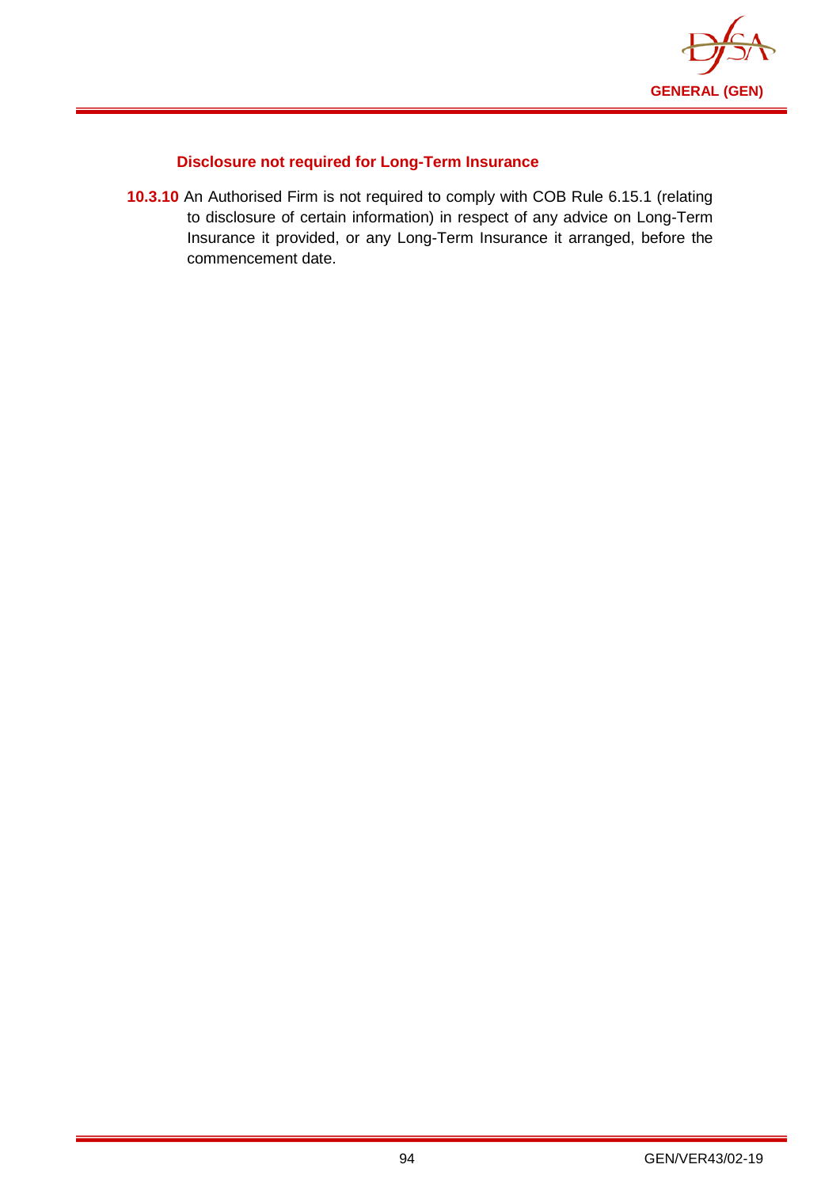### Disclosure not required for Long-Term Insurance

**10.3.10** An Authorised Firm is not required to comply with COB Rule 6.15.1 (relating to disclosure of certain information) in respect of any advice on Long-Term Insurance it provided, or any Long-Term Insurance it arranged, before the commencement date.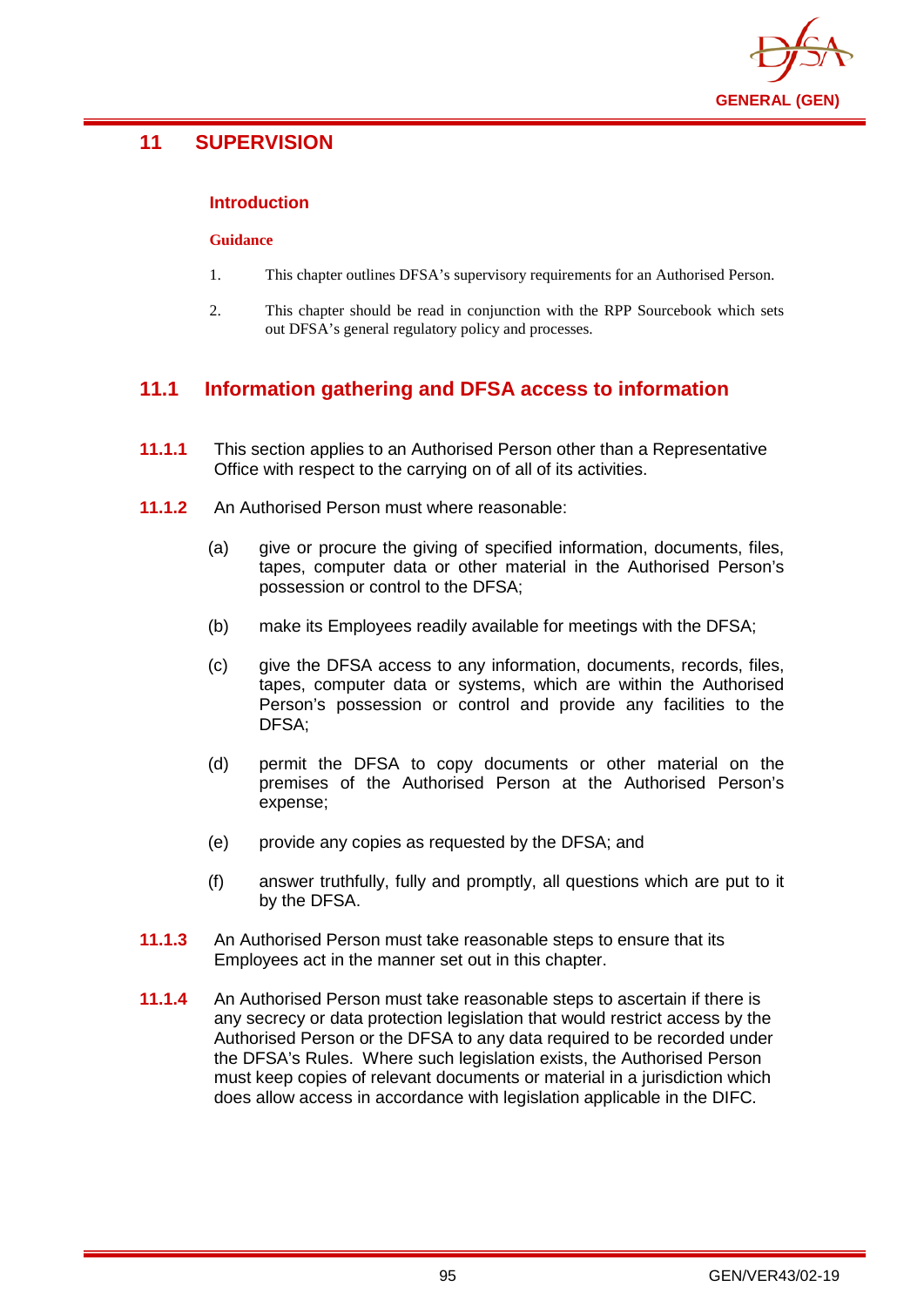## 11 SUPERVISION

### Introduction

**Guidance**

1. This chapter outlines DFSA's supervisory requirements for an Authorised Person.

2. This chapter should be read in conjunction with the RPP Sourcebook which sets out DFSA's general regulatory policy and processes.

## 11.1 Information gathering and DFSA access to information

**11.1.1** This section applies to an Authorised Person other than a Representative Office with respect to the carrying on of all of its activities.

**11.1.2** An Authorised Person must where reasonable:

(a) give or procure the giving of specified information, documents, files, tapes, computer data or other material in the Authorised Person's possession or control to the DFSA;

(b) make its Employees readily available for meetings with the DFSA;

(c) give the DFSA access to any information, documents, records, files, tapes, computer data or systems, which are within the Authorised Person's possession or control and provide any facilities to the DFSA;

(d) permit the DFSA to copy documents or other material on the premises of the Authorised Person at the Authorised Person's expense;

(e) provide any copies as requested by the DFSA; and

(f) answer truthfully, fully and promptly, all questions which are put to it by the DFSA.

**11.1.3** An Authorised Person must take reasonable steps to ensure that its Employees act in the manner set out in this chapter.

**11.1.4** An Authorised Person must take reasonable steps to ascertain if there is any secrecy or data protection legislation that would restrict access by the Authorised Person or the DFSA to any data required to be recorded under the DFSA's Rules. Where such legislation exists, the Authorised Person must keep copies of relevant documents or material in a jurisdiction which does allow access in accordance with legislation applicable in the DIFC.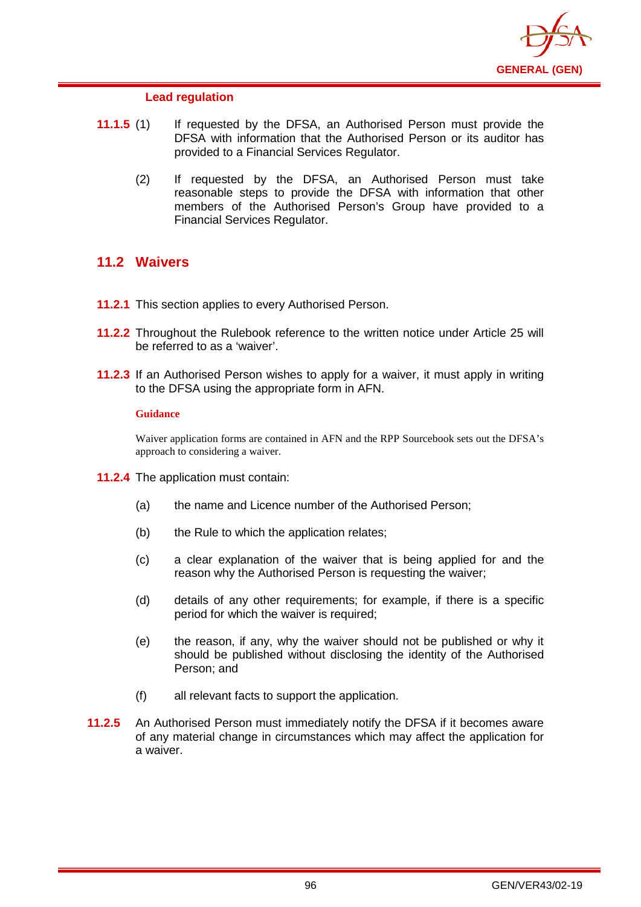#### Lead regulation

**11.1.5** (1) If requested by the DFSA, an Authorised Person must provide the DFSA with information that the Authorised Person or its auditor has provided to a Financial Services Regulator.

(2) If requested by the DFSA, an Authorised Person must take reasonable steps to provide the DFSA with information that other members of the Authorised Person's Group have provided to a Financial Services Regulator.

## 11.2 Waivers

**11.2.1** This section applies to every Authorised Person.

**11.2.2** Throughout the Rulebook reference to the written notice under Article 25 will be referred to as a 'waiver'.

**11.2.3** If an Authorised Person wishes to apply for a waiver, it must apply in writing to the DFSA using the appropriate form in AFN.

**Guidance**

Waiver application forms are contained in AFN and the RPP Sourcebook sets out the DFSA's approach to considering a waiver.

**11.2.4** The application must contain:

(a) the name and Licence number of the Authorised Person;

(b) the Rule to which the application relates;

(c) a clear explanation of the waiver that is being applied for and the reason why the Authorised Person is requesting the waiver;

(d) details of any other requirements; for example, if there is a specific period for which the waiver is required;

(e) the reason, if any, why the waiver should not be published or why it should be published without disclosing the identity of the Authorised Person; and

(f) all relevant facts to support the application.

**11.2.5** An Authorised Person must immediately notify the DFSA if it becomes aware of any material change in circumstances which may affect the application for a waiver.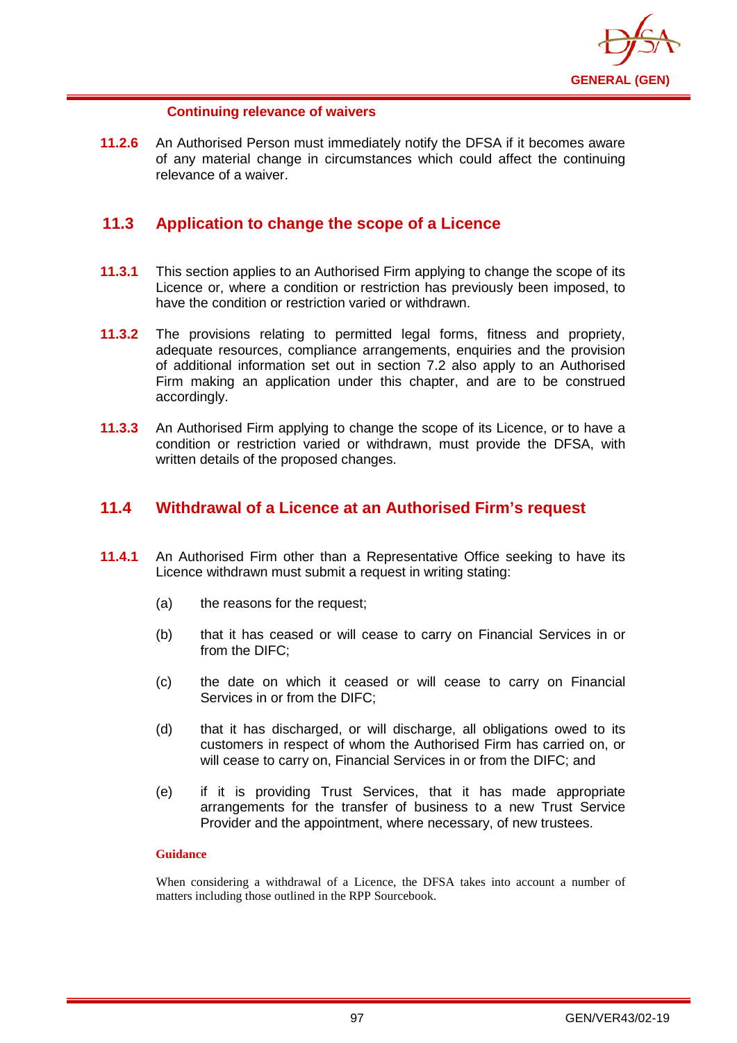#### Continuing relevance of waivers

**11.2.6** An Authorised Person must immediately notify the DFSA if it becomes aware of any material change in circumstances which could affect the continuing relevance of a waiver.

## 11.3 Application to change the scope of a Licence

**11.3.1** This section applies to an Authorised Firm applying to change the scope of its Licence or, where a condition or restriction has previously been imposed, to have the condition or restriction varied or withdrawn.

**11.3.2** The provisions relating to permitted legal forms, fitness and propriety, adequate resources, compliance arrangements, enquiries and the provision of additional information set out in section 7.2 also apply to an Authorised Firm making an application under this chapter, and are to be construed accordingly.

**11.3.3** An Authorised Firm applying to change the scope of its Licence, or to have a condition or restriction varied or withdrawn, must provide the DFSA, with written details of the proposed changes.

## 11.4 Withdrawal of a Licence at an Authorised Firm's request

**11.4.1** An Authorised Firm other than a Representative Office seeking to have its Licence withdrawn must submit a request in writing stating:

(a) the reasons for the request;

(b) that it has ceased or will cease to carry on Financial Services in or from the DIFC;

(c) the date on which it ceased or will cease to carry on Financial Services in or from the DIFC;

(d) that it has discharged, or will discharge, all obligations owed to its customers in respect of whom the Authorised Firm has carried on, or will cease to carry on, Financial Services in or from the DIFC; and

(e) if it is providing Trust Services, that it has made appropriate arrangements for the transfer of business to a new Trust Service Provider and the appointment, where necessary, of new trustees.

**Guidance**

When considering a withdrawal of a Licence, the DFSA takes into account a number of matters including those outlined in the RPP Sourcebook.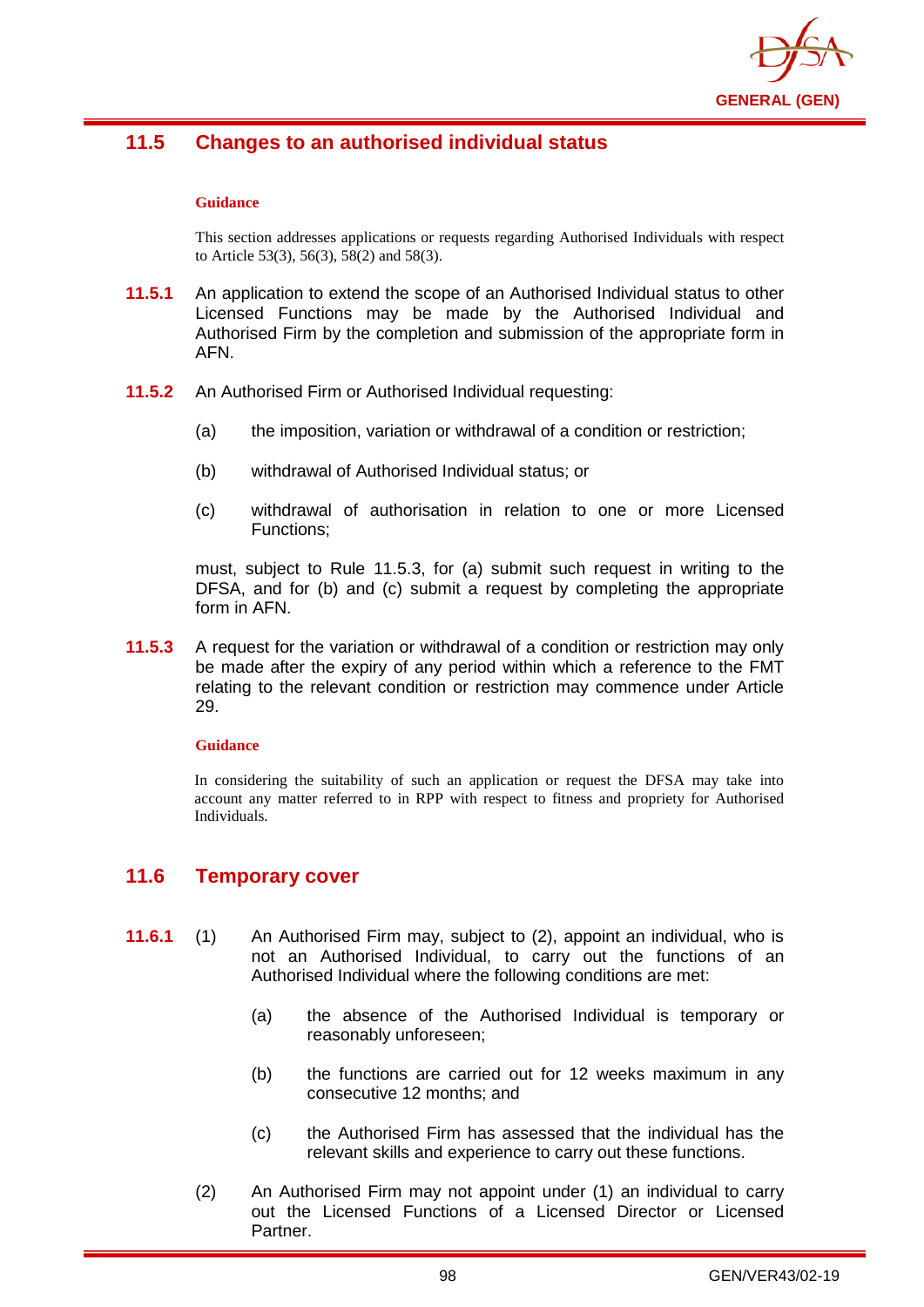## 11.5 Changes to an authorised individual status

**Guidance**

This section addresses applications or requests regarding Authorised Individuals with respect to Article 53(3), 56(3), 58(2) and 58(3).

**11.5.1** An application to extend the scope of an Authorised Individual status to other Licensed Functions may be made by the Authorised Individual and Authorised Firm by the completion and submission of the appropriate form in AFN.

**11.5.2** An Authorised Firm or Authorised Individual requesting:

(a) the imposition, variation or withdrawal of a condition or restriction;

(b) withdrawal of Authorised Individual status; or

(c) withdrawal of authorisation in relation to one or more Licensed Functions;

must, subject to Rule 11.5.3, for (a) submit such request in writing to the DFSA, and for (b) and (c) submit a request by completing the appropriate form in AFN.

**11.5.3** A request for the variation or withdrawal of a condition or restriction may only be made after the expiry of any period within which a reference to the FMT relating to the relevant condition or restriction may commence under Article 29.

**Guidance**

In considering the suitability of such an application or request the DFSA may take into account any matter referred to in RPP with respect to fitness and propriety for Authorised Individuals.

## 11.6 Temporary cover

**11.6.1** (1) An Authorised Firm may, subject to (2), appoint an individual, who is not an Authorised Individual, to carry out the functions of an Authorised Individual where the following conditions are met:

(a) the absence of the Authorised Individual is temporary or reasonably unforeseen;

(b) the functions are carried out for 12 weeks maximum in any consecutive 12 months; and

(c) the Authorised Firm has assessed that the individual has the relevant skills and experience to carry out these functions.

(2) An Authorised Firm may not appoint under (1) an individual to carry out the Licensed Functions of a Licensed Director or Licensed Partner.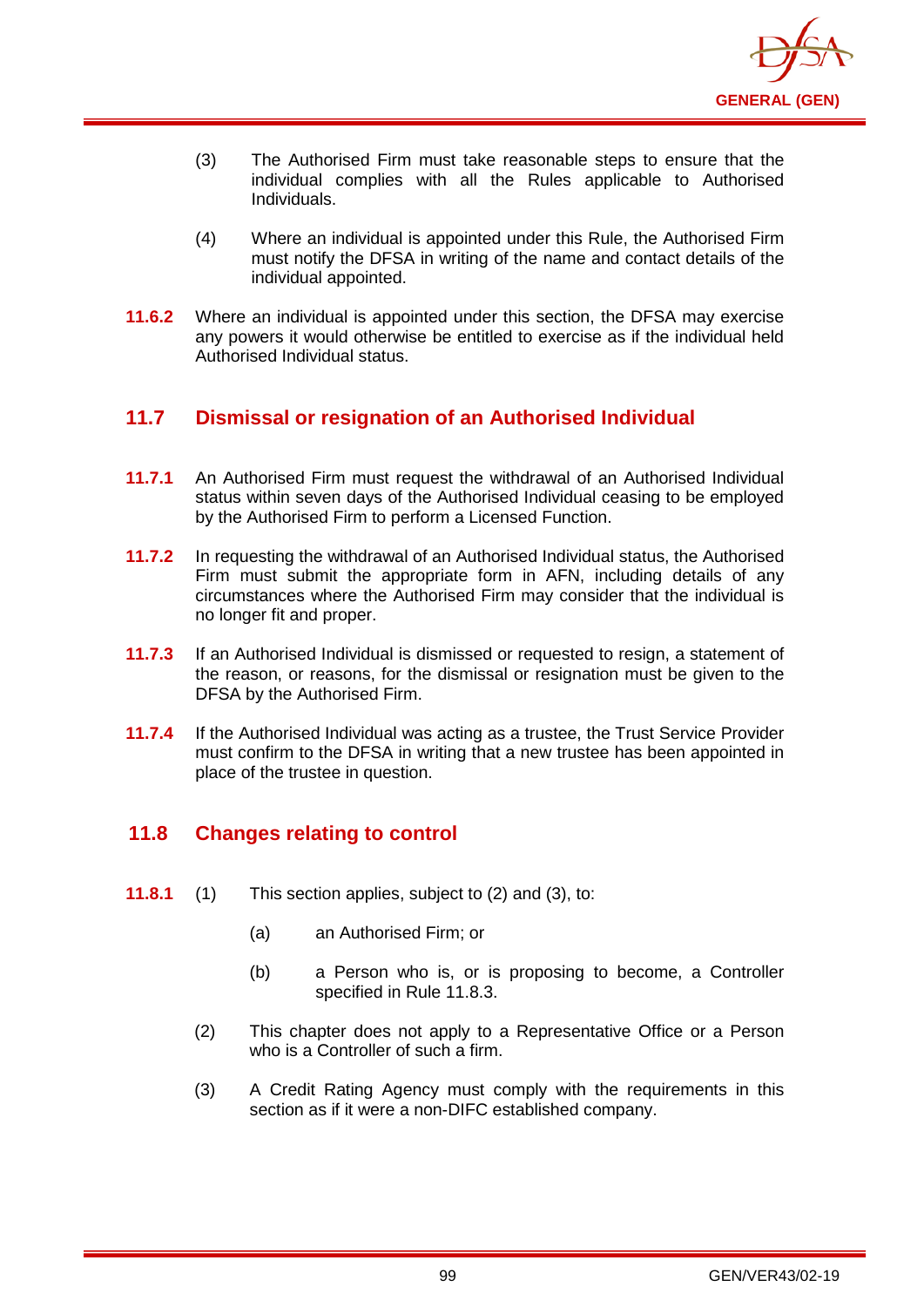(3) The Authorised Firm must take reasonable steps to ensure that the individual complies with all the Rules applicable to Authorised Individuals.

(4) Where an individual is appointed under this Rule, the Authorised Firm must notify the DFSA in writing of the name and contact details of the individual appointed.

**11.6.2** Where an individual is appointed under this section, the DFSA may exercise any powers it would otherwise be entitled to exercise as if the individual held Authorised Individual status.

## 11.7 Dismissal or resignation of an Authorised Individual

**11.7.1** An Authorised Firm must request the withdrawal of an Authorised Individual status within seven days of the Authorised Individual ceasing to be employed by the Authorised Firm to perform a Licensed Function.

**11.7.2** In requesting the withdrawal of an Authorised Individual status, the Authorised Firm must submit the appropriate form in AFN, including details of any circumstances where the Authorised Firm may consider that the individual is no longer fit and proper.

**11.7.3** If an Authorised Individual is dismissed or requested to resign, a statement of the reason, or reasons, for the dismissal or resignation must be given to the DFSA by the Authorised Firm.

**11.7.4** If the Authorised Individual was acting as a trustee, the Trust Service Provider must confirm to the DFSA in writing that a new trustee has been appointed in place of the trustee in question.

## 11.8 Changes relating to control

**11.8.1** (1) This section applies, subject to (2) and (3), to:

(a) an Authorised Firm; or

(b) a Person who is, or is proposing to become, a Controller specified in Rule 11.8.3.

(2) This chapter does not apply to a Representative Office or a Person who is a Controller of such a firm.

(3) A Credit Rating Agency must comply with the requirements in this section as if it were a non-DIFC established company.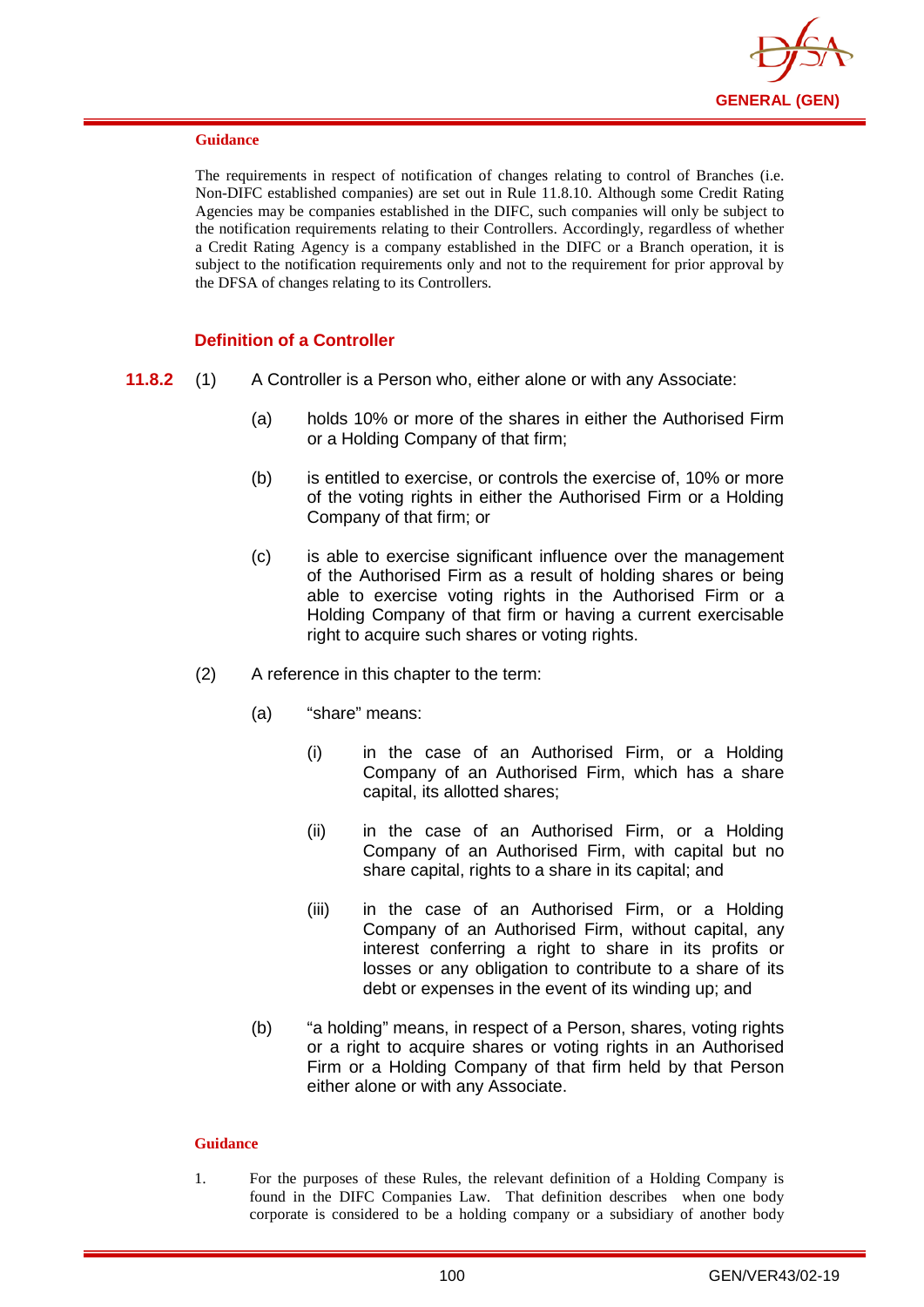**Guidance**

The requirements in respect of notification of changes relating to control of Branches (i.e. Non-DIFC established companies) are set out in Rule 11.8.10. Although some Credit Rating Agencies may be companies established in the DIFC, such companies will only be subject to the notification requirements relating to their Controllers. Accordingly, regardless of whether a Credit Rating Agency is a company established in the DIFC or a Branch operation, it is subject to the notification requirements only and not to the requirement for prior approval by the DFSA of changes relating to its Controllers.

### Definition of a Controller

**11.8.2** (1) A Controller is a Person who, either alone or with any Associate:

(a) holds 10% or more of the shares in either the Authorised Firm or a Holding Company of that firm;

(b) is entitled to exercise, or controls the exercise of, 10% or more of the voting rights in either the Authorised Firm or a Holding Company of that firm; or

(c) is able to exercise significant influence over the management of the Authorised Firm as a result of holding shares or being able to exercise voting rights in the Authorised Firm or a Holding Company of that firm or having a current exercisable right to acquire such shares or voting rights.

(2) A reference in this chapter to the term:

(a) "share" means:

(i) in the case of an Authorised Firm, or a Holding Company of an Authorised Firm, which has a share capital, its allotted shares;

(ii) in the case of an Authorised Firm, or a Holding Company of an Authorised Firm, with capital but no share capital, rights to a share in its capital; and

(iii) in the case of an Authorised Firm, or a Holding Company of an Authorised Firm, without capital, any interest conferring a right to share in its profits or losses or any obligation to contribute to a share of its debt or expenses in the event of its winding up; and

(b) "a holding" means, in respect of a Person, shares, voting rights or a right to acquire shares or voting rights in an Authorised Firm or a Holding Company of that firm held by that Person either alone or with any Associate.

**Guidance**

1. For the purposes of these Rules, the relevant definition of a Holding Company is found in the DIFC Companies Law. That definition describes when one body corporate is considered to be a holding company or a subsidiary of another body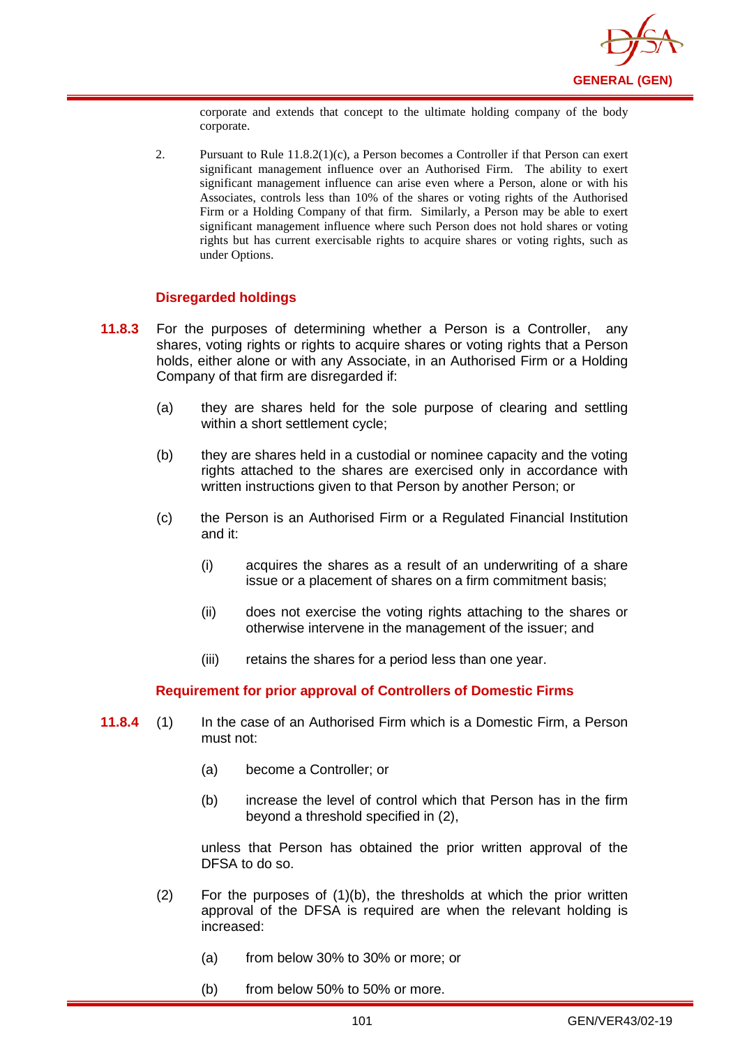corporate and extends that concept to the ultimate holding company of the body corporate.

2. Pursuant to Rule 11.8.2(1)(c), a Person becomes a Controller if that Person can exert significant management influence over an Authorised Firm. The ability to exert significant management influence can arise even where a Person, alone or with his Associates, controls less than 10% of the shares or voting rights of the Authorised Firm or a Holding Company of that firm. Similarly, a Person may be able to exert significant management influence where such Person does not hold shares or voting rights but has current exercisable rights to acquire shares or voting rights, such as under Options.

### Disregarded holdings

**11.8.3** For the purposes of determining whether a Person is a Controller, any shares, voting rights or rights to acquire shares or voting rights that a Person holds, either alone or with any Associate, in an Authorised Firm or a Holding Company of that firm are disregarded if:

(a) they are shares held for the sole purpose of clearing and settling within a short settlement cycle;

(b) they are shares held in a custodial or nominee capacity and the voting rights attached to the shares are exercised only in accordance with written instructions given to that Person by another Person; or

(c) the Person is an Authorised Firm or a Regulated Financial Institution and it:

(i) acquires the shares as a result of an underwriting of a share issue or a placement of shares on a firm commitment basis;

(ii) does not exercise the voting rights attaching to the shares or otherwise intervene in the management of the issuer; and

(iii) retains the shares for a period less than one year.

### Requirement for prior approval of Controllers of Domestic Firms

**11.8.4** (1) In the case of an Authorised Firm which is a Domestic Firm, a Person must not:

(a) become a Controller; or

(b) increase the level of control which that Person has in the firm beyond a threshold specified in (2),

unless that Person has obtained the prior written approval of the DFSA to do so.

(2) For the purposes of (1)(b), the thresholds at which the prior written approval of the DFSA is required are when the relevant holding is increased:

(a) from below 30% to 30% or more; or

(b) from below 50% to 50% or more.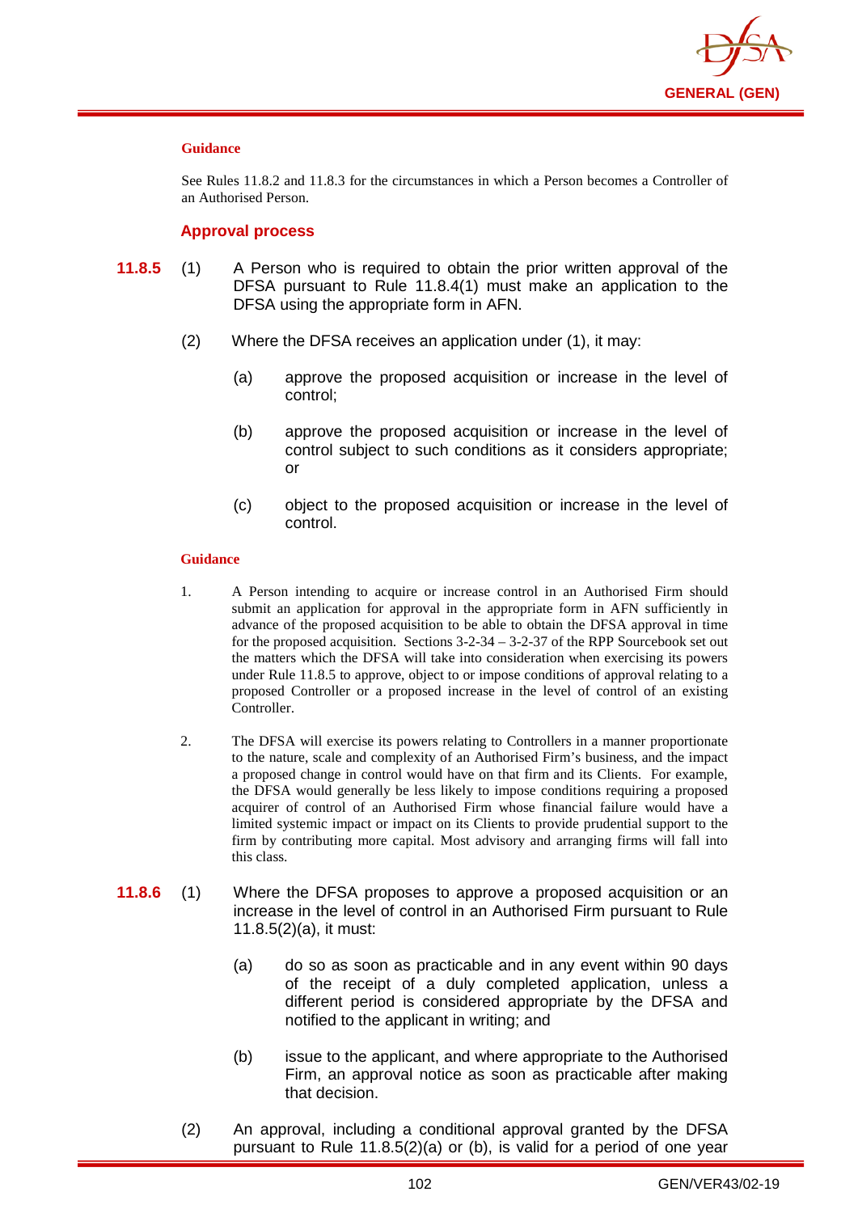**Guidance**

See Rules 11.8.2 and 11.8.3 for the circumstances in which a Person becomes a Controller of an Authorised Person.

### Approval process

**11.8.5** (1) A Person who is required to obtain the prior written approval of the DFSA pursuant to Rule 11.8.4(1) must make an application to the DFSA using the appropriate form in AFN.

(2) Where the DFSA receives an application under (1), it may:

(a) approve the proposed acquisition or increase in the level of control;

(b) approve the proposed acquisition or increase in the level of control subject to such conditions as it considers appropriate; or

(c) object to the proposed acquisition or increase in the level of control.

**Guidance**

1. A Person intending to acquire or increase control in an Authorised Firm should submit an application for approval in the appropriate form in AFN sufficiently in advance of the proposed acquisition to be able to obtain the DFSA approval in time for the proposed acquisition. Sections 3-2-34 – 3-2-37 of the RPP Sourcebook set out the matters which the DFSA will take into consideration when exercising its powers under Rule 11.8.5 to approve, object to or impose conditions of approval relating to a proposed Controller or a proposed increase in the level of control of an existing Controller.

2. The DFSA will exercise its powers relating to Controllers in a manner proportionate to the nature, scale and complexity of an Authorised Firm's business, and the impact a proposed change in control would have on that firm and its Clients. For example, the DFSA would generally be less likely to impose conditions requiring a proposed acquirer of control of an Authorised Firm whose financial failure would have a limited systemic impact or impact on its Clients to provide prudential support to the firm by contributing more capital. Most advisory and arranging firms will fall into this class.

**11.8.6** (1) Where the DFSA proposes to approve a proposed acquisition or an increase in the level of control in an Authorised Firm pursuant to Rule 11.8.5(2)(a), it must:

(a) do so as soon as practicable and in any event within 90 days of the receipt of a duly completed application, unless a different period is considered appropriate by the DFSA and notified to the applicant in writing; and

(b) issue to the applicant, and where appropriate to the Authorised Firm, an approval notice as soon as practicable after making that decision.

(2) An approval, including a conditional approval granted by the DFSA pursuant to Rule 11.8.5(2)(a) or (b), is valid for a period of one year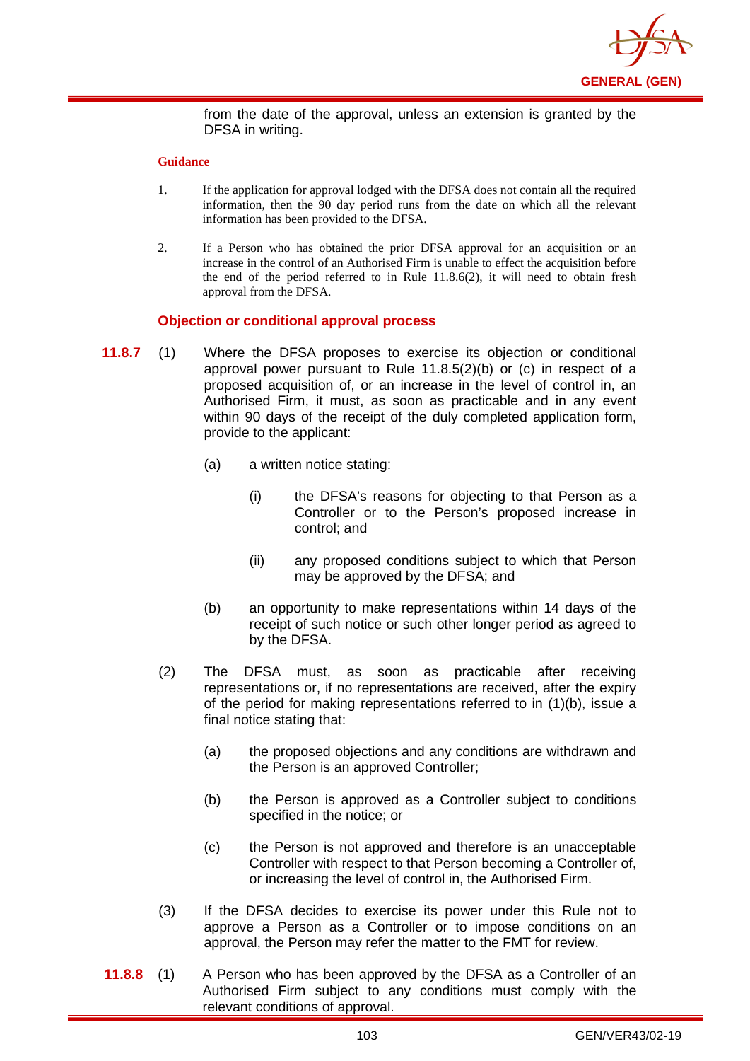from the date of the approval, unless an extension is granted by the DFSA in writing.

**Guidance**

1. If the application for approval lodged with the DFSA does not contain all the required information, then the 90 day period runs from the date on which all the relevant information has been provided to the DFSA.

2. If a Person who has obtained the prior DFSA approval for an acquisition or an increase in the control of an Authorised Firm is unable to effect the acquisition before the end of the period referred to in Rule 11.8.6(2), it will need to obtain fresh approval from the DFSA.

### Objection or conditional approval process

**11.8.7** (1) Where the DFSA proposes to exercise its objection or conditional approval power pursuant to Rule 11.8.5(2)(b) or (c) in respect of a proposed acquisition of, or an increase in the level of control in, an Authorised Firm, it must, as soon as practicable and in any event within 90 days of the receipt of the duly completed application form, provide to the applicant:

(a) a written notice stating:

(i) the DFSA's reasons for objecting to that Person as a Controller or to the Person's proposed increase in control; and

(ii) any proposed conditions subject to which that Person may be approved by the DFSA; and

(b) an opportunity to make representations within 14 days of the receipt of such notice or such other longer period as agreed to by the DFSA.

(2) The DFSA must, as soon as practicable after receiving representations or, if no representations are received, after the expiry of the period for making representations referred to in (1)(b), issue a final notice stating that:

(a) the proposed objections and any conditions are withdrawn and the Person is an approved Controller;

(b) the Person is approved as a Controller subject to conditions specified in the notice; or

(c) the Person is not approved and therefore is an unacceptable Controller with respect to that Person becoming a Controller of, or increasing the level of control in, the Authorised Firm.

(3) If the DFSA decides to exercise its power under this Rule not to approve a Person as a Controller or to impose conditions on an approval, the Person may refer the matter to the FMT for review.

**11.8.8** (1) A Person who has been approved by the DFSA as a Controller of an Authorised Firm subject to any conditions must comply with the relevant conditions of approval.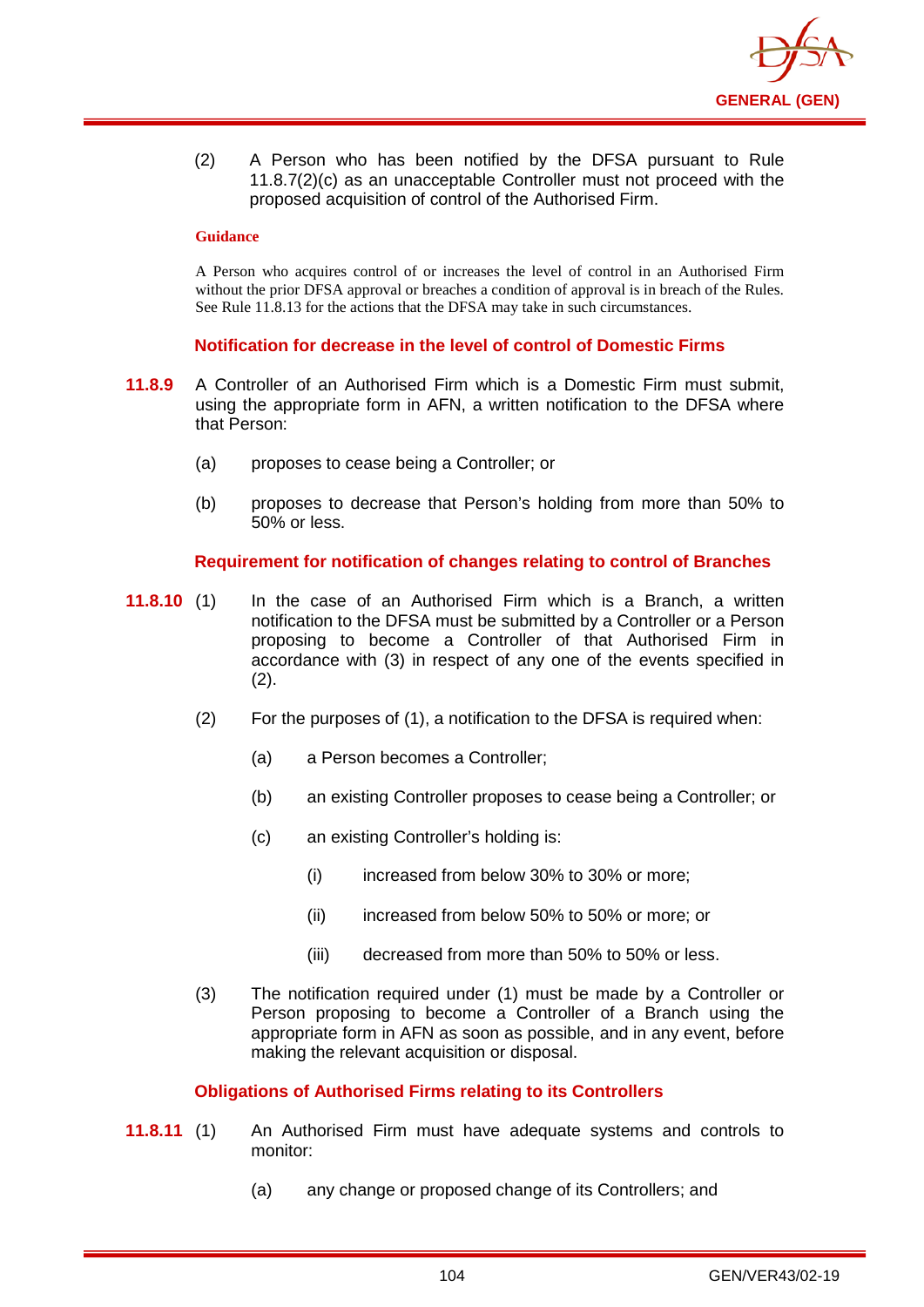(2) A Person who has been notified by the DFSA pursuant to Rule 11.8.7(2)(c) as an unacceptable Controller must not proceed with the proposed acquisition of control of the Authorised Firm.

**Guidance**

A Person who acquires control of or increases the level of control in an Authorised Firm without the prior DFSA approval or breaches a condition of approval is in breach of the Rules. See Rule 11.8.13 for the actions that the DFSA may take in such circumstances.

### Notification for decrease in the level of control of Domestic Firms

**11.8.9** A Controller of an Authorised Firm which is a Domestic Firm must submit, using the appropriate form in AFN, a written notification to the DFSA where that Person:

(a) proposes to cease being a Controller; or

(b) proposes to decrease that Person's holding from more than 50% to 50% or less.

### Requirement for notification of changes relating to control of Branches

**11.8.10** (1) In the case of an Authorised Firm which is a Branch, a written notification to the DFSA must be submitted by a Controller or a Person proposing to become a Controller of that Authorised Firm in accordance with (3) in respect of any one of the events specified in (2).

(2) For the purposes of (1), a notification to the DFSA is required when:

(a) a Person becomes a Controller;

(b) an existing Controller proposes to cease being a Controller; or

(c) an existing Controller's holding is:

(i) increased from below 30% to 30% or more;

(ii) increased from below 50% to 50% or more; or

(iii) decreased from more than 50% to 50% or less.

(3) The notification required under (1) must be made by a Controller or Person proposing to become a Controller of a Branch using the appropriate form in AFN as soon as possible, and in any event, before making the relevant acquisition or disposal.

### Obligations of Authorised Firms relating to its Controllers

**11.8.11** (1) An Authorised Firm must have adequate systems and controls to monitor:

(a) any change or proposed change of its Controllers; and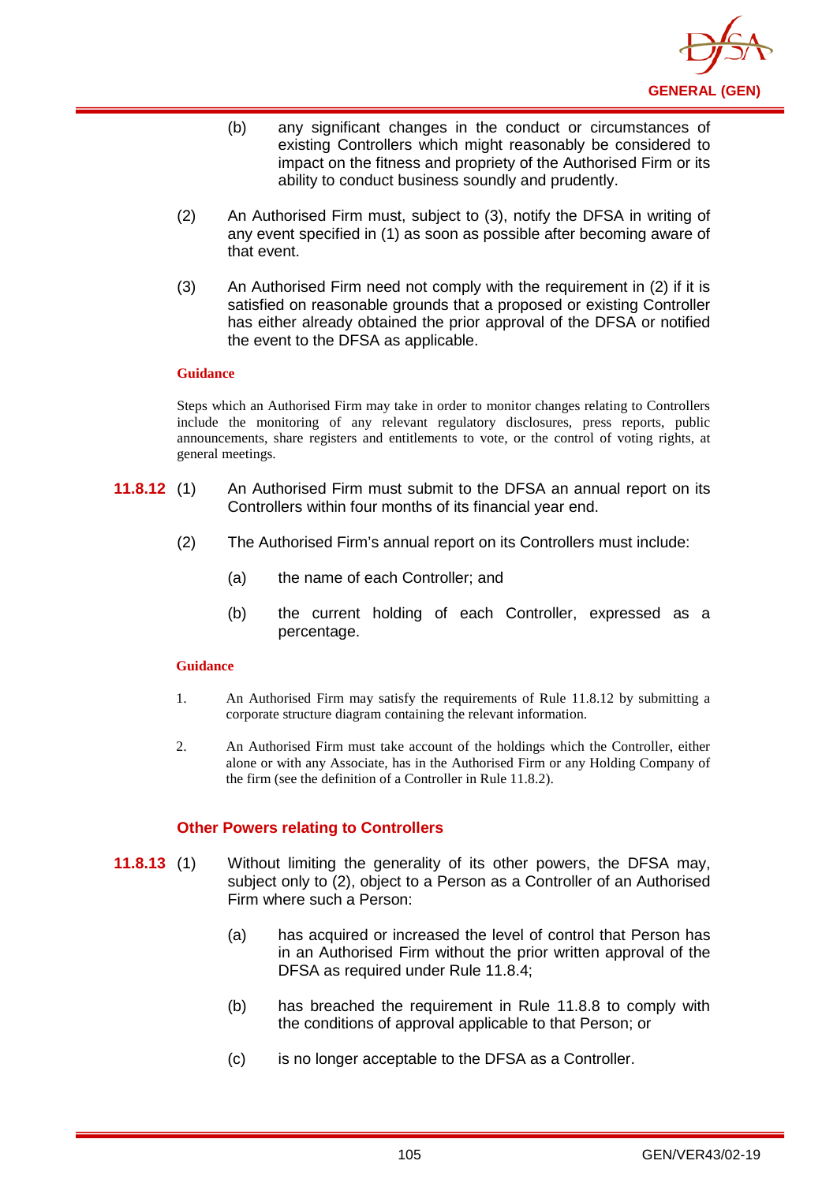(b) any significant changes in the conduct or circumstances of existing Controllers which might reasonably be considered to impact on the fitness and propriety of the Authorised Firm or its ability to conduct business soundly and prudently.

(2) An Authorised Firm must, subject to (3), notify the DFSA in writing of any event specified in (1) as soon as possible after becoming aware of that event.

(3) An Authorised Firm need not comply with the requirement in (2) if it is satisfied on reasonable grounds that a proposed or existing Controller has either already obtained the prior approval of the DFSA or notified the event to the DFSA as applicable.

**Guidance**

Steps which an Authorised Firm may take in order to monitor changes relating to Controllers include the monitoring of any relevant regulatory disclosures, press reports, public announcements, share registers and entitlements to vote, or the control of voting rights, at general meetings.

**11.8.12** (1) An Authorised Firm must submit to the DFSA an annual report on its Controllers within four months of its financial year end.

(2) The Authorised Firm's annual report on its Controllers must include:

(a) the name of each Controller; and

(b) the current holding of each Controller, expressed as a percentage.

**Guidance**

1. An Authorised Firm may satisfy the requirements of Rule 11.8.12 by submitting a corporate structure diagram containing the relevant information.

2. An Authorised Firm must take account of the holdings which the Controller, either alone or with any Associate, has in the Authorised Firm or any Holding Company of the firm (see the definition of a Controller in Rule 11.8.2).

### Other Powers relating to Controllers

**11.8.13** (1) Without limiting the generality of its other powers, the DFSA may, subject only to (2), object to a Person as a Controller of an Authorised Firm where such a Person:

(a) has acquired or increased the level of control that Person has in an Authorised Firm without the prior written approval of the DFSA as required under Rule 11.8.4;

(b) has breached the requirement in Rule 11.8.8 to comply with the conditions of approval applicable to that Person; or

(c) is no longer acceptable to the DFSA as a Controller.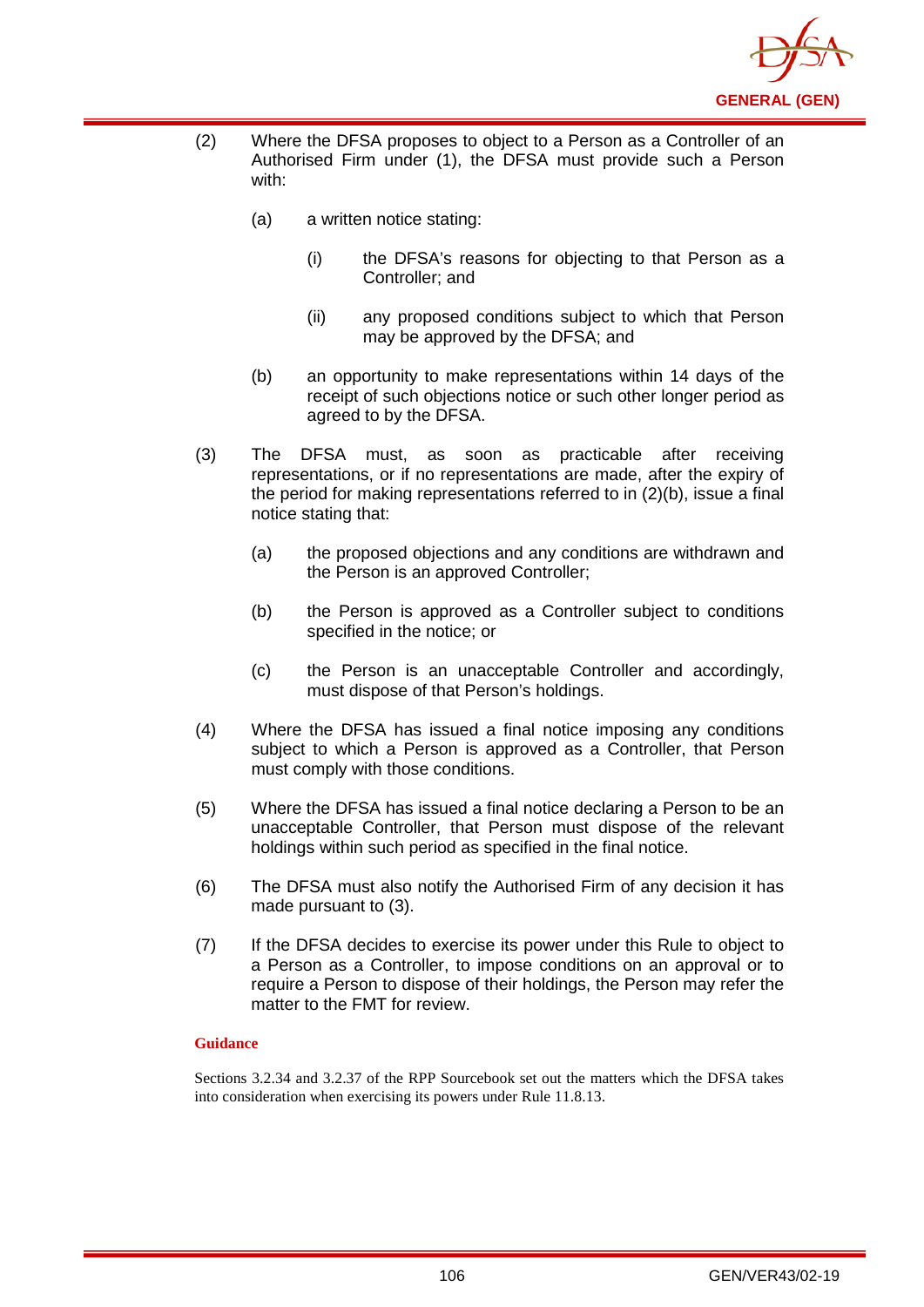(2) Where the DFSA proposes to object to a Person as a Controller of an Authorised Firm under (1), the DFSA must provide such a Person with:

   (a) a written notice stating:

      (i) the DFSA's reasons for objecting to that Person as a Controller; and

      (ii) any proposed conditions subject to which that Person may be approved by the DFSA; and

   (b) an opportunity to make representations within 14 days of the receipt of such objections notice or such other longer period as agreed to by the DFSA.

(3) The DFSA must, as soon as practicable after receiving representations, or if no representations are made, after the expiry of the period for making representations referred to in (2)(b), issue a final notice stating that:

   (a) the proposed objections and any conditions are withdrawn and the Person is an approved Controller;

   (b) the Person is approved as a Controller subject to conditions specified in the notice; or

   (c) the Person is an unacceptable Controller and accordingly, must dispose of that Person's holdings.

(4) Where the DFSA has issued a final notice imposing any conditions subject to which a Person is approved as a Controller, that Person must comply with those conditions.

(5) Where the DFSA has issued a final notice declaring a Person to be an unacceptable Controller, that Person must dispose of the relevant holdings within such period as specified in the final notice.

(6) The DFSA must also notify the Authorised Firm of any decision it has made pursuant to (3).

(7) If the DFSA decides to exercise its power under this Rule to object to a Person as a Controller, to impose conditions on an approval or to require a Person to dispose of their holdings, the Person may refer the matter to the FMT for review.

**Guidance**

Sections 3.2.34 and 3.2.37 of the RPP Sourcebook set out the matters which the DFSA takes into consideration when exercising its powers under Rule 11.8.13.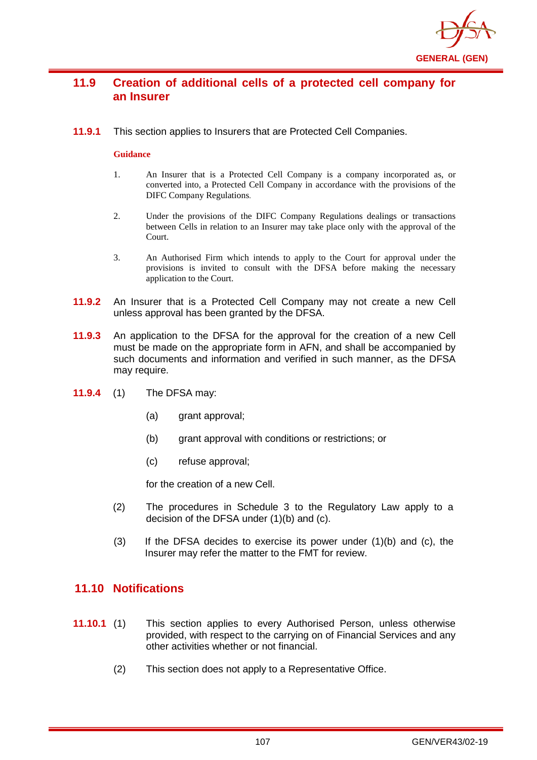## 11.9 Creation of additional cells of a protected cell company for an Insurer

**11.9.1** This section applies to Insurers that are Protected Cell Companies.

**Guidance**

1. An Insurer that is a Protected Cell Company is a company incorporated as, or converted into, a Protected Cell Company in accordance with the provisions of the DIFC Company Regulations.

2. Under the provisions of the DIFC Company Regulations dealings or transactions between Cells in relation to an Insurer may take place only with the approval of the Court.

3. An Authorised Firm which intends to apply to the Court for approval under the provisions is invited to consult with the DFSA before making the necessary application to the Court.

**11.9.2** An Insurer that is a Protected Cell Company may not create a new Cell unless approval has been granted by the DFSA.

**11.9.3** An application to the DFSA for the approval for the creation of a new Cell must be made on the appropriate form in AFN, and shall be accompanied by such documents and information and verified in such manner, as the DFSA may require.

**11.9.4** (1) The DFSA may:

(a) grant approval;

(b) grant approval with conditions or restrictions; or

(c) refuse approval;

for the creation of a new Cell.

(2) The procedures in Schedule 3 to the Regulatory Law apply to a decision of the DFSA under (1)(b) and (c).

(3) If the DFSA decides to exercise its power under (1)(b) and (c), the Insurer may refer the matter to the FMT for review.

## 11.10 Notifications

**11.10.1** (1) This section applies to every Authorised Person, unless otherwise provided, with respect to the carrying on of Financial Services and any other activities whether or not financial.

(2) This section does not apply to a Representative Office.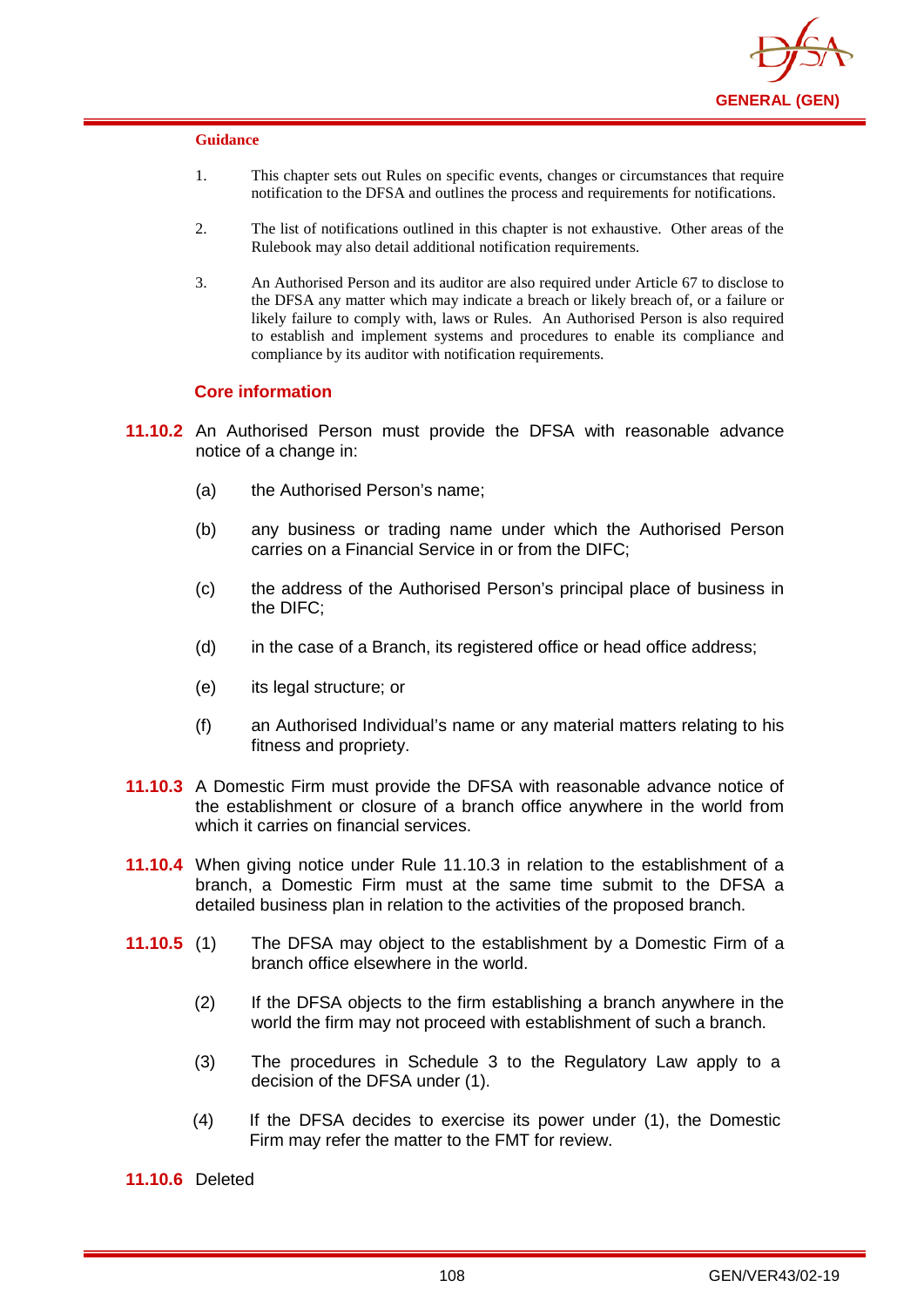#### Guidance

1. This chapter sets out Rules on specific events, changes or circumstances that require notification to the DFSA and outlines the process and requirements for notifications.

2. The list of notifications outlined in this chapter is not exhaustive. Other areas of the Rulebook may also detail additional notification requirements.

3. An Authorised Person and its auditor are also required under Article 67 to disclose to the DFSA any matter which may indicate a breach or likely breach of, or a failure or likely failure to comply with, laws or Rules. An Authorised Person is also required to establish and implement systems and procedures to enable its compliance and compliance by its auditor with notification requirements.

### Core information

**11.10.2** An Authorised Person must provide the DFSA with reasonable advance notice of a change in:

(a) the Authorised Person's name;

(b) any business or trading name under which the Authorised Person carries on a Financial Service in or from the DIFC;

(c) the address of the Authorised Person's principal place of business in the DIFC;

(d) in the case of a Branch, its registered office or head office address;

(e) its legal structure; or

(f) an Authorised Individual's name or any material matters relating to his fitness and propriety.

**11.10.3** A Domestic Firm must provide the DFSA with reasonable advance notice of the establishment or closure of a branch office anywhere in the world from which it carries on financial services.

**11.10.4** When giving notice under Rule 11.10.3 in relation to the establishment of a branch, a Domestic Firm must at the same time submit to the DFSA a detailed business plan in relation to the activities of the proposed branch.

**11.10.5** (1) The DFSA may object to the establishment by a Domestic Firm of a branch office elsewhere in the world.

(2) If the DFSA objects to the firm establishing a branch anywhere in the world the firm may not proceed with establishment of such a branch.

(3) The procedures in Schedule 3 to the Regulatory Law apply to a decision of the DFSA under (1).

(4) If the DFSA decides to exercise its power under (1), the Domestic Firm may refer the matter to the FMT for review.

**11.10.6** Deleted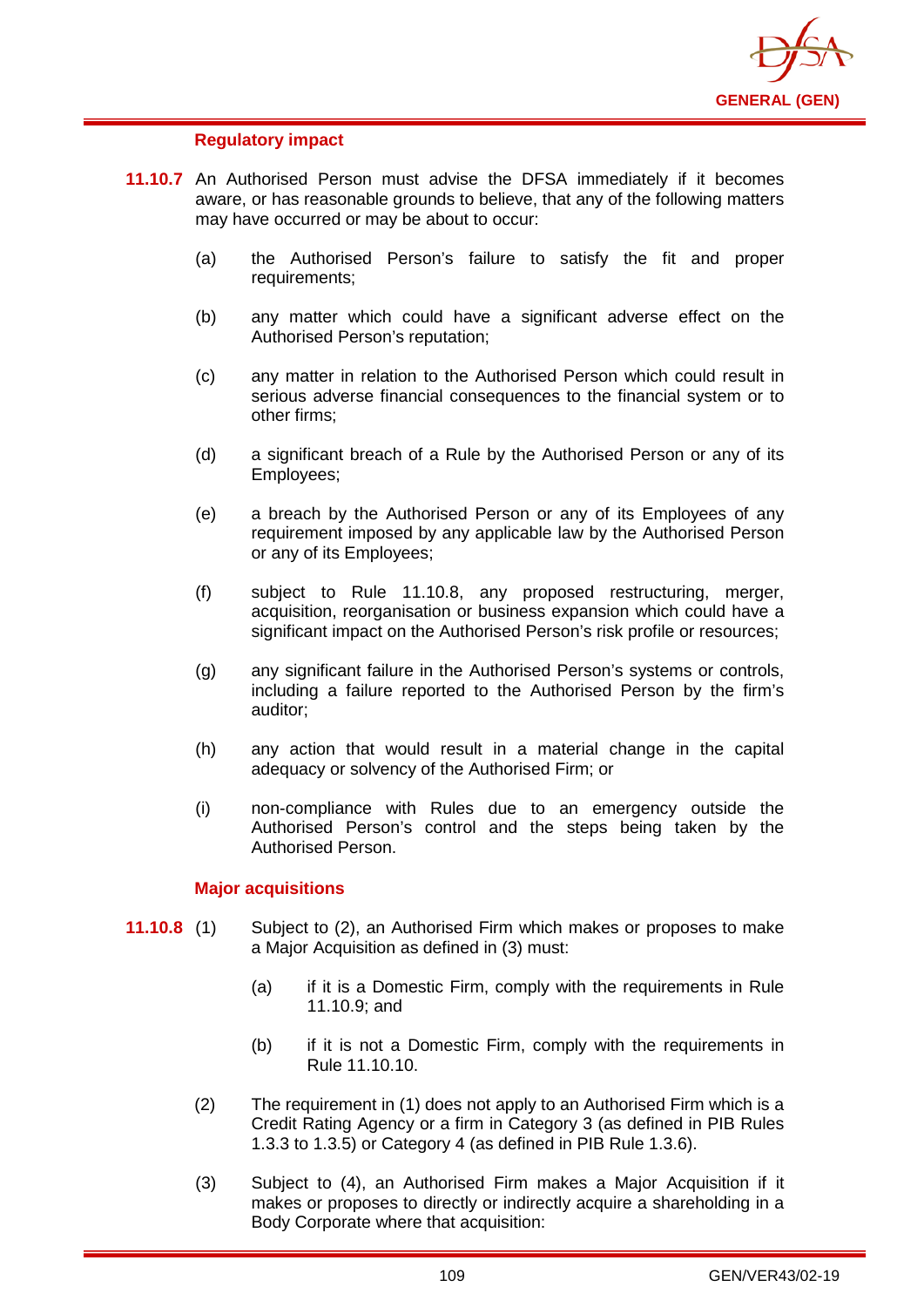### Regulatory impact

**11.10.7** An Authorised Person must advise the DFSA immediately if it becomes aware, or has reasonable grounds to believe, that any of the following matters may have occurred or may be about to occur:

(a) the Authorised Person's failure to satisfy the fit and proper requirements;

(b) any matter which could have a significant adverse effect on the Authorised Person's reputation;

(c) any matter in relation to the Authorised Person which could result in serious adverse financial consequences to the financial system or to other firms;

(d) a significant breach of a Rule by the Authorised Person or any of its Employees;

(e) a breach by the Authorised Person or any of its Employees of any requirement imposed by any applicable law by the Authorised Person or any of its Employees;

(f) subject to Rule 11.10.8, any proposed restructuring, merger, acquisition, reorganisation or business expansion which could have a significant impact on the Authorised Person's risk profile or resources;

(g) any significant failure in the Authorised Person's systems or controls, including a failure reported to the Authorised Person by the firm's auditor;

(h) any action that would result in a material change in the capital adequacy or solvency of the Authorised Firm; or

(i) non-compliance with Rules due to an emergency outside the Authorised Person's control and the steps being taken by the Authorised Person.

### Major acquisitions

**11.10.8** (1) Subject to (2), an Authorised Firm which makes or proposes to make a Major Acquisition as defined in (3) must:

(a) if it is a Domestic Firm, comply with the requirements in Rule 11.10.9; and

(b) if it is not a Domestic Firm, comply with the requirements in Rule 11.10.10.

(2) The requirement in (1) does not apply to an Authorised Firm which is a Credit Rating Agency or a firm in Category 3 (as defined in PIB Rules 1.3.3 to 1.3.5) or Category 4 (as defined in PIB Rule 1.3.6).

(3) Subject to (4), an Authorised Firm makes a Major Acquisition if it makes or proposes to directly or indirectly acquire a shareholding in a Body Corporate where that acquisition: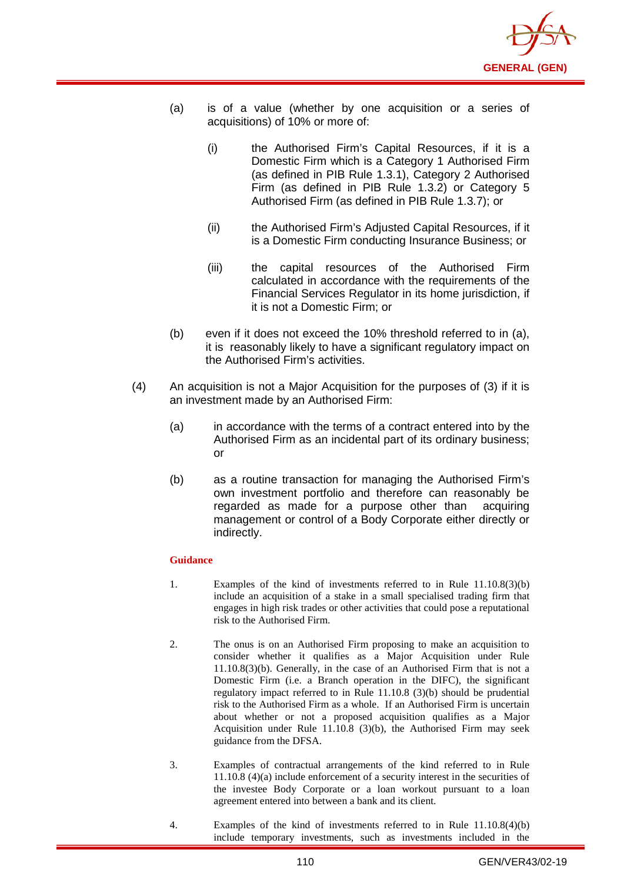(a) is of a value (whether by one acquisition or a series of acquisitions) of 10% or more of:

   (i) the Authorised Firm's Capital Resources, if it is a Domestic Firm which is a Category 1 Authorised Firm (as defined in PIB Rule 1.3.1), Category 2 Authorised Firm (as defined in PIB Rule 1.3.2) or Category 5 Authorised Firm (as defined in PIB Rule 1.3.7); or

   (ii) the Authorised Firm's Adjusted Capital Resources, if it is a Domestic Firm conducting Insurance Business; or

   (iii) the capital resources of the Authorised Firm calculated in accordance with the requirements of the Financial Services Regulator in its home jurisdiction, if it is not a Domestic Firm; or

(b) even if it does not exceed the 10% threshold referred to in (a), it is reasonably likely to have a significant regulatory impact on the Authorised Firm's activities.

(4) An acquisition is not a Major Acquisition for the purposes of (3) if it is an investment made by an Authorised Firm:

   (a) in accordance with the terms of a contract entered into by the Authorised Firm as an incidental part of its ordinary business; or

   (b) as a routine transaction for managing the Authorised Firm's own investment portfolio and therefore can reasonably be regarded as made for a purpose other than acquiring management or control of a Body Corporate either directly or indirectly.

**Guidance**

1. Examples of the kind of investments referred to in Rule 11.10.8(3)(b) include an acquisition of a stake in a small specialised trading firm that engages in high risk trades or other activities that could pose a reputational risk to the Authorised Firm.

2. The onus is on an Authorised Firm proposing to make an acquisition to consider whether it qualifies as a Major Acquisition under Rule 11.10.8(3)(b). Generally, in the case of an Authorised Firm that is not a Domestic Firm (i.e. a Branch operation in the DIFC), the significant regulatory impact referred to in Rule 11.10.8 (3)(b) should be prudential risk to the Authorised Firm as a whole. If an Authorised Firm is uncertain about whether or not a proposed acquisition qualifies as a Major Acquisition under Rule 11.10.8 (3)(b), the Authorised Firm may seek guidance from the DFSA.

3. Examples of contractual arrangements of the kind referred to in Rule 11.10.8 (4)(a) include enforcement of a security interest in the securities of the investee Body Corporate or a loan workout pursuant to a loan agreement entered into between a bank and its client.

4. Examples of the kind of investments referred to in Rule 11.10.8(4)(b) include temporary investments, such as investments included in the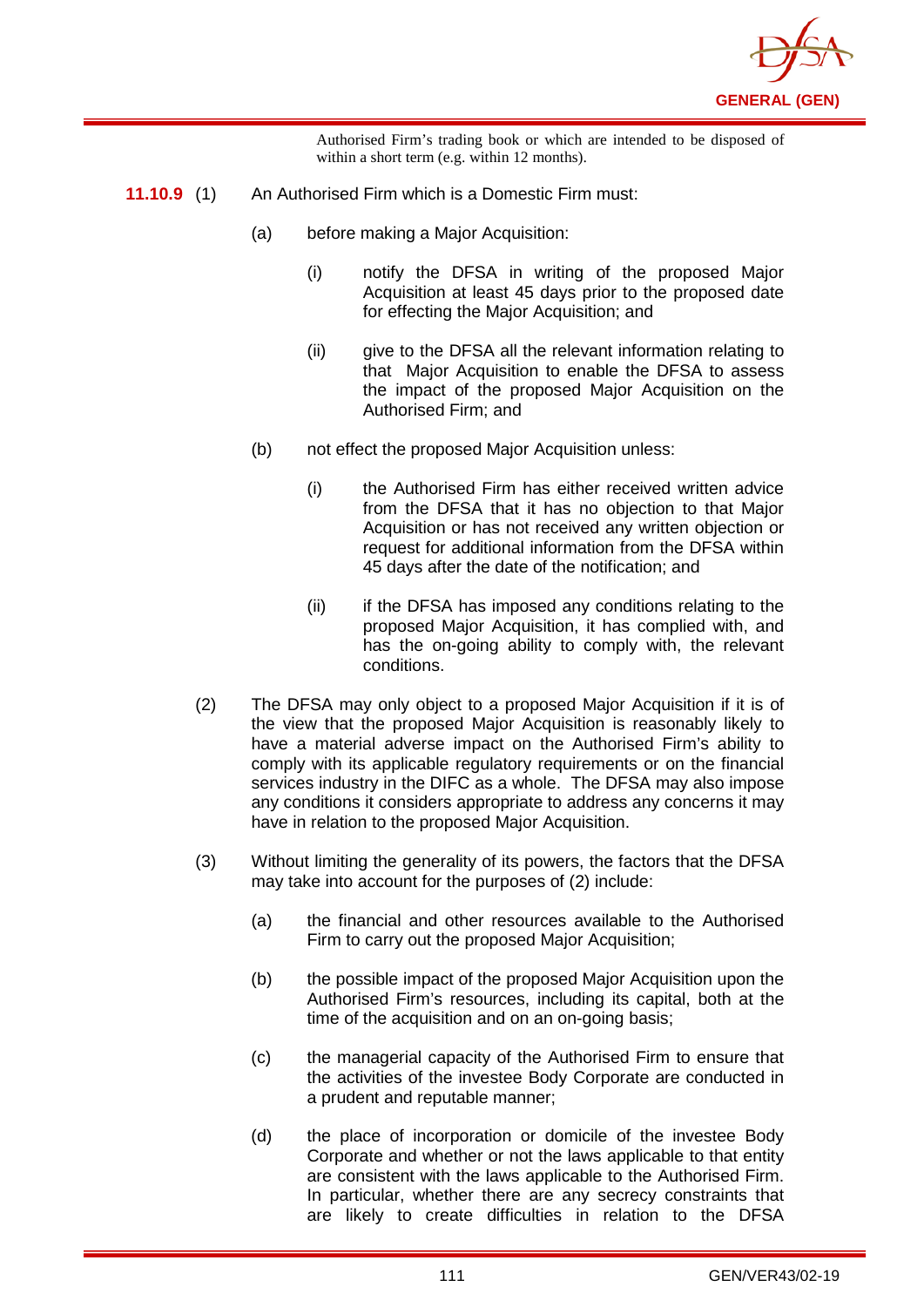Authorised Firm's trading book or which are intended to be disposed of within a short term (e.g. within 12 months).

**11.10.9** (1) An Authorised Firm which is a Domestic Firm must:

(a) before making a Major Acquisition:

(i) notify the DFSA in writing of the proposed Major Acquisition at least 45 days prior to the proposed date for effecting the Major Acquisition; and

(ii) give to the DFSA all the relevant information relating to that Major Acquisition to enable the DFSA to assess the impact of the proposed Major Acquisition on the Authorised Firm; and

(b) not effect the proposed Major Acquisition unless:

(i) the Authorised Firm has either received written advice from the DFSA that it has no objection to that Major Acquisition or has not received any written objection or request for additional information from the DFSA within 45 days after the date of the notification; and

(ii) if the DFSA has imposed any conditions relating to the proposed Major Acquisition, it has complied with, and has the on-going ability to comply with, the relevant conditions.

(2) The DFSA may only object to a proposed Major Acquisition if it is of the view that the proposed Major Acquisition is reasonably likely to have a material adverse impact on the Authorised Firm's ability to comply with its applicable regulatory requirements or on the financial services industry in the DIFC as a whole. The DFSA may also impose any conditions it considers appropriate to address any concerns it may have in relation to the proposed Major Acquisition.

(3) Without limiting the generality of its powers, the factors that the DFSA may take into account for the purposes of (2) include:

(a) the financial and other resources available to the Authorised Firm to carry out the proposed Major Acquisition;

(b) the possible impact of the proposed Major Acquisition upon the Authorised Firm's resources, including its capital, both at the time of the acquisition and on an on-going basis;

(c) the managerial capacity of the Authorised Firm to ensure that the activities of the investee Body Corporate are conducted in a prudent and reputable manner;

(d) the place of incorporation or domicile of the investee Body Corporate and whether or not the laws applicable to that entity are consistent with the laws applicable to the Authorised Firm. In particular, whether there are any secrecy constraints that are likely to create difficulties in relation to the DFSA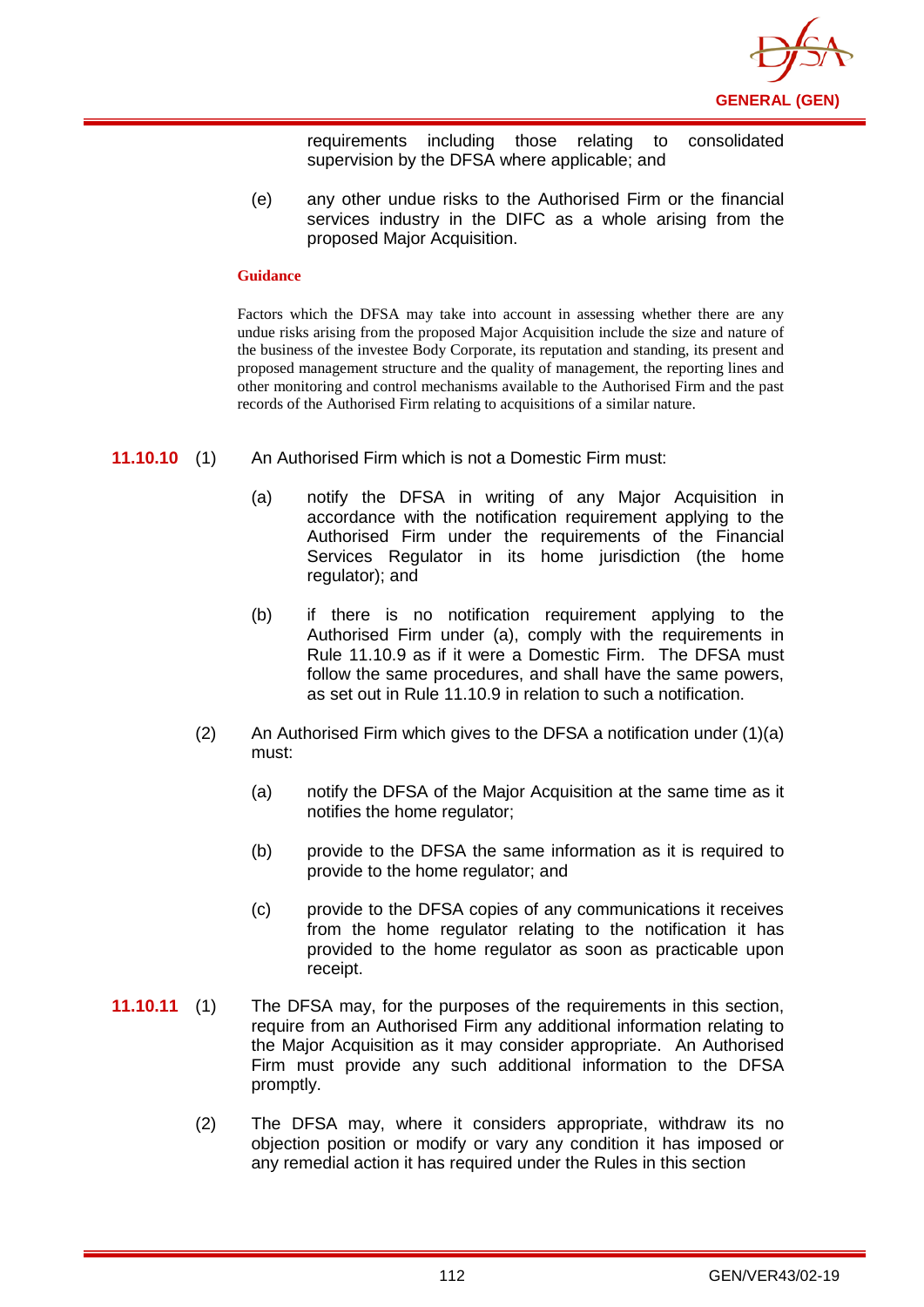requirements including those relating to consolidated supervision by the DFSA where applicable; and

(e) any other undue risks to the Authorised Firm or the financial services industry in the DIFC as a whole arising from the proposed Major Acquisition.

**Guidance**

Factors which the DFSA may take into account in assessing whether there are any undue risks arising from the proposed Major Acquisition include the size and nature of the business of the investee Body Corporate, its reputation and standing, its present and proposed management structure and the quality of management, the reporting lines and other monitoring and control mechanisms available to the Authorised Firm and the past records of the Authorised Firm relating to acquisitions of a similar nature.

**11.10.10** (1) An Authorised Firm which is not a Domestic Firm must:

(a) notify the DFSA in writing of any Major Acquisition in accordance with the notification requirement applying to the Authorised Firm under the requirements of the Financial Services Regulator in its home jurisdiction (the home regulator); and

(b) if there is no notification requirement applying to the Authorised Firm under (a), comply with the requirements in Rule 11.10.9 as if it were a Domestic Firm. The DFSA must follow the same procedures, and shall have the same powers, as set out in Rule 11.10.9 in relation to such a notification.

(2) An Authorised Firm which gives to the DFSA a notification under (1)(a) must:

(a) notify the DFSA of the Major Acquisition at the same time as it notifies the home regulator;

(b) provide to the DFSA the same information as it is required to provide to the home regulator; and

(c) provide to the DFSA copies of any communications it receives from the home regulator relating to the notification it has provided to the home regulator as soon as practicable upon receipt.

**11.10.11** (1) The DFSA may, for the purposes of the requirements in this section, require from an Authorised Firm any additional information relating to the Major Acquisition as it may consider appropriate. An Authorised Firm must provide any such additional information to the DFSA promptly.

(2) The DFSA may, where it considers appropriate, withdraw its no objection position or modify or vary any condition it has imposed or any remedial action it has required under the Rules in this section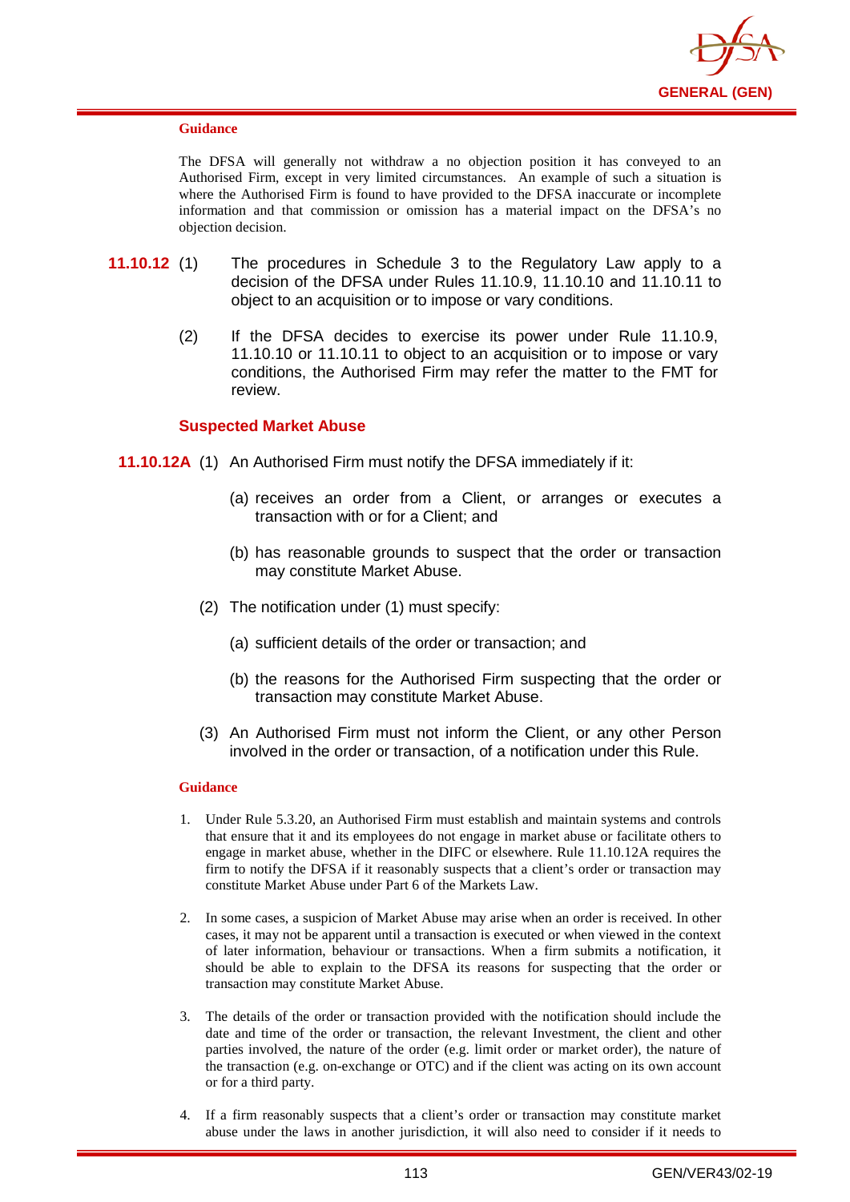#### Guidance

The DFSA will generally not withdraw a no objection position it has conveyed to an Authorised Firm, except in very limited circumstances. An example of such a situation is where the Authorised Firm is found to have provided to the DFSA inaccurate or incomplete information and that commission or omission has a material impact on the DFSA's no objection decision.

**11.10.12** (1) The procedures in Schedule 3 to the Regulatory Law apply to a decision of the DFSA under Rules 11.10.9, 11.10.10 and 11.10.11 to object to an acquisition or to impose or vary conditions.

(2) If the DFSA decides to exercise its power under Rule 11.10.9, 11.10.10 or 11.10.11 to object to an acquisition or to impose or vary conditions, the Authorised Firm may refer the matter to the FMT for review.

### Suspected Market Abuse

**11.10.12A** (1) An Authorised Firm must notify the DFSA immediately if it:

(a) receives an order from a Client, or arranges or executes a transaction with or for a Client; and

(b) has reasonable grounds to suspect that the order or transaction may constitute Market Abuse.

(2) The notification under (1) must specify:

(a) sufficient details of the order or transaction; and

(b) the reasons for the Authorised Firm suspecting that the order or transaction may constitute Market Abuse.

(3) An Authorised Firm must not inform the Client, or any other Person involved in the order or transaction, of a notification under this Rule.

#### Guidance

1. Under Rule 5.3.20, an Authorised Firm must establish and maintain systems and controls that ensure that it and its employees do not engage in market abuse or facilitate others to engage in market abuse, whether in the DIFC or elsewhere. Rule 11.10.12A requires the firm to notify the DFSA if it reasonably suspects that a client's order or transaction may constitute Market Abuse under Part 6 of the Markets Law.

2. In some cases, a suspicion of Market Abuse may arise when an order is received. In other cases, it may not be apparent until a transaction is executed or when viewed in the context of later information, behaviour or transactions. When a firm submits a notification, it should be able to explain to the DFSA its reasons for suspecting that the order or transaction may constitute Market Abuse.

3. The details of the order or transaction provided with the notification should include the date and time of the order or transaction, the relevant Investment, the client and other parties involved, the nature of the order (e.g. limit order or market order), the nature of the transaction (e.g. on-exchange or OTC) and if the client was acting on its own account or for a third party.

4. If a firm reasonably suspects that a client's order or transaction may constitute market abuse under the laws in another jurisdiction, it will also need to consider if it needs to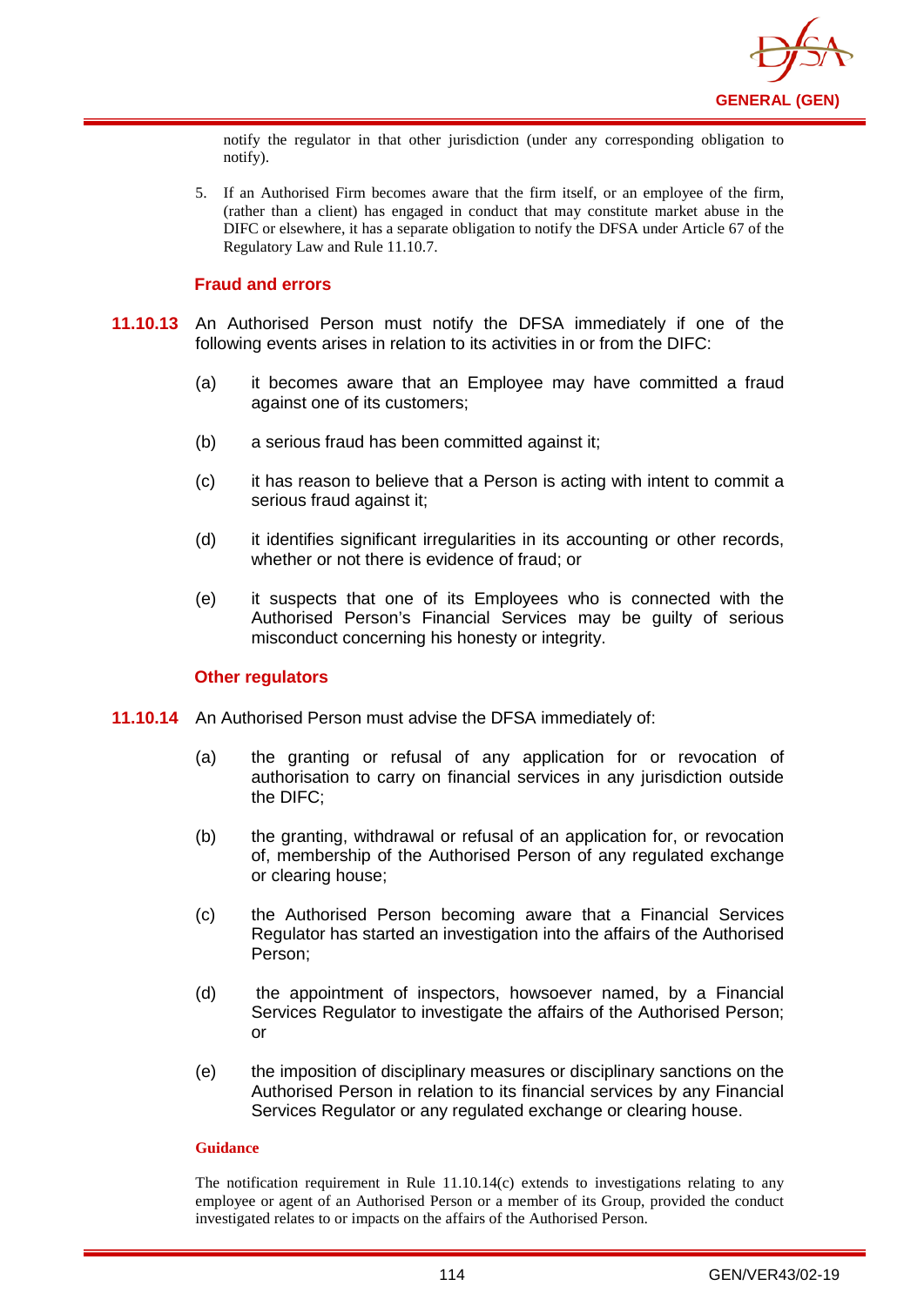notify the regulator in that other jurisdiction (under any corresponding obligation to notify).

5. If an Authorised Firm becomes aware that the firm itself, or an employee of the firm, (rather than a client) has engaged in conduct that may constitute market abuse in the DIFC or elsewhere, it has a separate obligation to notify the DFSA under Article 67 of the Regulatory Law and Rule 11.10.7.

### Fraud and errors

**11.10.13** An Authorised Person must notify the DFSA immediately if one of the following events arises in relation to its activities in or from the DIFC:

(a) it becomes aware that an Employee may have committed a fraud against one of its customers;

(b) a serious fraud has been committed against it;

(c) it has reason to believe that a Person is acting with intent to commit a serious fraud against it;

(d) it identifies significant irregularities in its accounting or other records, whether or not there is evidence of fraud; or

(e) it suspects that one of its Employees who is connected with the Authorised Person's Financial Services may be guilty of serious misconduct concerning his honesty or integrity.

### Other regulators

**11.10.14** An Authorised Person must advise the DFSA immediately of:

(a) the granting or refusal of any application for or revocation of authorisation to carry on financial services in any jurisdiction outside the DIFC;

(b) the granting, withdrawal or refusal of an application for, or revocation of, membership of the Authorised Person of any regulated exchange or clearing house;

(c) the Authorised Person becoming aware that a Financial Services Regulator has started an investigation into the affairs of the Authorised Person;

(d) the appointment of inspectors, howsoever named, by a Financial Services Regulator to investigate the affairs of the Authorised Person; or

(e) the imposition of disciplinary measures or disciplinary sanctions on the Authorised Person in relation to its financial services by any Financial Services Regulator or any regulated exchange or clearing house.

**Guidance**

The notification requirement in Rule 11.10.14(c) extends to investigations relating to any employee or agent of an Authorised Person or a member of its Group, provided the conduct investigated relates to or impacts on the affairs of the Authorised Person.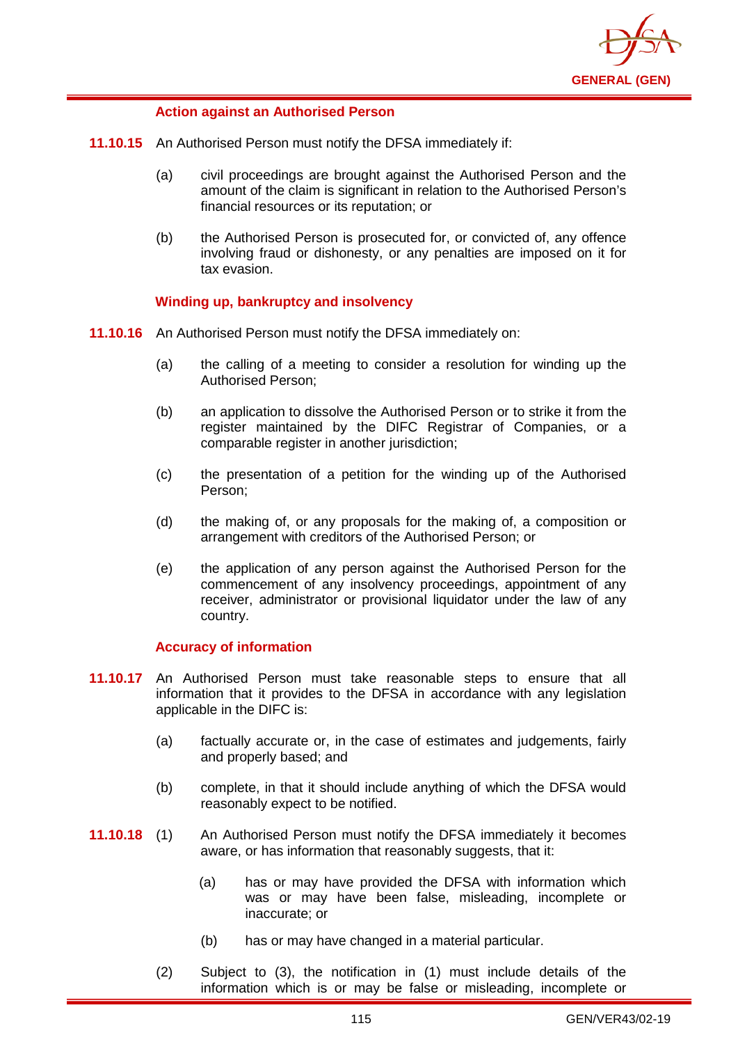### Action against an Authorised Person

**11.10.15** An Authorised Person must notify the DFSA immediately if:

(a) civil proceedings are brought against the Authorised Person and the amount of the claim is significant in relation to the Authorised Person's financial resources or its reputation; or

(b) the Authorised Person is prosecuted for, or convicted of, any offence involving fraud or dishonesty, or any penalties are imposed on it for tax evasion.

### Winding up, bankruptcy and insolvency

**11.10.16** An Authorised Person must notify the DFSA immediately on:

(a) the calling of a meeting to consider a resolution for winding up the Authorised Person;

(b) an application to dissolve the Authorised Person or to strike it from the register maintained by the DIFC Registrar of Companies, or a comparable register in another jurisdiction;

(c) the presentation of a petition for the winding up of the Authorised Person;

(d) the making of, or any proposals for the making of, a composition or arrangement with creditors of the Authorised Person; or

(e) the application of any person against the Authorised Person for the commencement of any insolvency proceedings, appointment of any receiver, administrator or provisional liquidator under the law of any country.

### Accuracy of information

**11.10.17** An Authorised Person must take reasonable steps to ensure that all information that it provides to the DFSA in accordance with any legislation applicable in the DIFC is:

(a) factually accurate or, in the case of estimates and judgements, fairly and properly based; and

(b) complete, in that it should include anything of which the DFSA would reasonably expect to be notified.

**11.10.18** (1) An Authorised Person must notify the DFSA immediately it becomes aware, or has information that reasonably suggests, that it:

(a) has or may have provided the DFSA with information which was or may have been false, misleading, incomplete or inaccurate; or

(b) has or may have changed in a material particular.

(2) Subject to (3), the notification in (1) must include details of the information which is or may be false or misleading, incomplete or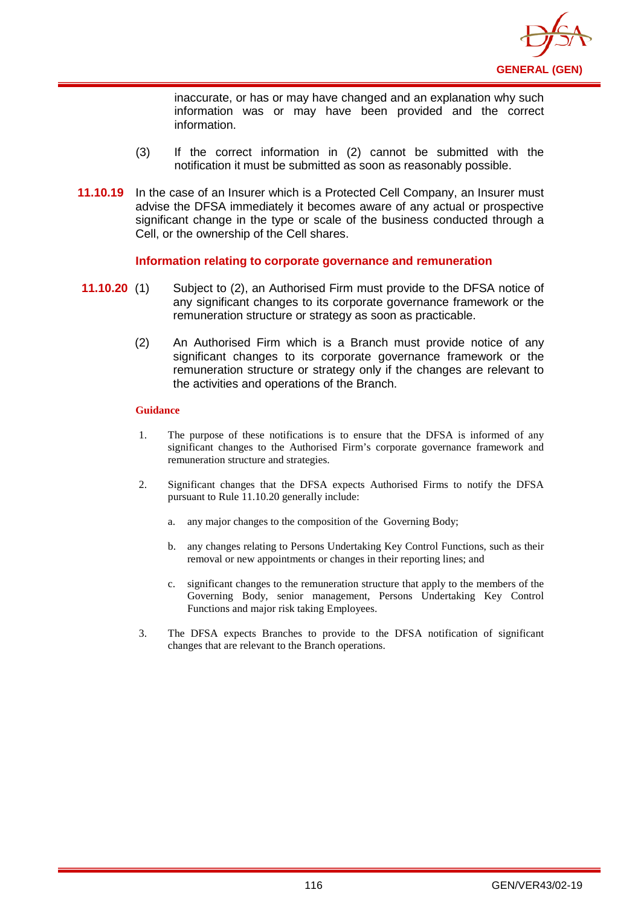inaccurate, or has or may have changed and an explanation why such information was or may have been provided and the correct information.

(3) If the correct information in (2) cannot be submitted with the notification it must be submitted as soon as reasonably possible.

**11.10.19** In the case of an Insurer which is a Protected Cell Company, an Insurer must advise the DFSA immediately it becomes aware of any actual or prospective significant change in the type or scale of the business conducted through a Cell, or the ownership of the Cell shares.

**Information relating to corporate governance and remuneration**

**11.10.20** (1) Subject to (2), an Authorised Firm must provide to the DFSA notice of any significant changes to its corporate governance framework or the remuneration structure or strategy as soon as practicable.

(2) An Authorised Firm which is a Branch must provide notice of any significant changes to its corporate governance framework or the remuneration structure or strategy only if the changes are relevant to the activities and operations of the Branch.

**Guidance**

1. The purpose of these notifications is to ensure that the DFSA is informed of any significant changes to the Authorised Firm's corporate governance framework and remuneration structure and strategies.

2. Significant changes that the DFSA expects Authorised Firms to notify the DFSA pursuant to Rule 11.10.20 generally include:

   a. any major changes to the composition of the Governing Body;

   b. any changes relating to Persons Undertaking Key Control Functions, such as their removal or new appointments or changes in their reporting lines; and

   c. significant changes to the remuneration structure that apply to the members of the Governing Body, senior management, Persons Undertaking Key Control Functions and major risk taking Employees.

3. The DFSA expects Branches to provide to the DFSA notification of significant changes that are relevant to the Branch operations.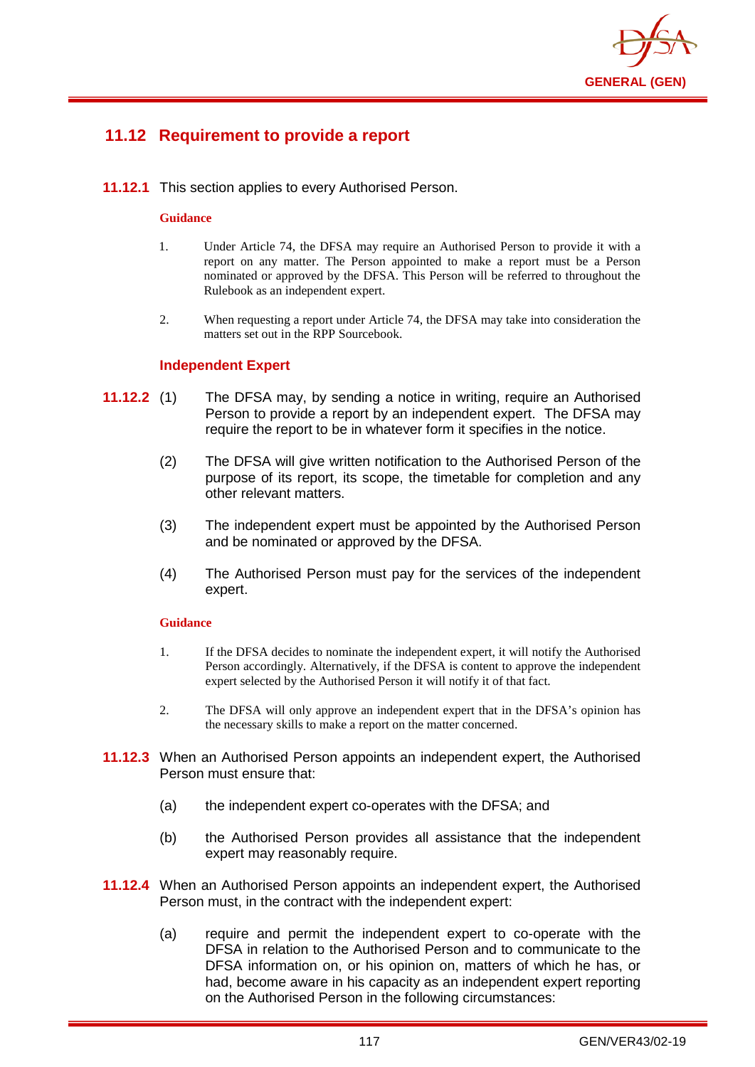## 11.12 Requirement to provide a report

**11.12.1** This section applies to every Authorised Person.

**Guidance**

1. Under Article 74, the DFSA may require an Authorised Person to provide it with a report on any matter. The Person appointed to make a report must be a Person nominated or approved by the DFSA. This Person will be referred to throughout the Rulebook as an independent expert.

2. When requesting a report under Article 74, the DFSA may take into consideration the matters set out in the RPP Sourcebook.

### Independent Expert

**11.12.2** (1) The DFSA may, by sending a notice in writing, require an Authorised Person to provide a report by an independent expert. The DFSA may require the report to be in whatever form it specifies in the notice.

(2) The DFSA will give written notification to the Authorised Person of the purpose of its report, its scope, the timetable for completion and any other relevant matters.

(3) The independent expert must be appointed by the Authorised Person and be nominated or approved by the DFSA.

(4) The Authorised Person must pay for the services of the independent expert.

**Guidance**

1. If the DFSA decides to nominate the independent expert, it will notify the Authorised Person accordingly. Alternatively, if the DFSA is content to approve the independent expert selected by the Authorised Person it will notify it of that fact.

2. The DFSA will only approve an independent expert that in the DFSA's opinion has the necessary skills to make a report on the matter concerned.

**11.12.3** When an Authorised Person appoints an independent expert, the Authorised Person must ensure that:

(a) the independent expert co-operates with the DFSA; and

(b) the Authorised Person provides all assistance that the independent expert may reasonably require.

**11.12.4** When an Authorised Person appoints an independent expert, the Authorised Person must, in the contract with the independent expert:

(a) require and permit the independent expert to co-operate with the DFSA in relation to the Authorised Person and to communicate to the DFSA information on, or his opinion on, matters of which he has, or had, become aware in his capacity as an independent expert reporting on the Authorised Person in the following circumstances: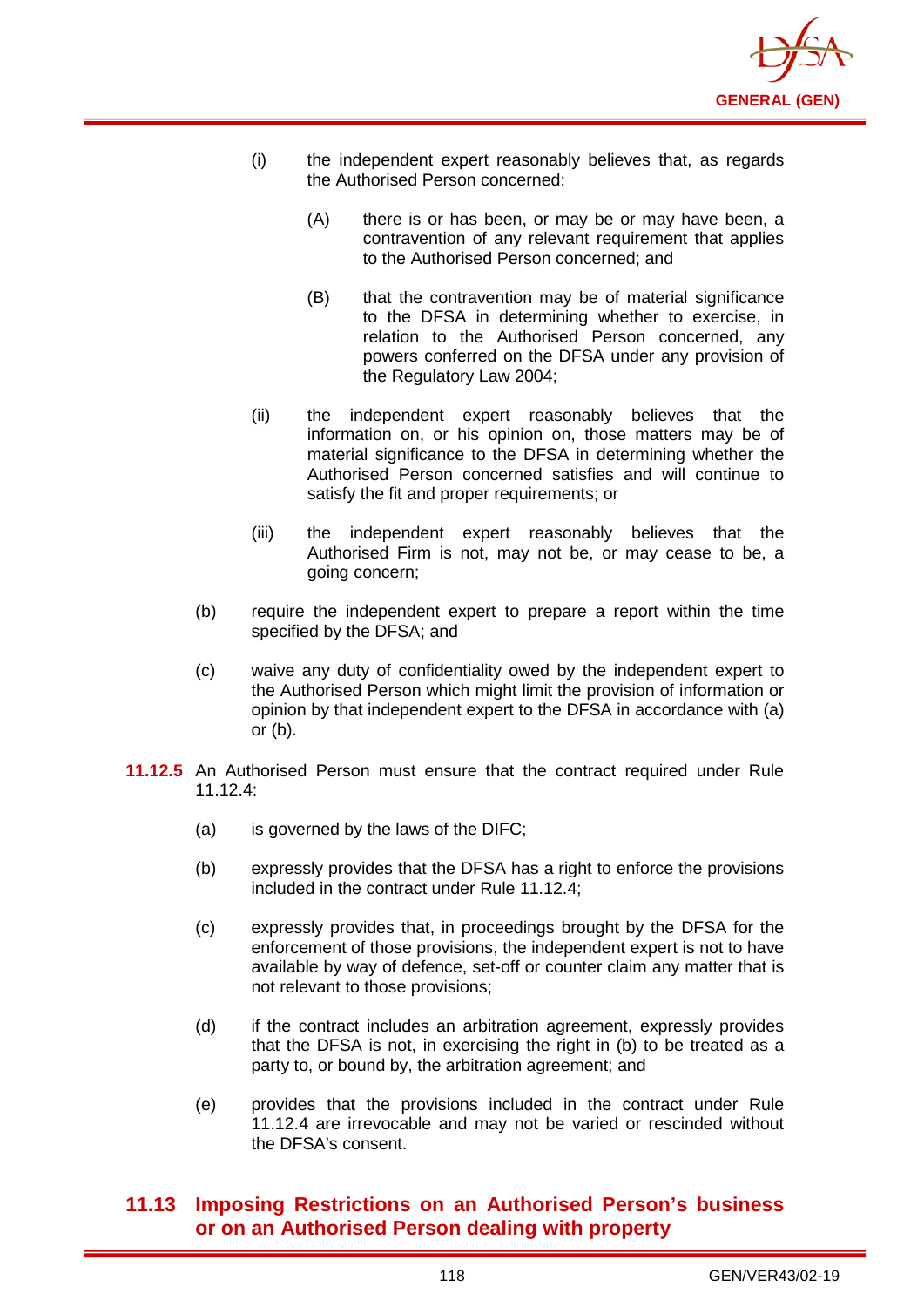(i) the independent expert reasonably believes that, as regards the Authorised Person concerned:

(A) there is or has been, or may be or may have been, a contravention of any relevant requirement that applies to the Authorised Person concerned; and

(B) that the contravention may be of material significance to the DFSA in determining whether to exercise, in relation to the Authorised Person concerned, any powers conferred on the DFSA under any provision of the Regulatory Law 2004;

(ii) the independent expert reasonably believes that the information on, or his opinion on, those matters may be of material significance to the DFSA in determining whether the Authorised Person concerned satisfies and will continue to satisfy the fit and proper requirements; or

(iii) the independent expert reasonably believes that the Authorised Firm is not, may not be, or may cease to be, a going concern;

(b) require the independent expert to prepare a report within the time specified by the DFSA; and

(c) waive any duty of confidentiality owed by the independent expert to the Authorised Person which might limit the provision of information or opinion by that independent expert to the DFSA in accordance with (a) or (b).

**11.12.5** An Authorised Person must ensure that the contract required under Rule 11.12.4:

(a) is governed by the laws of the DIFC;

(b) expressly provides that the DFSA has a right to enforce the provisions included in the contract under Rule 11.12.4;

(c) expressly provides that, in proceedings brought by the DFSA for the enforcement of those provisions, the independent expert is not to have available by way of defence, set-off or counter claim any matter that is not relevant to those provisions;

(d) if the contract includes an arbitration agreement, expressly provides that the DFSA is not, in exercising the right in (b) to be treated as a party to, or bound by, the arbitration agreement; and

(e) provides that the provisions included in the contract under Rule 11.12.4 are irrevocable and may not be varied or rescinded without the DFSA's consent.

## 11.13 Imposing Restrictions on an Authorised Person's business or on an Authorised Person dealing with property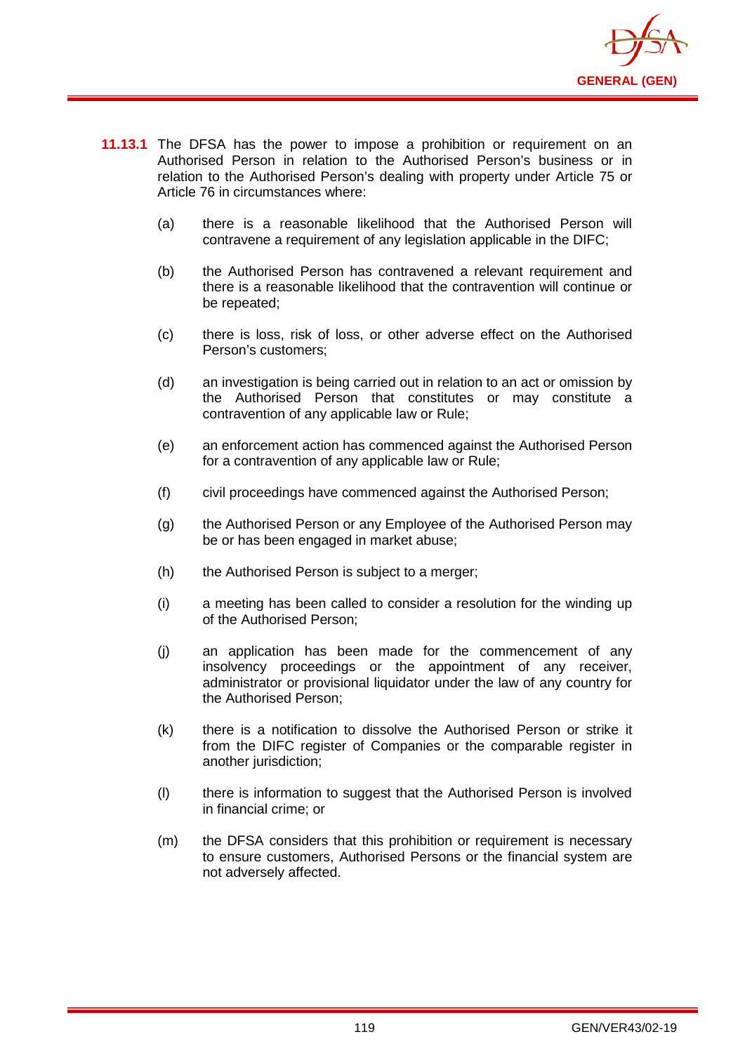**11.13.1** The DFSA has the power to impose a prohibition or requirement on an Authorised Person in relation to the Authorised Person's business or in relation to the Authorised Person's dealing with property under Article 75 or Article 76 in circumstances where:

(a) there is a reasonable likelihood that the Authorised Person will contravene a requirement of any legislation applicable in the DIFC;

(b) the Authorised Person has contravened a relevant requirement and there is a reasonable likelihood that the contravention will continue or be repeated;

(c) there is loss, risk of loss, or other adverse effect on the Authorised Person's customers;

(d) an investigation is being carried out in relation to an act or omission by the Authorised Person that constitutes or may constitute a contravention of any applicable law or Rule;

(e) an enforcement action has commenced against the Authorised Person for a contravention of any applicable law or Rule;

(f) civil proceedings have commenced against the Authorised Person;

(g) the Authorised Person or any Employee of the Authorised Person may be or has been engaged in market abuse;

(h) the Authorised Person is subject to a merger;

(i) a meeting has been called to consider a resolution for the winding up of the Authorised Person;

(j) an application has been made for the commencement of any insolvency proceedings or the appointment of any receiver, administrator or provisional liquidator under the law of any country for the Authorised Person;

(k) there is a notification to dissolve the Authorised Person or strike it from the DIFC register of Companies or the comparable register in another jurisdiction;

(l) there is information to suggest that the Authorised Person is involved in financial crime; or

(m) the DFSA considers that this prohibition or requirement is necessary to ensure customers, Authorised Persons or the financial system are not adversely affected.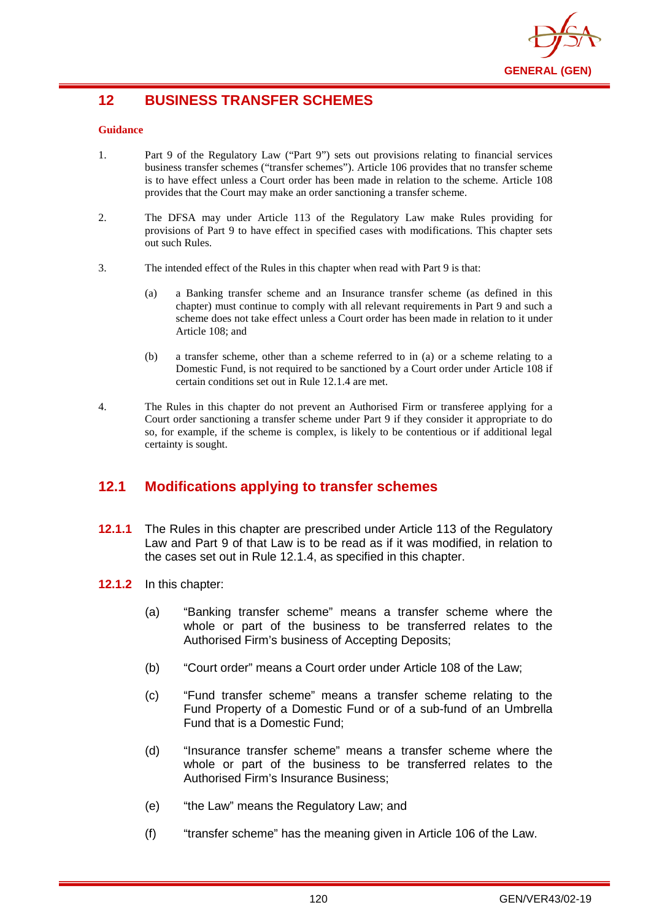## 12 BUSINESS TRANSFER SCHEMES

**Guidance**

1. Part 9 of the Regulatory Law ("Part 9") sets out provisions relating to financial services business transfer schemes ("transfer schemes"). Article 106 provides that no transfer scheme is to have effect unless a Court order has been made in relation to the scheme. Article 108 provides that the Court may make an order sanctioning a transfer scheme.

2. The DFSA may under Article 113 of the Regulatory Law make Rules providing for provisions of Part 9 to have effect in specified cases with modifications. This chapter sets out such Rules.

3. The intended effect of the Rules in this chapter when read with Part 9 is that:

   (a) a Banking transfer scheme and an Insurance transfer scheme (as defined in this chapter) must continue to comply with all relevant requirements in Part 9 and such a scheme does not take effect unless a Court order has been made in relation to it under Article 108; and

   (b) a transfer scheme, other than a scheme referred to in (a) or a scheme relating to a Domestic Fund, is not required to be sanctioned by a Court order under Article 108 if certain conditions set out in Rule 12.1.4 are met.

4. The Rules in this chapter do not prevent an Authorised Firm or transferee applying for a Court order sanctioning a transfer scheme under Part 9 if they consider it appropriate to do so, for example, if the scheme is complex, is likely to be contentious or if additional legal certainty is sought.

### 12.1 Modifications applying to transfer schemes

**12.1.1** The Rules in this chapter are prescribed under Article 113 of the Regulatory Law and Part 9 of that Law is to be read as if it was modified, in relation to the cases set out in Rule 12.1.4, as specified in this chapter.

**12.1.2** In this chapter:

(a) "Banking transfer scheme" means a transfer scheme where the whole or part of the business to be transferred relates to the Authorised Firm's business of Accepting Deposits;

(b) "Court order" means a Court order under Article 108 of the Law;

(c) "Fund transfer scheme" means a transfer scheme relating to the Fund Property of a Domestic Fund or of a sub-fund of an Umbrella Fund that is a Domestic Fund;

(d) "Insurance transfer scheme" means a transfer scheme where the whole or part of the business to be transferred relates to the Authorised Firm's Insurance Business;

(e) "the Law" means the Regulatory Law; and

(f) "transfer scheme" has the meaning given in Article 106 of the Law.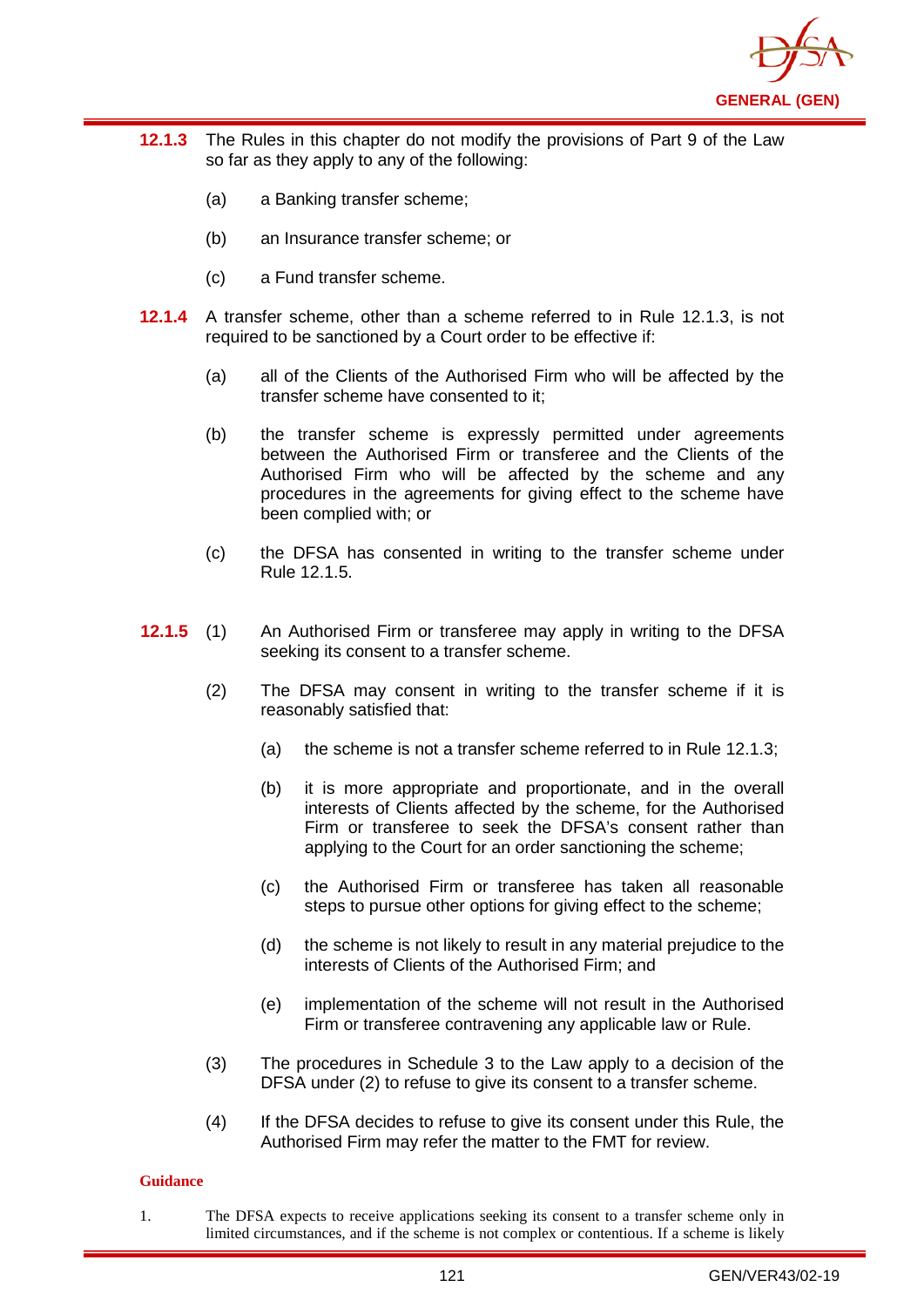**12.1.3** The Rules in this chapter do not modify the provisions of Part 9 of the Law so far as they apply to any of the following:

(a) a Banking transfer scheme;

(b) an Insurance transfer scheme; or

(c) a Fund transfer scheme.

**12.1.4** A transfer scheme, other than a scheme referred to in Rule 12.1.3, is not required to be sanctioned by a Court order to be effective if:

(a) all of the Clients of the Authorised Firm who will be affected by the transfer scheme have consented to it;

(b) the transfer scheme is expressly permitted under agreements between the Authorised Firm or transferee and the Clients of the Authorised Firm who will be affected by the scheme and any procedures in the agreements for giving effect to the scheme have been complied with; or

(c) the DFSA has consented in writing to the transfer scheme under Rule 12.1.5.

**12.1.5** (1) An Authorised Firm or transferee may apply in writing to the DFSA seeking its consent to a transfer scheme.

(2) The DFSA may consent in writing to the transfer scheme if it is reasonably satisfied that:

(a) the scheme is not a transfer scheme referred to in Rule 12.1.3;

(b) it is more appropriate and proportionate, and in the overall interests of Clients affected by the scheme, for the Authorised Firm or transferee to seek the DFSA's consent rather than applying to the Court for an order sanctioning the scheme;

(c) the Authorised Firm or transferee has taken all reasonable steps to pursue other options for giving effect to the scheme;

(d) the scheme is not likely to result in any material prejudice to the interests of Clients of the Authorised Firm; and

(e) implementation of the scheme will not result in the Authorised Firm or transferee contravening any applicable law or Rule.

(3) The procedures in Schedule 3 to the Law apply to a decision of the DFSA under (2) to refuse to give its consent to a transfer scheme.

(4) If the DFSA decides to refuse to give its consent under this Rule, the Authorised Firm may refer the matter to the FMT for review.

**Guidance**

1. The DFSA expects to receive applications seeking its consent to a transfer scheme only in limited circumstances, and if the scheme is not complex or contentious. If a scheme is likely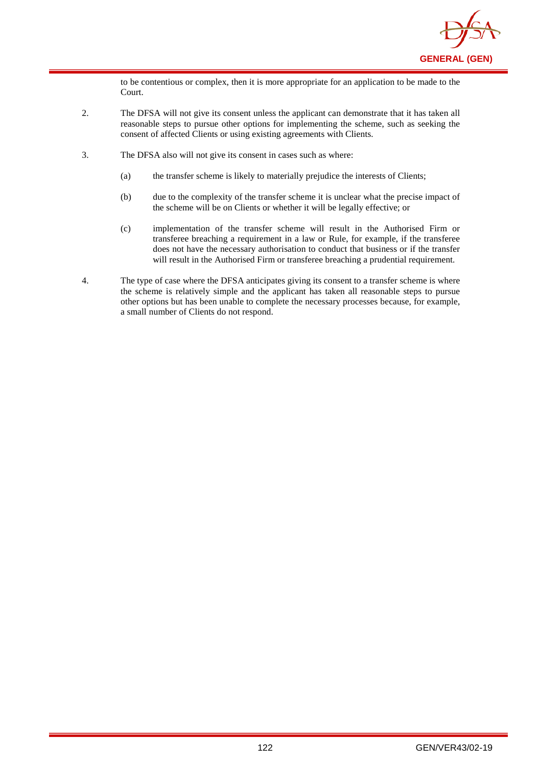to be contentious or complex, then it is more appropriate for an application to be made to the Court.

2. The DFSA will not give its consent unless the applicant can demonstrate that it has taken all reasonable steps to pursue other options for implementing the scheme, such as seeking the consent of affected Clients or using existing agreements with Clients.

3. The DFSA also will not give its consent in cases such as where:

   (a) the transfer scheme is likely to materially prejudice the interests of Clients;

   (b) due to the complexity of the transfer scheme it is unclear what the precise impact of the scheme will be on Clients or whether it will be legally effective; or

   (c) implementation of the transfer scheme will result in the Authorised Firm or transferee breaching a requirement in a law or Rule, for example, if the transferee does not have the necessary authorisation to conduct that business or if the transfer will result in the Authorised Firm or transferee breaching a prudential requirement.

4. The type of case where the DFSA anticipates giving its consent to a transfer scheme is where the scheme is relatively simple and the applicant has taken all reasonable steps to pursue other options but has been unable to complete the necessary processes because, for example, a small number of Clients do not respond.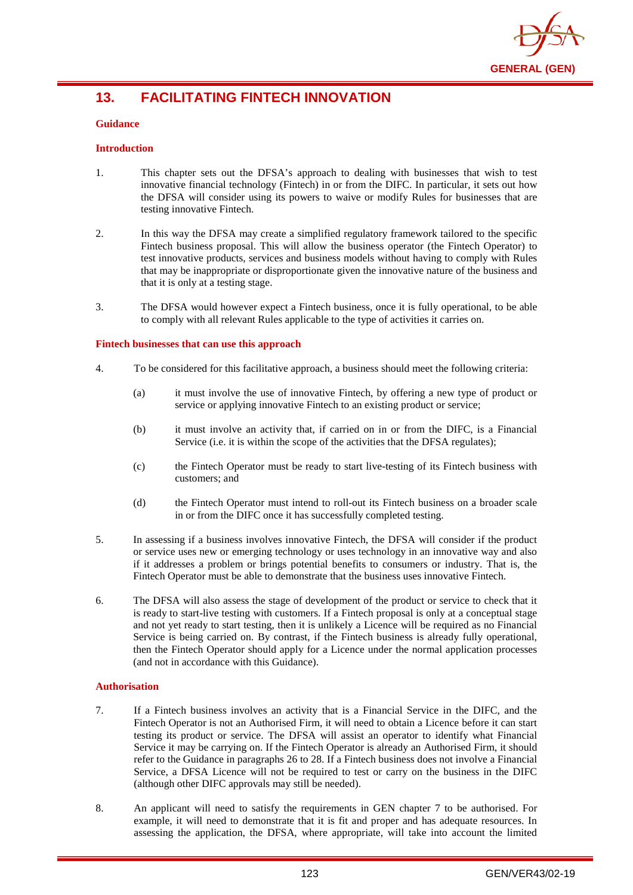## 13. FACILITATING FINTECH INNOVATION

### Guidance

#### Introduction

1. This chapter sets out the DFSA's approach to dealing with businesses that wish to test innovative financial technology (Fintech) in or from the DIFC. In particular, it sets out how the DFSA will consider using its powers to waive or modify Rules for businesses that are testing innovative Fintech.

2. In this way the DFSA may create a simplified regulatory framework tailored to the specific Fintech business proposal. This will allow the business operator (the Fintech Operator) to test innovative products, services and business models without having to comply with Rules that may be inappropriate or disproportionate given the innovative nature of the business and that it is only at a testing stage.

3. The DFSA would however expect a Fintech business, once it is fully operational, to be able to comply with all relevant Rules applicable to the type of activities it carries on.

#### Fintech businesses that can use this approach

4. To be considered for this facilitative approach, a business should meet the following criteria:

   (a) it must involve the use of innovative Fintech, by offering a new type of product or service or applying innovative Fintech to an existing product or service;

   (b) it must involve an activity that, if carried on in or from the DIFC, is a Financial Service (i.e. it is within the scope of the activities that the DFSA regulates);

   (c) the Fintech Operator must be ready to start live-testing of its Fintech business with customers; and

   (d) the Fintech Operator must intend to roll-out its Fintech business on a broader scale in or from the DIFC once it has successfully completed testing.

5. In assessing if a business involves innovative Fintech, the DFSA will consider if the product or service uses new or emerging technology or uses technology in an innovative way and also if it addresses a problem or brings potential benefits to consumers or industry. That is, the Fintech Operator must be able to demonstrate that the business uses innovative Fintech.

6. The DFSA will also assess the stage of development of the product or service to check that it is ready to start-live testing with customers. If a Fintech proposal is only at a conceptual stage and not yet ready to start testing, then it is unlikely a Licence will be required as no Financial Service is being carried on. By contrast, if the Fintech business is already fully operational, then the Fintech Operator should apply for a Licence under the normal application processes (and not in accordance with this Guidance).

#### Authorisation

7. If a Fintech business involves an activity that is a Financial Service in the DIFC, and the Fintech Operator is not an Authorised Firm, it will need to obtain a Licence before it can start testing its product or service. The DFSA will assist an operator to identify what Financial Service it may be carrying on. If the Fintech Operator is already an Authorised Firm, it should refer to the Guidance in paragraphs 26 to 28. If a Fintech business does not involve a Financial Service, a DFSA Licence will not be required to test or carry on the business in the DIFC (although other DIFC approvals may still be needed).

8. An applicant will need to satisfy the requirements in GEN chapter 7 to be authorised. For example, it will need to demonstrate that it is fit and proper and has adequate resources. In assessing the application, the DFSA, where appropriate, will take into account the limited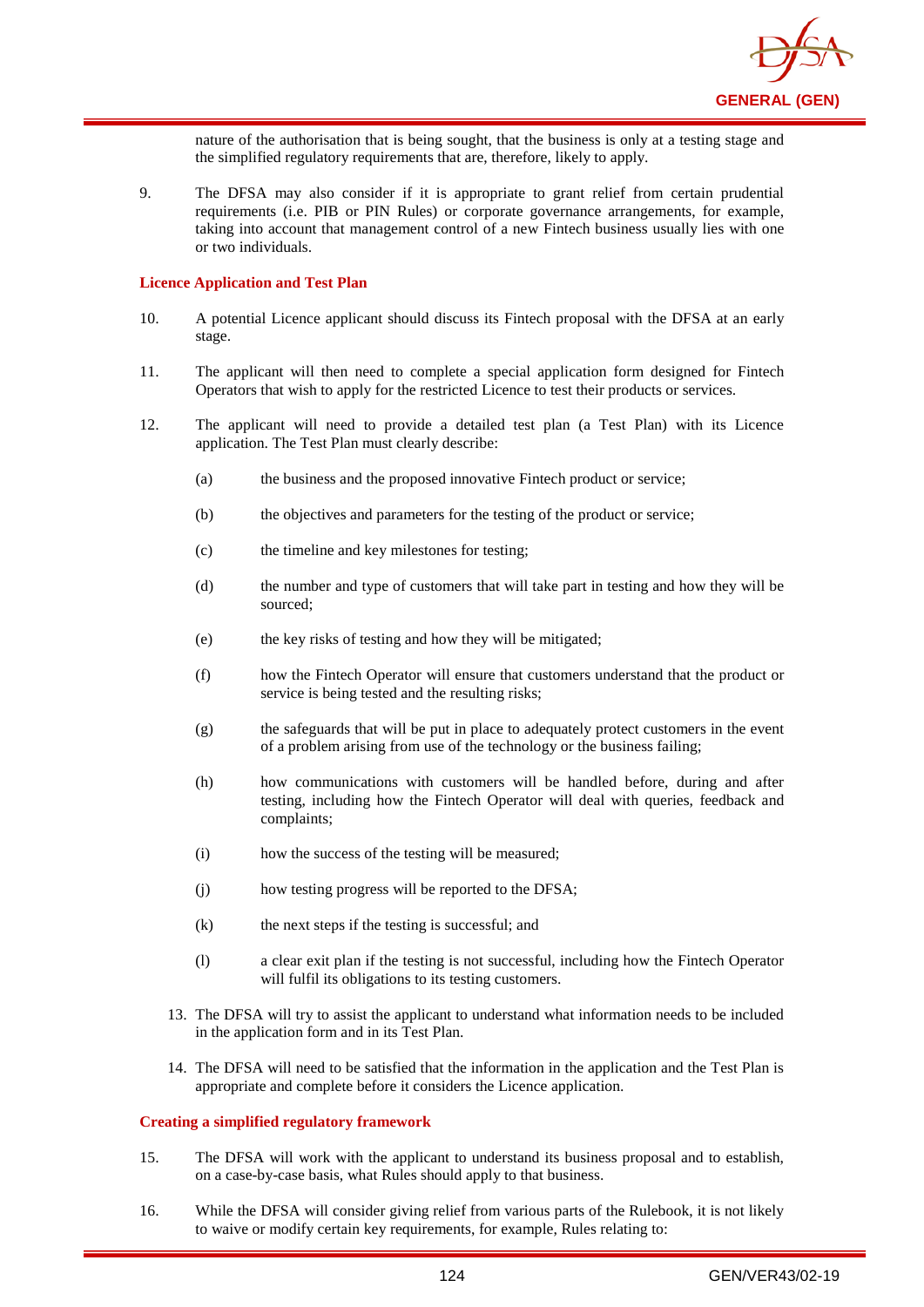nature of the authorisation that is being sought, that the business is only at a testing stage and the simplified regulatory requirements that are, therefore, likely to apply.

9. The DFSA may also consider if it is appropriate to grant relief from certain prudential requirements (i.e. PIB or PIN Rules) or corporate governance arrangements, for example, taking into account that management control of a new Fintech business usually lies with one or two individuals.

**Licence Application and Test Plan**

10. A potential Licence applicant should discuss its Fintech proposal with the DFSA at an early stage.

11. The applicant will then need to complete a special application form designed for Fintech Operators that wish to apply for the restricted Licence to test their products or services.

12. The applicant will need to provide a detailed test plan (a Test Plan) with its Licence application. The Test Plan must clearly describe:

    (a) the business and the proposed innovative Fintech product or service;

    (b) the objectives and parameters for the testing of the product or service;

    (c) the timeline and key milestones for testing;

    (d) the number and type of customers that will take part in testing and how they will be sourced;

    (e) the key risks of testing and how they will be mitigated;

    (f) how the Fintech Operator will ensure that customers understand that the product or service is being tested and the resulting risks;

    (g) the safeguards that will be put in place to adequately protect customers in the event of a problem arising from use of the technology or the business failing;

    (h) how communications with customers will be handled before, during and after testing, including how the Fintech Operator will deal with queries, feedback and complaints;

    (i) how the success of the testing will be measured;

    (j) how testing progress will be reported to the DFSA;

    (k) the next steps if the testing is successful; and

    (l) a clear exit plan if the testing is not successful, including how the Fintech Operator will fulfil its obligations to its testing customers.

13. The DFSA will try to assist the applicant to understand what information needs to be included in the application form and in its Test Plan.

14. The DFSA will need to be satisfied that the information in the application and the Test Plan is appropriate and complete before it considers the Licence application.

**Creating a simplified regulatory framework**

15. The DFSA will work with the applicant to understand its business proposal and to establish, on a case-by-case basis, what Rules should apply to that business.

16. While the DFSA will consider giving relief from various parts of the Rulebook, it is not likely to waive or modify certain key requirements, for example, Rules relating to: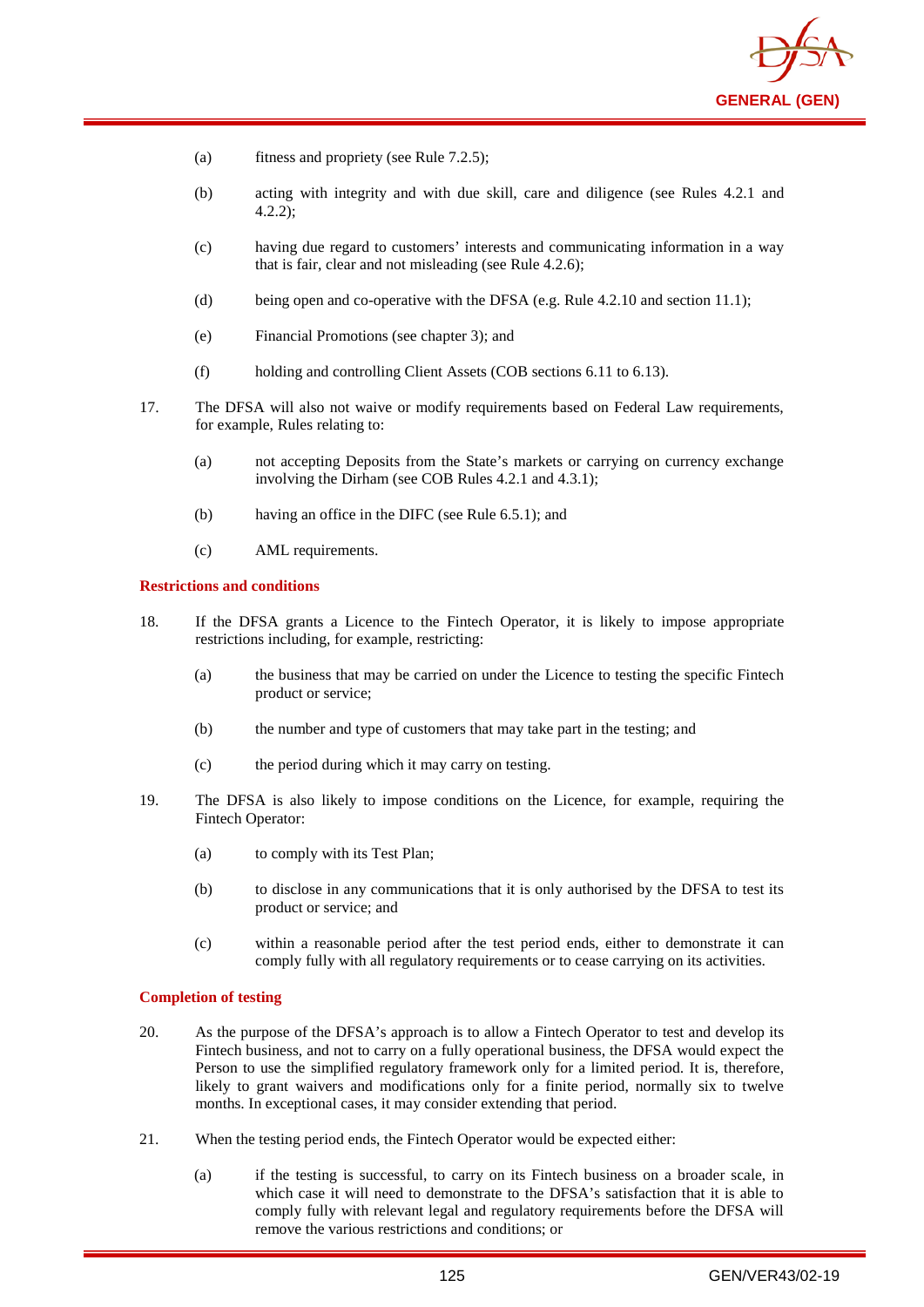(a) fitness and propriety (see Rule 7.2.5);

(b) acting with integrity and with due skill, care and diligence (see Rules 4.2.1 and 4.2.2);

(c) having due regard to customers' interests and communicating information in a way that is fair, clear and not misleading (see Rule 4.2.6);

(d) being open and co-operative with the DFSA (e.g. Rule 4.2.10 and section 11.1);

(e) Financial Promotions (see chapter 3); and

(f) holding and controlling Client Assets (COB sections 6.11 to 6.13).

17. The DFSA will also not waive or modify requirements based on Federal Law requirements, for example, Rules relating to:

(a) not accepting Deposits from the State's markets or carrying on currency exchange involving the Dirham (see COB Rules 4.2.1 and 4.3.1);

(b) having an office in the DIFC (see Rule 6.5.1); and

(c) AML requirements.

**Restrictions and conditions**

18. If the DFSA grants a Licence to the Fintech Operator, it is likely to impose appropriate restrictions including, for example, restricting:

(a) the business that may be carried on under the Licence to testing the specific Fintech product or service;

(b) the number and type of customers that may take part in the testing; and

(c) the period during which it may carry on testing.

19. The DFSA is also likely to impose conditions on the Licence, for example, requiring the Fintech Operator:

(a) to comply with its Test Plan;

(b) to disclose in any communications that it is only authorised by the DFSA to test its product or service; and

(c) within a reasonable period after the test period ends, either to demonstrate it can comply fully with all regulatory requirements or to cease carrying on its activities.

**Completion of testing**

20. As the purpose of the DFSA's approach is to allow a Fintech Operator to test and develop its Fintech business, and not to carry on a fully operational business, the DFSA would expect the Person to use the simplified regulatory framework only for a limited period. It is, therefore, likely to grant waivers and modifications only for a finite period, normally six to twelve months. In exceptional cases, it may consider extending that period.

21. When the testing period ends, the Fintech Operator would be expected either:

(a) if the testing is successful, to carry on its Fintech business on a broader scale, in which case it will need to demonstrate to the DFSA's satisfaction that it is able to comply fully with relevant legal and regulatory requirements before the DFSA will remove the various restrictions and conditions; or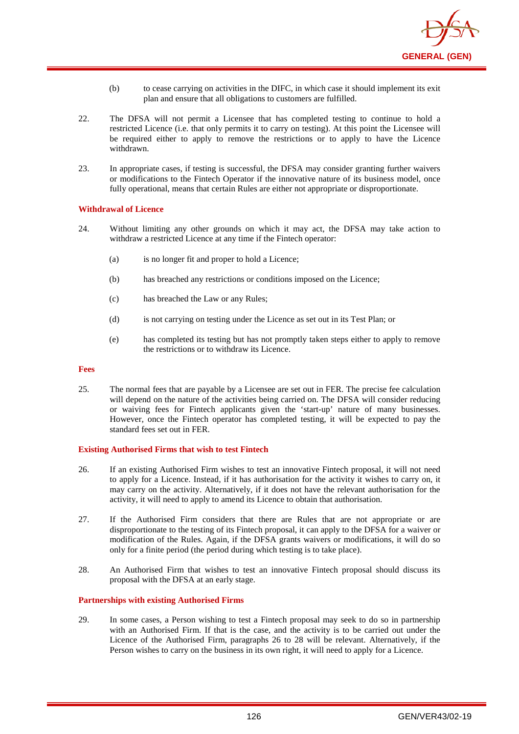(b) to cease carrying on activities in the DIFC, in which case it should implement its exit plan and ensure that all obligations to customers are fulfilled.

22. The DFSA will not permit a Licensee that has completed testing to continue to hold a restricted Licence (i.e. that only permits it to carry on testing). At this point the Licensee will be required either to apply to remove the restrictions or to apply to have the Licence withdrawn.

23. In appropriate cases, if testing is successful, the DFSA may consider granting further waivers or modifications to the Fintech Operator if the innovative nature of its business model, once fully operational, means that certain Rules are either not appropriate or disproportionate.

#### Withdrawal of Licence

24. Without limiting any other grounds on which it may act, the DFSA may take action to withdraw a restricted Licence at any time if the Fintech operator:

    (a) is no longer fit and proper to hold a Licence;

    (b) has breached any restrictions or conditions imposed on the Licence;

    (c) has breached the Law or any Rules;

    (d) is not carrying on testing under the Licence as set out in its Test Plan; or

    (e) has completed its testing but has not promptly taken steps either to apply to remove the restrictions or to withdraw its Licence.

#### Fees

25. The normal fees that are payable by a Licensee are set out in FER. The precise fee calculation will depend on the nature of the activities being carried on. The DFSA will consider reducing or waiving fees for Fintech applicants given the 'start-up' nature of many businesses. However, once the Fintech operator has completed testing, it will be expected to pay the standard fees set out in FER.

#### Existing Authorised Firms that wish to test Fintech

26. If an existing Authorised Firm wishes to test an innovative Fintech proposal, it will not need to apply for a Licence. Instead, if it has authorisation for the activity it wishes to carry on, it may carry on the activity. Alternatively, if it does not have the relevant authorisation for the activity, it will need to apply to amend its Licence to obtain that authorisation.

27. If the Authorised Firm considers that there are Rules that are not appropriate or are disproportionate to the testing of its Fintech proposal, it can apply to the DFSA for a waiver or modification of the Rules. Again, if the DFSA grants waivers or modifications, it will do so only for a finite period (the period during which testing is to take place).

28. An Authorised Firm that wishes to test an innovative Fintech proposal should discuss its proposal with the DFSA at an early stage.

#### Partnerships with existing Authorised Firms

29. In some cases, a Person wishing to test a Fintech proposal may seek to do so in partnership with an Authorised Firm. If that is the case, and the activity is to be carried out under the Licence of the Authorised Firm, paragraphs 26 to 28 will be relevant. Alternatively, if the Person wishes to carry on the business in its own right, it will need to apply for a Licence.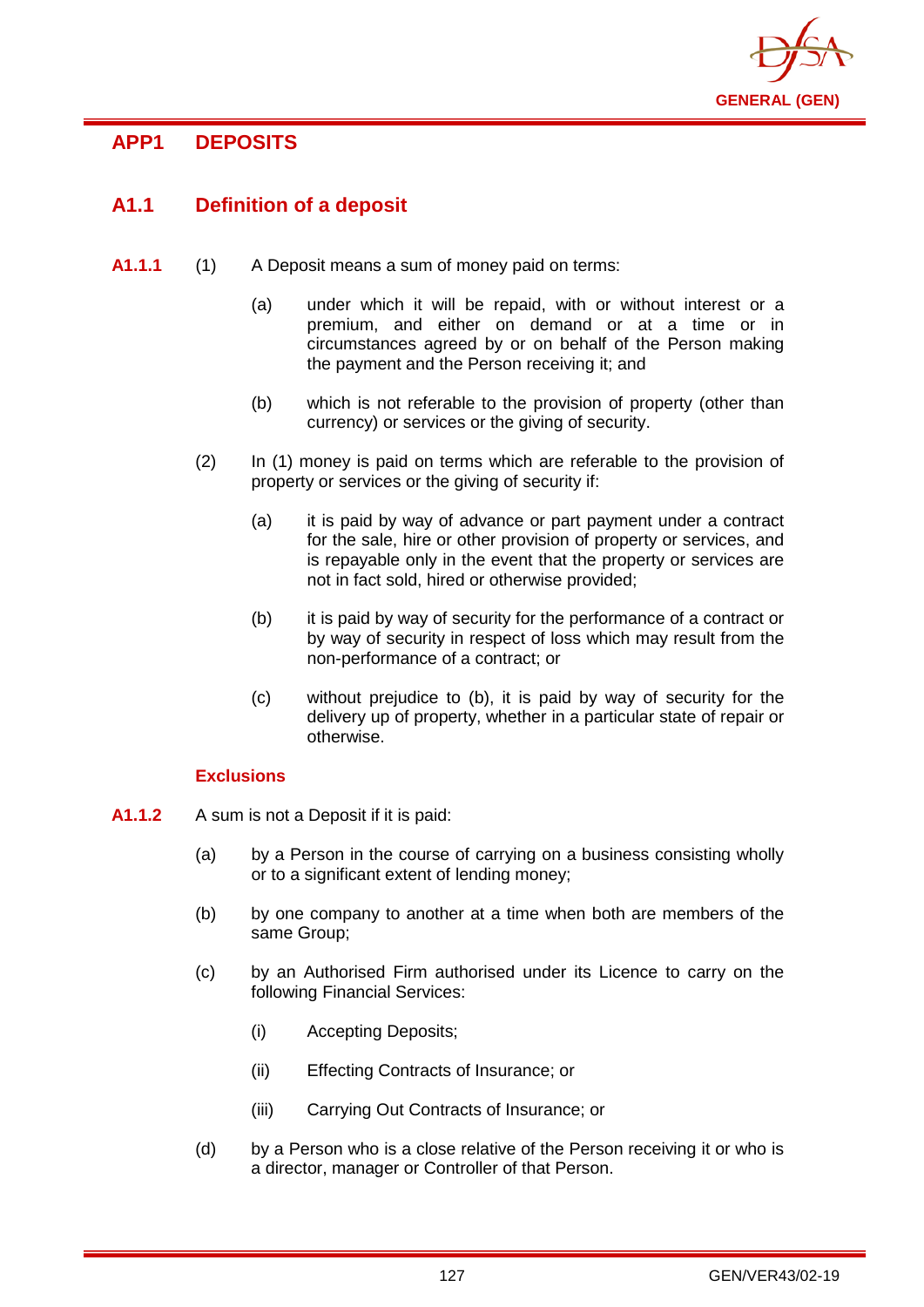## APP1 DEPOSITS

### A1.1 Definition of a deposit

**A1.1.1** (1) A Deposit means a sum of money paid on terms:

(a) under which it will be repaid, with or without interest or a premium, and either on demand or at a time or in circumstances agreed by or on behalf of the Person making the payment and the Person receiving it; and

(b) which is not referable to the provision of property (other than currency) or services or the giving of security.

(2) In (1) money is paid on terms which are referable to the provision of property or services or the giving of security if:

(a) it is paid by way of advance or part payment under a contract for the sale, hire or other provision of property or services, and is repayable only in the event that the property or services are not in fact sold, hired or otherwise provided;

(b) it is paid by way of security for the performance of a contract or by way of security in respect of loss which may result from the non-performance of a contract; or

(c) without prejudice to (b), it is paid by way of security for the delivery up of property, whether in a particular state of repair or otherwise.

#### Exclusions

**A1.1.2** A sum is not a Deposit if it is paid:

(a) by a Person in the course of carrying on a business consisting wholly or to a significant extent of lending money;

(b) by one company to another at a time when both are members of the same Group;

(c) by an Authorised Firm authorised under its Licence to carry on the following Financial Services:

(i) Accepting Deposits;

(ii) Effecting Contracts of Insurance; or

(iii) Carrying Out Contracts of Insurance; or

(d) by a Person who is a close relative of the Person receiving it or who is a director, manager or Controller of that Person.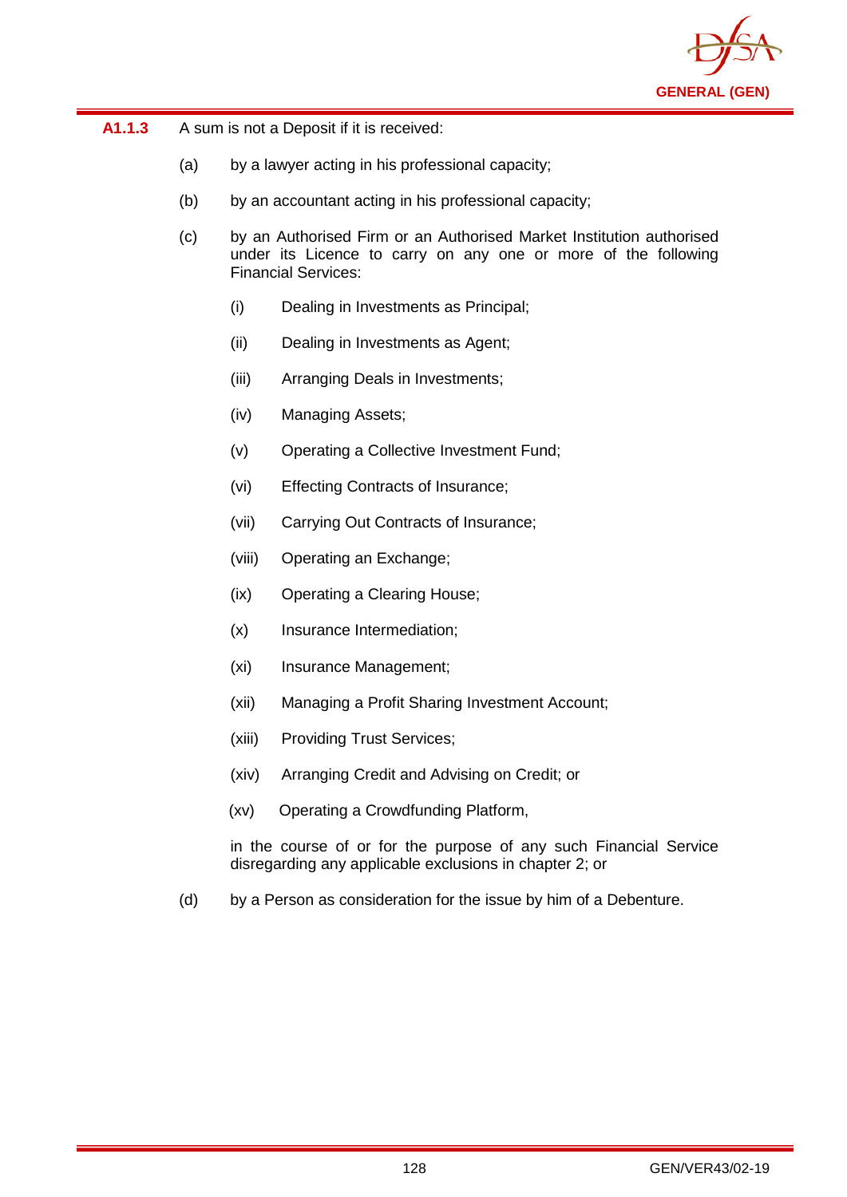**A1.1.3** A sum is not a Deposit if it is received:

(a) by a lawyer acting in his professional capacity;

(b) by an accountant acting in his professional capacity;

(c) by an Authorised Firm or an Authorised Market Institution authorised under its Licence to carry on any one or more of the following Financial Services:

   (i) Dealing in Investments as Principal;

   (ii) Dealing in Investments as Agent;

   (iii) Arranging Deals in Investments;

   (iv) Managing Assets;

   (v) Operating a Collective Investment Fund;

   (vi) Effecting Contracts of Insurance;

   (vii) Carrying Out Contracts of Insurance;

   (viii) Operating an Exchange;

   (ix) Operating a Clearing House;

   (x) Insurance Intermediation;

   (xi) Insurance Management;

   (xii) Managing a Profit Sharing Investment Account;

   (xiii) Providing Trust Services;

   (xiv) Arranging Credit and Advising on Credit; or

   (xv) Operating a Crowdfunding Platform,

   in the course of or for the purpose of any such Financial Service disregarding any applicable exclusions in chapter 2; or

(d) by a Person as consideration for the issue by him of a Debenture.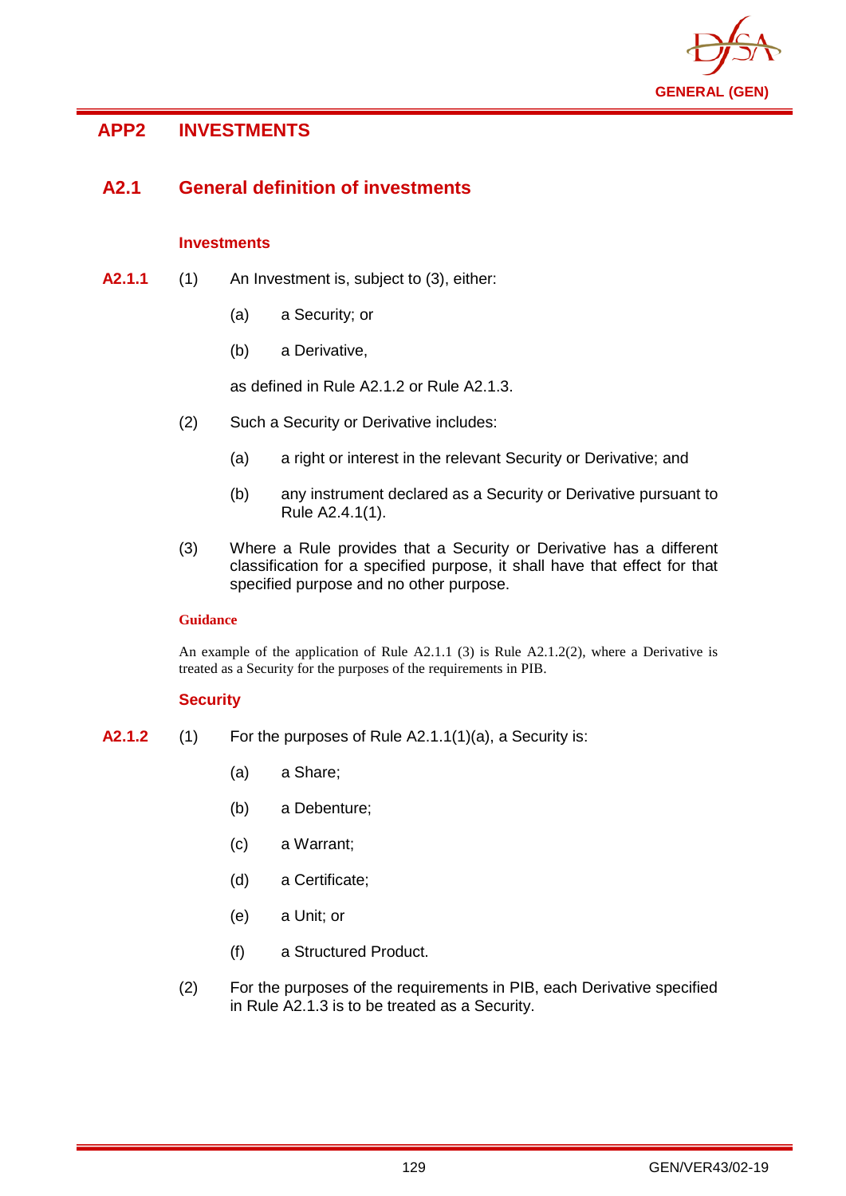# APP2 INVESTMENTS

## A2.1 General definition of investments

### Investments

**A2.1.1** (1) An Investment is, subject to (3), either:

(a) a Security; or

(b) a Derivative,

as defined in Rule A2.1.2 or Rule A2.1.3.

(2) Such a Security or Derivative includes:

(a) a right or interest in the relevant Security or Derivative; and

(b) any instrument declared as a Security or Derivative pursuant to Rule A2.4.1(1).

(3) Where a Rule provides that a Security or Derivative has a different classification for a specified purpose, it shall have that effect for that specified purpose and no other purpose.

**Guidance**

An example of the application of Rule A2.1.1 (3) is Rule A2.1.2(2), where a Derivative is treated as a Security for the purposes of the requirements in PIB.

### Security

**A2.1.2** (1) For the purposes of Rule A2.1.1(1)(a), a Security is:

(a) a Share;

(b) a Debenture;

(c) a Warrant;

(d) a Certificate;

(e) a Unit; or

(f) a Structured Product.

(2) For the purposes of the requirements in PIB, each Derivative specified in Rule A2.1.3 is to be treated as a Security.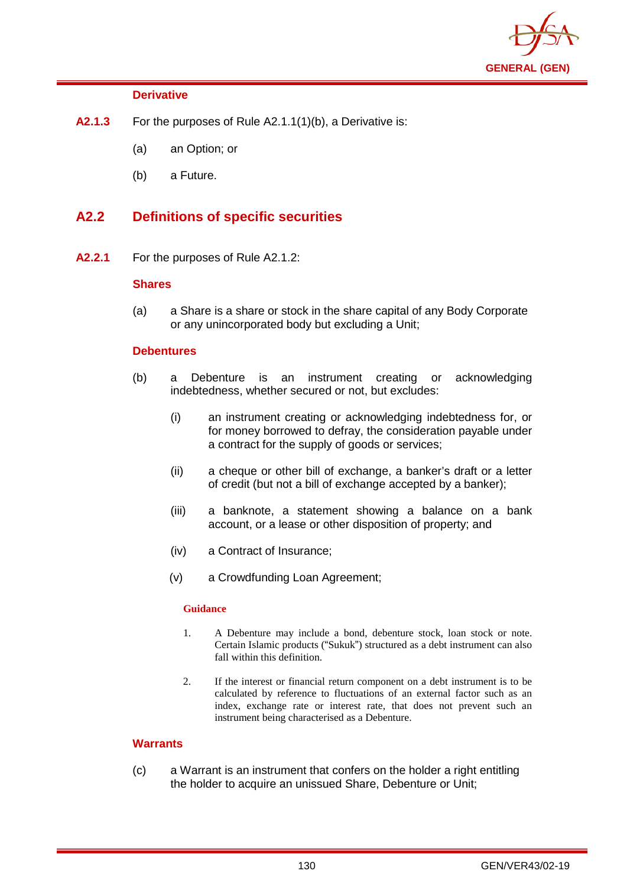**Derivative**

**A2.1.3** For the purposes of Rule A2.1.1(1)(b), a Derivative is:

(a) an Option; or

(b) a Future.

## A2.2 Definitions of specific securities

**A2.2.1** For the purposes of Rule A2.1.2:

**Shares**

(a) a Share is a share or stock in the share capital of any Body Corporate or any unincorporated body but excluding a Unit;

**Debentures**

(b) a Debenture is an instrument creating or acknowledging indebtedness, whether secured or not, but excludes:

(i) an instrument creating or acknowledging indebtedness for, or for money borrowed to defray, the consideration payable under a contract for the supply of goods or services;

(ii) a cheque or other bill of exchange, a banker's draft or a letter of credit (but not a bill of exchange accepted by a banker);

(iii) a banknote, a statement showing a balance on a bank account, or a lease or other disposition of property; and

(iv) a Contract of Insurance;

(v) a Crowdfunding Loan Agreement;

**Guidance**

1. A Debenture may include a bond, debenture stock, loan stock or note. Certain Islamic products ("Sukuk") structured as a debt instrument can also fall within this definition.

2. If the interest or financial return component on a debt instrument is to be calculated by reference to fluctuations of an external factor such as an index, exchange rate or interest rate, that does not prevent such an instrument being characterised as a Debenture.

**Warrants**

(c) a Warrant is an instrument that confers on the holder a right entitling the holder to acquire an unissued Share, Debenture or Unit;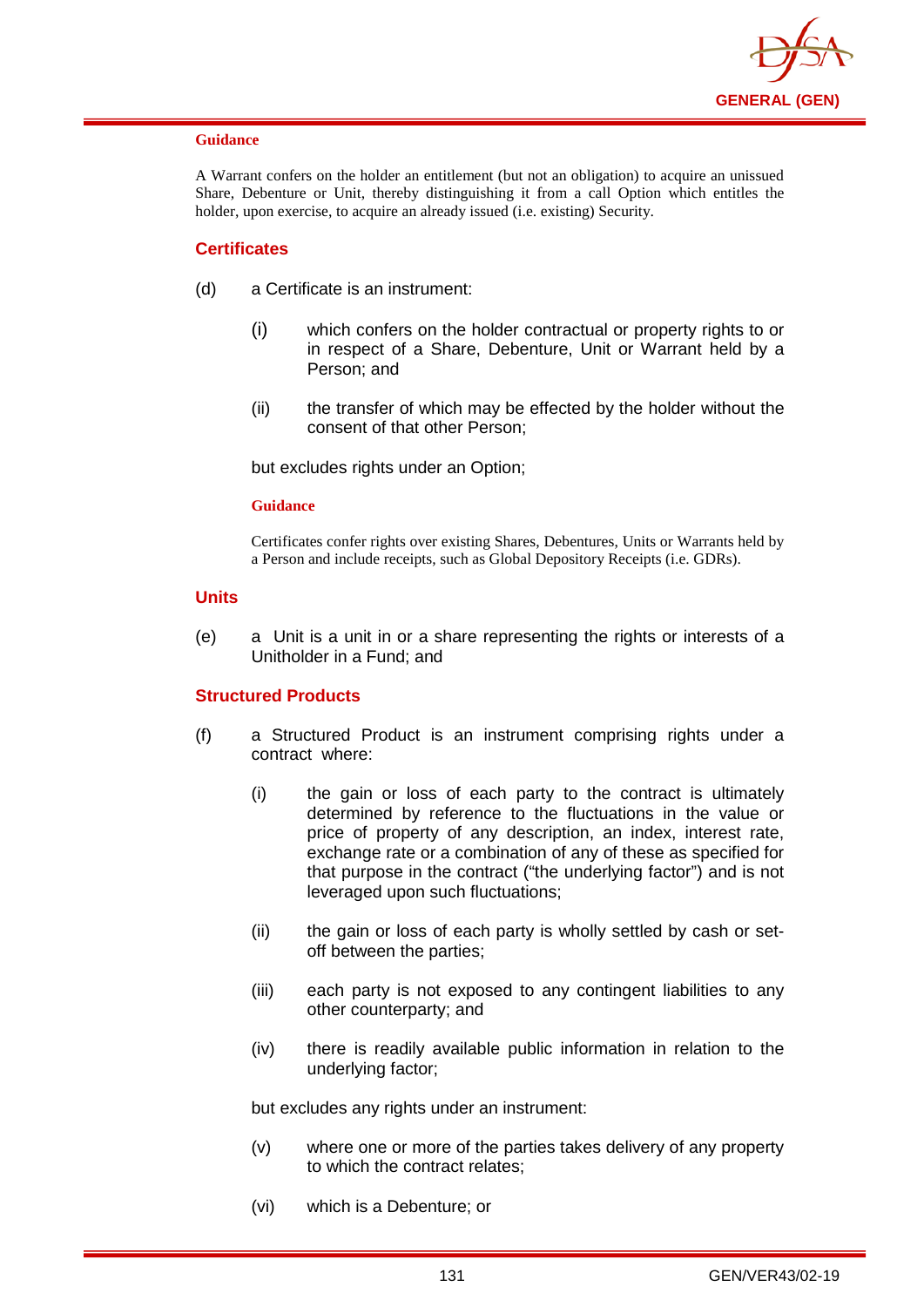#### Guidance

A Warrant confers on the holder an entitlement (but not an obligation) to acquire an unissued Share, Debenture or Unit, thereby distinguishing it from a call Option which entitles the holder, upon exercise, to acquire an already issued (i.e. existing) Security.

### Certificates

(d) a Certificate is an instrument:

(i) which confers on the holder contractual or property rights to or in respect of a Share, Debenture, Unit or Warrant held by a Person; and

(ii) the transfer of which may be effected by the holder without the consent of that other Person;

but excludes rights under an Option;

#### Guidance

Certificates confer rights over existing Shares, Debentures, Units or Warrants held by a Person and include receipts, such as Global Depository Receipts (i.e. GDRs).

### Units

(e) a Unit is a unit in or a share representing the rights or interests of a Unitholder in a Fund; and

### Structured Products

(f) a Structured Product is an instrument comprising rights under a contract where:

(i) the gain or loss of each party to the contract is ultimately determined by reference to the fluctuations in the value or price of property of any description, an index, interest rate, exchange rate or a combination of any of these as specified for that purpose in the contract ("the underlying factor") and is not leveraged upon such fluctuations;

(ii) the gain or loss of each party is wholly settled by cash or set-off between the parties;

(iii) each party is not exposed to any contingent liabilities to any other counterparty; and

(iv) there is readily available public information in relation to the underlying factor;

but excludes any rights under an instrument:

(v) where one or more of the parties takes delivery of any property to which the contract relates;

(vi) which is a Debenture; or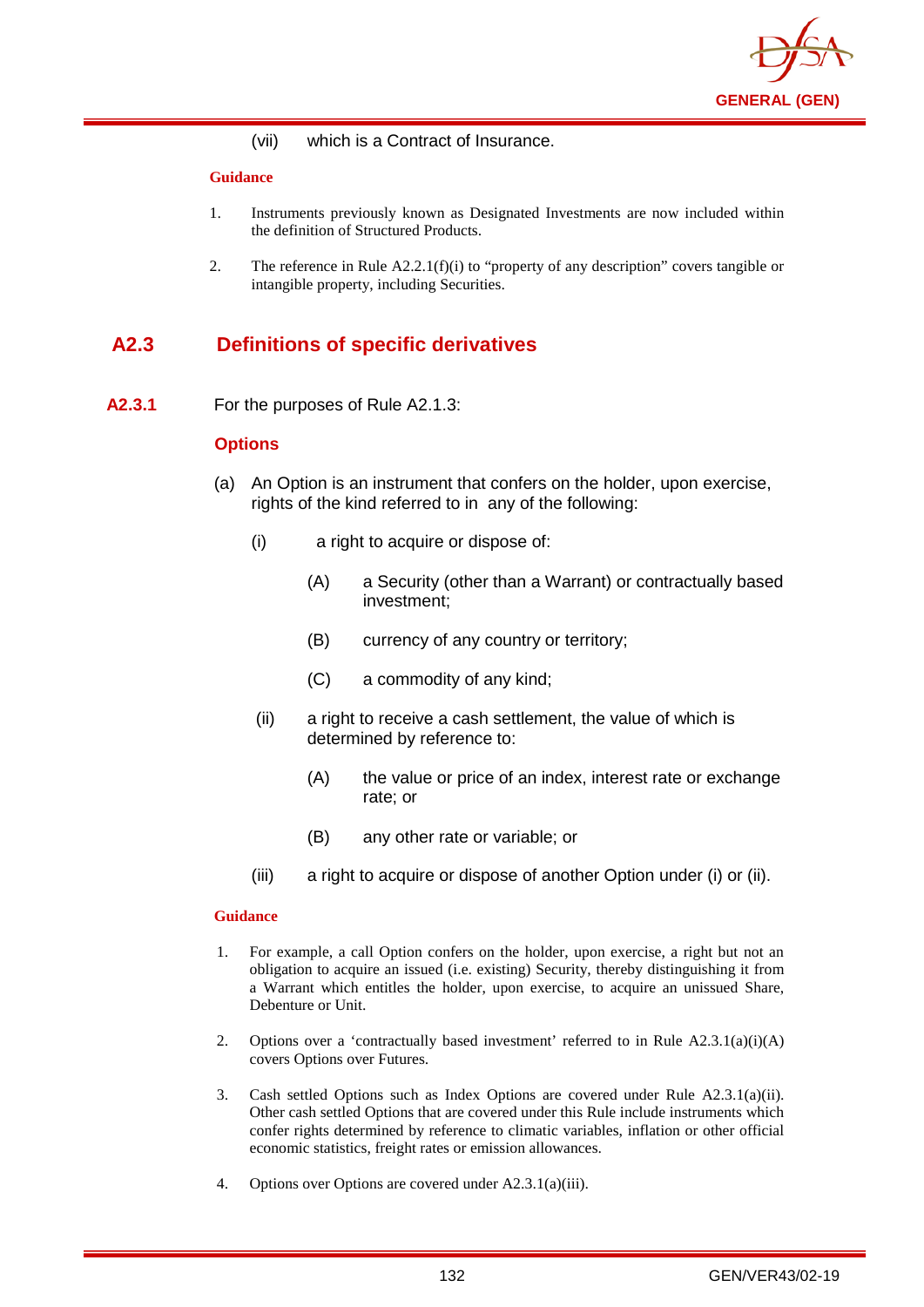(vii) which is a Contract of Insurance.

**Guidance**

1. Instruments previously known as Designated Investments are now included within the definition of Structured Products.

2. The reference in Rule A2.2.1(f)(i) to "property of any description" covers tangible or intangible property, including Securities.

## A2.3 Definitions of specific derivatives

**A2.3.1** For the purposes of Rule A2.1.3:

### Options

(a) An Option is an instrument that confers on the holder, upon exercise, rights of the kind referred to in any of the following:

(i) a right to acquire or dispose of:

(A) a Security (other than a Warrant) or contractually based investment;

(B) currency of any country or territory;

(C) a commodity of any kind;

(ii) a right to receive a cash settlement, the value of which is determined by reference to:

(A) the value or price of an index, interest rate or exchange rate; or

(B) any other rate or variable; or

(iii) a right to acquire or dispose of another Option under (i) or (ii).

**Guidance**

1. For example, a call Option confers on the holder, upon exercise, a right but not an obligation to acquire an issued (i.e. existing) Security, thereby distinguishing it from a Warrant which entitles the holder, upon exercise, to acquire an unissued Share, Debenture or Unit.

2. Options over a 'contractually based investment' referred to in Rule A2.3.1(a)(i)(A) covers Options over Futures.

3. Cash settled Options such as Index Options are covered under Rule A2.3.1(a)(ii). Other cash settled Options that are covered under this Rule include instruments which confer rights determined by reference to climatic variables, inflation or other official economic statistics, freight rates or emission allowances.

4. Options over Options are covered under A2.3.1(a)(iii).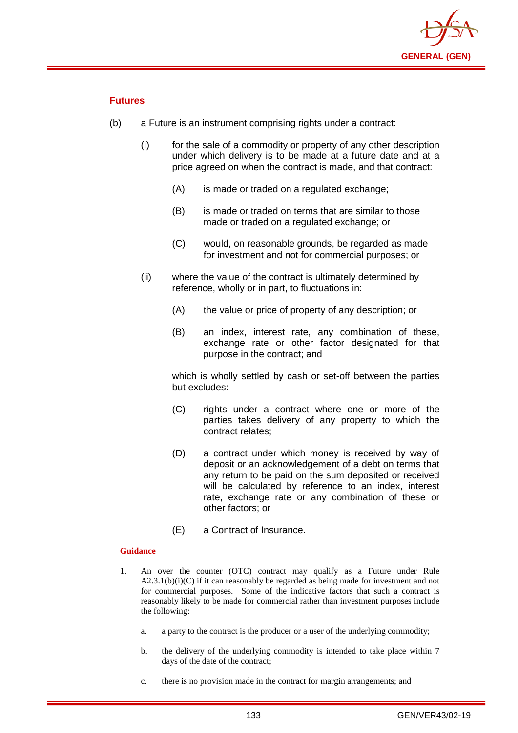### Futures

(b) a Future is an instrument comprising rights under a contract:

- (i) for the sale of a commodity or property of any other description under which delivery is to be made at a future date and at a price agreed on when the contract is made, and that contract:

  - (A) is made or traded on a regulated exchange;

  - (B) is made or traded on terms that are similar to those made or traded on a regulated exchange; or

  - (C) would, on reasonable grounds, be regarded as made for investment and not for commercial purposes; or

- (ii) where the value of the contract is ultimately determined by reference, wholly or in part, to fluctuations in:

  - (A) the value or price of property of any description; or

  - (B) an index, interest rate, any combination of these, exchange rate or other factor designated for that purpose in the contract; and

  which is wholly settled by cash or set-off between the parties but excludes:

  - (C) rights under a contract where one or more of the parties takes delivery of any property to which the contract relates;

  - (D) a contract under which money is received by way of deposit or an acknowledgement of a debt on terms that any return to be paid on the sum deposited or received will be calculated by reference to an index, interest rate, exchange rate or any combination of these or other factors; or

  - (E) a Contract of Insurance.

#### Guidance

1. An over the counter (OTC) contract may qualify as a Future under Rule A2.3.1(b)(i)(C) if it can reasonably be regarded as being made for investment and not for commercial purposes. Some of the indicative factors that such a contract is reasonably likely to be made for commercial rather than investment purposes include the following:

   a. a party to the contract is the producer or a user of the underlying commodity;

   b. the delivery of the underlying commodity is intended to take place within 7 days of the date of the contract;

   c. there is no provision made in the contract for margin arrangements; and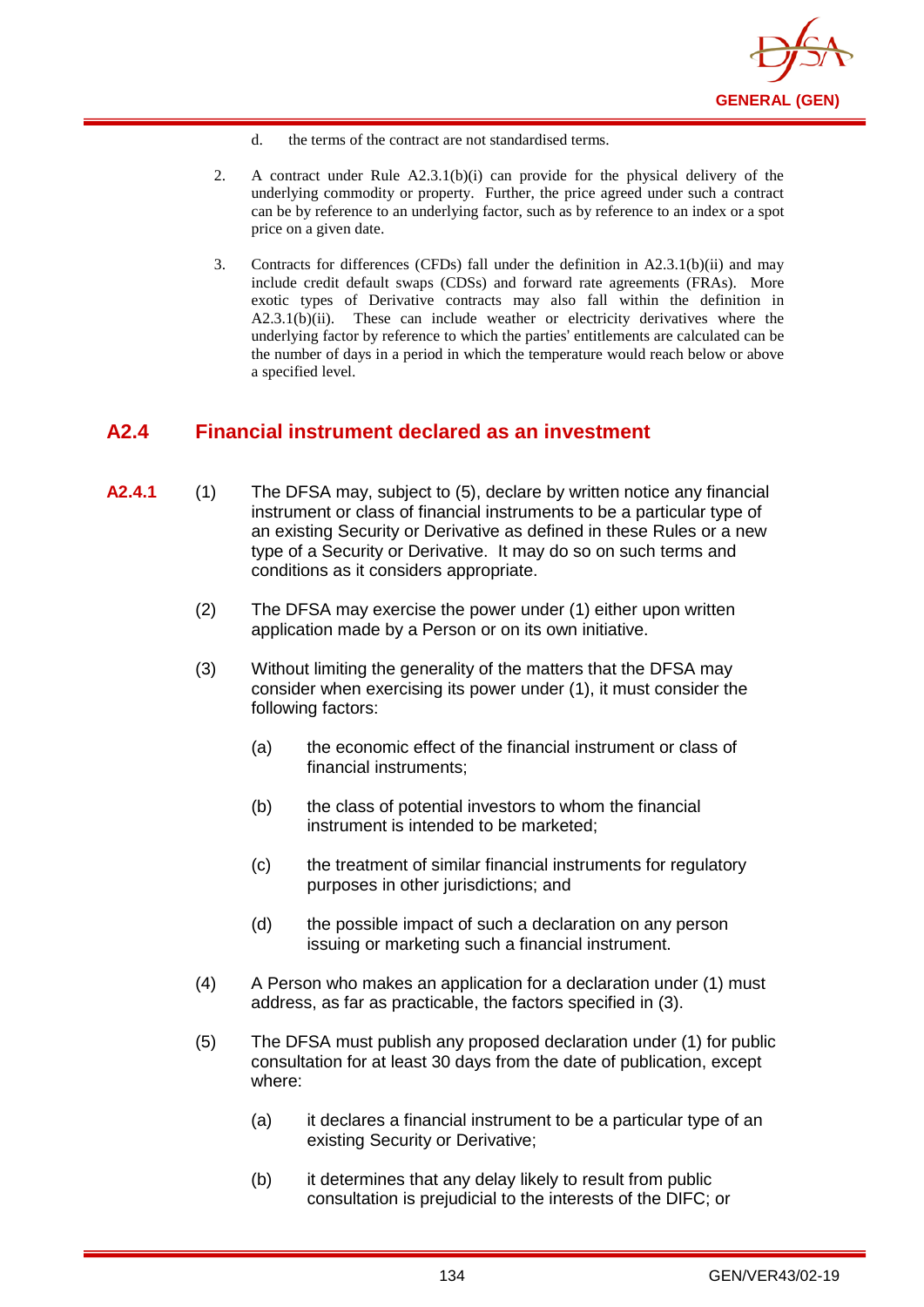d. the terms of the contract are not standardised terms.

2. A contract under Rule A2.3.1(b)(i) can provide for the physical delivery of the underlying commodity or property. Further, the price agreed under such a contract can be by reference to an underlying factor, such as by reference to an index or a spot price on a given date.

3. Contracts for differences (CFDs) fall under the definition in A2.3.1(b)(ii) and may include credit default swaps (CDSs) and forward rate agreements (FRAs). More exotic types of Derivative contracts may also fall within the definition in A2.3.1(b)(ii). These can include weather or electricity derivatives where the underlying factor by reference to which the parties' entitlements are calculated can be the number of days in a period in which the temperature would reach below or above a specified level.

## A2.4 Financial instrument declared as an investment

**A2.4.1** (1) The DFSA may, subject to (5), declare by written notice any financial instrument or class of financial instruments to be a particular type of an existing Security or Derivative as defined in these Rules or a new type of a Security or Derivative. It may do so on such terms and conditions as it considers appropriate.

(2) The DFSA may exercise the power under (1) either upon written application made by a Person or on its own initiative.

(3) Without limiting the generality of the matters that the DFSA may consider when exercising its power under (1), it must consider the following factors:

(a) the economic effect of the financial instrument or class of financial instruments;

(b) the class of potential investors to whom the financial instrument is intended to be marketed;

(c) the treatment of similar financial instruments for regulatory purposes in other jurisdictions; and

(d) the possible impact of such a declaration on any person issuing or marketing such a financial instrument.

(4) A Person who makes an application for a declaration under (1) must address, as far as practicable, the factors specified in (3).

(5) The DFSA must publish any proposed declaration under (1) for public consultation for at least 30 days from the date of publication, except where:

(a) it declares a financial instrument to be a particular type of an existing Security or Derivative;

(b) it determines that any delay likely to result from public consultation is prejudicial to the interests of the DIFC; or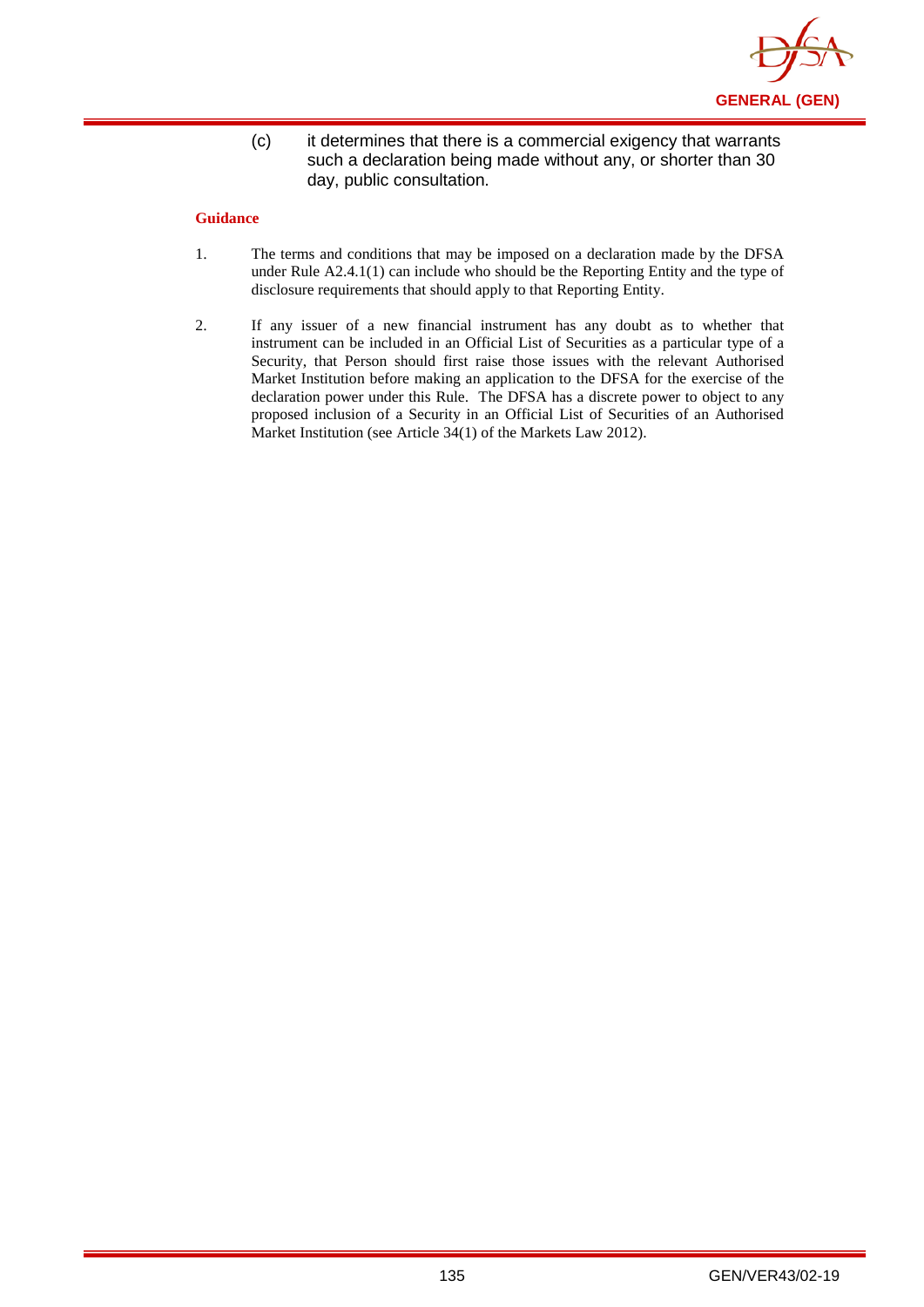(c) it determines that there is a commercial exigency that warrants such a declaration being made without any, or shorter than 30 day, public consultation.

**Guidance**

1. The terms and conditions that may be imposed on a declaration made by the DFSA under Rule A2.4.1(1) can include who should be the Reporting Entity and the type of disclosure requirements that should apply to that Reporting Entity.

2. If any issuer of a new financial instrument has any doubt as to whether that instrument can be included in an Official List of Securities as a particular type of a Security, that Person should first raise those issues with the relevant Authorised Market Institution before making an application to the DFSA for the exercise of the declaration power under this Rule. The DFSA has a discrete power to object to any proposed inclusion of a Security in an Official List of Securities of an Authorised Market Institution (see Article 34(1) of the Markets Law 2012).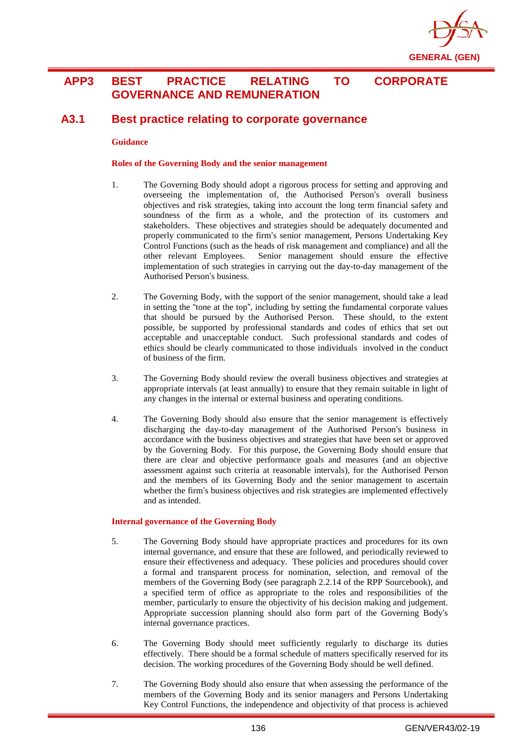# APP3 BEST PRACTICE RELATING TO CORPORATE GOVERNANCE AND REMUNERATION

## A3.1 Best practice relating to corporate governance

**Guidance**

**Roles of the Governing Body and the senior management**

1. The Governing Body should adopt a rigorous process for setting and approving and overseeing the implementation of, the Authorised Person's overall business objectives and risk strategies, taking into account the long term financial safety and soundness of the firm as a whole, and the protection of its customers and stakeholders. These objectives and strategies should be adequately documented and properly communicated to the firm's senior management, Persons Undertaking Key Control Functions (such as the heads of risk management and compliance) and all the other relevant Employees. Senior management should ensure the effective implementation of such strategies in carrying out the day-to-day management of the Authorised Person's business.

2. The Governing Body, with the support of the senior management, should take a lead in setting the "tone at the top", including by setting the fundamental corporate values that should be pursued by the Authorised Person. These should, to the extent possible, be supported by professional standards and codes of ethics that set out acceptable and unacceptable conduct. Such professional standards and codes of ethics should be clearly communicated to those individuals involved in the conduct of business of the firm.

3. The Governing Body should review the overall business objectives and strategies at appropriate intervals (at least annually) to ensure that they remain suitable in light of any changes in the internal or external business and operating conditions.

4. The Governing Body should also ensure that the senior management is effectively discharging the day-to-day management of the Authorised Person's business in accordance with the business objectives and strategies that have been set or approved by the Governing Body. For this purpose, the Governing Body should ensure that there are clear and objective performance goals and measures (and an objective assessment against such criteria at reasonable intervals), for the Authorised Person and the members of its Governing Body and the senior management to ascertain whether the firm's business objectives and risk strategies are implemented effectively and as intended.

**Internal governance of the Governing Body**

5. The Governing Body should have appropriate practices and procedures for its own internal governance, and ensure that these are followed, and periodically reviewed to ensure their effectiveness and adequacy. These policies and procedures should cover a formal and transparent process for nomination, selection, and removal of the members of the Governing Body (see paragraph 2.2.14 of the RPP Sourcebook), and a specified term of office as appropriate to the roles and responsibilities of the member, particularly to ensure the objectivity of his decision making and judgement. Appropriate succession planning should also form part of the Governing Body's internal governance practices.

6. The Governing Body should meet sufficiently regularly to discharge its duties effectively. There should be a formal schedule of matters specifically reserved for its decision. The working procedures of the Governing Body should be well defined.

7. The Governing Body should also ensure that when assessing the performance of the members of the Governing Body and its senior managers and Persons Undertaking Key Control Functions, the independence and objectivity of that process is achieved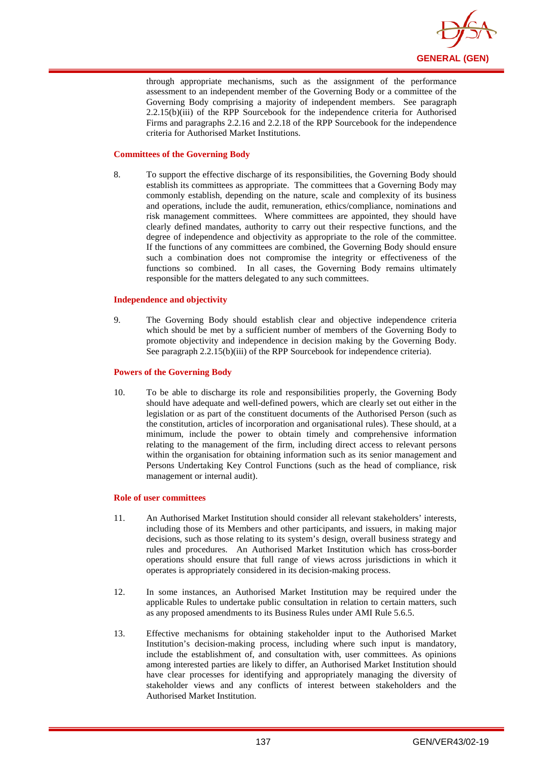through appropriate mechanisms, such as the assignment of the performance assessment to an independent member of the Governing Body or a committee of the Governing Body comprising a majority of independent members. See paragraph 2.2.15(b)(iii) of the RPP Sourcebook for the independence criteria for Authorised Firms and paragraphs 2.2.16 and 2.2.18 of the RPP Sourcebook for the independence criteria for Authorised Market Institutions.

**Committees of the Governing Body**

8. To support the effective discharge of its responsibilities, the Governing Body should establish its committees as appropriate. The committees that a Governing Body may commonly establish, depending on the nature, scale and complexity of its business and operations, include the audit, remuneration, ethics/compliance, nominations and risk management committees. Where committees are appointed, they should have clearly defined mandates, authority to carry out their respective functions, and the degree of independence and objectivity as appropriate to the role of the committee. If the functions of any committees are combined, the Governing Body should ensure such a combination does not compromise the integrity or effectiveness of the functions so combined. In all cases, the Governing Body remains ultimately responsible for the matters delegated to any such committees.

**Independence and objectivity**

9. The Governing Body should establish clear and objective independence criteria which should be met by a sufficient number of members of the Governing Body to promote objectivity and independence in decision making by the Governing Body. See paragraph 2.2.15(b)(iii) of the RPP Sourcebook for independence criteria).

**Powers of the Governing Body**

10. To be able to discharge its role and responsibilities properly, the Governing Body should have adequate and well-defined powers, which are clearly set out either in the legislation or as part of the constituent documents of the Authorised Person (such as the constitution, articles of incorporation and organisational rules). These should, at a minimum, include the power to obtain timely and comprehensive information relating to the management of the firm, including direct access to relevant persons within the organisation for obtaining information such as its senior management and Persons Undertaking Key Control Functions (such as the head of compliance, risk management or internal audit).

**Role of user committees**

11. An Authorised Market Institution should consider all relevant stakeholders' interests, including those of its Members and other participants, and issuers, in making major decisions, such as those relating to its system's design, overall business strategy and rules and procedures. An Authorised Market Institution which has cross-border operations should ensure that full range of views across jurisdictions in which it operates is appropriately considered in its decision-making process.

12. In some instances, an Authorised Market Institution may be required under the applicable Rules to undertake public consultation in relation to certain matters, such as any proposed amendments to its Business Rules under AMI Rule 5.6.5.

13. Effective mechanisms for obtaining stakeholder input to the Authorised Market Institution's decision-making process, including where such input is mandatory, include the establishment of, and consultation with, user committees. As opinions among interested parties are likely to differ, an Authorised Market Institution should have clear processes for identifying and appropriately managing the diversity of stakeholder views and any conflicts of interest between stakeholders and the Authorised Market Institution.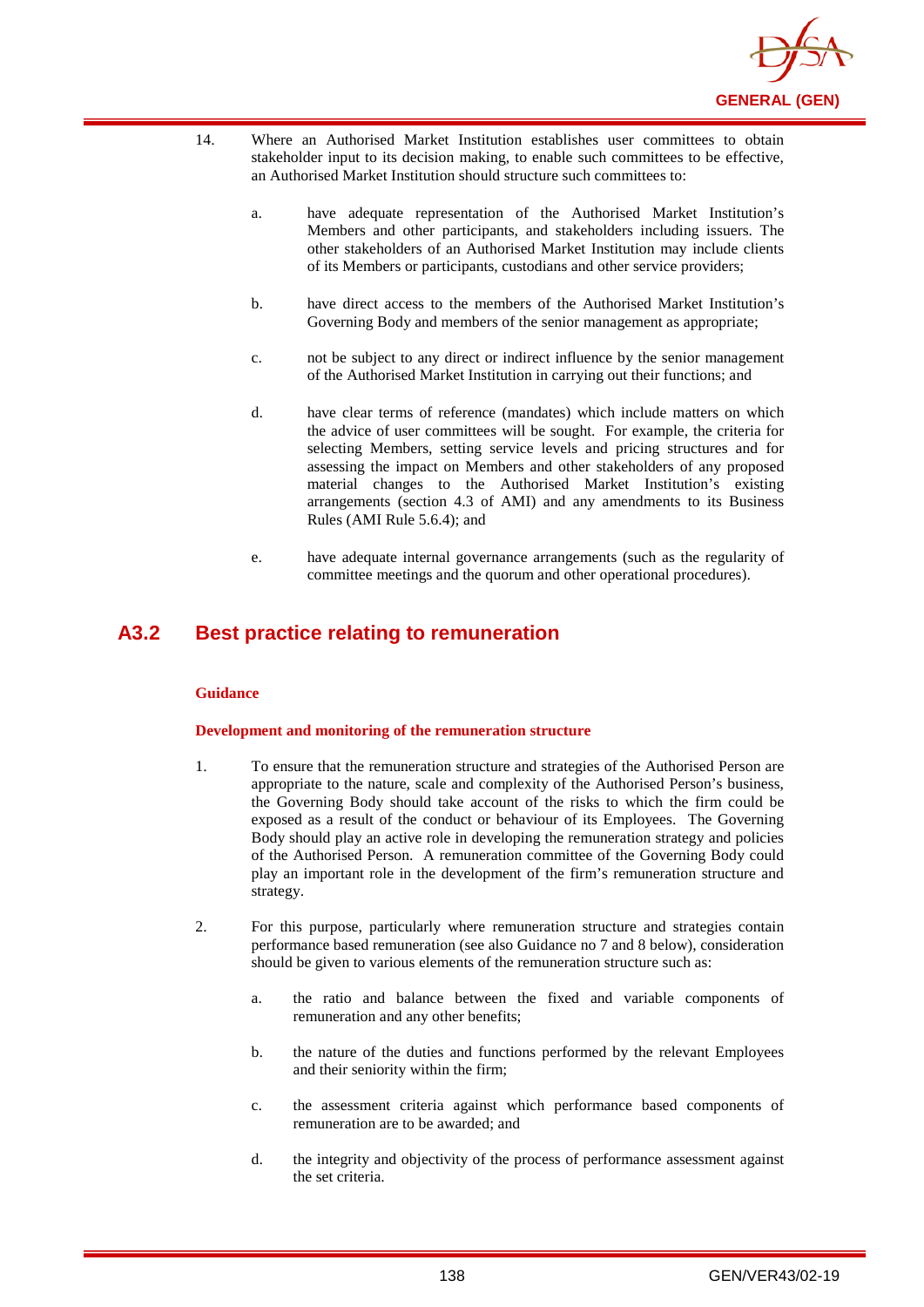14. Where an Authorised Market Institution establishes user committees to obtain stakeholder input to its decision making, to enable such committees to be effective, an Authorised Market Institution should structure such committees to:

    a. have adequate representation of the Authorised Market Institution's Members and other participants, and stakeholders including issuers. The other stakeholders of an Authorised Market Institution may include clients of its Members or participants, custodians and other service providers;

    b. have direct access to the members of the Authorised Market Institution's Governing Body and members of the senior management as appropriate;

    c. not be subject to any direct or indirect influence by the senior management of the Authorised Market Institution in carrying out their functions; and

    d. have clear terms of reference (mandates) which include matters on which the advice of user committees will be sought. For example, the criteria for selecting Members, setting service levels and pricing structures and for assessing the impact on Members and other stakeholders of any proposed material changes to the Authorised Market Institution's existing arrangements (section 4.3 of AMI) and any amendments to its Business Rules (AMI Rule 5.6.4); and

    e. have adequate internal governance arrangements (such as the regularity of committee meetings and the quorum and other operational procedures).

## A3.2 Best practice relating to remuneration

**Guidance**

**Development and monitoring of the remuneration structure**

1. To ensure that the remuneration structure and strategies of the Authorised Person are appropriate to the nature, scale and complexity of the Authorised Person's business, the Governing Body should take account of the risks to which the firm could be exposed as a result of the conduct or behaviour of its Employees. The Governing Body should play an active role in developing the remuneration strategy and policies of the Authorised Person. A remuneration committee of the Governing Body could play an important role in the development of the firm's remuneration structure and strategy.

2. For this purpose, particularly where remuneration structure and strategies contain performance based remuneration (see also Guidance no 7 and 8 below), consideration should be given to various elements of the remuneration structure such as:

    a. the ratio and balance between the fixed and variable components of remuneration and any other benefits;

    b. the nature of the duties and functions performed by the relevant Employees and their seniority within the firm;

    c. the assessment criteria against which performance based components of remuneration are to be awarded; and

    d. the integrity and objectivity of the process of performance assessment against the set criteria.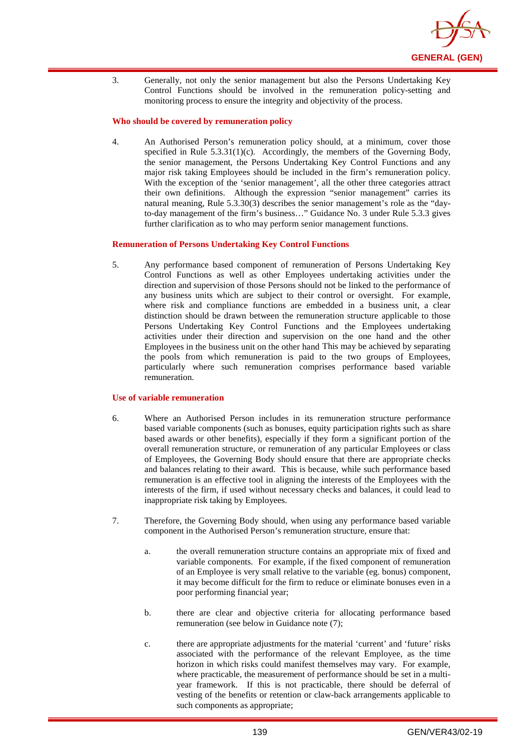3. Generally, not only the senior management but also the Persons Undertaking Key Control Functions should be involved in the remuneration policy-setting and monitoring process to ensure the integrity and objectivity of the process.

**Who should be covered by remuneration policy**

4. An Authorised Person's remuneration policy should, at a minimum, cover those specified in Rule 5.3.31(1)(c). Accordingly, the members of the Governing Body, the senior management, the Persons Undertaking Key Control Functions and any major risk taking Employees should be included in the firm's remuneration policy. With the exception of the 'senior management', all the other three categories attract their own definitions. Although the expression "senior management" carries its natural meaning, Rule 5.3.30(3) describes the senior management's role as the "day-to-day management of the firm's business…" Guidance No. 3 under Rule 5.3.3 gives further clarification as to who may perform senior management functions.

**Remuneration of Persons Undertaking Key Control Functions**

5. Any performance based component of remuneration of Persons Undertaking Key Control Functions as well as other Employees undertaking activities under the direction and supervision of those Persons should not be linked to the performance of any business units which are subject to their control or oversight. For example, where risk and compliance functions are embedded in a business unit, a clear distinction should be drawn between the remuneration structure applicable to those Persons Undertaking Key Control Functions and the Employees undertaking activities under their direction and supervision on the one hand and the other Employees in the business unit on the other hand This may be achieved by separating the pools from which remuneration is paid to the two groups of Employees, particularly where such remuneration comprises performance based variable remuneration.

**Use of variable remuneration**

6. Where an Authorised Person includes in its remuneration structure performance based variable components (such as bonuses, equity participation rights such as share based awards or other benefits), especially if they form a significant portion of the overall remuneration structure, or remuneration of any particular Employees or class of Employees, the Governing Body should ensure that there are appropriate checks and balances relating to their award. This is because, while such performance based remuneration is an effective tool in aligning the interests of the Employees with the interests of the firm, if used without necessary checks and balances, it could lead to inappropriate risk taking by Employees.

7. Therefore, the Governing Body should, when using any performance based variable component in the Authorised Person's remuneration structure, ensure that:

   a. the overall remuneration structure contains an appropriate mix of fixed and variable components. For example, if the fixed component of remuneration of an Employee is very small relative to the variable (eg. bonus) component, it may become difficult for the firm to reduce or eliminate bonuses even in a poor performing financial year;

   b. there are clear and objective criteria for allocating performance based remuneration (see below in Guidance note (7);

   c. there are appropriate adjustments for the material 'current' and 'future' risks associated with the performance of the relevant Employee, as the time horizon in which risks could manifest themselves may vary. For example, where practicable, the measurement of performance should be set in a multi-year framework. If this is not practicable, there should be deferral of vesting of the benefits or retention or claw-back arrangements applicable to such components as appropriate;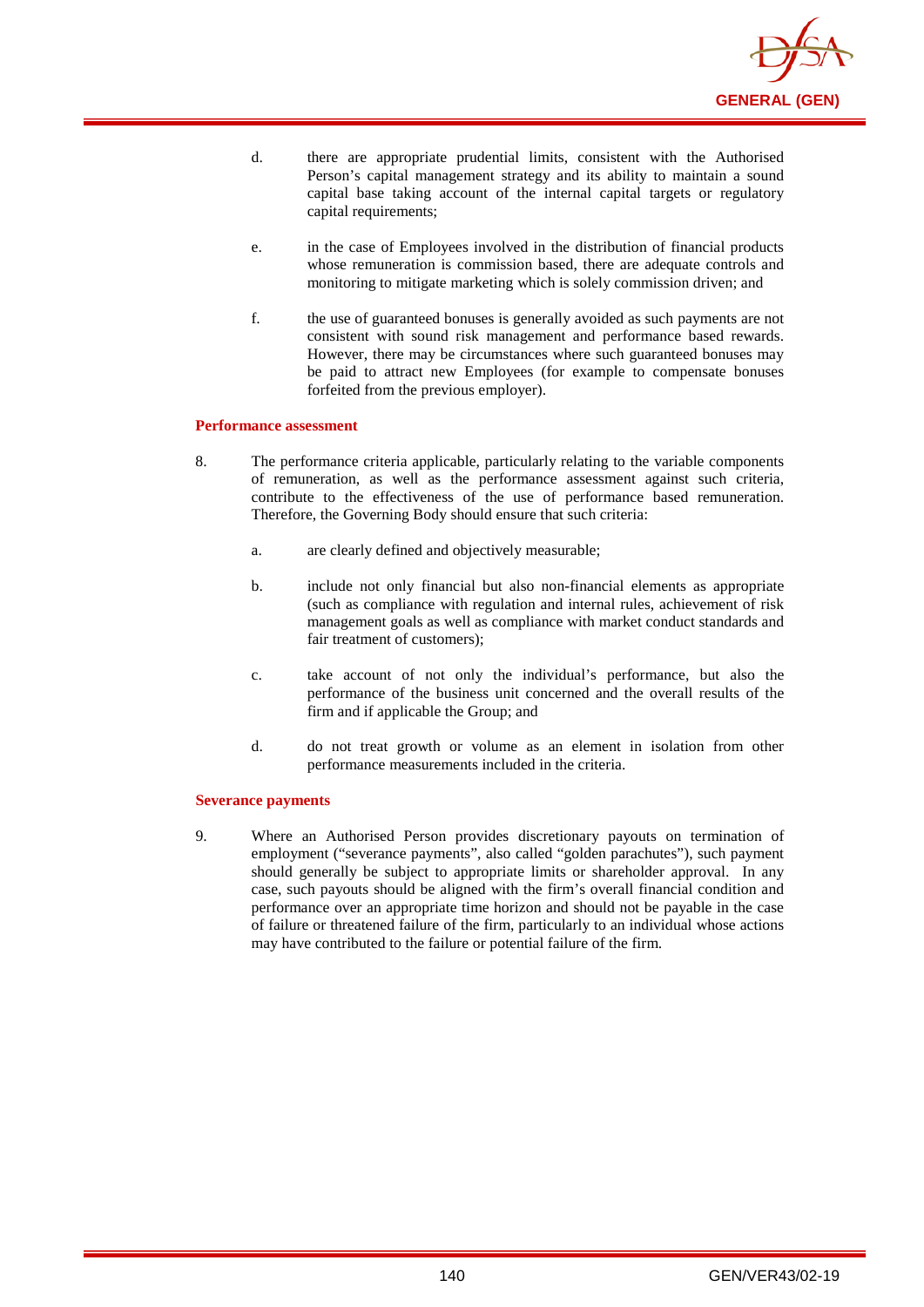d. there are appropriate prudential limits, consistent with the Authorised Person's capital management strategy and its ability to maintain a sound capital base taking account of the internal capital targets or regulatory capital requirements;

e. in the case of Employees involved in the distribution of financial products whose remuneration is commission based, there are adequate controls and monitoring to mitigate marketing which is solely commission driven; and

f. the use of guaranteed bonuses is generally avoided as such payments are not consistent with sound risk management and performance based rewards. However, there may be circumstances where such guaranteed bonuses may be paid to attract new Employees (for example to compensate bonuses forfeited from the previous employer).

**Performance assessment**

8. The performance criteria applicable, particularly relating to the variable components of remuneration, as well as the performance assessment against such criteria, contribute to the effectiveness of the use of performance based remuneration. Therefore, the Governing Body should ensure that such criteria:

   a. are clearly defined and objectively measurable;

   b. include not only financial but also non-financial elements as appropriate (such as compliance with regulation and internal rules, achievement of risk management goals as well as compliance with market conduct standards and fair treatment of customers);

   c. take account of not only the individual's performance, but also the performance of the business unit concerned and the overall results of the firm and if applicable the Group; and

   d. do not treat growth or volume as an element in isolation from other performance measurements included in the criteria.

**Severance payments**

9. Where an Authorised Person provides discretionary payouts on termination of employment ("severance payments", also called "golden parachutes"), such payment should generally be subject to appropriate limits or shareholder approval. In any case, such payouts should be aligned with the firm's overall financial condition and performance over an appropriate time horizon and should not be payable in the case of failure or threatened failure of the firm, particularly to an individual whose actions may have contributed to the failure or potential failure of the firm.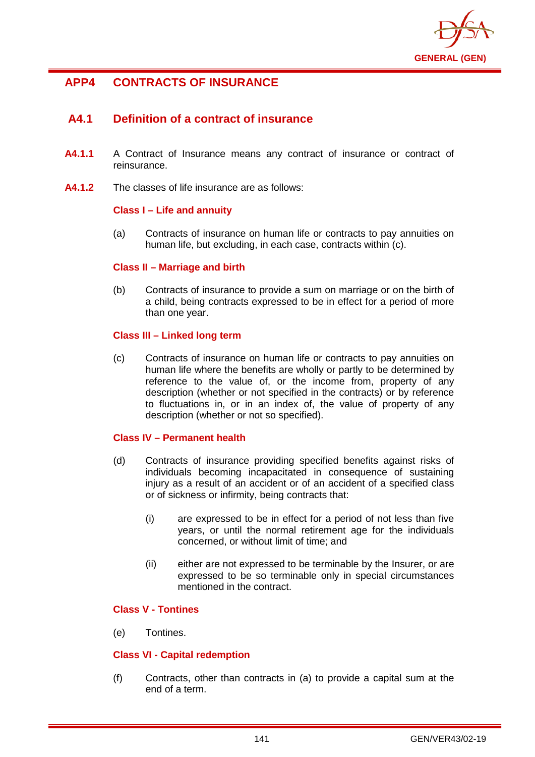## APP4 CONTRACTS OF INSURANCE

### A4.1 Definition of a contract of insurance

**A4.1.1** A Contract of Insurance means any contract of insurance or contract of reinsurance.

**A4.1.2** The classes of life insurance are as follows:

**Class I – Life and annuity**

(a) Contracts of insurance on human life or contracts to pay annuities on human life, but excluding, in each case, contracts within (c).

**Class II – Marriage and birth**

(b) Contracts of insurance to provide a sum on marriage or on the birth of a child, being contracts expressed to be in effect for a period of more than one year.

**Class III – Linked long term**

(c) Contracts of insurance on human life or contracts to pay annuities on human life where the benefits are wholly or partly to be determined by reference to the value of, or the income from, property of any description (whether or not specified in the contracts) or by reference to fluctuations in, or in an index of, the value of property of any description (whether or not so specified).

**Class IV – Permanent health**

(d) Contracts of insurance providing specified benefits against risks of individuals becoming incapacitated in consequence of sustaining injury as a result of an accident or of an accident of a specified class or of sickness or infirmity, being contracts that:

(i) are expressed to be in effect for a period of not less than five years, or until the normal retirement age for the individuals concerned, or without limit of time; and

(ii) either are not expressed to be terminable by the Insurer, or are expressed to be so terminable only in special circumstances mentioned in the contract.

**Class V - Tontines**

(e) Tontines.

**Class VI - Capital redemption**

(f) Contracts, other than contracts in (a) to provide a capital sum at the end of a term.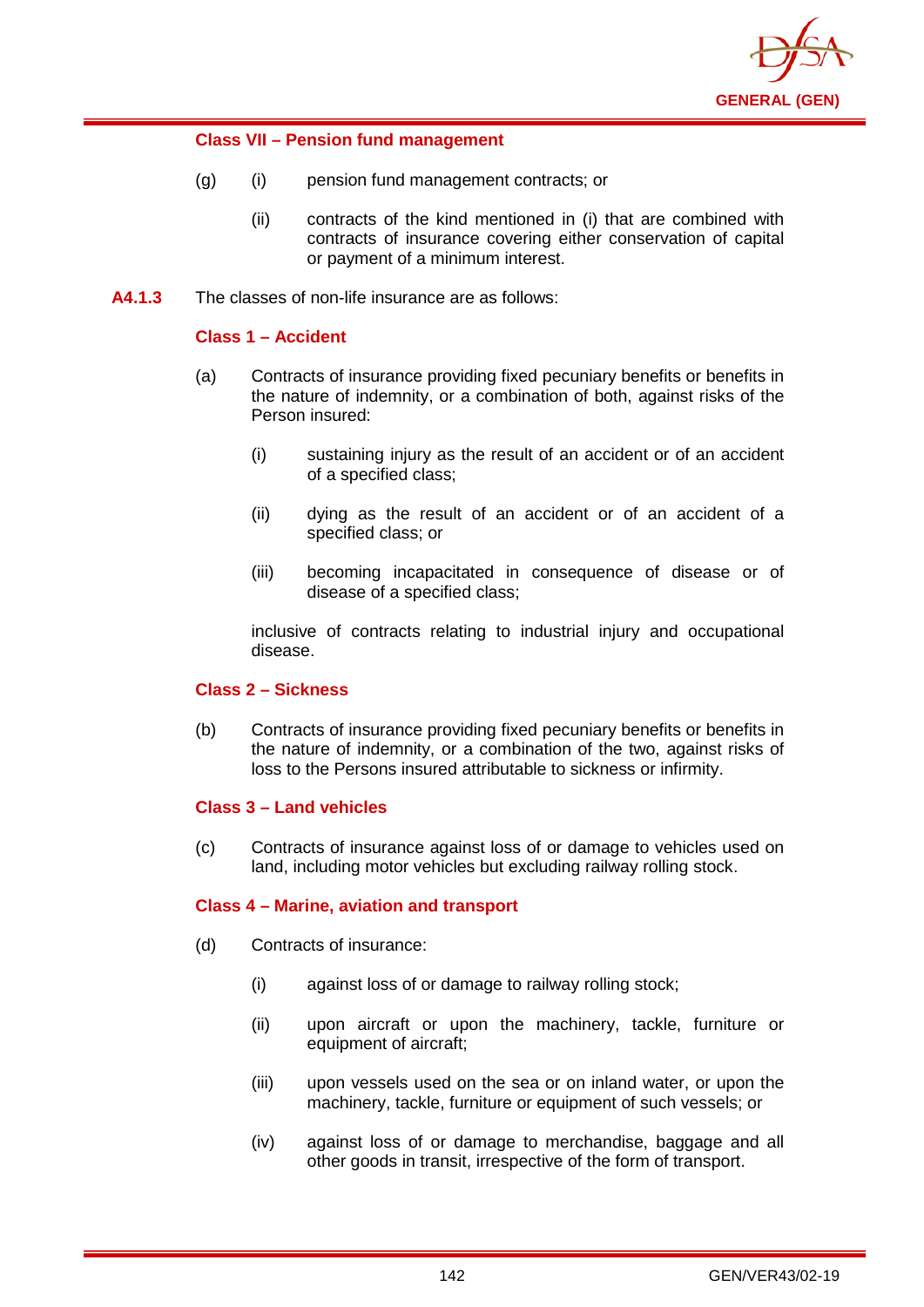#### Class VII – Pension fund management

(g) (i) pension fund management contracts; or

(ii) contracts of the kind mentioned in (i) that are combined with contracts of insurance covering either conservation of capital or payment of a minimum interest.

**A4.1.3** The classes of non-life insurance are as follows:

#### Class 1 – Accident

(a) Contracts of insurance providing fixed pecuniary benefits or benefits in the nature of indemnity, or a combination of both, against risks of the Person insured:

(i) sustaining injury as the result of an accident or of an accident of a specified class;

(ii) dying as the result of an accident or of an accident of a specified class; or

(iii) becoming incapacitated in consequence of disease or of disease of a specified class;

inclusive of contracts relating to industrial injury and occupational disease.

#### Class 2 – Sickness

(b) Contracts of insurance providing fixed pecuniary benefits or benefits in the nature of indemnity, or a combination of the two, against risks of loss to the Persons insured attributable to sickness or infirmity.

#### Class 3 – Land vehicles

(c) Contracts of insurance against loss of or damage to vehicles used on land, including motor vehicles but excluding railway rolling stock.

#### Class 4 – Marine, aviation and transport

(d) Contracts of insurance:

(i) against loss of or damage to railway rolling stock;

(ii) upon aircraft or upon the machinery, tackle, furniture or equipment of aircraft;

(iii) upon vessels used on the sea or on inland water, or upon the machinery, tackle, furniture or equipment of such vessels; or

(iv) against loss of or damage to merchandise, baggage and all other goods in transit, irrespective of the form of transport.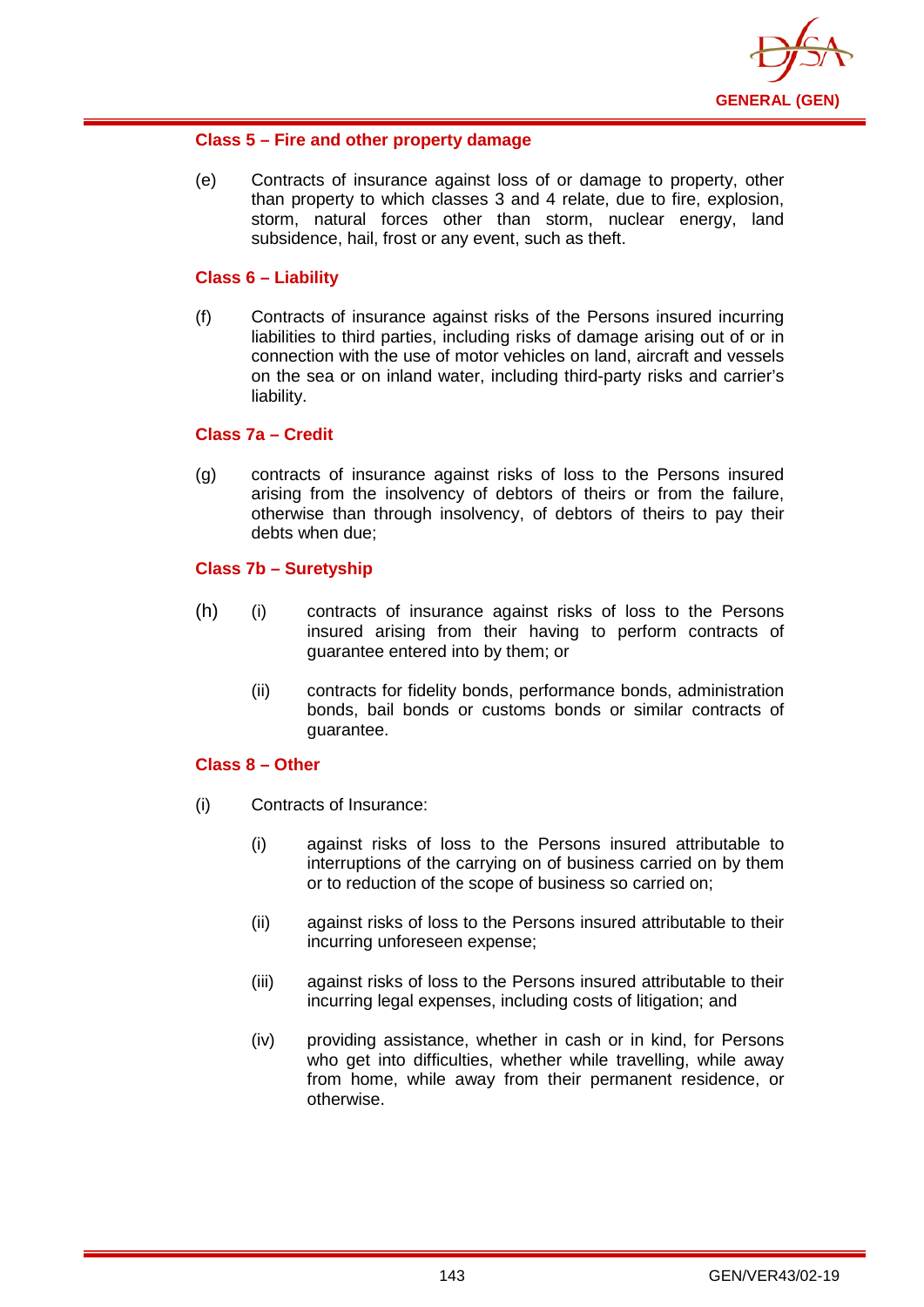#### Class 5 – Fire and other property damage

(e) Contracts of insurance against loss of or damage to property, other than property to which classes 3 and 4 relate, due to fire, explosion, storm, natural forces other than storm, nuclear energy, land subsidence, hail, frost or any event, such as theft.

#### Class 6 – Liability

(f) Contracts of insurance against risks of the Persons insured incurring liabilities to third parties, including risks of damage arising out of or in connection with the use of motor vehicles on land, aircraft and vessels on the sea or on inland water, including third-party risks and carrier's liability.

#### Class 7a – Credit

(g) contracts of insurance against risks of loss to the Persons insured arising from the insolvency of debtors of theirs or from the failure, otherwise than through insolvency, of debtors of theirs to pay their debts when due;

#### Class 7b – Suretyship

(h) (i) contracts of insurance against risks of loss to the Persons insured arising from their having to perform contracts of guarantee entered into by them; or

(ii) contracts for fidelity bonds, performance bonds, administration bonds, bail bonds or customs bonds or similar contracts of guarantee.

#### Class 8 – Other

(i) Contracts of Insurance:

(i) against risks of loss to the Persons insured attributable to interruptions of the carrying on of business carried on by them or to reduction of the scope of business so carried on;

(ii) against risks of loss to the Persons insured attributable to their incurring unforeseen expense;

(iii) against risks of loss to the Persons insured attributable to their incurring legal expenses, including costs of litigation; and

(iv) providing assistance, whether in cash or in kind, for Persons who get into difficulties, whether while travelling, while away from home, while away from their permanent residence, or otherwise.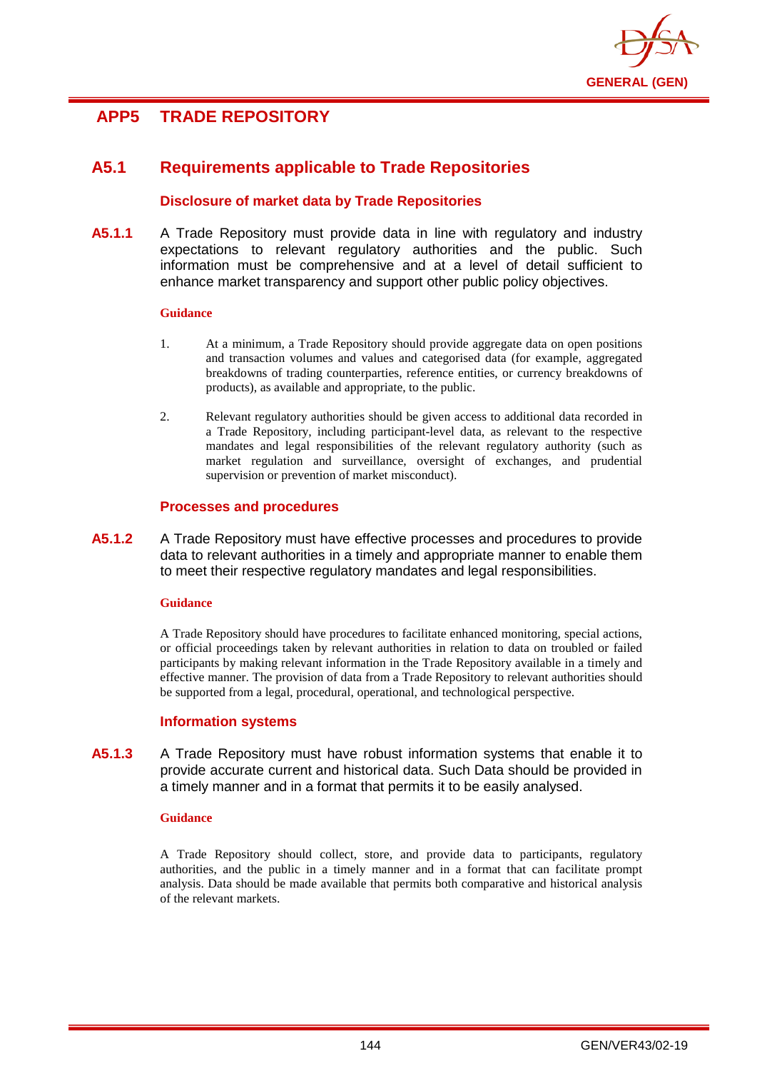# APP5 TRADE REPOSITORY

## A5.1 Requirements applicable to Trade Repositories

### Disclosure of market data by Trade Repositories

**A5.1.1** A Trade Repository must provide data in line with regulatory and industry expectations to relevant regulatory authorities and the public. Such information must be comprehensive and at a level of detail sufficient to enhance market transparency and support other public policy objectives.

**Guidance**

1. At a minimum, a Trade Repository should provide aggregate data on open positions and transaction volumes and values and categorised data (for example, aggregated breakdowns of trading counterparties, reference entities, or currency breakdowns of products), as available and appropriate, to the public.

2. Relevant regulatory authorities should be given access to additional data recorded in a Trade Repository, including participant-level data, as relevant to the respective mandates and legal responsibilities of the relevant regulatory authority (such as market regulation and surveillance, oversight of exchanges, and prudential supervision or prevention of market misconduct).

### Processes and procedures

**A5.1.2** A Trade Repository must have effective processes and procedures to provide data to relevant authorities in a timely and appropriate manner to enable them to meet their respective regulatory mandates and legal responsibilities.

**Guidance**

A Trade Repository should have procedures to facilitate enhanced monitoring, special actions, or official proceedings taken by relevant authorities in relation to data on troubled or failed participants by making relevant information in the Trade Repository available in a timely and effective manner. The provision of data from a Trade Repository to relevant authorities should be supported from a legal, procedural, operational, and technological perspective.

### Information systems

**A5.1.3** A Trade Repository must have robust information systems that enable it to provide accurate current and historical data. Such Data should be provided in a timely manner and in a format that permits it to be easily analysed.

**Guidance**

A Trade Repository should collect, store, and provide data to participants, regulatory authorities, and the public in a timely manner and in a format that can facilitate prompt analysis. Data should be made available that permits both comparative and historical analysis of the relevant markets.